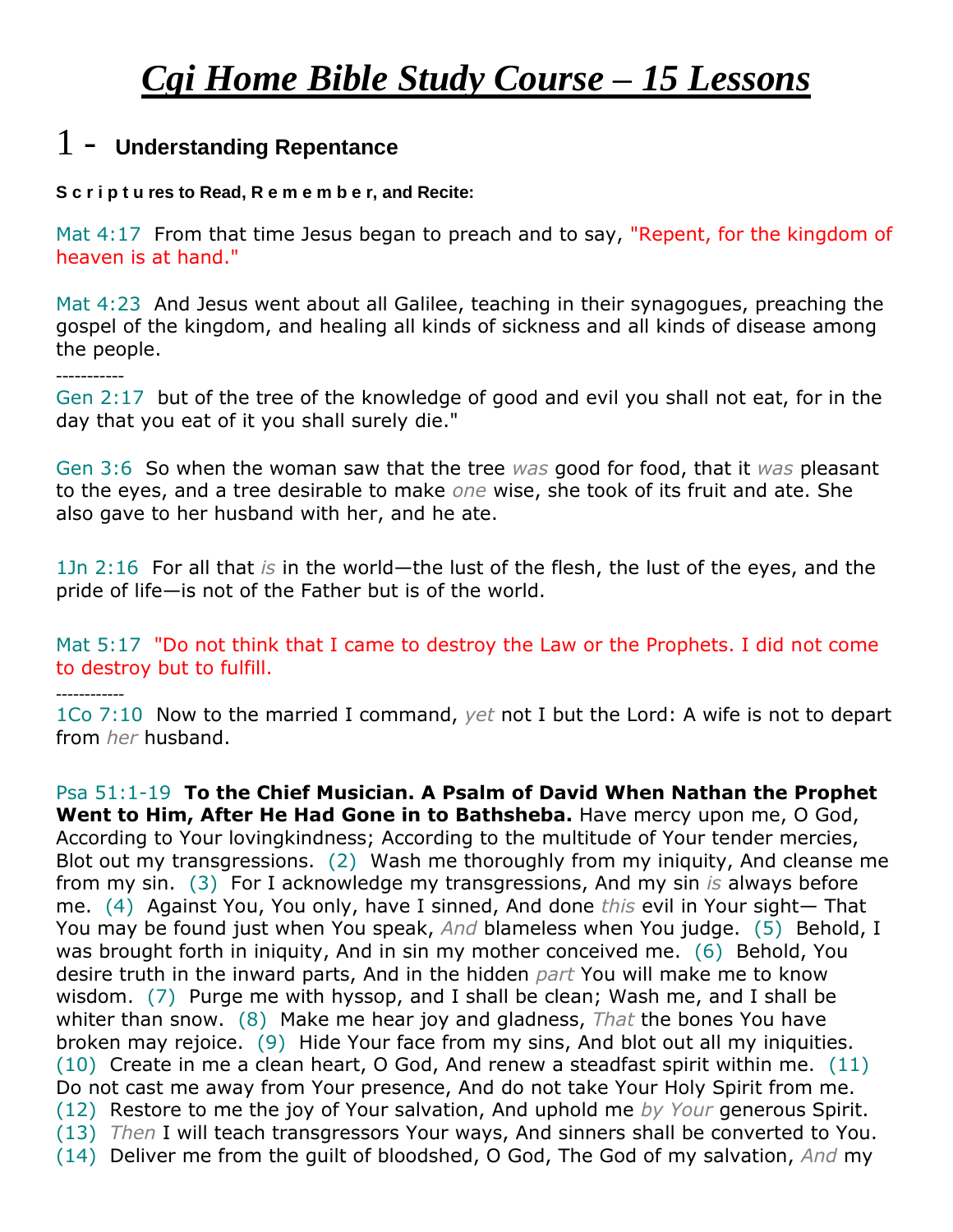# ***Cgi Home Bible Study Course – 15 Lessons***

## 1 - **Understanding Repentance**

**S c r i p t u res to Read, R e m e m b e r, and Recite:**

Mat 4:17 From that time Jesus began to preach and to say, "Repent, for the kingdom of heaven is at hand."

Mat 4:23 And Jesus went about all Galilee, teaching in their synagogues, preaching the gospel of the kingdom, and healing all kinds of sickness and all kinds of disease among the people.

-----------

Gen 2:17 but of the tree of the knowledge of good and evil you shall not eat, for in the day that you eat of it you shall surely die."

Gen 3:6 So when the woman saw that the tree *was* good for food, that it *was* pleasant to the eyes, and a tree desirable to make *one* wise, she took of its fruit and ate. She also gave to her husband with her, and he ate.

1Jn 2:16 For all that *is* in the world—the lust of the flesh, the lust of the eyes, and the pride of life—is not of the Father but is of the world.

Mat 5:17 "Do not think that I came to destroy the Law or the Prophets. I did not come to destroy but to fulfill.

------------

1Co 7:10 Now to the married I command, *yet* not I but the Lord: A wife is not to depart from *her* husband.

Psa 51:1-19 **To the Chief Musician. A Psalm of David When Nathan the Prophet Went to Him, After He Had Gone in to Bathsheba.** Have mercy upon me, O God, According to Your lovingkindness; According to the multitude of Your tender mercies, Blot out my transgressions. (2) Wash me thoroughly from my iniquity, And cleanse me from my sin. (3) For I acknowledge my transgressions, And my sin *is* always before me. (4) Against You, You only, have I sinned, And done *this* evil in Your sight— That You may be found just when You speak, *And* blameless when You judge. (5) Behold, I was brought forth in iniquity, And in sin my mother conceived me. (6) Behold, You desire truth in the inward parts, And in the hidden *part* You will make me to know wisdom. (7) Purge me with hyssop, and I shall be clean; Wash me, and I shall be whiter than snow. (8) Make me hear joy and gladness, *That* the bones You have broken may rejoice. (9) Hide Your face from my sins, And blot out all my iniquities. (10) Create in me a clean heart, O God, And renew a steadfast spirit within me. (11) Do not cast me away from Your presence, And do not take Your Holy Spirit from me. (12) Restore to me the joy of Your salvation, And uphold me *by Your* generous Spirit. (13) *Then* I will teach transgressors Your ways, And sinners shall be converted to You. (14) Deliver me from the guilt of bloodshed, O God, The God of my salvation, *And* my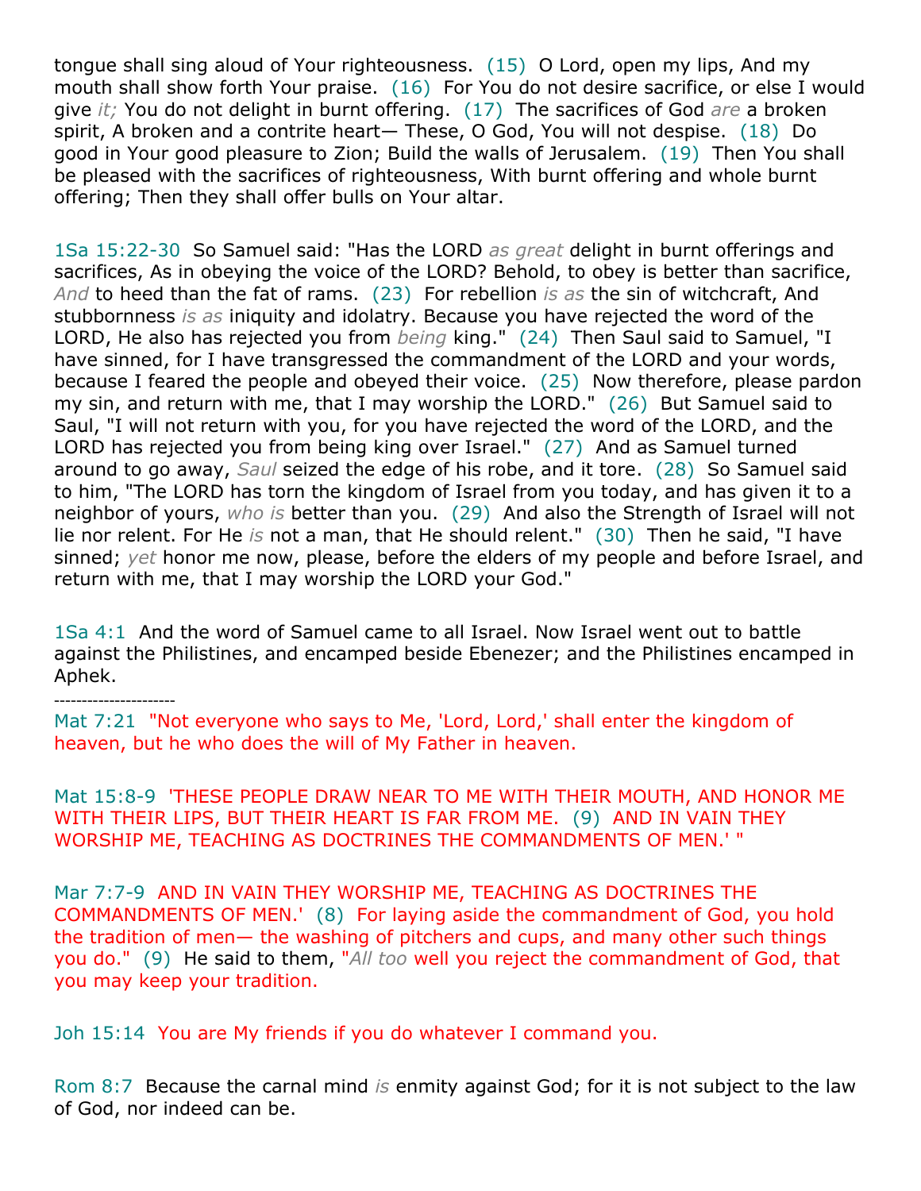tongue shall sing aloud of Your righteousness. (15) O Lord, open my lips, And my mouth shall show forth Your praise. (16) For You do not desire sacrifice, or else I would give *it;* You do not delight in burnt offering. (17) The sacrifices of God *are* a broken spirit, A broken and a contrite heart— These, O God, You will not despise. (18) Do good in Your good pleasure to Zion; Build the walls of Jerusalem. (19) Then You shall be pleased with the sacrifices of righteousness, With burnt offering and whole burnt offering; Then they shall offer bulls on Your altar.

1Sa 15:22-30 So Samuel said: "Has the LORD *as great* delight in burnt offerings and sacrifices, As in obeying the voice of the LORD? Behold, to obey is better than sacrifice, *And* to heed than the fat of rams. (23) For rebellion *is as* the sin of witchcraft, And stubbornness *is as* iniquity and idolatry. Because you have rejected the word of the LORD, He also has rejected you from *being* king." (24) Then Saul said to Samuel, "I have sinned, for I have transgressed the commandment of the LORD and your words, because I feared the people and obeyed their voice. (25) Now therefore, please pardon my sin, and return with me, that I may worship the LORD." (26) But Samuel said to Saul, "I will not return with you, for you have rejected the word of the LORD, and the LORD has rejected you from being king over Israel." (27) And as Samuel turned around to go away, *Saul* seized the edge of his robe, and it tore. (28) So Samuel said to him, "The LORD has torn the kingdom of Israel from you today, and has given it to a neighbor of yours, *who is* better than you. (29) And also the Strength of Israel will not lie nor relent. For He *is* not a man, that He should relent." (30) Then he said, "I have sinned; *yet* honor me now, please, before the elders of my people and before Israel, and return with me, that I may worship the LORD your God."

1Sa 4:1 And the word of Samuel came to all Israel. Now Israel went out to battle against the Philistines, and encamped beside Ebenezer; and the Philistines encamped in Aphek.

----------------------

Mat 7:21 "Not everyone who says to Me, 'Lord, Lord,' shall enter the kingdom of heaven, but he who does the will of My Father in heaven.

Mat 15:8-9 'THESE PEOPLE DRAW NEAR TO ME WITH THEIR MOUTH, AND HONOR ME WITH THEIR LIPS, BUT THEIR HEART IS FAR FROM ME. (9) AND IN VAIN THEY WORSHIP ME, TEACHING AS DOCTRINES THE COMMANDMENTS OF MEN.' "

Mar 7:7-9 AND IN VAIN THEY WORSHIP ME, TEACHING AS DOCTRINES THE COMMANDMENTS OF MEN.' (8) For laying aside the commandment of God, you hold the tradition of men— the washing of pitchers and cups, and many other such things you do." (9) He said to them, "*All too* well you reject the commandment of God, that you may keep your tradition.

Joh 15:14 You are My friends if you do whatever I command you.

Rom 8:7 Because the carnal mind *is* enmity against God; for it is not subject to the law of God, nor indeed can be.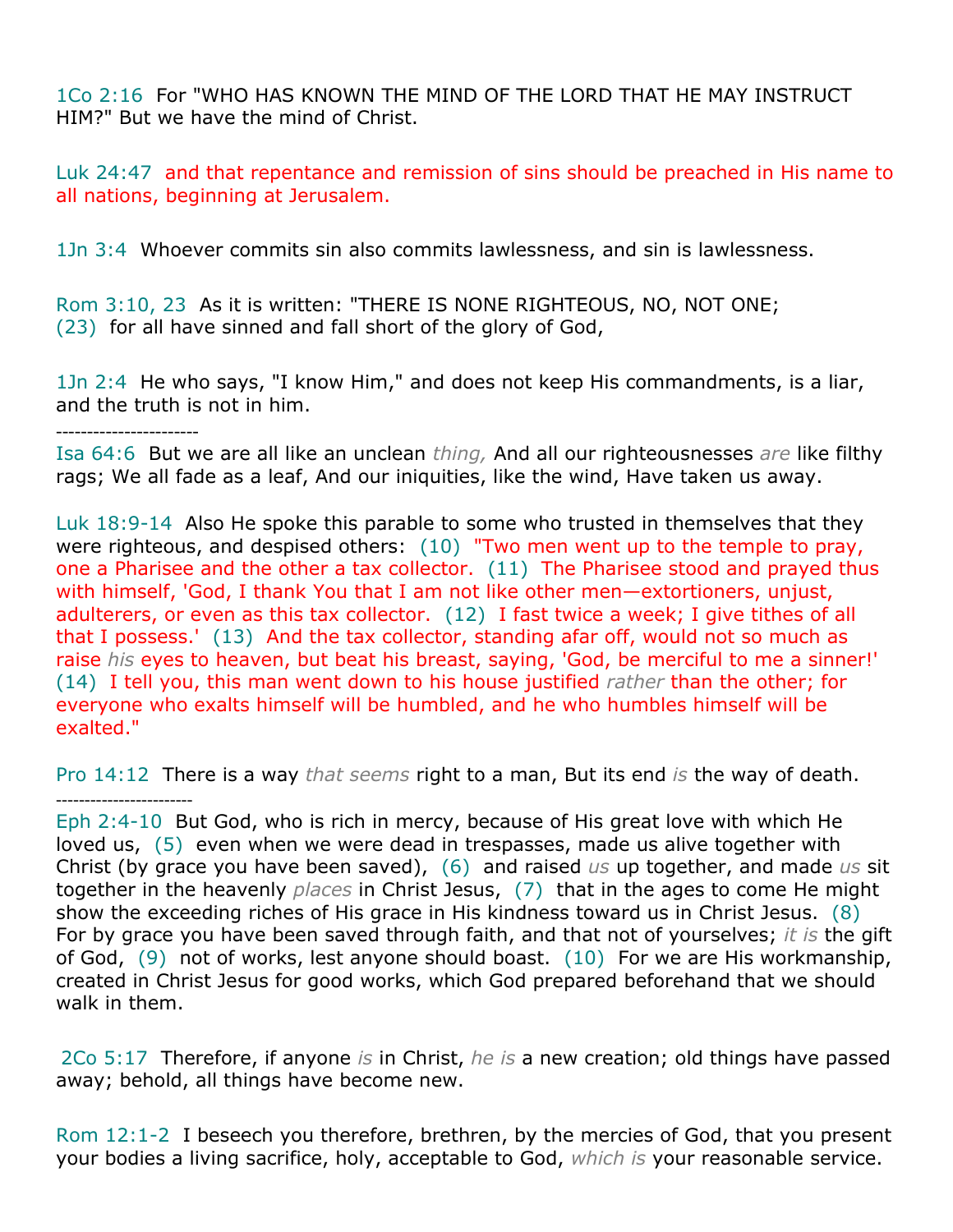1Co 2:16 For "WHO HAS KNOWN THE MIND OF THE LORD THAT HE MAY INSTRUCT HIM?" But we have the mind of Christ.

Luk 24:47 and that repentance and remission of sins should be preached in His name to all nations, beginning at Jerusalem.

1Jn 3:4 Whoever commits sin also commits lawlessness, and sin is lawlessness.

Rom 3:10, 23 As it is written: "THERE IS NONE RIGHTEOUS, NO, NOT ONE;
(23) for all have sinned and fall short of the glory of God,

1Jn 2:4 He who says, "I know Him," and does not keep His commandments, is a liar, and the truth is not in him.

-----------------------

Isa 64:6 But we are all like an unclean *thing,* And all our righteousnesses *are* like filthy rags; We all fade as a leaf, And our iniquities, like the wind, Have taken us away.

Luk 18:9-14 Also He spoke this parable to some who trusted in themselves that they were righteous, and despised others: (10) "Two men went up to the temple to pray, one a Pharisee and the other a tax collector. (11) The Pharisee stood and prayed thus with himself, 'God, I thank You that I am not like other men—extortioners, unjust, adulterers, or even as this tax collector. (12) I fast twice a week; I give tithes of all that I possess.' (13) And the tax collector, standing afar off, would not so much as raise *his* eyes to heaven, but beat his breast, saying, 'God, be merciful to me a sinner!' (14) I tell you, this man went down to his house justified *rather* than the other; for everyone who exalts himself will be humbled, and he who humbles himself will be exalted."

Pro 14:12 There is a way *that seems* right to a man, But its end *is* the way of death.

-----------------------

Eph 2:4-10 But God, who is rich in mercy, because of His great love with which He loved us, (5) even when we were dead in trespasses, made us alive together with Christ (by grace you have been saved), (6) and raised *us* up together, and made *us* sit together in the heavenly *places* in Christ Jesus, (7) that in the ages to come He might show the exceeding riches of His grace in His kindness toward us in Christ Jesus. (8) For by grace you have been saved through faith, and that not of yourselves; *it is* the gift of God, (9) not of works, lest anyone should boast. (10) For we are His workmanship, created in Christ Jesus for good works, which God prepared beforehand that we should walk in them.

2Co 5:17 Therefore, if anyone *is* in Christ, *he is* a new creation; old things have passed away; behold, all things have become new.

Rom 12:1-2 I beseech you therefore, brethren, by the mercies of God, that you present your bodies a living sacrifice, holy, acceptable to God, *which is* your reasonable service.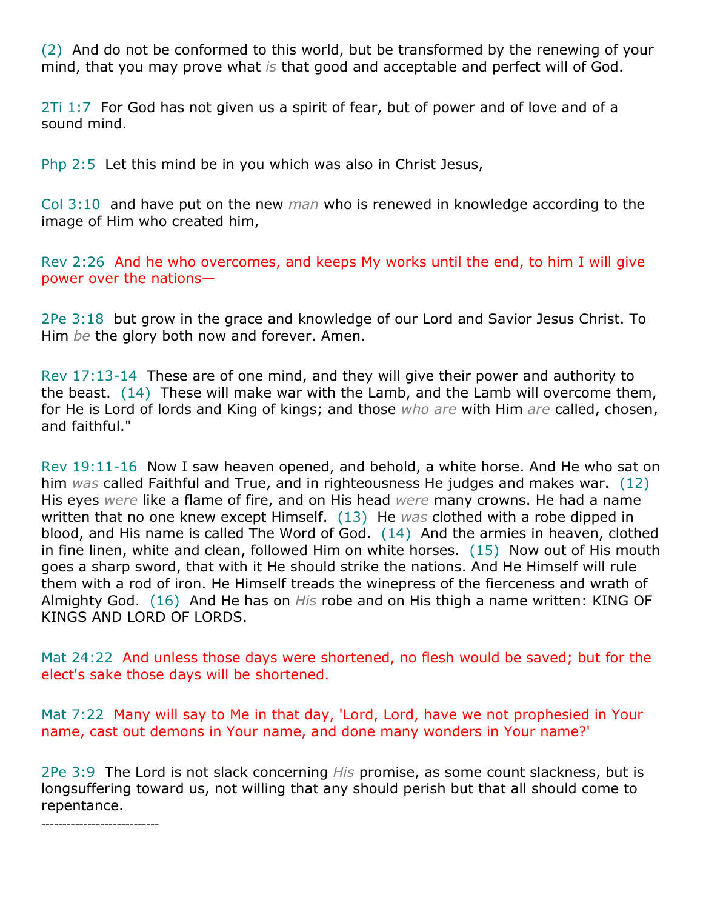(2) And do not be conformed to this world, but be transformed by the renewing of your mind, that you may prove what *is* that good and acceptable and perfect will of God.

2Ti 1:7 For God has not given us a spirit of fear, but of power and of love and of a sound mind.

Php 2:5 Let this mind be in you which was also in Christ Jesus,

Col 3:10 and have put on the new *man* who is renewed in knowledge according to the image of Him who created him,

Rev 2:26 And he who overcomes, and keeps My works until the end, to him I will give power over the nations—

2Pe 3:18 but grow in the grace and knowledge of our Lord and Savior Jesus Christ. To Him *be* the glory both now and forever. Amen.

Rev 17:13-14 These are of one mind, and they will give their power and authority to the beast. (14) These will make war with the Lamb, and the Lamb will overcome them, for He is Lord of lords and King of kings; and those *who are* with Him *are* called, chosen, and faithful."

Rev 19:11-16 Now I saw heaven opened, and behold, a white horse. And He who sat on him *was* called Faithful and True, and in righteousness He judges and makes war. (12) His eyes *were* like a flame of fire, and on His head *were* many crowns. He had a name written that no one knew except Himself. (13) He *was* clothed with a robe dipped in blood, and His name is called The Word of God. (14) And the armies in heaven, clothed in fine linen, white and clean, followed Him on white horses. (15) Now out of His mouth goes a sharp sword, that with it He should strike the nations. And He Himself will rule them with a rod of iron. He Himself treads the winepress of the fierceness and wrath of Almighty God. (16) And He has on *His* robe and on His thigh a name written: KING OF KINGS AND LORD OF LORDS.

Mat 24:22 And unless those days were shortened, no flesh would be saved; but for the elect's sake those days will be shortened.

Mat 7:22 Many will say to Me in that day, 'Lord, Lord, have we not prophesied in Your name, cast out demons in Your name, and done many wonders in Your name?'

2Pe 3:9 The Lord is not slack concerning *His* promise, as some count slackness, but is longsuffering toward us, not willing that any should perish but that all should come to repentance.

----------------------------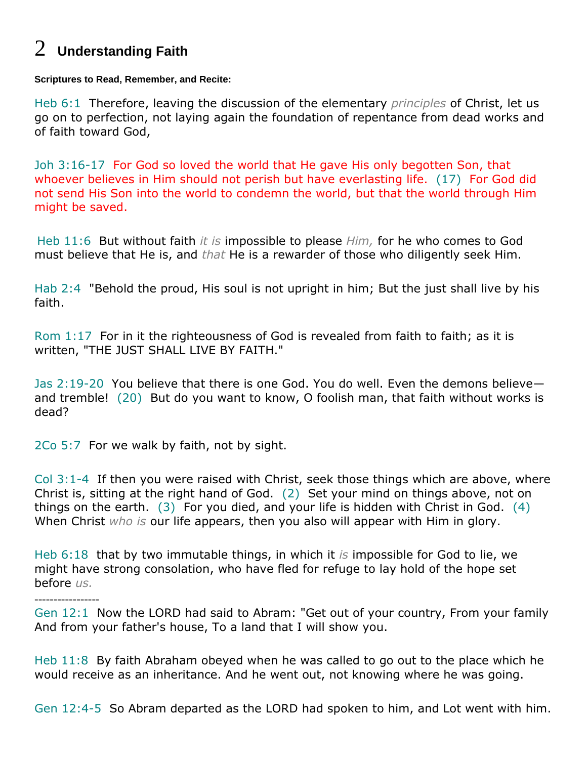# 2 Understanding Faith

**Scriptures to Read, Remember, and Recite:**

Heb 6:1 Therefore, leaving the discussion of the elementary *principles* of Christ, let us go on to perfection, not laying again the foundation of repentance from dead works and of faith toward God,

Joh 3:16-17 For God so loved the world that He gave His only begotten Son, that whoever believes in Him should not perish but have everlasting life. (17) For God did not send His Son into the world to condemn the world, but that the world through Him might be saved.

Heb 11:6 But without faith *it is* impossible to please *Him,* for he who comes to God must believe that He is, and *that* He is a rewarder of those who diligently seek Him.

Hab 2:4 "Behold the proud, His soul is not upright in him; But the just shall live by his faith.

Rom 1:17 For in it the righteousness of God is revealed from faith to faith; as it is written, "THE JUST SHALL LIVE BY FAITH."

Jas 2:19-20 You believe that there is one God. You do well. Even the demons believe—and tremble! (20) But do you want to know, O foolish man, that faith without works is dead?

2Co 5:7 For we walk by faith, not by sight.

Col 3:1-4 If then you were raised with Christ, seek those things which are above, where Christ is, sitting at the right hand of God. (2) Set your mind on things above, not on things on the earth. (3) For you died, and your life is hidden with Christ in God. (4) When Christ *who is* our life appears, then you also will appear with Him in glory.

Heb 6:18 that by two immutable things, in which it *is* impossible for God to lie, we might have strong consolation, who have fled for refuge to lay hold of the hope set before *us.*

-----------------

Gen 12:1 Now the LORD had said to Abram: "Get out of your country, From your family And from your father's house, To a land that I will show you.

Heb 11:8 By faith Abraham obeyed when he was called to go out to the place which he would receive as an inheritance. And he went out, not knowing where he was going.

Gen 12:4-5 So Abram departed as the LORD had spoken to him, and Lot went with him.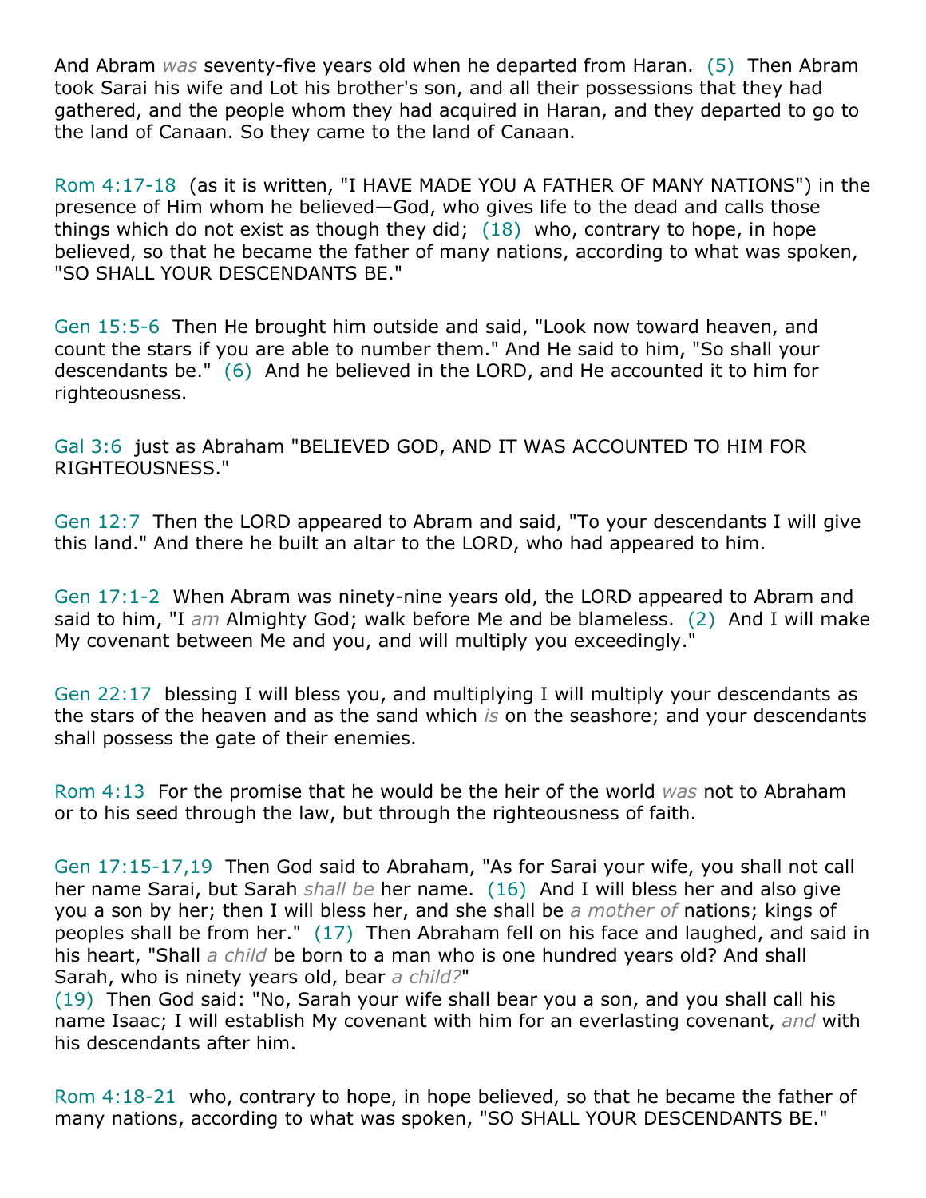And Abram *was* seventy-five years old when he departed from Haran. (5) Then Abram took Sarai his wife and Lot his brother's son, and all their possessions that they had gathered, and the people whom they had acquired in Haran, and they departed to go to the land of Canaan. So they came to the land of Canaan.

Rom 4:17-18 (as it is written, "I HAVE MADE YOU A FATHER OF MANY NATIONS") in the presence of Him whom he believed—God, who gives life to the dead and calls those things which do not exist as though they did; (18) who, contrary to hope, in hope believed, so that he became the father of many nations, according to what was spoken, "SO SHALL YOUR DESCENDANTS BE."

Gen 15:5-6 Then He brought him outside and said, "Look now toward heaven, and count the stars if you are able to number them." And He said to him, "So shall your descendants be." (6) And he believed in the LORD, and He accounted it to him for righteousness.

Gal 3:6 just as Abraham "BELIEVED GOD, AND IT WAS ACCOUNTED TO HIM FOR RIGHTEOUSNESS."

Gen 12:7 Then the LORD appeared to Abram and said, "To your descendants I will give this land." And there he built an altar to the LORD, who had appeared to him.

Gen 17:1-2 When Abram was ninety-nine years old, the LORD appeared to Abram and said to him, "I *am* Almighty God; walk before Me and be blameless. (2) And I will make My covenant between Me and you, and will multiply you exceedingly."

Gen 22:17 blessing I will bless you, and multiplying I will multiply your descendants as the stars of the heaven and as the sand which *is* on the seashore; and your descendants shall possess the gate of their enemies.

Rom 4:13 For the promise that he would be the heir of the world *was* not to Abraham or to his seed through the law, but through the righteousness of faith.

Gen 17:15-17,19 Then God said to Abraham, "As for Sarai your wife, you shall not call her name Sarai, but Sarah *shall be* her name. (16) And I will bless her and also give you a son by her; then I will bless her, and she shall be *a mother of* nations; kings of peoples shall be from her." (17) Then Abraham fell on his face and laughed, and said in his heart, "Shall *a child* be born to a man who is one hundred years old? And shall Sarah, who is ninety years old, bear *a child?*"
(19) Then God said: "No, Sarah your wife shall bear you a son, and you shall call his name Isaac; I will establish My covenant with him for an everlasting covenant, *and* with his descendants after him.

Rom 4:18-21 who, contrary to hope, in hope believed, so that he became the father of many nations, according to what was spoken, "SO SHALL YOUR DESCENDANTS BE."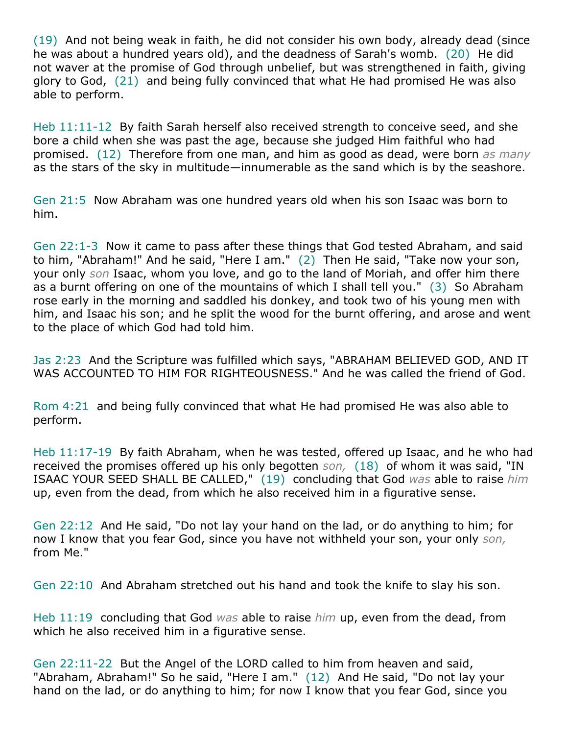(19) And not being weak in faith, he did not consider his own body, already dead (since he was about a hundred years old), and the deadness of Sarah's womb. (20) He did not waver at the promise of God through unbelief, but was strengthened in faith, giving glory to God, (21) and being fully convinced that what He had promised He was also able to perform.

Heb 11:11-12 By faith Sarah herself also received strength to conceive seed, and she bore a child when she was past the age, because she judged Him faithful who had promised. (12) Therefore from one man, and him as good as dead, were born *as many* as the stars of the sky in multitude—innumerable as the sand which is by the seashore.

Gen 21:5 Now Abraham was one hundred years old when his son Isaac was born to him.

Gen 22:1-3 Now it came to pass after these things that God tested Abraham, and said to him, "Abraham!" And he said, "Here I am." (2) Then He said, "Take now your son, your only *son* Isaac, whom you love, and go to the land of Moriah, and offer him there as a burnt offering on one of the mountains of which I shall tell you." (3) So Abraham rose early in the morning and saddled his donkey, and took two of his young men with him, and Isaac his son; and he split the wood for the burnt offering, and arose and went to the place of which God had told him.

Jas 2:23 And the Scripture was fulfilled which says, "ABRAHAM BELIEVED GOD, AND IT WAS ACCOUNTED TO HIM FOR RIGHTEOUSNESS." And he was called the friend of God.

Rom 4:21 and being fully convinced that what He had promised He was also able to perform.

Heb 11:17-19 By faith Abraham, when he was tested, offered up Isaac, and he who had received the promises offered up his only begotten *son,* (18) of whom it was said, "IN ISAAC YOUR SEED SHALL BE CALLED," (19) concluding that God *was* able to raise *him* up, even from the dead, from which he also received him in a figurative sense.

Gen 22:12 And He said, "Do not lay your hand on the lad, or do anything to him; for now I know that you fear God, since you have not withheld your son, your only *son,* from Me."

Gen 22:10 And Abraham stretched out his hand and took the knife to slay his son.

Heb 11:19 concluding that God *was* able to raise *him* up, even from the dead, from which he also received him in a figurative sense.

Gen 22:11-22 But the Angel of the LORD called to him from heaven and said, "Abraham, Abraham!" So he said, "Here I am." (12) And He said, "Do not lay your hand on the lad, or do anything to him; for now I know that you fear God, since you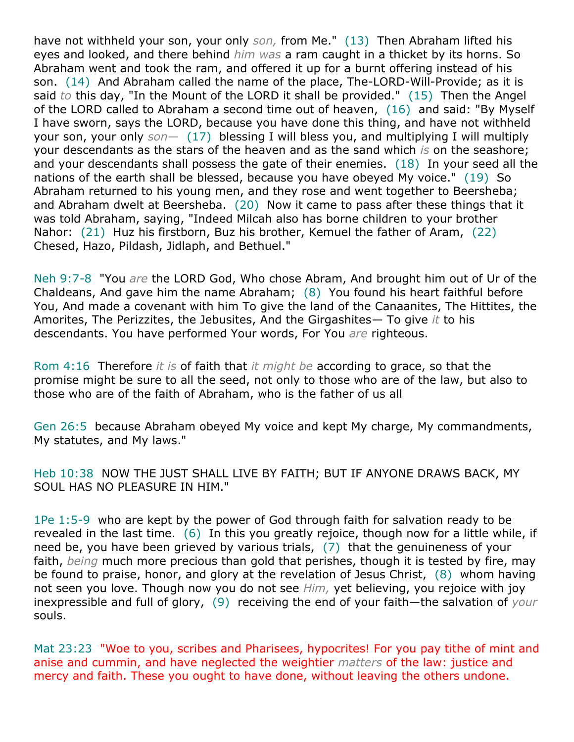have not withheld your son, your only *son,* from Me." (13) Then Abraham lifted his eyes and looked, and there behind *him was* a ram caught in a thicket by its horns. So Abraham went and took the ram, and offered it up for a burnt offering instead of his son. (14) And Abraham called the name of the place, The-LORD-Will-Provide; as it is said *to* this day, "In the Mount of the LORD it shall be provided." (15) Then the Angel of the LORD called to Abraham a second time out of heaven, (16) and said: "By Myself I have sworn, says the LORD, because you have done this thing, and have not withheld your son, your only *son—* (17) blessing I will bless you, and multiplying I will multiply your descendants as the stars of the heaven and as the sand which *is* on the seashore; and your descendants shall possess the gate of their enemies. (18) In your seed all the nations of the earth shall be blessed, because you have obeyed My voice." (19) So Abraham returned to his young men, and they rose and went together to Beersheba; and Abraham dwelt at Beersheba. (20) Now it came to pass after these things that it was told Abraham, saying, "Indeed Milcah also has borne children to your brother Nahor: (21) Huz his firstborn, Buz his brother, Kemuel the father of Aram, (22) Chesed, Hazo, Pildash, Jidlaph, and Bethuel."

Neh 9:7-8 "You *are* the LORD God, Who chose Abram, And brought him out of Ur of the Chaldeans, And gave him the name Abraham; (8) You found his heart faithful before You, And made a covenant with him To give the land of the Canaanites, The Hittites, the Amorites, The Perizzites, the Jebusites, And the Girgashites— To give *it* to his descendants. You have performed Your words, For You *are* righteous.

Rom 4:16 Therefore *it is* of faith that *it might be* according to grace, so that the promise might be sure to all the seed, not only to those who are of the law, but also to those who are of the faith of Abraham, who is the father of us all

Gen 26:5 because Abraham obeyed My voice and kept My charge, My commandments, My statutes, and My laws."

Heb 10:38 NOW THE JUST SHALL LIVE BY FAITH; BUT IF ANYONE DRAWS BACK, MY SOUL HAS NO PLEASURE IN HIM."

1Pe 1:5-9 who are kept by the power of God through faith for salvation ready to be revealed in the last time. (6) In this you greatly rejoice, though now for a little while, if need be, you have been grieved by various trials, (7) that the genuineness of your faith, *being* much more precious than gold that perishes, though it is tested by fire, may be found to praise, honor, and glory at the revelation of Jesus Christ, (8) whom having not seen you love. Though now you do not see *Him,* yet believing, you rejoice with joy inexpressible and full of glory, (9) receiving the end of your faith—the salvation of *your* souls.

Mat 23:23 "Woe to you, scribes and Pharisees, hypocrites! For you pay tithe of mint and anise and cummin, and have neglected the weightier *matters* of the law: justice and mercy and faith. These you ought to have done, without leaving the others undone.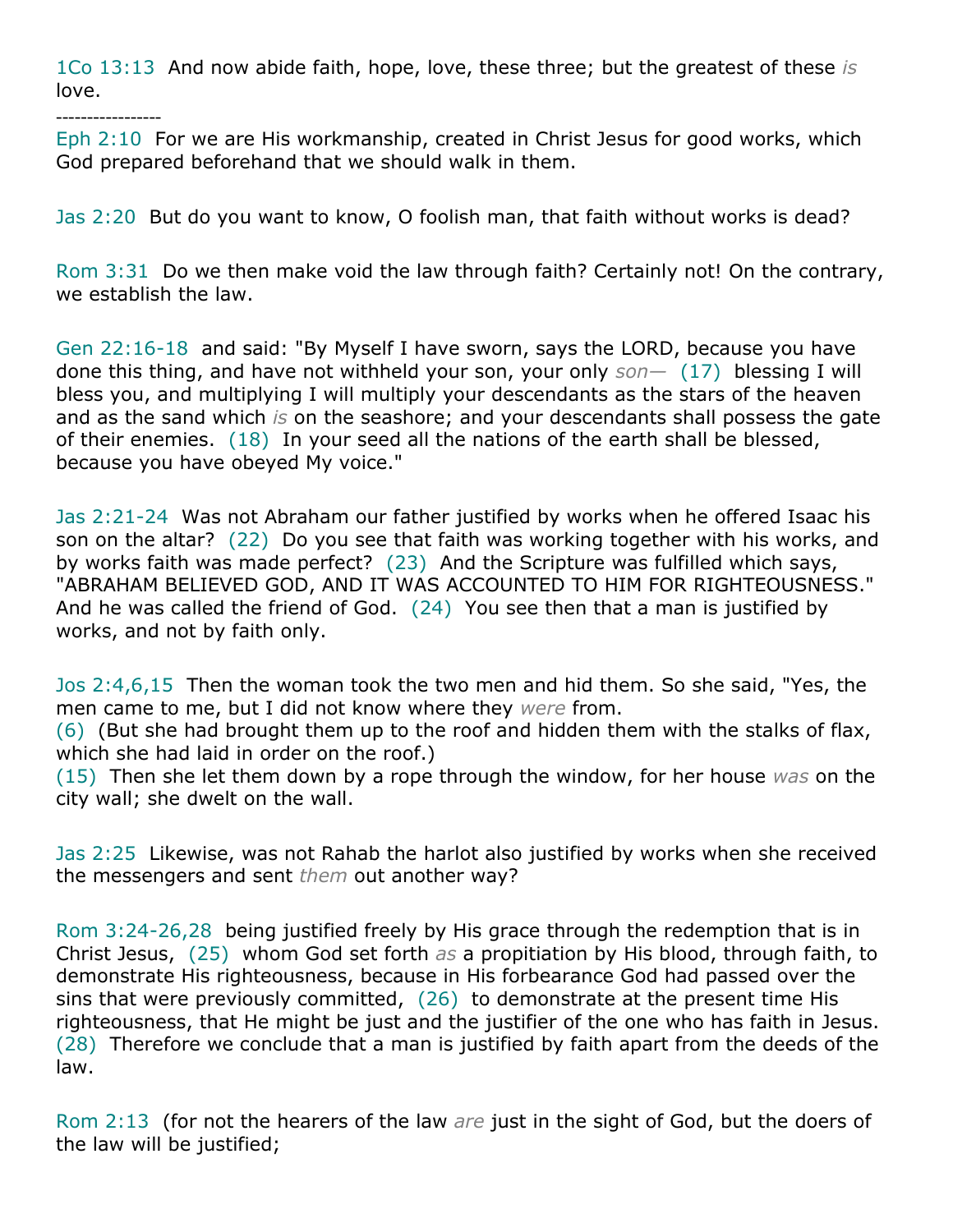1Co 13:13  And now abide faith, hope, love, these three; but the greatest of these *is* love.

-----------------

Eph 2:10  For we are His workmanship, created in Christ Jesus for good works, which God prepared beforehand that we should walk in them.

Jas 2:20  But do you want to know, O foolish man, that faith without works is dead?

Rom 3:31  Do we then make void the law through faith? Certainly not! On the contrary, we establish the law.

Gen 22:16-18  and said: "By Myself I have sworn, says the LORD, because you have done this thing, and have not withheld your son, your only *son*—  (17)  blessing I will bless you, and multiplying I will multiply your descendants as the stars of the heaven and as the sand which *is* on the seashore; and your descendants shall possess the gate of their enemies.  (18)  In your seed all the nations of the earth shall be blessed, because you have obeyed My voice."

Jas 2:21-24  Was not Abraham our father justified by works when he offered Isaac his son on the altar?  (22)  Do you see that faith was working together with his works, and by works faith was made perfect?  (23)  And the Scripture was fulfilled which says, "ABRAHAM BELIEVED GOD, AND IT WAS ACCOUNTED TO HIM FOR RIGHTEOUSNESS." And he was called the friend of God.  (24)  You see then that a man is justified by works, and not by faith only.

Jos 2:4,6,15  Then the woman took the two men and hid them. So she said, "Yes, the men came to me, but I did not know where they *were* from.
(6)  (But she had brought them up to the roof and hidden them with the stalks of flax, which she had laid in order on the roof.)
(15)  Then she let them down by a rope through the window, for her house *was* on the city wall; she dwelt on the wall.

Jas 2:25  Likewise, was not Rahab the harlot also justified by works when she received the messengers and sent *them* out another way?

Rom 3:24-26,28  being justified freely by His grace through the redemption that is in Christ Jesus,  (25)  whom God set forth *as* a propitiation by His blood, through faith, to demonstrate His righteousness, because in His forbearance God had passed over the sins that were previously committed,  (26)  to demonstrate at the present time His righteousness, that He might be just and the justifier of the one who has faith in Jesus.
(28)  Therefore we conclude that a man is justified by faith apart from the deeds of the law.

Rom 2:13  (for not the hearers of the law *are* just in the sight of God, but the doers of the law will be justified;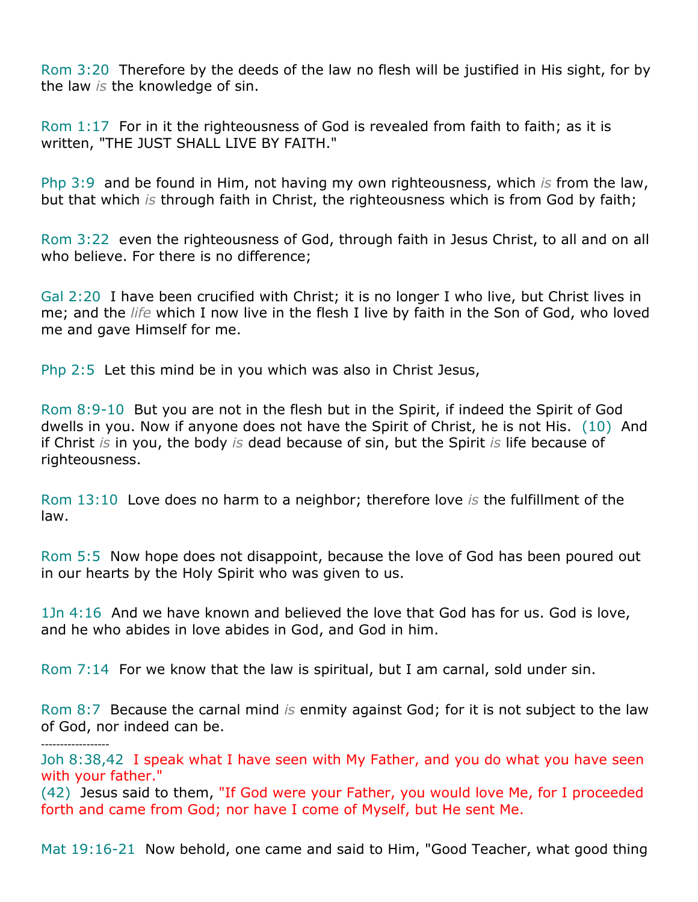Rom 3:20  Therefore by the deeds of the law no flesh will be justified in His sight, for by the law *is* the knowledge of sin.

Rom 1:17  For in it the righteousness of God is revealed from faith to faith; as it is written, "THE JUST SHALL LIVE BY FAITH."

Php 3:9  and be found in Him, not having my own righteousness, which *is* from the law, but that which *is* through faith in Christ, the righteousness which is from God by faith;

Rom 3:22  even the righteousness of God, through faith in Jesus Christ, to all and on all who believe. For there is no difference;

Gal 2:20  I have been crucified with Christ; it is no longer I who live, but Christ lives in me; and the *life* which I now live in the flesh I live by faith in the Son of God, who loved me and gave Himself for me.

Php 2:5  Let this mind be in you which was also in Christ Jesus,

Rom 8:9-10  But you are not in the flesh but in the Spirit, if indeed the Spirit of God dwells in you. Now if anyone does not have the Spirit of Christ, he is not His.  (10)  And if Christ *is* in you, the body *is* dead because of sin, but the Spirit *is* life because of righteousness.

Rom 13:10  Love does no harm to a neighbor; therefore love *is* the fulfillment of the law.

Rom 5:5  Now hope does not disappoint, because the love of God has been poured out in our hearts by the Holy Spirit who was given to us.

1Jn 4:16  And we have known and believed the love that God has for us. God is love, and he who abides in love abides in God, and God in him.

Rom 7:14  For we know that the law is spiritual, but I am carnal, sold under sin.

Rom 8:7  Because the carnal mind *is* enmity against God; for it is not subject to the law of God, nor indeed can be.

------------------

Joh 8:38,42  "I speak what I have seen with My Father, and you do what you have seen with your father."
(42)  Jesus said to them, "If God were your Father, you would love Me, for I proceeded forth and came from God; nor have I come of Myself, but He sent Me.

Mat 19:16-21  Now behold, one came and said to Him, "Good Teacher, what good thing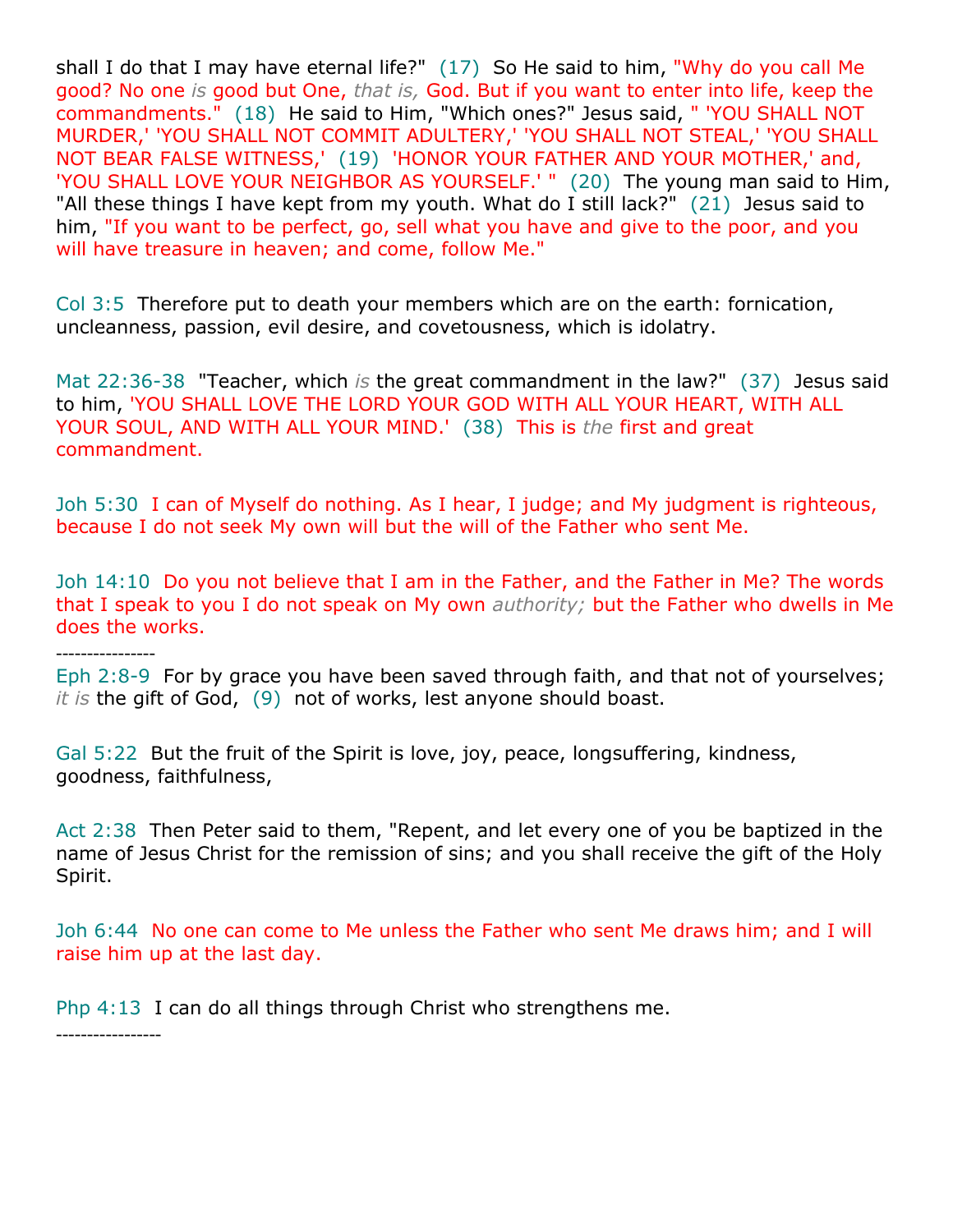shall I do that I may have eternal life?" (17) So He said to him, "Why do you call Me good? No one *is* good but One, *that is,* God. But if you want to enter into life, keep the commandments." (18) He said to Him, "Which ones?" Jesus said, " 'YOU SHALL NOT MURDER,' 'YOU SHALL NOT COMMIT ADULTERY,' 'YOU SHALL NOT STEAL,' 'YOU SHALL NOT BEAR FALSE WITNESS,' (19) 'HONOR YOUR FATHER AND YOUR MOTHER,' and, 'YOU SHALL LOVE YOUR NEIGHBOR AS YOURSELF.' " (20) The young man said to Him, "All these things I have kept from my youth. What do I still lack?" (21) Jesus said to him, "If you want to be perfect, go, sell what you have and give to the poor, and you will have treasure in heaven; and come, follow Me."

Col 3:5 Therefore put to death your members which are on the earth: fornication, uncleanness, passion, evil desire, and covetousness, which is idolatry.

Mat 22:36-38 "Teacher, which *is* the great commandment in the law?" (37) Jesus said to him, 'YOU SHALL LOVE THE LORD YOUR GOD WITH ALL YOUR HEART, WITH ALL YOUR SOUL, AND WITH ALL YOUR MIND.' (38) This is *the* first and great commandment.

Joh 5:30 I can of Myself do nothing. As I hear, I judge; and My judgment is righteous, because I do not seek My own will but the will of the Father who sent Me.

Joh 14:10 Do you not believe that I am in the Father, and the Father in Me? The words that I speak to you I do not speak on My own *authority;* but the Father who dwells in Me does the works.

----------------

Eph 2:8-9 For by grace you have been saved through faith, and that not of yourselves; *it is* the gift of God, (9) not of works, lest anyone should boast.

Gal 5:22 But the fruit of the Spirit is love, joy, peace, longsuffering, kindness, goodness, faithfulness,

Act 2:38 Then Peter said to them, "Repent, and let every one of you be baptized in the name of Jesus Christ for the remission of sins; and you shall receive the gift of the Holy Spirit.

Joh 6:44 No one can come to Me unless the Father who sent Me draws him; and I will raise him up at the last day.

Php 4:13 I can do all things through Christ who strengthens me.

-----------------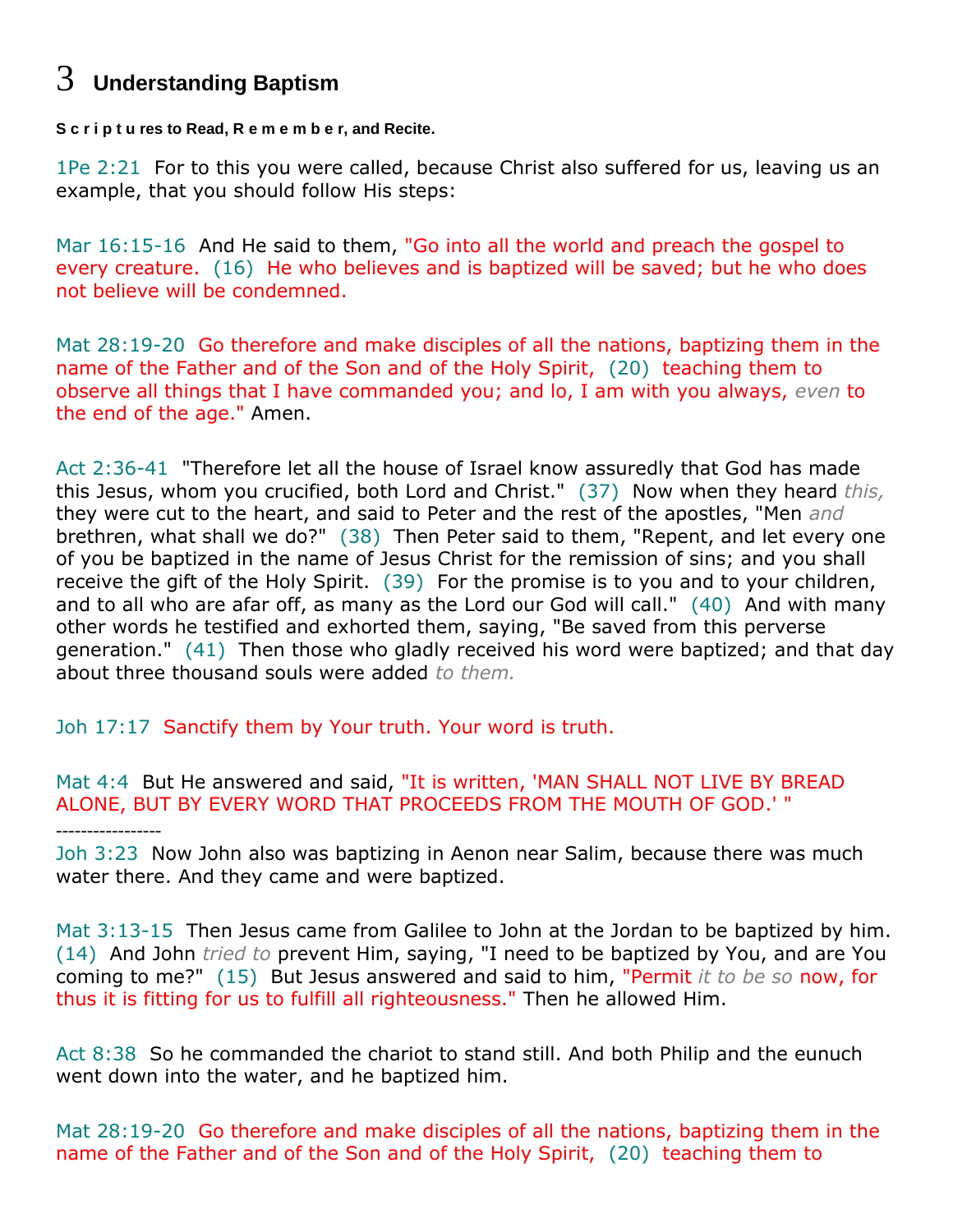# 3 Understanding Baptism

**S c r i p t u res to Read, R e m e m b e r, and Recite.**

1Pe 2:21 For to this you were called, because Christ also suffered for us, leaving us an example, that you should follow His steps:

Mar 16:15-16 And He said to them, "Go into all the world and preach the gospel to every creature. (16) He who believes and is baptized will be saved; but he who does not believe will be condemned.

Mat 28:19-20 Go therefore and make disciples of all the nations, baptizing them in the name of the Father and of the Son and of the Holy Spirit, (20) teaching them to observe all things that I have commanded you; and lo, I am with you always, *even* to the end of the age." Amen.

Act 2:36-41 "Therefore let all the house of Israel know assuredly that God has made this Jesus, whom you crucified, both Lord and Christ." (37) Now when they heard *this,* they were cut to the heart, and said to Peter and the rest of the apostles, "Men *and* brethren, what shall we do?" (38) Then Peter said to them, "Repent, and let every one of you be baptized in the name of Jesus Christ for the remission of sins; and you shall receive the gift of the Holy Spirit. (39) For the promise is to you and to your children, and to all who are afar off, as many as the Lord our God will call." (40) And with many other words he testified and exhorted them, saying, "Be saved from this perverse generation." (41) Then those who gladly received his word were baptized; and that day about three thousand souls were added *to them.*

Joh 17:17 Sanctify them by Your truth. Your word is truth.

Mat 4:4 But He answered and said, "It is written, 'MAN SHALL NOT LIVE BY BREAD ALONE, BUT BY EVERY WORD THAT PROCEEDS FROM THE MOUTH OF GOD.' "

-----------------

Joh 3:23 Now John also was baptizing in Aenon near Salim, because there was much water there. And they came and were baptized.

Mat 3:13-15 Then Jesus came from Galilee to John at the Jordan to be baptized by him. (14) And John *tried to* prevent Him, saying, "I need to be baptized by You, and are You coming to me?" (15) But Jesus answered and said to him, "Permit *it to be so* now, for thus it is fitting for us to fulfill all righteousness." Then he allowed Him.

Act 8:38 So he commanded the chariot to stand still. And both Philip and the eunuch went down into the water, and he baptized him.

Mat 28:19-20 Go therefore and make disciples of all the nations, baptizing them in the name of the Father and of the Son and of the Holy Spirit, (20) teaching them to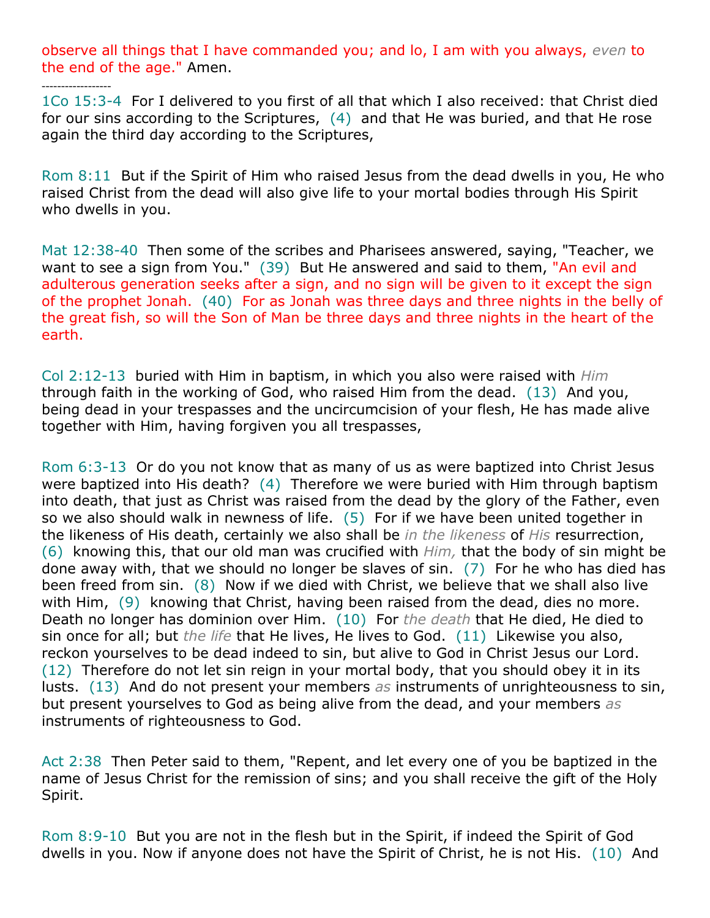observe all things that I have commanded you; and lo, I am with you always, *even* to the end of the age." Amen.

------------------

1Co 15:3-4  For I delivered to you first of all that which I also received: that Christ died for our sins according to the Scriptures,  (4)  and that He was buried, and that He rose again the third day according to the Scriptures,

Rom 8:11  But if the Spirit of Him who raised Jesus from the dead dwells in you, He who raised Christ from the dead will also give life to your mortal bodies through His Spirit who dwells in you.

Mat 12:38-40  Then some of the scribes and Pharisees answered, saying, "Teacher, we want to see a sign from You."  (39)  But He answered and said to them, "An evil and adulterous generation seeks after a sign, and no sign will be given to it except the sign of the prophet Jonah.  (40)  For as Jonah was three days and three nights in the belly of the great fish, so will the Son of Man be three days and three nights in the heart of the earth.

Col 2:12-13  buried with Him in baptism, in which you also were raised with *Him* through faith in the working of God, who raised Him from the dead.  (13)  And you, being dead in your trespasses and the uncircumcision of your flesh, He has made alive together with Him, having forgiven you all trespasses,

Rom 6:3-13  Or do you not know that as many of us as were baptized into Christ Jesus were baptized into His death?  (4)  Therefore we were buried with Him through baptism into death, that just as Christ was raised from the dead by the glory of the Father, even so we also should walk in newness of life.  (5)  For if we have been united together in the likeness of His death, certainly we also shall be *in the likeness* of *His* resurrection,  (6)  knowing this, that our old man was crucified with *Him,* that the body of sin might be done away with, that we should no longer be slaves of sin.  (7)  For he who has died has been freed from sin.  (8)  Now if we died with Christ, we believe that we shall also live with Him,  (9)  knowing that Christ, having been raised from the dead, dies no more. Death no longer has dominion over Him.  (10)  For *the death* that He died, He died to sin once for all; but *the life* that He lives, He lives to God.  (11)  Likewise you also, reckon yourselves to be dead indeed to sin, but alive to God in Christ Jesus our Lord.  (12)  Therefore do not let sin reign in your mortal body, that you should obey it in its lusts.  (13)  And do not present your members *as* instruments of unrighteousness to sin, but present yourselves to God as being alive from the dead, and your members *as* instruments of righteousness to God.

Act 2:38  Then Peter said to them, "Repent, and let every one of you be baptized in the name of Jesus Christ for the remission of sins; and you shall receive the gift of the Holy Spirit.

Rom 8:9-10  But you are not in the flesh but in the Spirit, if indeed the Spirit of God dwells in you. Now if anyone does not have the Spirit of Christ, he is not His.  (10)  And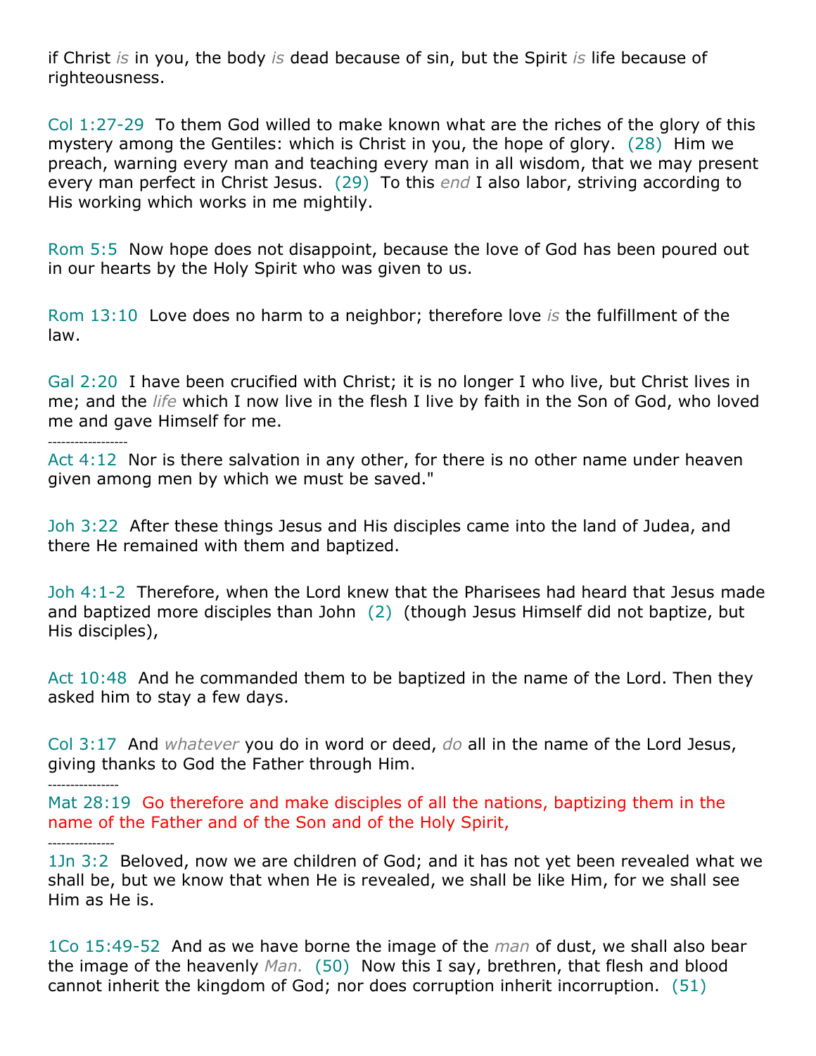if Christ *is* in you, the body *is* dead because of sin, but the Spirit *is* life because of righteousness.

Col 1:27-29  To them God willed to make known what are the riches of the glory of this mystery among the Gentiles: which is Christ in you, the hope of glory.  (28)  Him we preach, warning every man and teaching every man in all wisdom, that we may present every man perfect in Christ Jesus.  (29)  To this *end* I also labor, striving according to His working which works in me mightily.

Rom 5:5  Now hope does not disappoint, because the love of God has been poured out in our hearts by the Holy Spirit who was given to us.

Rom 13:10  Love does no harm to a neighbor; therefore love *is* the fulfillment of the law.

Gal 2:20  I have been crucified with Christ; it is no longer I who live, but Christ lives in me; and the *life* which I now live in the flesh I live by faith in the Son of God, who loved me and gave Himself for me.

------------------

Act 4:12  Nor is there salvation in any other, for there is no other name under heaven given among men by which we must be saved."

Joh 3:22  After these things Jesus and His disciples came into the land of Judea, and there He remained with them and baptized.

Joh 4:1-2  Therefore, when the Lord knew that the Pharisees had heard that Jesus made and baptized more disciples than John  (2)  (though Jesus Himself did not baptize, but His disciples),

Act 10:48  And he commanded them to be baptized in the name of the Lord. Then they asked him to stay a few days.

Col 3:17  And *whatever* you do in word or deed, *do* all in the name of the Lord Jesus, giving thanks to God the Father through Him.

----------------

Mat 28:19  Go therefore and make disciples of all the nations, baptizing them in the name of the Father and of the Son and of the Holy Spirit,

---------------

1Jn 3:2  Beloved, now we are children of God; and it has not yet been revealed what we shall be, but we know that when He is revealed, we shall be like Him, for we shall see Him as He is.

1Co 15:49-52  And as we have borne the image of the *man* of dust, we shall also bear the image of the heavenly *Man.*  (50)  Now this I say, brethren, that flesh and blood cannot inherit the kingdom of God; nor does corruption inherit incorruption.  (51)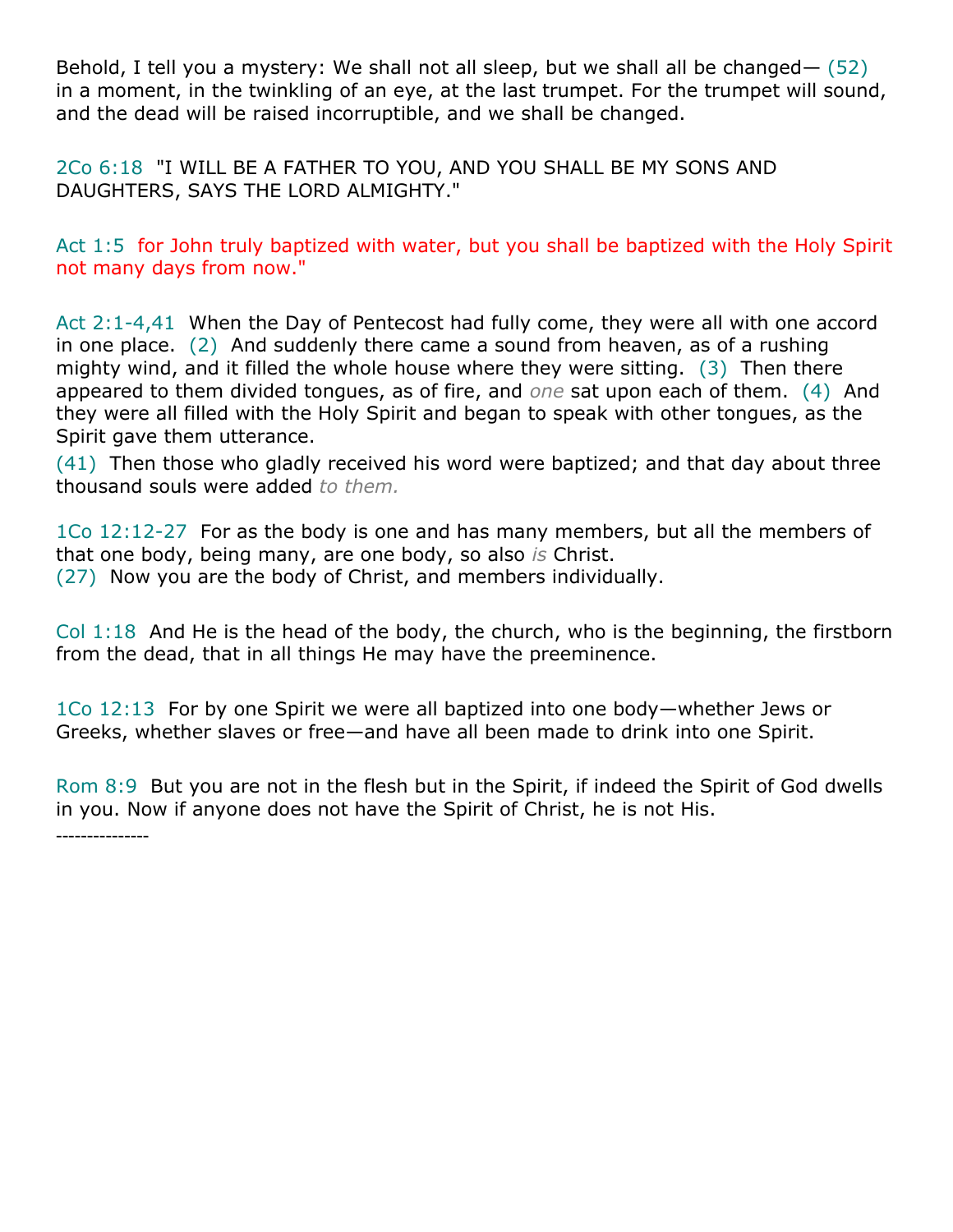Behold, I tell you a mystery: We shall not all sleep, but we shall all be changed— (52) in a moment, in the twinkling of an eye, at the last trumpet. For the trumpet will sound, and the dead will be raised incorruptible, and we shall be changed.

2Co 6:18  "I WILL BE A FATHER TO YOU, AND YOU SHALL BE MY SONS AND DAUGHTERS, SAYS THE LORD ALMIGHTY."

Act 1:5  for John truly baptized with water, but you shall be baptized with the Holy Spirit not many days from now."

Act 2:1-4,41  When the Day of Pentecost had fully come, they were all with one accord in one place.  (2)  And suddenly there came a sound from heaven, as of a rushing mighty wind, and it filled the whole house where they were sitting.  (3)  Then there appeared to them divided tongues, as of fire, and *one* sat upon each of them.  (4)  And they were all filled with the Holy Spirit and began to speak with other tongues, as the Spirit gave them utterance.

(41)  Then those who gladly received his word were baptized; and that day about three thousand souls were added *to them.*

1Co 12:12-27  For as the body is one and has many members, but all the members of that one body, being many, are one body, so also *is* Christ.
(27)  Now you are the body of Christ, and members individually.

Col 1:18  And He is the head of the body, the church, who is the beginning, the firstborn from the dead, that in all things He may have the preeminence.

1Co 12:13  For by one Spirit we were all baptized into one body—whether Jews or Greeks, whether slaves or free—and have all been made to drink into one Spirit.

Rom 8:9  But you are not in the flesh but in the Spirit, if indeed the Spirit of God dwells in you. Now if anyone does not have the Spirit of Christ, he is not His.

---------------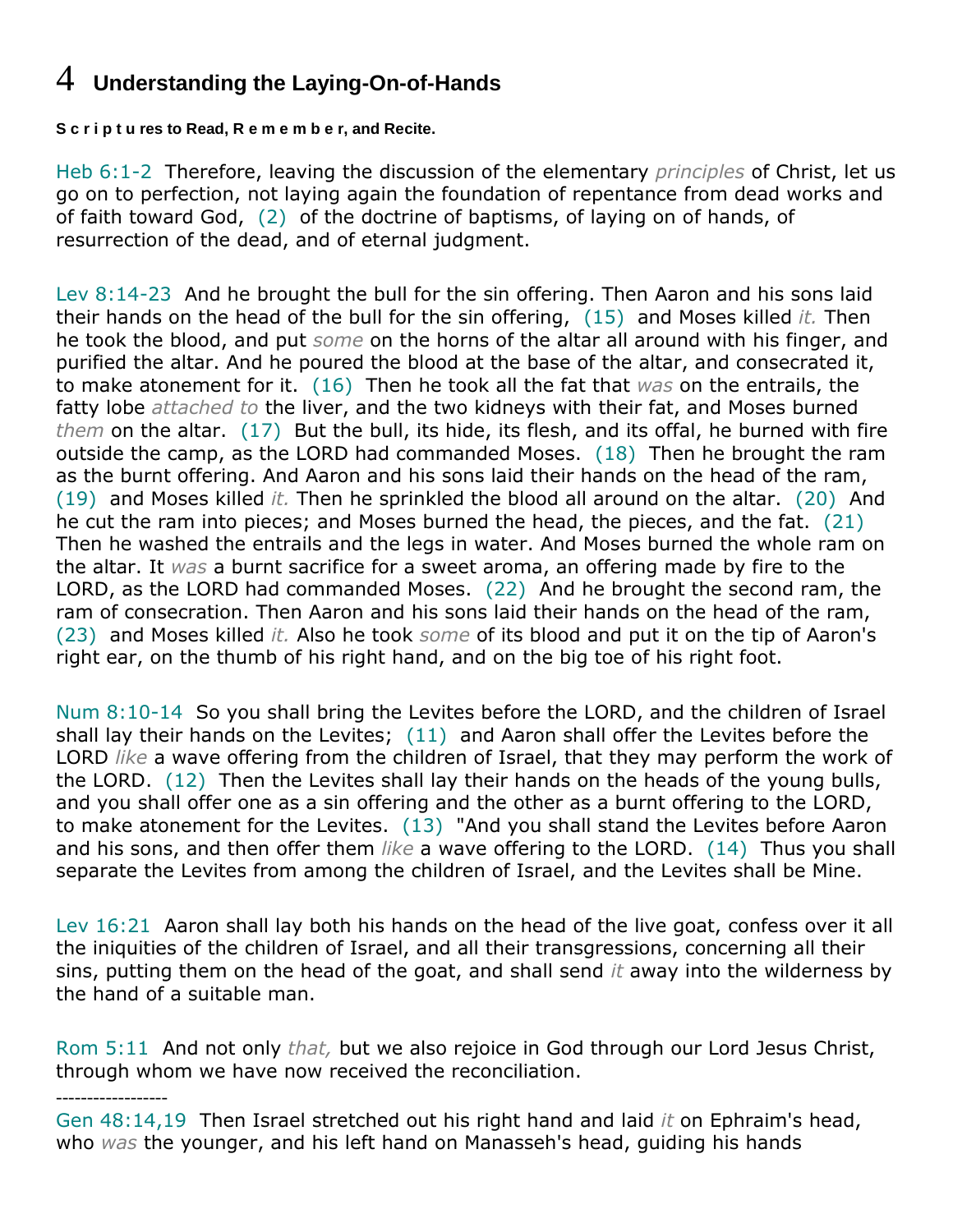# 4 Understanding the Laying-On-of-Hands

**S c r i p t u res to Read, R e m e m b e r, and Recite.**

Heb 6:1-2 Therefore, leaving the discussion of the elementary *principles* of Christ, let us go on to perfection, not laying again the foundation of repentance from dead works and of faith toward God, (2) of the doctrine of baptisms, of laying on of hands, of resurrection of the dead, and of eternal judgment.

Lev 8:14-23 And he brought the bull for the sin offering. Then Aaron and his sons laid their hands on the head of the bull for the sin offering, (15) and Moses killed *it.* Then he took the blood, and put *some* on the horns of the altar all around with his finger, and purified the altar. And he poured the blood at the base of the altar, and consecrated it, to make atonement for it. (16) Then he took all the fat that *was* on the entrails, the fatty lobe *attached to* the liver, and the two kidneys with their fat, and Moses burned *them* on the altar. (17) But the bull, its hide, its flesh, and its offal, he burned with fire outside the camp, as the LORD had commanded Moses. (18) Then he brought the ram as the burnt offering. And Aaron and his sons laid their hands on the head of the ram, (19) and Moses killed *it.* Then he sprinkled the blood all around on the altar. (20) And he cut the ram into pieces; and Moses burned the head, the pieces, and the fat. (21) Then he washed the entrails and the legs in water. And Moses burned the whole ram on the altar. It *was* a burnt sacrifice for a sweet aroma, an offering made by fire to the LORD, as the LORD had commanded Moses. (22) And he brought the second ram, the ram of consecration. Then Aaron and his sons laid their hands on the head of the ram, (23) and Moses killed *it.* Also he took *some* of its blood and put it on the tip of Aaron's right ear, on the thumb of his right hand, and on the big toe of his right foot.

Num 8:10-14 So you shall bring the Levites before the LORD, and the children of Israel shall lay their hands on the Levites; (11) and Aaron shall offer the Levites before the LORD *like* a wave offering from the children of Israel, that they may perform the work of the LORD. (12) Then the Levites shall lay their hands on the heads of the young bulls, and you shall offer one as a sin offering and the other as a burnt offering to the LORD, to make atonement for the Levites. (13) "And you shall stand the Levites before Aaron and his sons, and then offer them *like* a wave offering to the LORD. (14) Thus you shall separate the Levites from among the children of Israel, and the Levites shall be Mine.

Lev 16:21 Aaron shall lay both his hands on the head of the live goat, confess over it all the iniquities of the children of Israel, and all their transgressions, concerning all their sins, putting them on the head of the goat, and shall send *it* away into the wilderness by the hand of a suitable man.

Rom 5:11 And not only *that,* but we also rejoice in God through our Lord Jesus Christ, through whom we have now received the reconciliation.

------------------

Gen 48:14,19 Then Israel stretched out his right hand and laid *it* on Ephraim's head, who *was* the younger, and his left hand on Manasseh's head, guiding his hands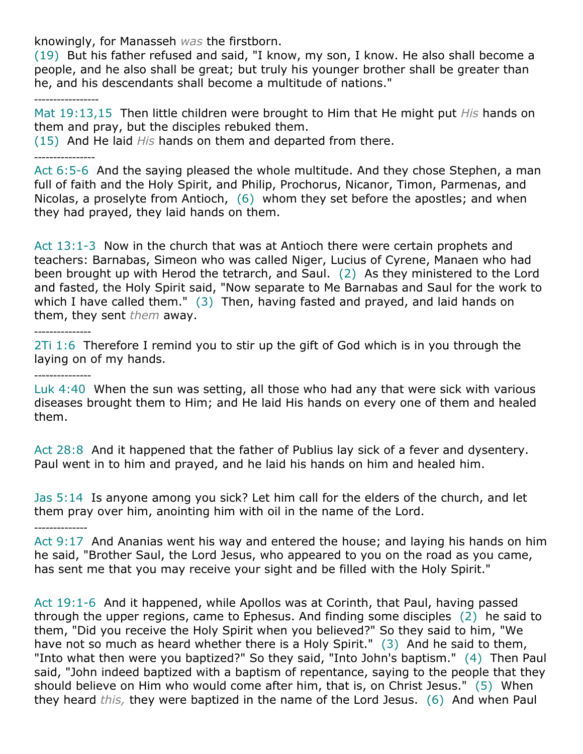knowingly, for Manasseh *was* the firstborn.
(19) But his father refused and said, "I know, my son, I know. He also shall become a people, and he also shall be great; but truly his younger brother shall be greater than he, and his descendants shall become a multitude of nations."

-----------------

Mat 19:13,15 Then little children were brought to Him that He might put *His* hands on them and pray, but the disciples rebuked them.
(15) And He laid *His* hands on them and departed from there.

----------------

Act 6:5-6 And the saying pleased the whole multitude. And they chose Stephen, a man full of faith and the Holy Spirit, and Philip, Prochorus, Nicanor, Timon, Parmenas, and Nicolas, a proselyte from Antioch, (6) whom they set before the apostles; and when they had prayed, they laid hands on them.

Act 13:1-3 Now in the church that was at Antioch there were certain prophets and teachers: Barnabas, Simeon who was called Niger, Lucius of Cyrene, Manaen who had been brought up with Herod the tetrarch, and Saul. (2) As they ministered to the Lord and fasted, the Holy Spirit said, "Now separate to Me Barnabas and Saul for the work to which I have called them." (3) Then, having fasted and prayed, and laid hands on them, they sent *them* away.

---------------

2Ti 1:6 Therefore I remind you to stir up the gift of God which is in you through the laying on of my hands.

---------------

Luk 4:40 When the sun was setting, all those who had any that were sick with various diseases brought them to Him; and He laid His hands on every one of them and healed them.

Act 28:8 And it happened that the father of Publius lay sick of a fever and dysentery. Paul went in to him and prayed, and he laid his hands on him and healed him.

Jas 5:14 Is anyone among you sick? Let him call for the elders of the church, and let them pray over him, anointing him with oil in the name of the Lord.

--------------

Act 9:17 And Ananias went his way and entered the house; and laying his hands on him he said, "Brother Saul, the Lord Jesus, who appeared to you on the road as you came, has sent me that you may receive your sight and be filled with the Holy Spirit."

Act 19:1-6 And it happened, while Apollos was at Corinth, that Paul, having passed through the upper regions, came to Ephesus. And finding some disciples (2) he said to them, "Did you receive the Holy Spirit when you believed?" So they said to him, "We have not so much as heard whether there is a Holy Spirit." (3) And he said to them, "Into what then were you baptized?" So they said, "Into John's baptism." (4) Then Paul said, "John indeed baptized with a baptism of repentance, saying to the people that they should believe on Him who would come after him, that is, on Christ Jesus." (5) When they heard *this,* they were baptized in the name of the Lord Jesus. (6) And when Paul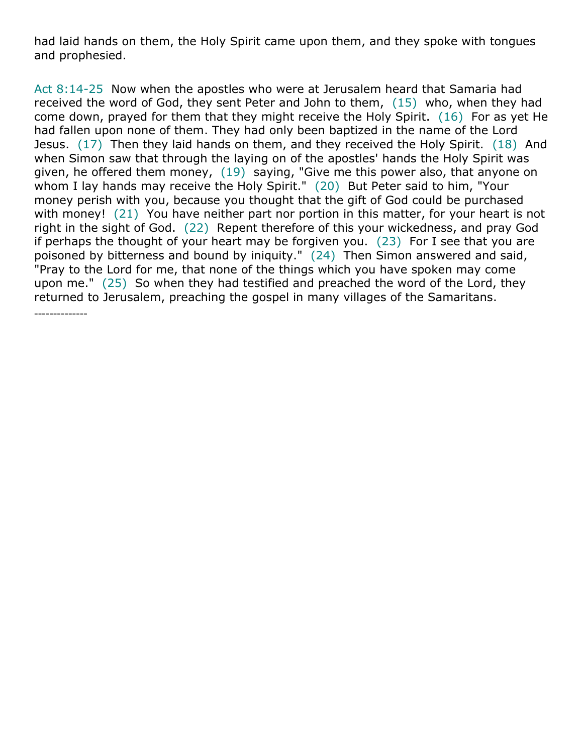had laid hands on them, the Holy Spirit came upon them, and they spoke with tongues and prophesied.

Act 8:14-25 Now when the apostles who were at Jerusalem heard that Samaria had received the word of God, they sent Peter and John to them, (15) who, when they had come down, prayed for them that they might receive the Holy Spirit. (16) For as yet He had fallen upon none of them. They had only been baptized in the name of the Lord Jesus. (17) Then they laid hands on them, and they received the Holy Spirit. (18) And when Simon saw that through the laying on of the apostles' hands the Holy Spirit was given, he offered them money, (19) saying, "Give me this power also, that anyone on whom I lay hands may receive the Holy Spirit." (20) But Peter said to him, "Your money perish with you, because you thought that the gift of God could be purchased with money! (21) You have neither part nor portion in this matter, for your heart is not right in the sight of God. (22) Repent therefore of this your wickedness, and pray God if perhaps the thought of your heart may be forgiven you. (23) For I see that you are poisoned by bitterness and bound by iniquity." (24) Then Simon answered and said, "Pray to the Lord for me, that none of the things which you have spoken may come upon me." (25) So when they had testified and preached the word of the Lord, they returned to Jerusalem, preaching the gospel in many villages of the Samaritans.

--------------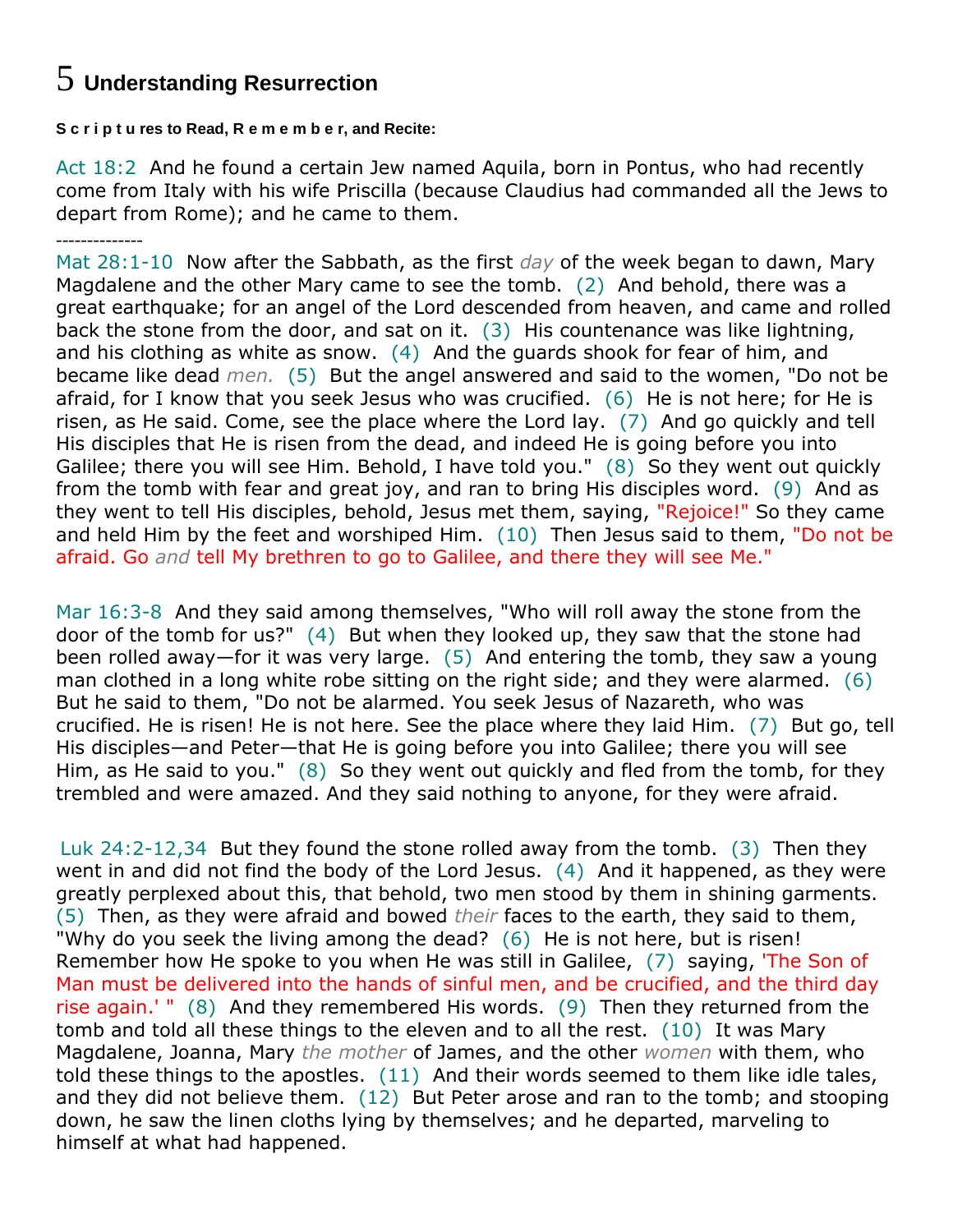# 5 Understanding Resurrection

**S c r i p t u res to Read, R e m e m b e r, and Recite:**

Act 18:2 And he found a certain Jew named Aquila, born in Pontus, who had recently come from Italy with his wife Priscilla (because Claudius had commanded all the Jews to depart from Rome); and he came to them.

--------------

Mat 28:1-10 Now after the Sabbath, as the first *day* of the week began to dawn, Mary Magdalene and the other Mary came to see the tomb. (2) And behold, there was a great earthquake; for an angel of the Lord descended from heaven, and came and rolled back the stone from the door, and sat on it. (3) His countenance was like lightning, and his clothing as white as snow. (4) And the guards shook for fear of him, and became like dead *men.* (5) But the angel answered and said to the women, "Do not be afraid, for I know that you seek Jesus who was crucified. (6) He is not here; for He is risen, as He said. Come, see the place where the Lord lay. (7) And go quickly and tell His disciples that He is risen from the dead, and indeed He is going before you into Galilee; there you will see Him. Behold, I have told you." (8) So they went out quickly from the tomb with fear and great joy, and ran to bring His disciples word. (9) And as they went to tell His disciples, behold, Jesus met them, saying, "Rejoice!" So they came and held Him by the feet and worshiped Him. (10) Then Jesus said to them, "Do not be afraid. Go *and* tell My brethren to go to Galilee, and there they will see Me."

Mar 16:3-8 And they said among themselves, "Who will roll away the stone from the door of the tomb for us?" (4) But when they looked up, they saw that the stone had been rolled away—for it was very large. (5) And entering the tomb, they saw a young man clothed in a long white robe sitting on the right side; and they were alarmed. (6) But he said to them, "Do not be alarmed. You seek Jesus of Nazareth, who was crucified. He is risen! He is not here. See the place where they laid Him. (7) But go, tell His disciples—and Peter—that He is going before you into Galilee; there you will see Him, as He said to you." (8) So they went out quickly and fled from the tomb, for they trembled and were amazed. And they said nothing to anyone, for they were afraid.

Luk 24:2-12,34 But they found the stone rolled away from the tomb. (3) Then they went in and did not find the body of the Lord Jesus. (4) And it happened, as they were greatly perplexed about this, that behold, two men stood by them in shining garments. (5) Then, as they were afraid and bowed *their* faces to the earth, they said to them, "Why do you seek the living among the dead? (6) He is not here, but is risen! Remember how He spoke to you when He was still in Galilee, (7) saying, 'The Son of Man must be delivered into the hands of sinful men, and be crucified, and the third day rise again.' " (8) And they remembered His words. (9) Then they returned from the tomb and told all these things to the eleven and to all the rest. (10) It was Mary Magdalene, Joanna, Mary *the mother* of James, and the other *women* with them, who told these things to the apostles. (11) And their words seemed to them like idle tales, and they did not believe them. (12) But Peter arose and ran to the tomb; and stooping down, he saw the linen cloths lying by themselves; and he departed, marveling to himself at what had happened.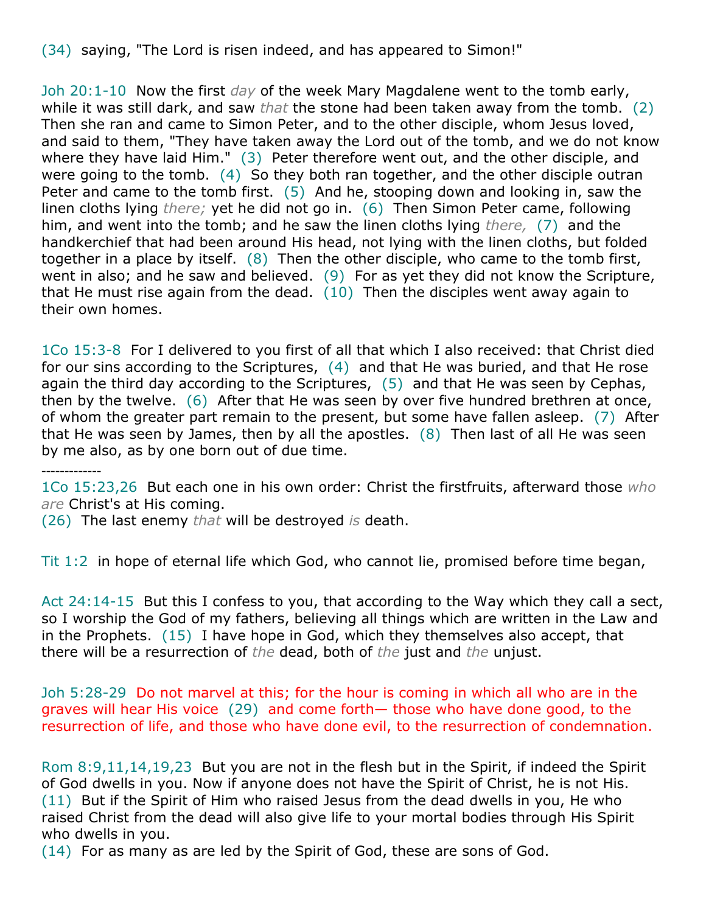(34) saying, "The Lord is risen indeed, and has appeared to Simon!"

Joh 20:1-10 Now the first *day* of the week Mary Magdalene went to the tomb early, while it was still dark, and saw *that* the stone had been taken away from the tomb. (2) Then she ran and came to Simon Peter, and to the other disciple, whom Jesus loved, and said to them, "They have taken away the Lord out of the tomb, and we do not know where they have laid Him." (3) Peter therefore went out, and the other disciple, and were going to the tomb. (4) So they both ran together, and the other disciple outran Peter and came to the tomb first. (5) And he, stooping down and looking in, saw the linen cloths lying *there;* yet he did not go in. (6) Then Simon Peter came, following him, and went into the tomb; and he saw the linen cloths lying *there,* (7) and the handkerchief that had been around His head, not lying with the linen cloths, but folded together in a place by itself. (8) Then the other disciple, who came to the tomb first, went in also; and he saw and believed. (9) For as yet they did not know the Scripture, that He must rise again from the dead. (10) Then the disciples went away again to their own homes.

1Co 15:3-8 For I delivered to you first of all that which I also received: that Christ died for our sins according to the Scriptures, (4) and that He was buried, and that He rose again the third day according to the Scriptures, (5) and that He was seen by Cephas, then by the twelve. (6) After that He was seen by over five hundred brethren at once, of whom the greater part remain to the present, but some have fallen asleep. (7) After that He was seen by James, then by all the apostles. (8) Then last of all He was seen by me also, as by one born out of due time.

-------------

1Co 15:23,26 But each one in his own order: Christ the firstfruits, afterward those *who are* Christ's at His coming.
(26) The last enemy *that* will be destroyed *is* death.

Tit 1:2 in hope of eternal life which God, who cannot lie, promised before time began,

Act 24:14-15 But this I confess to you, that according to the Way which they call a sect, so I worship the God of my fathers, believing all things which are written in the Law and in the Prophets. (15) I have hope in God, which they themselves also accept, that there will be a resurrection of *the* dead, both of *the* just and *the* unjust.

Joh 5:28-29 Do not marvel at this; for the hour is coming in which all who are in the graves will hear His voice (29) and come forth— those who have done good, to the resurrection of life, and those who have done evil, to the resurrection of condemnation.

Rom 8:9,11,14,19,23 But you are not in the flesh but in the Spirit, if indeed the Spirit of God dwells in you. Now if anyone does not have the Spirit of Christ, he is not His.
(11) But if the Spirit of Him who raised Jesus from the dead dwells in you, He who raised Christ from the dead will also give life to your mortal bodies through His Spirit who dwells in you.
(14) For as many as are led by the Spirit of God, these are sons of God.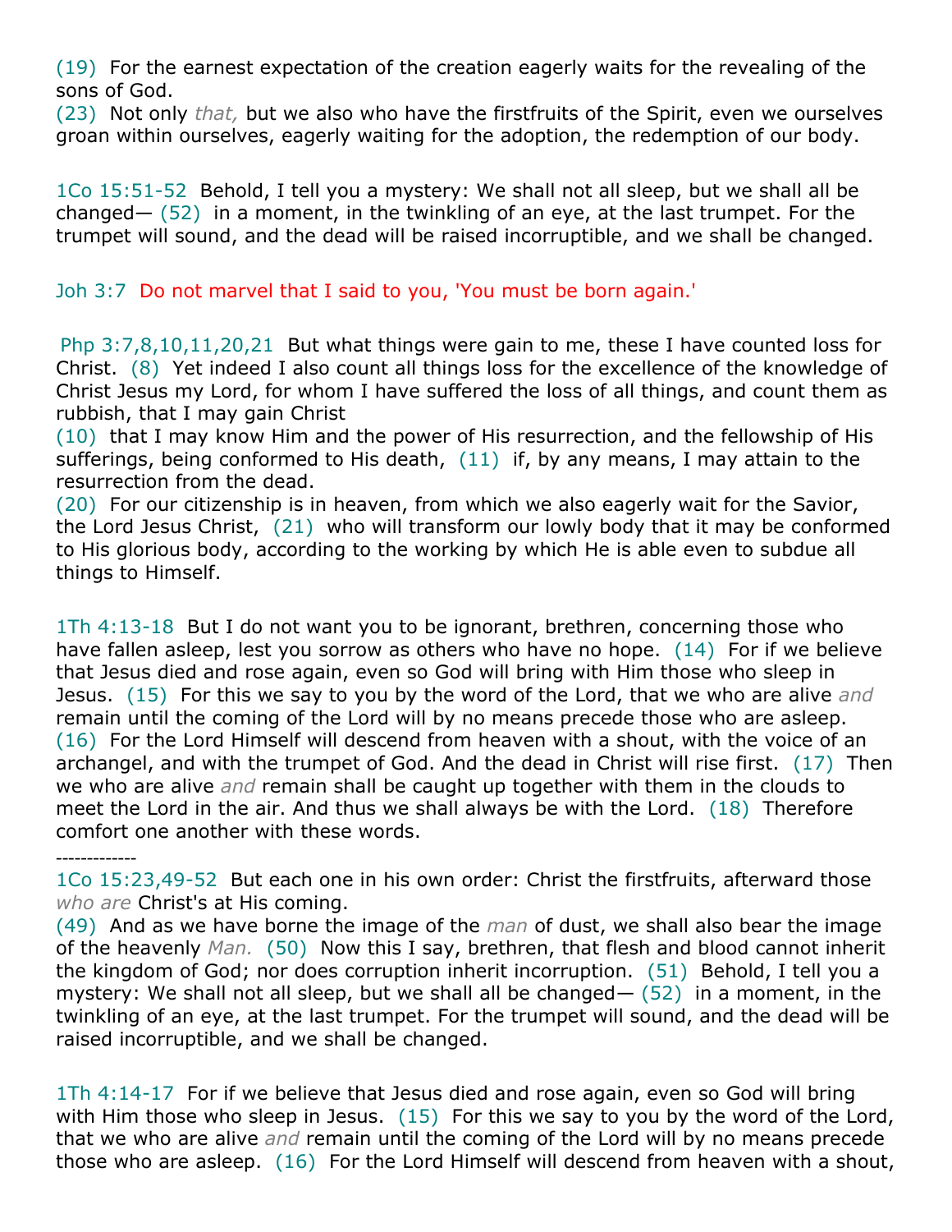(19) For the earnest expectation of the creation eagerly waits for the revealing of the sons of God.
(23) Not only *that,* but we also who have the firstfruits of the Spirit, even we ourselves groan within ourselves, eagerly waiting for the adoption, the redemption of our body.

1Co 15:51-52 Behold, I tell you a mystery: We shall not all sleep, but we shall all be changed— (52) in a moment, in the twinkling of an eye, at the last trumpet. For the trumpet will sound, and the dead will be raised incorruptible, and we shall be changed.

Joh 3:7 Do not marvel that I said to you, 'You must be born again.'

Php 3:7,8,10,11,20,21 But what things were gain to me, these I have counted loss for Christ. (8) Yet indeed I also count all things loss for the excellence of the knowledge of Christ Jesus my Lord, for whom I have suffered the loss of all things, and count them as rubbish, that I may gain Christ
(10) that I may know Him and the power of His resurrection, and the fellowship of His sufferings, being conformed to His death, (11) if, by any means, I may attain to the resurrection from the dead.
(20) For our citizenship is in heaven, from which we also eagerly wait for the Savior, the Lord Jesus Christ, (21) who will transform our lowly body that it may be conformed to His glorious body, according to the working by which He is able even to subdue all things to Himself.

1Th 4:13-18 But I do not want you to be ignorant, brethren, concerning those who have fallen asleep, lest you sorrow as others who have no hope. (14) For if we believe that Jesus died and rose again, even so God will bring with Him those who sleep in Jesus. (15) For this we say to you by the word of the Lord, that we who are alive *and* remain until the coming of the Lord will by no means precede those who are asleep. (16) For the Lord Himself will descend from heaven with a shout, with the voice of an archangel, and with the trumpet of God. And the dead in Christ will rise first. (17) Then we who are alive *and* remain shall be caught up together with them in the clouds to meet the Lord in the air. And thus we shall always be with the Lord. (18) Therefore comfort one another with these words.

-------------

1Co 15:23,49-52 But each one in his own order: Christ the firstfruits, afterward those *who are* Christ's at His coming.
(49) And as we have borne the image of the *man* of dust, we shall also bear the image of the heavenly *Man.* (50) Now this I say, brethren, that flesh and blood cannot inherit the kingdom of God; nor does corruption inherit incorruption. (51) Behold, I tell you a mystery: We shall not all sleep, but we shall all be changed— (52) in a moment, in the twinkling of an eye, at the last trumpet. For the trumpet will sound, and the dead will be raised incorruptible, and we shall be changed.

1Th 4:14-17 For if we believe that Jesus died and rose again, even so God will bring with Him those who sleep in Jesus. (15) For this we say to you by the word of the Lord, that we who are alive *and* remain until the coming of the Lord will by no means precede those who are asleep. (16) For the Lord Himself will descend from heaven with a shout,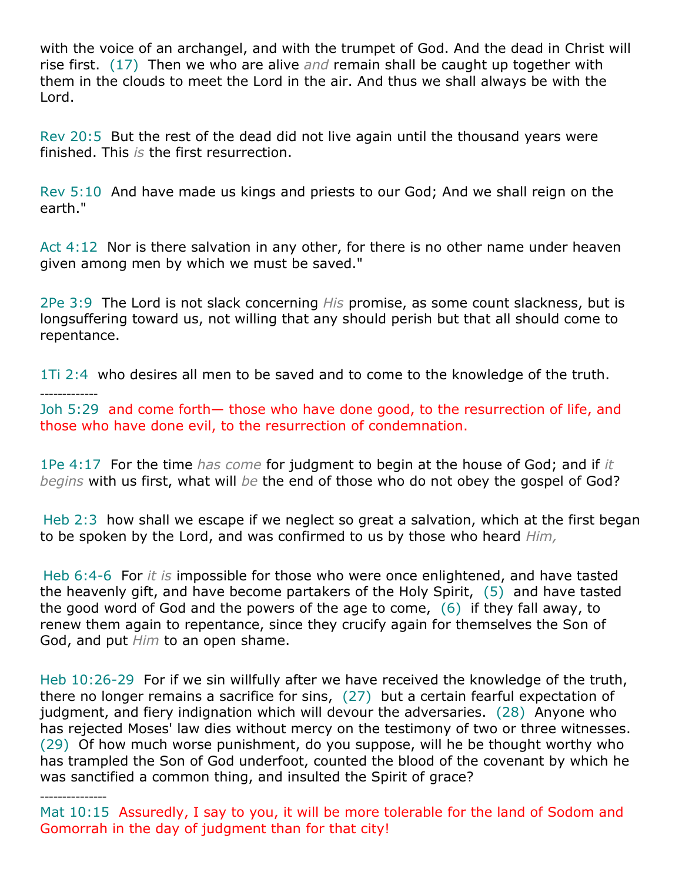with the voice of an archangel, and with the trumpet of God. And the dead in Christ will rise first. (17) Then we who are alive *and* remain shall be caught up together with them in the clouds to meet the Lord in the air. And thus we shall always be with the Lord.

Rev 20:5 But the rest of the dead did not live again until the thousand years were finished. This *is* the first resurrection.

Rev 5:10 And have made us kings and priests to our God; And we shall reign on the earth."

Act 4:12 Nor is there salvation in any other, for there is no other name under heaven given among men by which we must be saved."

2Pe 3:9 The Lord is not slack concerning *His* promise, as some count slackness, but is longsuffering toward us, not willing that any should perish but that all should come to repentance.

1Ti 2:4 who desires all men to be saved and to come to the knowledge of the truth.

-------------

Joh 5:29 and come forth— those who have done good, to the resurrection of life, and those who have done evil, to the resurrection of condemnation.

1Pe 4:17 For the time *has come* for judgment to begin at the house of God; and if *it begins* with us first, what will *be* the end of those who do not obey the gospel of God?

Heb 2:3 how shall we escape if we neglect so great a salvation, which at the first began to be spoken by the Lord, and was confirmed to us by those who heard *Him,*

Heb 6:4-6 For *it is* impossible for those who were once enlightened, and have tasted the heavenly gift, and have become partakers of the Holy Spirit, (5) and have tasted the good word of God and the powers of the age to come, (6) if they fall away, to renew them again to repentance, since they crucify again for themselves the Son of God, and put *Him* to an open shame.

Heb 10:26-29 For if we sin willfully after we have received the knowledge of the truth, there no longer remains a sacrifice for sins, (27) but a certain fearful expectation of judgment, and fiery indignation which will devour the adversaries. (28) Anyone who has rejected Moses' law dies without mercy on the testimony of two or three witnesses. (29) Of how much worse punishment, do you suppose, will he be thought worthy who has trampled the Son of God underfoot, counted the blood of the covenant by which he was sanctified a common thing, and insulted the Spirit of grace?

---------------

Mat 10:15 Assuredly, I say to you, it will be more tolerable for the land of Sodom and Gomorrah in the day of judgment than for that city!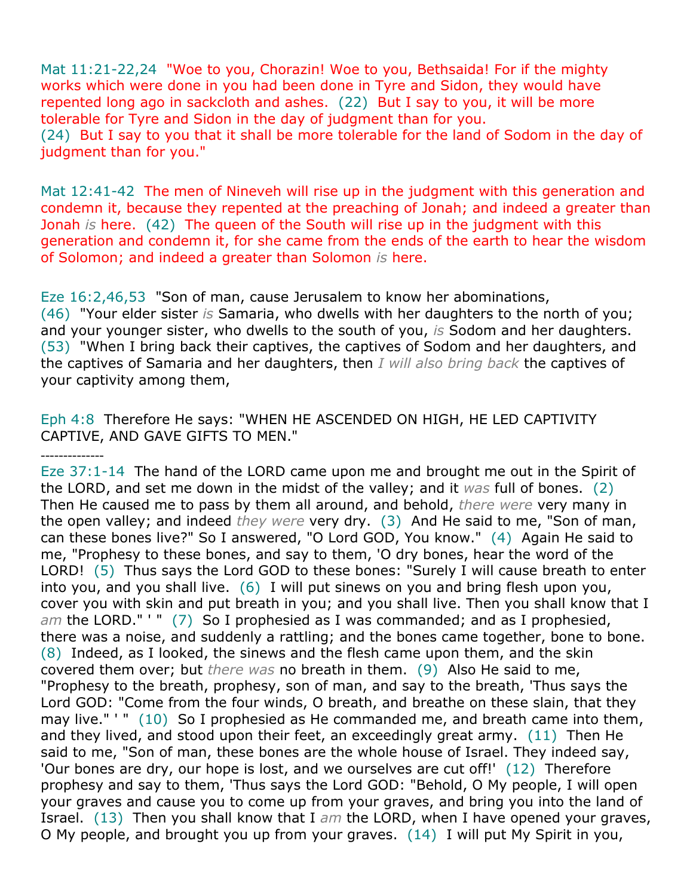Mat 11:21-22,24 "Woe to you, Chorazin! Woe to you, Bethsaida! For if the mighty works which were done in you had been done in Tyre and Sidon, they would have repented long ago in sackcloth and ashes. (22) But I say to you, it will be more tolerable for Tyre and Sidon in the day of judgment than for you.
(24) But I say to you that it shall be more tolerable for the land of Sodom in the day of judgment than for you."

Mat 12:41-42 The men of Nineveh will rise up in the judgment with this generation and condemn it, because they repented at the preaching of Jonah; and indeed a greater than Jonah *is* here. (42) The queen of the South will rise up in the judgment with this generation and condemn it, for she came from the ends of the earth to hear the wisdom of Solomon; and indeed a greater than Solomon *is* here.

Eze 16:2,46,53 "Son of man, cause Jerusalem to know her abominations,
(46) "Your elder sister *is* Samaria, who dwells with her daughters to the north of you; and your younger sister, who dwells to the south of you, *is* Sodom and her daughters.
(53) "When I bring back their captives, the captives of Sodom and her daughters, and the captives of Samaria and her daughters, then *I will also bring back* the captives of your captivity among them,

Eph 4:8 Therefore He says: "WHEN HE ASCENDED ON HIGH, HE LED CAPTIVITY CAPTIVE, AND GAVE GIFTS TO MEN."

--------------

Eze 37:1-14 The hand of the LORD came upon me and brought me out in the Spirit of the LORD, and set me down in the midst of the valley; and it *was* full of bones. (2) Then He caused me to pass by them all around, and behold, *there were* very many in the open valley; and indeed *they were* very dry. (3) And He said to me, "Son of man, can these bones live?" So I answered, "O Lord GOD, You know." (4) Again He said to me, "Prophesy to these bones, and say to them, 'O dry bones, hear the word of the LORD! (5) Thus says the Lord GOD to these bones: "Surely I will cause breath to enter into you, and you shall live. (6) I will put sinews on you and bring flesh upon you, cover you with skin and put breath in you; and you shall live. Then you shall know that I *am* the LORD." ' " (7) So I prophesied as I was commanded; and as I prophesied, there was a noise, and suddenly a rattling; and the bones came together, bone to bone. (8) Indeed, as I looked, the sinews and the flesh came upon them, and the skin covered them over; but *there was* no breath in them. (9) Also He said to me, "Prophesy to the breath, prophesy, son of man, and say to the breath, 'Thus says the Lord GOD: "Come from the four winds, O breath, and breathe on these slain, that they may live." ' " (10) So I prophesied as He commanded me, and breath came into them, and they lived, and stood upon their feet, an exceedingly great army. (11) Then He said to me, "Son of man, these bones are the whole house of Israel. They indeed say, 'Our bones are dry, our hope is lost, and we ourselves are cut off!' (12) Therefore prophesy and say to them, 'Thus says the Lord GOD: "Behold, O My people, I will open your graves and cause you to come up from your graves, and bring you into the land of Israel. (13) Then you shall know that I *am* the LORD, when I have opened your graves, O My people, and brought you up from your graves. (14) I will put My Spirit in you,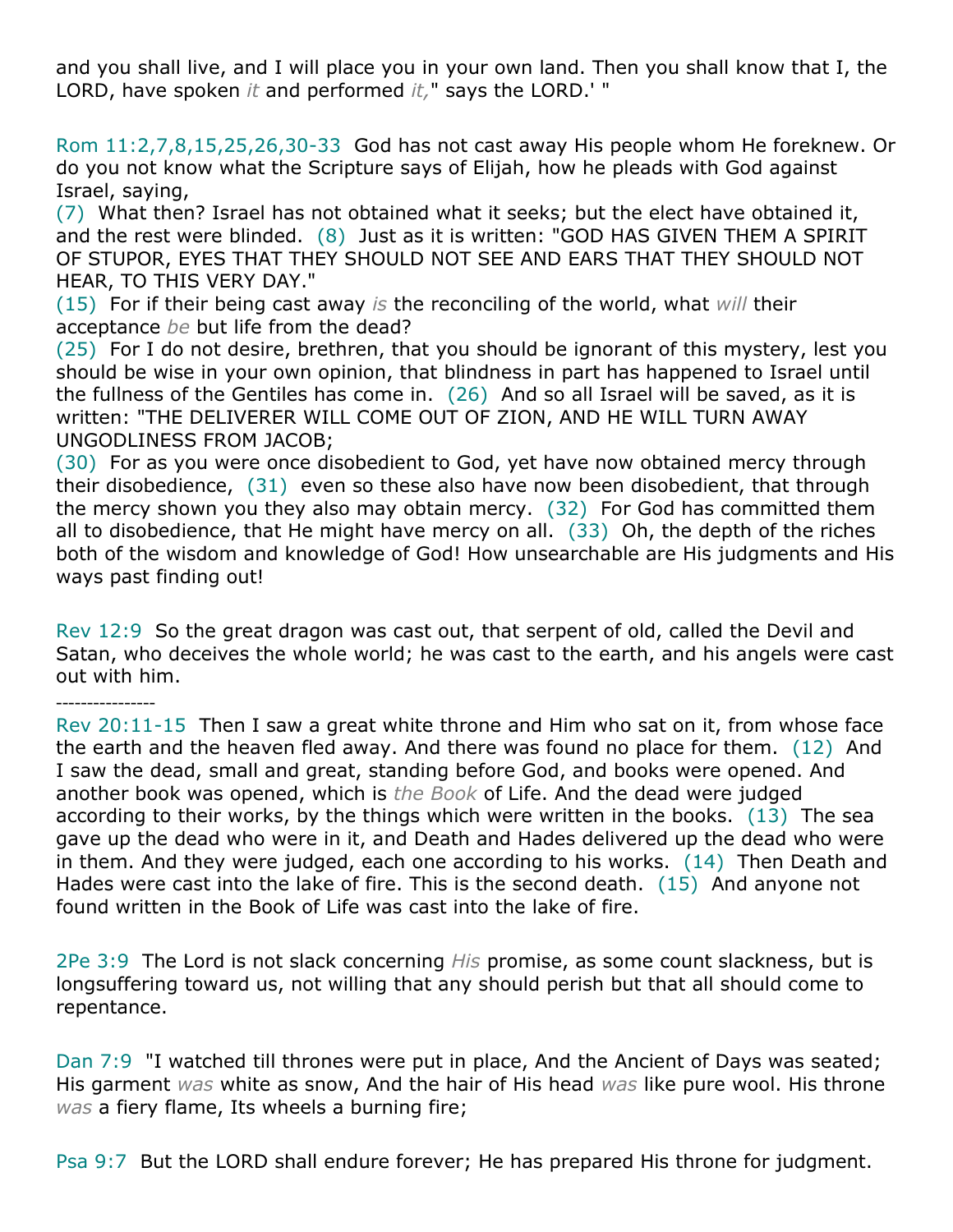and you shall live, and I will place you in your own land. Then you shall know that I, the LORD, have spoken *it* and performed *it,*" says the LORD.' "

Rom 11:2,7,8,15,25,26,30-33  God has not cast away His people whom He foreknew. Or do you not know what the Scripture says of Elijah, how he pleads with God against Israel, saying,
(7)  What then? Israel has not obtained what it seeks; but the elect have obtained it, and the rest were blinded.  (8)  Just as it is written: "GOD HAS GIVEN THEM A SPIRIT OF STUPOR, EYES THAT THEY SHOULD NOT SEE AND EARS THAT THEY SHOULD NOT HEAR, TO THIS VERY DAY."
(15)  For if their being cast away *is* the reconciling of the world, what *will* their acceptance *be* but life from the dead?
(25)  For I do not desire, brethren, that you should be ignorant of this mystery, lest you should be wise in your own opinion, that blindness in part has happened to Israel until the fullness of the Gentiles has come in.  (26)  And so all Israel will be saved, as it is written: "THE DELIVERER WILL COME OUT OF ZION, AND HE WILL TURN AWAY UNGODLINESS FROM JACOB;
(30)  For as you were once disobedient to God, yet have now obtained mercy through their disobedience,  (31)  even so these also have now been disobedient, that through the mercy shown you they also may obtain mercy.  (32)  For God has committed them all to disobedience, that He might have mercy on all.  (33)  Oh, the depth of the riches both of the wisdom and knowledge of God! How unsearchable are His judgments and His ways past finding out!

Rev 12:9  So the great dragon was cast out, that serpent of old, called the Devil and Satan, who deceives the whole world; he was cast to the earth, and his angels were cast out with him.

----------------

Rev 20:11-15  Then I saw a great white throne and Him who sat on it, from whose face the earth and the heaven fled away. And there was found no place for them.  (12)  And I saw the dead, small and great, standing before God, and books were opened. And another book was opened, which is *the Book* of Life. And the dead were judged according to their works, by the things which were written in the books.  (13)  The sea gave up the dead who were in it, and Death and Hades delivered up the dead who were in them. And they were judged, each one according to his works.  (14)  Then Death and Hades were cast into the lake of fire. This is the second death.  (15)  And anyone not found written in the Book of Life was cast into the lake of fire.

2Pe 3:9  The Lord is not slack concerning *His* promise, as some count slackness, but is longsuffering toward us, not willing that any should perish but that all should come to repentance.

Dan 7:9  "I watched till thrones were put in place, And the Ancient of Days was seated; His garment *was* white as snow, And the hair of His head *was* like pure wool. His throne *was* a fiery flame, Its wheels a burning fire;

Psa 9:7  But the LORD shall endure forever; He has prepared His throne for judgment.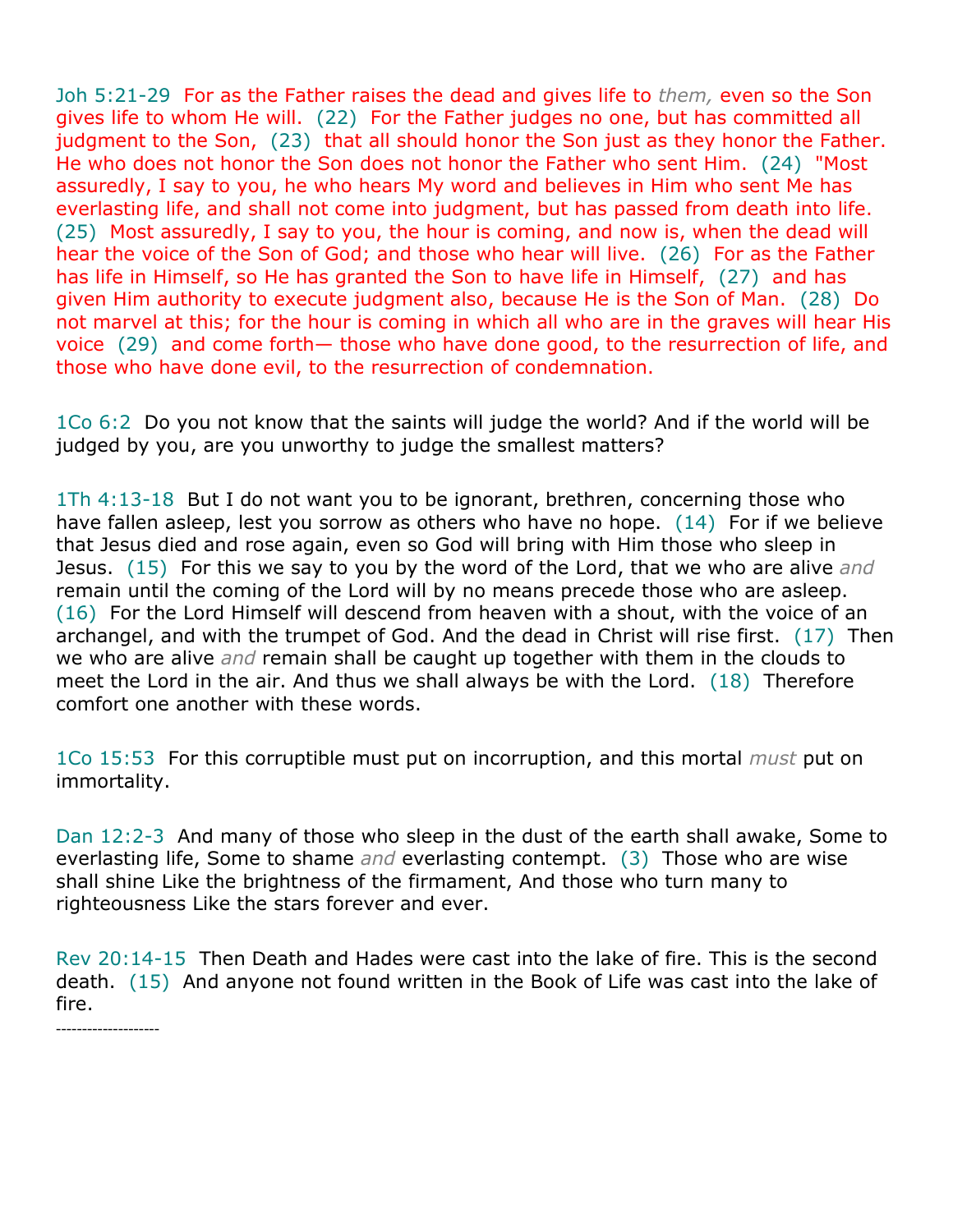Joh 5:21-29 For as the Father raises the dead and gives life to *them,* even so the Son gives life to whom He will. (22) For the Father judges no one, but has committed all judgment to the Son, (23) that all should honor the Son just as they honor the Father. He who does not honor the Son does not honor the Father who sent Him. (24) "Most assuredly, I say to you, he who hears My word and believes in Him who sent Me has everlasting life, and shall not come into judgment, but has passed from death into life. (25) Most assuredly, I say to you, the hour is coming, and now is, when the dead will hear the voice of the Son of God; and those who hear will live. (26) For as the Father has life in Himself, so He has granted the Son to have life in Himself, (27) and has given Him authority to execute judgment also, because He is the Son of Man. (28) Do not marvel at this; for the hour is coming in which all who are in the graves will hear His voice (29) and come forth— those who have done good, to the resurrection of life, and those who have done evil, to the resurrection of condemnation.

1Co 6:2 Do you not know that the saints will judge the world? And if the world will be judged by you, are you unworthy to judge the smallest matters?

1Th 4:13-18 But I do not want you to be ignorant, brethren, concerning those who have fallen asleep, lest you sorrow as others who have no hope. (14) For if we believe that Jesus died and rose again, even so God will bring with Him those who sleep in Jesus. (15) For this we say to you by the word of the Lord, that we who are alive *and* remain until the coming of the Lord will by no means precede those who are asleep. (16) For the Lord Himself will descend from heaven with a shout, with the voice of an archangel, and with the trumpet of God. And the dead in Christ will rise first. (17) Then we who are alive *and* remain shall be caught up together with them in the clouds to meet the Lord in the air. And thus we shall always be with the Lord. (18) Therefore comfort one another with these words.

1Co 15:53 For this corruptible must put on incorruption, and this mortal *must* put on immortality.

Dan 12:2-3 And many of those who sleep in the dust of the earth shall awake, Some to everlasting life, Some to shame *and* everlasting contempt. (3) Those who are wise shall shine Like the brightness of the firmament, And those who turn many to righteousness Like the stars forever and ever.

Rev 20:14-15 Then Death and Hades were cast into the lake of fire. This is the second death. (15) And anyone not found written in the Book of Life was cast into the lake of fire.

--------------------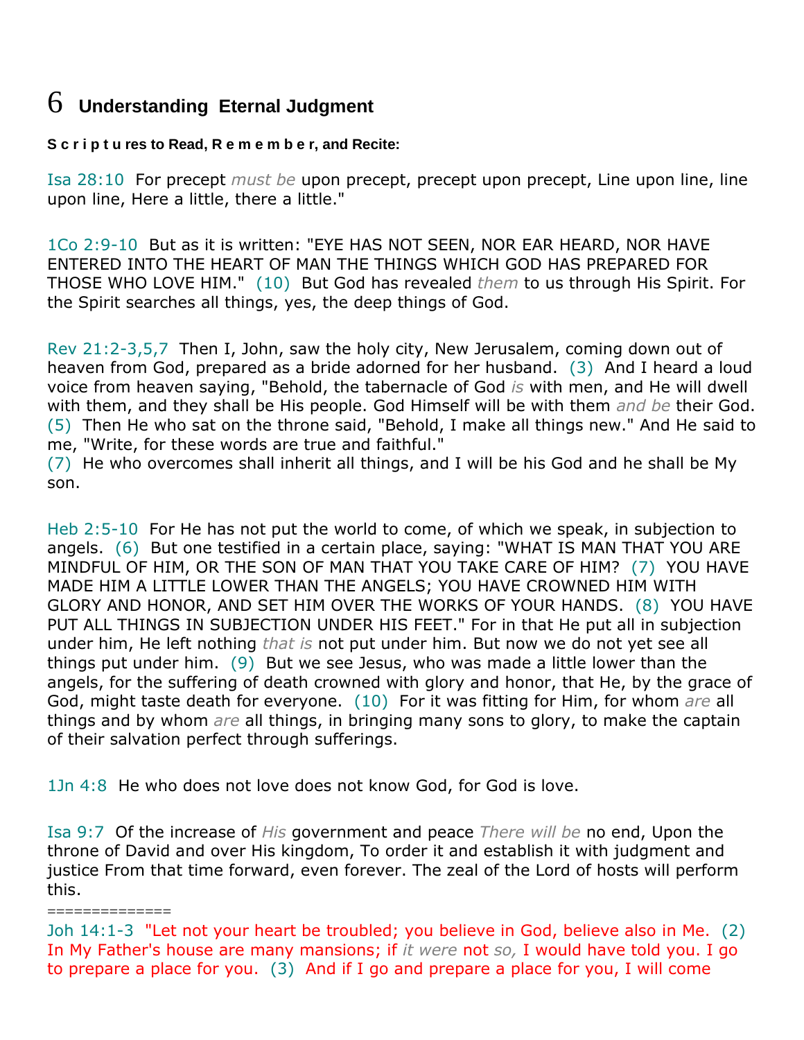# 6 Understanding Eternal Judgment

**Scriptures to Read, Remember, and Recite:**

Isa 28:10 For precept *must be* upon precept, precept upon precept, Line upon line, line upon line, Here a little, there a little."

1Co 2:9-10 But as it is written: "EYE HAS NOT SEEN, NOR EAR HEARD, NOR HAVE ENTERED INTO THE HEART OF MAN THE THINGS WHICH GOD HAS PREPARED FOR THOSE WHO LOVE HIM." (10) But God has revealed *them* to us through His Spirit. For the Spirit searches all things, yes, the deep things of God.

Rev 21:2-3,5,7 Then I, John, saw the holy city, New Jerusalem, coming down out of heaven from God, prepared as a bride adorned for her husband. (3) And I heard a loud voice from heaven saying, "Behold, the tabernacle of God *is* with men, and He will dwell with them, and they shall be His people. God Himself will be with them *and be* their God. (5) Then He who sat on the throne said, "Behold, I make all things new." And He said to me, "Write, for these words are true and faithful."
(7) He who overcomes shall inherit all things, and I will be his God and he shall be My son.

Heb 2:5-10 For He has not put the world to come, of which we speak, in subjection to angels. (6) But one testified in a certain place, saying: "WHAT IS MAN THAT YOU ARE MINDFUL OF HIM, OR THE SON OF MAN THAT YOU TAKE CARE OF HIM? (7) YOU HAVE MADE HIM A LITTLE LOWER THAN THE ANGELS; YOU HAVE CROWNED HIM WITH GLORY AND HONOR, AND SET HIM OVER THE WORKS OF YOUR HANDS. (8) YOU HAVE PUT ALL THINGS IN SUBJECTION UNDER HIS FEET." For in that He put all in subjection under him, He left nothing *that is* not put under him. But now we do not yet see all things put under him. (9) But we see Jesus, who was made a little lower than the angels, for the suffering of death crowned with glory and honor, that He, by the grace of God, might taste death for everyone. (10) For it was fitting for Him, for whom *are* all things and by whom *are* all things, in bringing many sons to glory, to make the captain of their salvation perfect through sufferings.

1Jn 4:8 He who does not love does not know God, for God is love.

Isa 9:7 Of the increase of *His* government and peace *There will be* no end, Upon the throne of David and over His kingdom, To order it and establish it with judgment and justice From that time forward, even forever. The zeal of the Lord of hosts will perform this.

==============

Joh 14:1-3 "Let not your heart be troubled; you believe in God, believe also in Me. (2) In My Father's house are many mansions; if *it were* not *so,* I would have told you. I go to prepare a place for you. (3) And if I go and prepare a place for you, I will come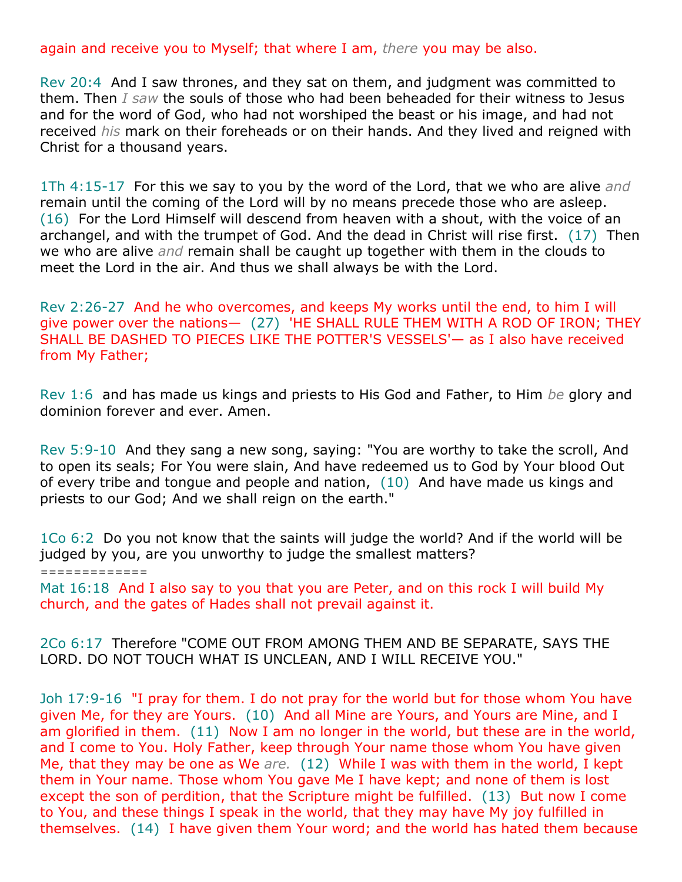again and receive you to Myself; that where I am, *there* you may be also.

Rev 20:4  And I saw thrones, and they sat on them, and judgment was committed to them. Then *I saw* the souls of those who had been beheaded for their witness to Jesus and for the word of God, who had not worshiped the beast or his image, and had not received *his* mark on their foreheads or on their hands. And they lived and reigned with Christ for a thousand years.

1Th 4:15-17  For this we say to you by the word of the Lord, that we who are alive *and* remain until the coming of the Lord will by no means precede those who are asleep. (16)  For the Lord Himself will descend from heaven with a shout, with the voice of an archangel, and with the trumpet of God. And the dead in Christ will rise first. (17)  Then we who are alive *and* remain shall be caught up together with them in the clouds to meet the Lord in the air. And thus we shall always be with the Lord.

Rev 2:26-27  And he who overcomes, and keeps My works until the end, to him I will give power over the nations— (27)  'HE SHALL RULE THEM WITH A ROD OF IRON; THEY SHALL BE DASHED TO PIECES LIKE THE POTTER'S VESSELS'— as I also have received from My Father;

Rev 1:6  and has made us kings and priests to His God and Father, to Him *be* glory and dominion forever and ever. Amen.

Rev 5:9-10  And they sang a new song, saying: "You are worthy to take the scroll, And to open its seals; For You were slain, And have redeemed us to God by Your blood Out of every tribe and tongue and people and nation, (10)  And have made us kings and priests to our God; And we shall reign on the earth."

1Co 6:2  Do you not know that the saints will judge the world? And if the world will be judged by you, are you unworthy to judge the smallest matters?
============
Mat 16:18  And I also say to you that you are Peter, and on this rock I will build My church, and the gates of Hades shall not prevail against it.

2Co 6:17  Therefore "COME OUT FROM AMONG THEM AND BE SEPARATE, SAYS THE LORD. DO NOT TOUCH WHAT IS UNCLEAN, AND I WILL RECEIVE YOU."

Joh 17:9-16  "I pray for them. I do not pray for the world but for those whom You have given Me, for they are Yours. (10)  And all Mine are Yours, and Yours are Mine, and I am glorified in them. (11)  Now I am no longer in the world, but these are in the world, and I come to You. Holy Father, keep through Your name those whom You have given Me, that they may be one as We *are.* (12)  While I was with them in the world, I kept them in Your name. Those whom You gave Me I have kept; and none of them is lost except the son of perdition, that the Scripture might be fulfilled. (13)  But now I come to You, and these things I speak in the world, that they may have My joy fulfilled in themselves. (14)  I have given them Your word; and the world has hated them because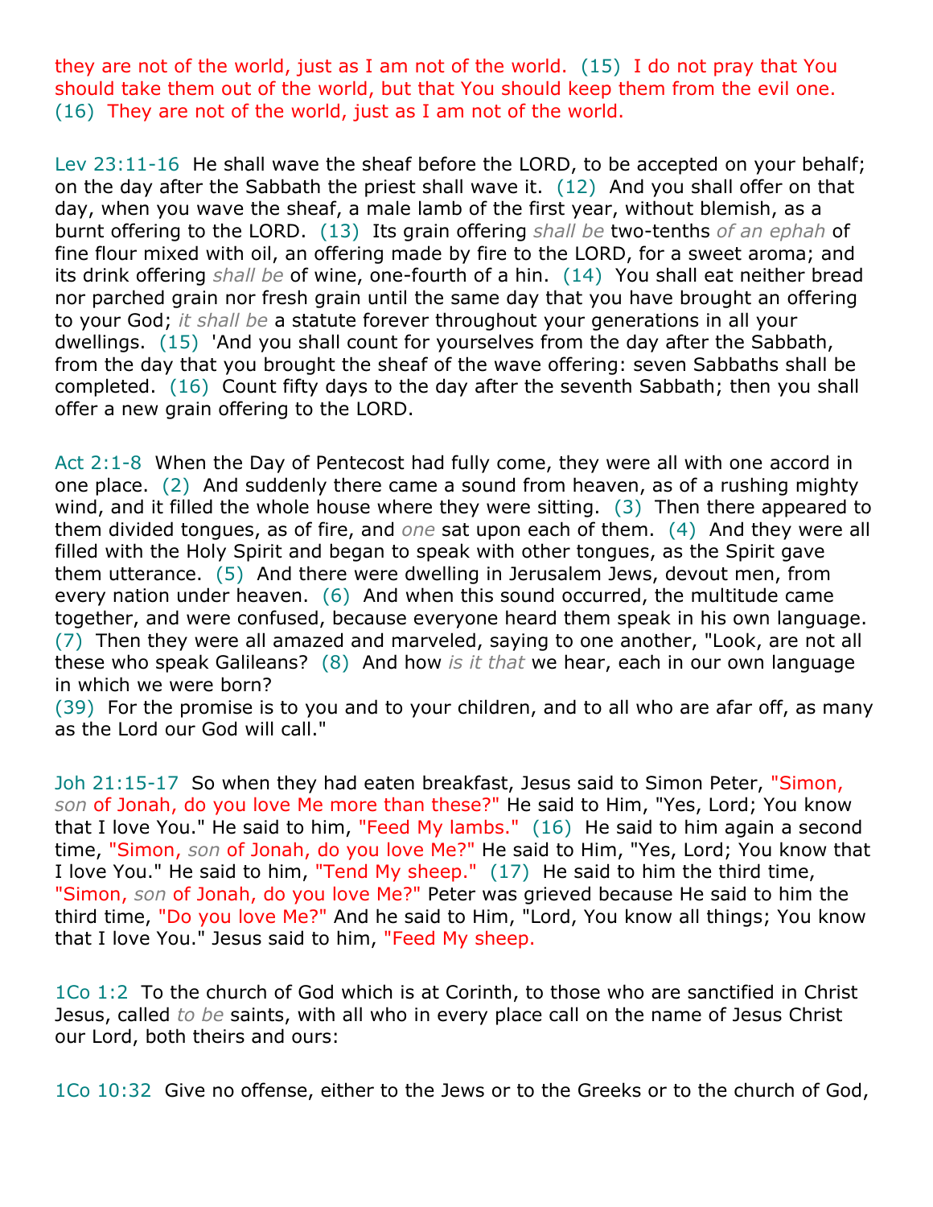they are not of the world, just as I am not of the world. (15) I do not pray that You should take them out of the world, but that You should keep them from the evil one. (16) They are not of the world, just as I am not of the world.

Lev 23:11-16 He shall wave the sheaf before the LORD, to be accepted on your behalf; on the day after the Sabbath the priest shall wave it. (12) And you shall offer on that day, when you wave the sheaf, a male lamb of the first year, without blemish, as a burnt offering to the LORD. (13) Its grain offering *shall be* two-tenths *of an ephah* of fine flour mixed with oil, an offering made by fire to the LORD, for a sweet aroma; and its drink offering *shall be* of wine, one-fourth of a hin. (14) You shall eat neither bread nor parched grain nor fresh grain until the same day that you have brought an offering to your God; *it shall be* a statute forever throughout your generations in all your dwellings. (15) 'And you shall count for yourselves from the day after the Sabbath, from the day that you brought the sheaf of the wave offering: seven Sabbaths shall be completed. (16) Count fifty days to the day after the seventh Sabbath; then you shall offer a new grain offering to the LORD.

Act 2:1-8 When the Day of Pentecost had fully come, they were all with one accord in one place. (2) And suddenly there came a sound from heaven, as of a rushing mighty wind, and it filled the whole house where they were sitting. (3) Then there appeared to them divided tongues, as of fire, and *one* sat upon each of them. (4) And they were all filled with the Holy Spirit and began to speak with other tongues, as the Spirit gave them utterance. (5) And there were dwelling in Jerusalem Jews, devout men, from every nation under heaven. (6) And when this sound occurred, the multitude came together, and were confused, because everyone heard them speak in his own language. (7) Then they were all amazed and marveled, saying to one another, "Look, are not all these who speak Galileans? (8) And how *is it that* we hear, each in our own language in which we were born?
(39) For the promise is to you and to your children, and to all who are afar off, as many as the Lord our God will call."

Joh 21:15-17 So when they had eaten breakfast, Jesus said to Simon Peter, "Simon, *son* of Jonah, do you love Me more than these?" He said to Him, "Yes, Lord; You know that I love You." He said to him, "Feed My lambs." (16) He said to him again a second time, "Simon, *son* of Jonah, do you love Me?" He said to Him, "Yes, Lord; You know that I love You." He said to him, "Tend My sheep." (17) He said to him the third time, "Simon, *son* of Jonah, do you love Me?" Peter was grieved because He said to him the third time, "Do you love Me?" And he said to Him, "Lord, You know all things; You know that I love You." Jesus said to him, "Feed My sheep.

1Co 1:2 To the church of God which is at Corinth, to those who are sanctified in Christ Jesus, called *to be* saints, with all who in every place call on the name of Jesus Christ our Lord, both theirs and ours:

1Co 10:32 Give no offense, either to the Jews or to the Greeks or to the church of God,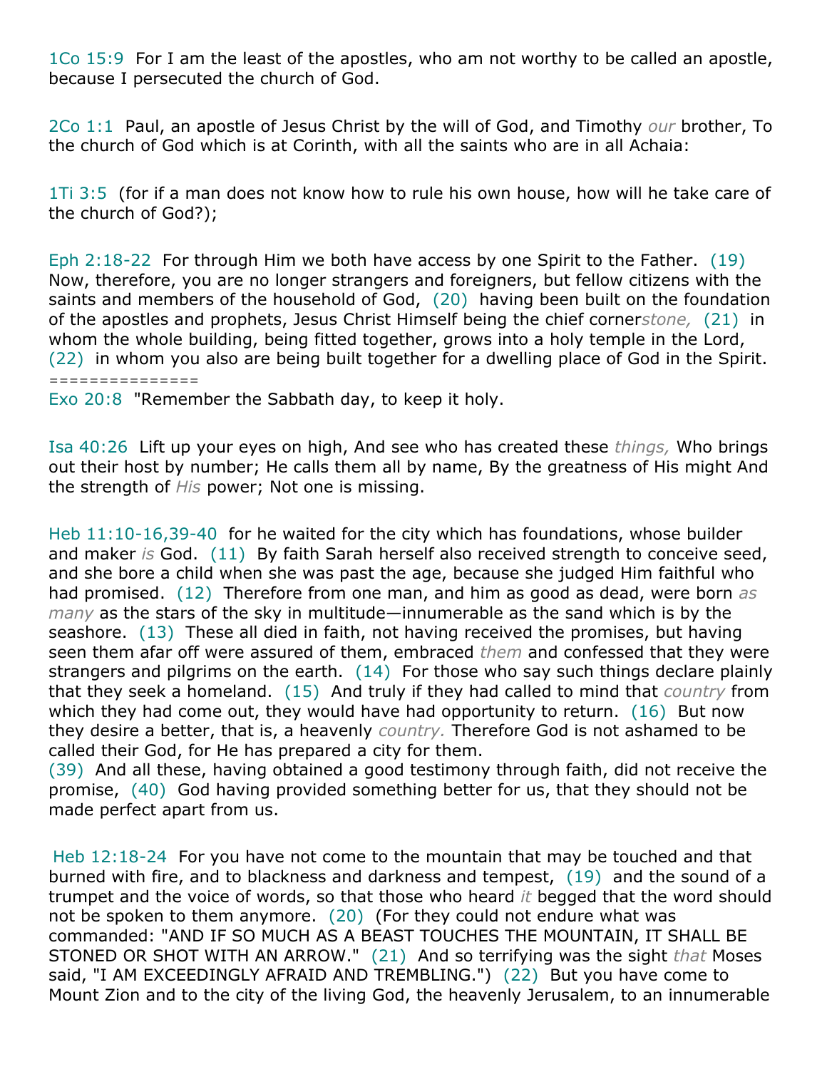1Co 15:9  For I am the least of the apostles, who am not worthy to be called an apostle, because I persecuted the church of God.

2Co 1:1  Paul, an apostle of Jesus Christ by the will of God, and Timothy *our* brother, To the church of God which is at Corinth, with all the saints who are in all Achaia:

1Ti 3:5  (for if a man does not know how to rule his own house, how will he take care of the church of God?);

Eph 2:18-22  For through Him we both have access by one Spirit to the Father.  (19)  Now, therefore, you are no longer strangers and foreigners, but fellow citizens with the saints and members of the household of God,  (20)  having been built on the foundation of the apostles and prophets, Jesus Christ Himself being the chief corner*stone,*  (21)  in whom the whole building, being fitted together, grows into a holy temple in the Lord,  (22)  in whom you also are being built together for a dwelling place of God in the Spirit.
===============
Exo 20:8  "Remember the Sabbath day, to keep it holy.

Isa 40:26  Lift up your eyes on high, And see who has created these *things,* Who brings out their host by number; He calls them all by name, By the greatness of His might And the strength of *His* power; Not one is missing.

Heb 11:10-16,39-40  for he waited for the city which has foundations, whose builder and maker *is* God.  (11)  By faith Sarah herself also received strength to conceive seed, and she bore a child when she was past the age, because she judged Him faithful who had promised.  (12)  Therefore from one man, and him as good as dead, were born *as many* as the stars of the sky in multitude—innumerable as the sand which is by the seashore.  (13)  These all died in faith, not having received the promises, but having seen them afar off were assured of them, embraced *them* and confessed that they were strangers and pilgrims on the earth.  (14)  For those who say such things declare plainly that they seek a homeland.  (15)  And truly if they had called to mind that *country* from which they had come out, they would have had opportunity to return.  (16)  But now they desire a better, that is, a heavenly *country.* Therefore God is not ashamed to be called their God, for He has prepared a city for them.
(39)  And all these, having obtained a good testimony through faith, did not receive the promise,  (40)  God having provided something better for us, that they should not be made perfect apart from us.

Heb 12:18-24  For you have not come to the mountain that may be touched and that burned with fire, and to blackness and darkness and tempest,  (19)  and the sound of a trumpet and the voice of words, so that those who heard *it* begged that the word should not be spoken to them anymore.  (20)  (For they could not endure what was commanded: "AND IF SO MUCH AS A BEAST TOUCHES THE MOUNTAIN, IT SHALL BE STONED OR SHOT WITH AN ARROW."  (21)  And so terrifying was the sight *that* Moses said, "I AM EXCEEDINGLY AFRAID AND TREMBLING.")  (22)  But you have come to Mount Zion and to the city of the living God, the heavenly Jerusalem, to an innumerable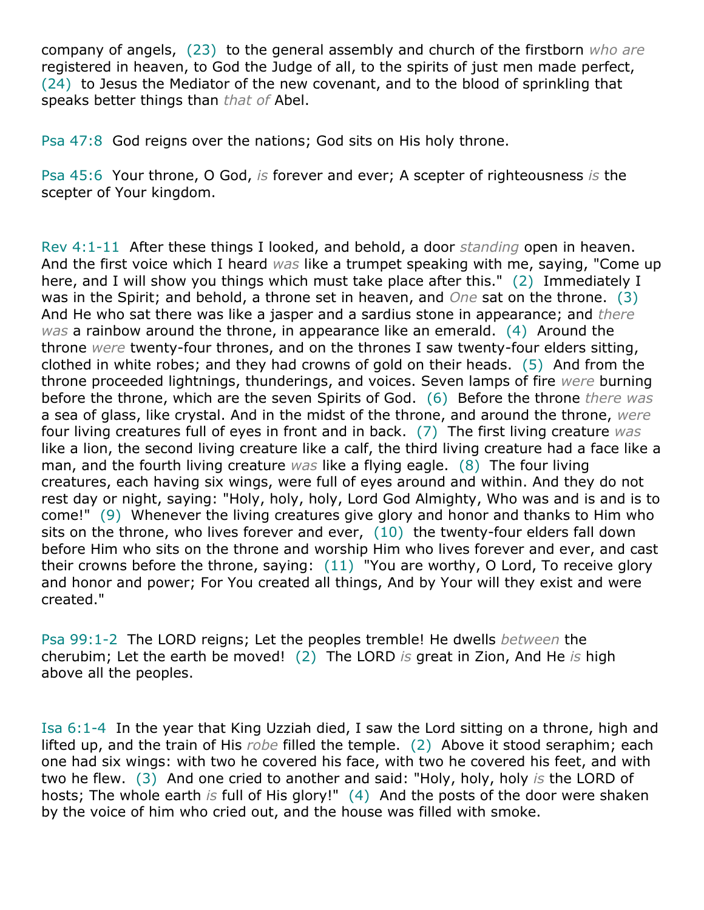company of angels, (23) to the general assembly and church of the firstborn *who are* registered in heaven, to God the Judge of all, to the spirits of just men made perfect, (24) to Jesus the Mediator of the new covenant, and to the blood of sprinkling that speaks better things than *that of* Abel.

Psa 47:8 God reigns over the nations; God sits on His holy throne.

Psa 45:6 Your throne, O God, *is* forever and ever; A scepter of righteousness *is* the scepter of Your kingdom.

Rev 4:1-11 After these things I looked, and behold, a door *standing* open in heaven. And the first voice which I heard *was* like a trumpet speaking with me, saying, "Come up here, and I will show you things which must take place after this." (2) Immediately I was in the Spirit; and behold, a throne set in heaven, and *One* sat on the throne. (3) And He who sat there was like a jasper and a sardius stone in appearance; and *there was* a rainbow around the throne, in appearance like an emerald. (4) Around the throne *were* twenty-four thrones, and on the thrones I saw twenty-four elders sitting, clothed in white robes; and they had crowns of gold on their heads. (5) And from the throne proceeded lightnings, thunderings, and voices. Seven lamps of fire *were* burning before the throne, which are the seven Spirits of God. (6) Before the throne *there was* a sea of glass, like crystal. And in the midst of the throne, and around the throne, *were* four living creatures full of eyes in front and in back. (7) The first living creature *was* like a lion, the second living creature like a calf, the third living creature had a face like a man, and the fourth living creature *was* like a flying eagle. (8) The four living creatures, each having six wings, were full of eyes around and within. And they do not rest day or night, saying: "Holy, holy, holy, Lord God Almighty, Who was and is and is to come!" (9) Whenever the living creatures give glory and honor and thanks to Him who sits on the throne, who lives forever and ever, (10) the twenty-four elders fall down before Him who sits on the throne and worship Him who lives forever and ever, and cast their crowns before the throne, saying: (11) "You are worthy, O Lord, To receive glory and honor and power; For You created all things, And by Your will they exist and were created."

Psa 99:1-2 The LORD reigns; Let the peoples tremble! He dwells *between* the cherubim; Let the earth be moved! (2) The LORD *is* great in Zion, And He *is* high above all the peoples.

Isa 6:1-4 In the year that King Uzziah died, I saw the Lord sitting on a throne, high and lifted up, and the train of His *robe* filled the temple. (2) Above it stood seraphim; each one had six wings: with two he covered his face, with two he covered his feet, and with two he flew. (3) And one cried to another and said: "Holy, holy, holy *is* the LORD of hosts; The whole earth *is* full of His glory!" (4) And the posts of the door were shaken by the voice of him who cried out, and the house was filled with smoke.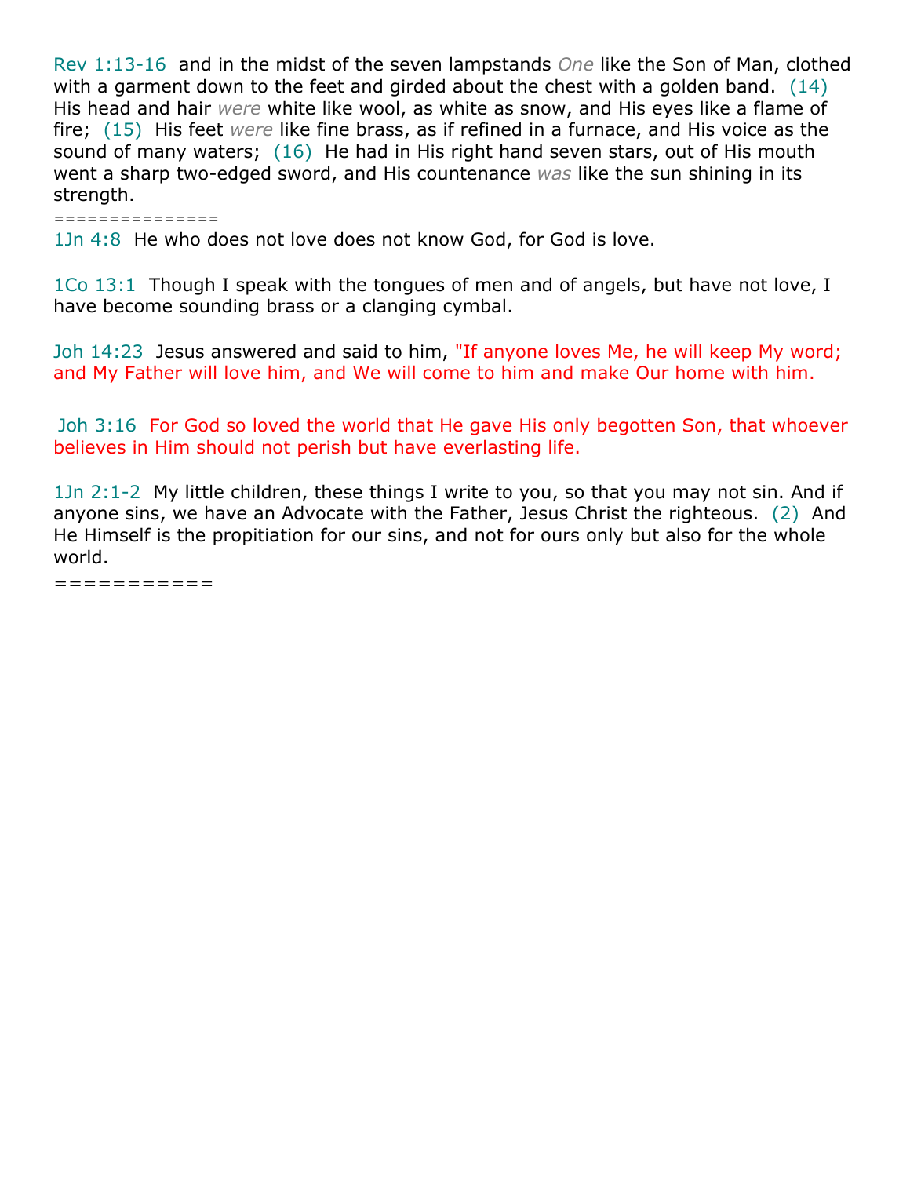Rev 1:13-16 and in the midst of the seven lampstands *One* like the Son of Man, clothed with a garment down to the feet and girded about the chest with a golden band. (14) His head and hair *were* white like wool, as white as snow, and His eyes like a flame of fire; (15) His feet *were* like fine brass, as if refined in a furnace, and His voice as the sound of many waters; (16) He had in His right hand seven stars, out of His mouth went a sharp two-edged sword, and His countenance *was* like the sun shining in its strength.

===============

1Jn 4:8 He who does not love does not know God, for God is love.

1Co 13:1 Though I speak with the tongues of men and of angels, but have not love, I have become sounding brass or a clanging cymbal.

Joh 14:23 Jesus answered and said to him, "If anyone loves Me, he will keep My word; and My Father will love him, and We will come to him and make Our home with him.

Joh 3:16 For God so loved the world that He gave His only begotten Son, that whoever believes in Him should not perish but have everlasting life.

1Jn 2:1-2 My little children, these things I write to you, so that you may not sin. And if anyone sins, we have an Advocate with the Father, Jesus Christ the righteous. (2) And He Himself is the propitiation for our sins, and not for ours only but also for the whole world.

===========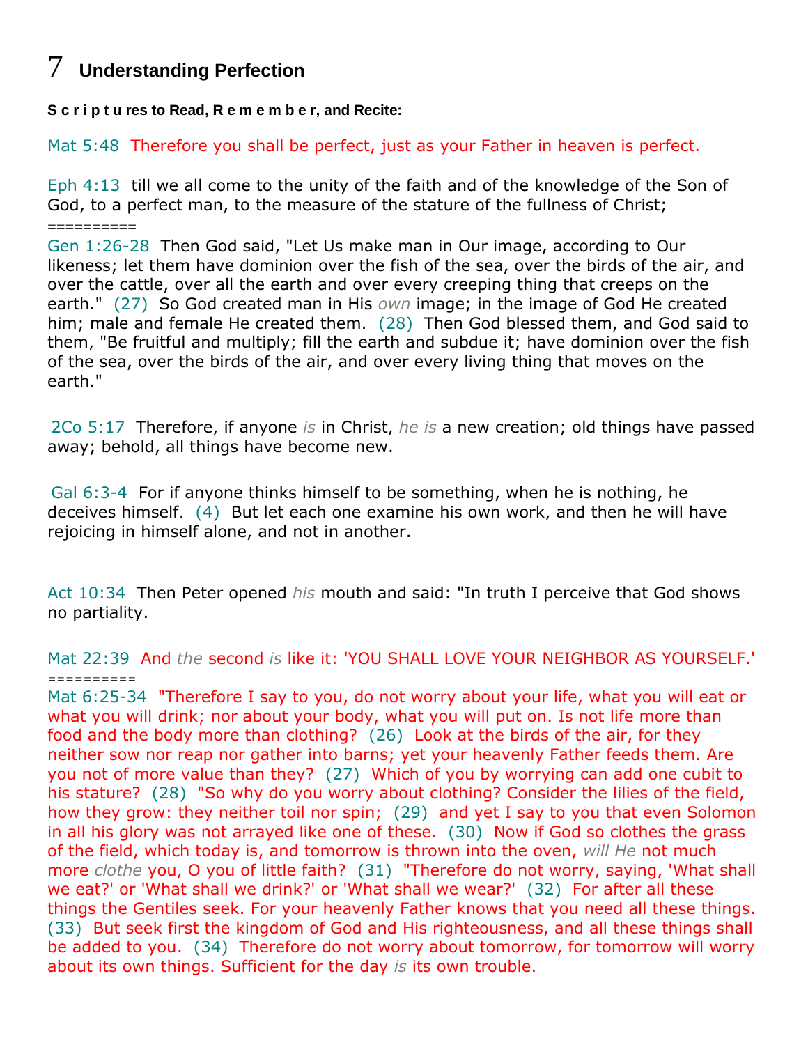# 7 Understanding Perfection

**S c r i p t u res to Read, R e m e m b e r, and Recite:**

Mat 5:48  Therefore you shall be perfect, just as your Father in heaven is perfect.

Eph 4:13  till we all come to the unity of the faith and of the knowledge of the Son of God, to a perfect man, to the measure of the stature of the fullness of Christ;

==========

Gen 1:26-28  Then God said, "Let Us make man in Our image, according to Our likeness; let them have dominion over the fish of the sea, over the birds of the air, and over the cattle, over all the earth and over every creeping thing that creeps on the earth."  (27)  So God created man in His *own* image; in the image of God He created him; male and female He created them.  (28)  Then God blessed them, and God said to them, "Be fruitful and multiply; fill the earth and subdue it; have dominion over the fish of the sea, over the birds of the air, and over every living thing that moves on the earth."

2Co 5:17  Therefore, if anyone *is* in Christ, *he is* a new creation; old things have passed away; behold, all things have become new.

Gal 6:3-4  For if anyone thinks himself to be something, when he is nothing, he deceives himself.  (4)  But let each one examine his own work, and then he will have rejoicing in himself alone, and not in another.

Act 10:34  Then Peter opened *his* mouth and said: "In truth I perceive that God shows no partiality.

Mat 22:39  And *the* second *is* like it: 'YOU SHALL LOVE YOUR NEIGHBOR AS YOURSELF.'

==========

Mat 6:25-34  "Therefore I say to you, do not worry about your life, what you will eat or what you will drink; nor about your body, what you will put on. Is not life more than food and the body more than clothing?  (26)  Look at the birds of the air, for they neither sow nor reap nor gather into barns; yet your heavenly Father feeds them. Are you not of more value than they?  (27)  Which of you by worrying can add one cubit to his stature?  (28)  "So why do you worry about clothing? Consider the lilies of the field, how they grow: they neither toil nor spin;  (29)  and yet I say to you that even Solomon in all his glory was not arrayed like one of these.  (30)  Now if God so clothes the grass of the field, which today is, and tomorrow is thrown into the oven, *will He* not much more *clothe* you, O you of little faith?  (31)  "Therefore do not worry, saying, 'What shall we eat?' or 'What shall we drink?' or 'What shall we wear?'  (32)  For after all these things the Gentiles seek. For your heavenly Father knows that you need all these things.  (33)  But seek first the kingdom of God and His righteousness, and all these things shall be added to you.  (34)  Therefore do not worry about tomorrow, for tomorrow will worry about its own things. Sufficient for the day *is* its own trouble.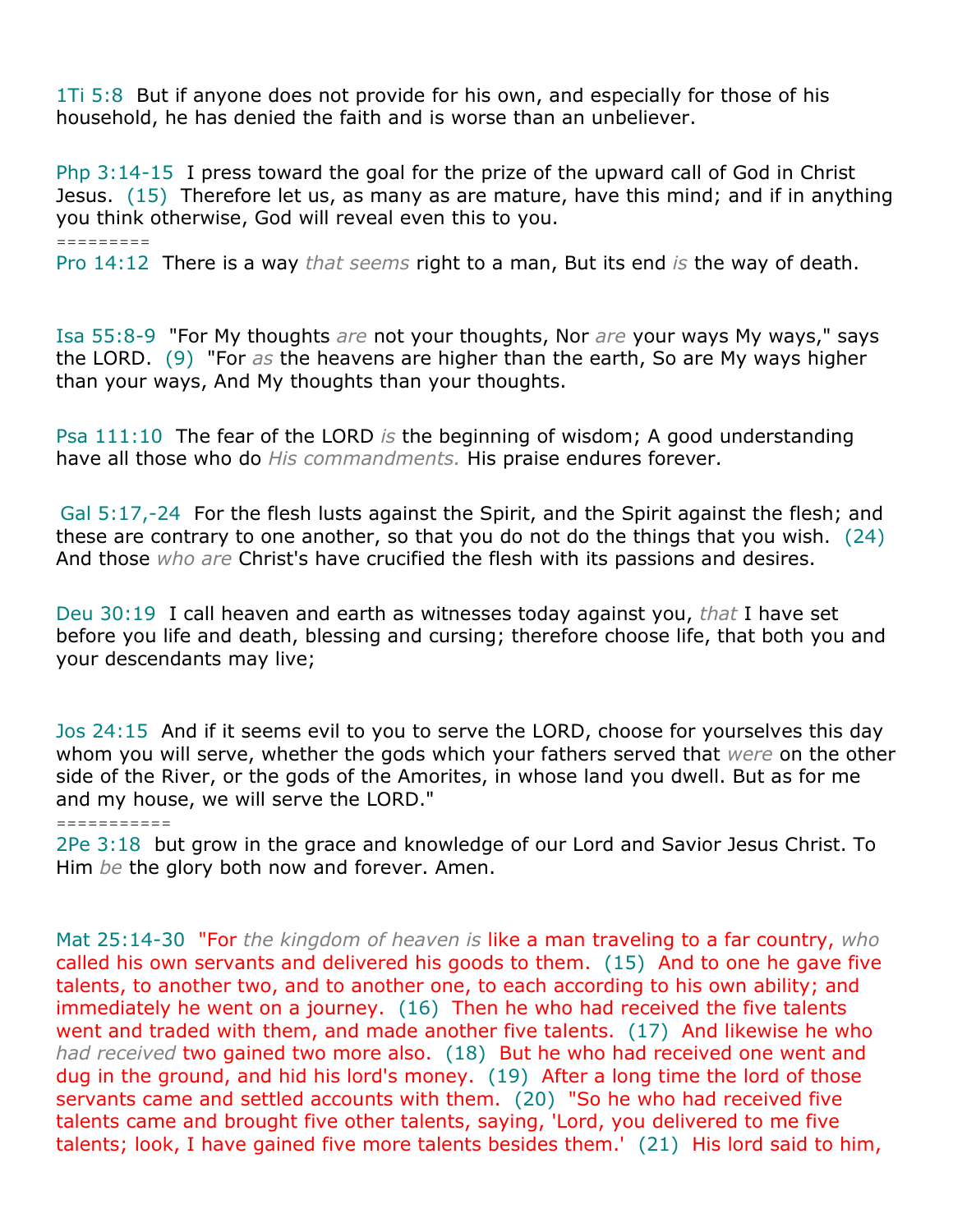1Ti 5:8  But if anyone does not provide for his own, and especially for those of his household, he has denied the faith and is worse than an unbeliever.

Php 3:14-15  I press toward the goal for the prize of the upward call of God in Christ Jesus.  (15)  Therefore let us, as many as are mature, have this mind; and if in anything you think otherwise, God will reveal even this to you.

=========

Pro 14:12  There is a way *that seems* right to a man, But its end *is* the way of death.

Isa 55:8-9  "For My thoughts *are* not your thoughts, Nor *are* your ways My ways," says the LORD.  (9)  "For *as* the heavens are higher than the earth, So are My ways higher than your ways, And My thoughts than your thoughts.

Psa 111:10  The fear of the LORD *is* the beginning of wisdom; A good understanding have all those who do *His commandments.* His praise endures forever.

Gal 5:17,-24  For the flesh lusts against the Spirit, and the Spirit against the flesh; and these are contrary to one another, so that you do not do the things that you wish.  (24)  And those *who are* Christ's have crucified the flesh with its passions and desires.

Deu 30:19  I call heaven and earth as witnesses today against you, *that* I have set before you life and death, blessing and cursing; therefore choose life, that both you and your descendants may live;

Jos 24:15  And if it seems evil to you to serve the LORD, choose for yourselves this day whom you will serve, whether the gods which your fathers served that *were* on the other side of the River, or the gods of the Amorites, in whose land you dwell. But as for me and my house, we will serve the LORD."

===========

2Pe 3:18  but grow in the grace and knowledge of our Lord and Savior Jesus Christ. To Him *be* the glory both now and forever. Amen.

Mat 25:14-30  "For *the kingdom of heaven is* like a man traveling to a far country, *who* called his own servants and delivered his goods to them.  (15)  And to one he gave five talents, to another two, and to another one, to each according to his own ability; and immediately he went on a journey.  (16)  Then he who had received the five talents went and traded with them, and made another five talents.  (17)  And likewise he who *had received* two gained two more also.  (18)  But he who had received one went and dug in the ground, and hid his lord's money.  (19)  After a long time the lord of those servants came and settled accounts with them.  (20)  "So he who had received five talents came and brought five other talents, saying, 'Lord, you delivered to me five talents; look, I have gained five more talents besides them.'  (21)  His lord said to him,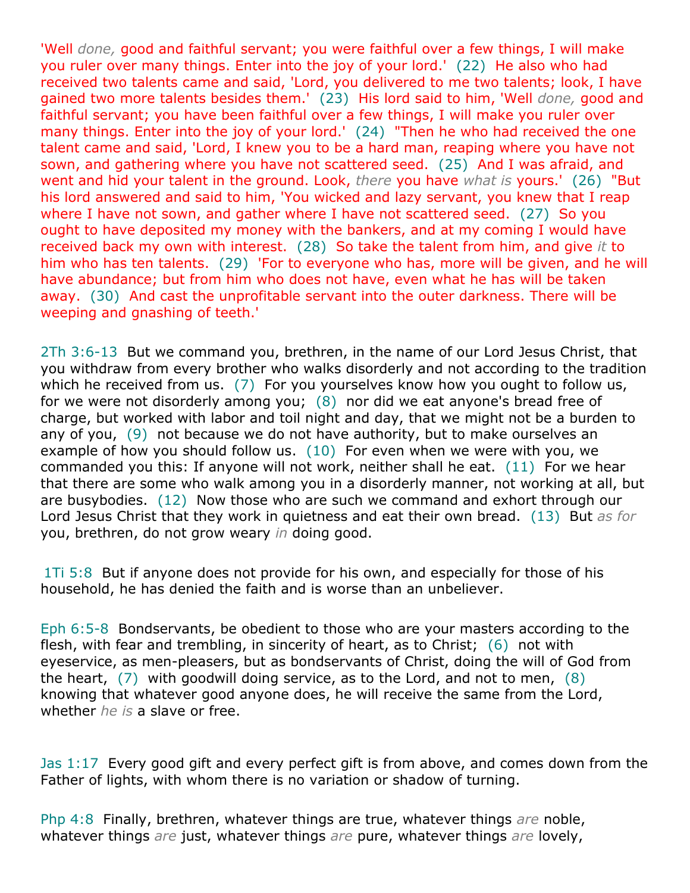'Well *done,* good and faithful servant; you were faithful over a few things, I will make you ruler over many things. Enter into the joy of your lord.' (22) He also who had received two talents came and said, 'Lord, you delivered to me two talents; look, I have gained two more talents besides them.' (23) His lord said to him, 'Well *done,* good and faithful servant; you have been faithful over a few things, I will make you ruler over many things. Enter into the joy of your lord.' (24) "Then he who had received the one talent came and said, 'Lord, I knew you to be a hard man, reaping where you have not sown, and gathering where you have not scattered seed. (25) And I was afraid, and went and hid your talent in the ground. Look, *there* you have *what is* yours.' (26) "But his lord answered and said to him, 'You wicked and lazy servant, you knew that I reap where I have not sown, and gather where I have not scattered seed. (27) So you ought to have deposited my money with the bankers, and at my coming I would have received back my own with interest. (28) So take the talent from him, and give *it* to him who has ten talents. (29) 'For to everyone who has, more will be given, and he will have abundance; but from him who does not have, even what he has will be taken away. (30) And cast the unprofitable servant into the outer darkness. There will be weeping and gnashing of teeth.'

2Th 3:6-13 But we command you, brethren, in the name of our Lord Jesus Christ, that you withdraw from every brother who walks disorderly and not according to the tradition which he received from us. (7) For you yourselves know how you ought to follow us, for we were not disorderly among you; (8) nor did we eat anyone's bread free of charge, but worked with labor and toil night and day, that we might not be a burden to any of you, (9) not because we do not have authority, but to make ourselves an example of how you should follow us. (10) For even when we were with you, we commanded you this: If anyone will not work, neither shall he eat. (11) For we hear that there are some who walk among you in a disorderly manner, not working at all, but are busybodies. (12) Now those who are such we command and exhort through our Lord Jesus Christ that they work in quietness and eat their own bread. (13) But *as for* you, brethren, do not grow weary *in* doing good.

1Ti 5:8 But if anyone does not provide for his own, and especially for those of his household, he has denied the faith and is worse than an unbeliever.

Eph 6:5-8 Bondservants, be obedient to those who are your masters according to the flesh, with fear and trembling, in sincerity of heart, as to Christ; (6) not with eyeservice, as men-pleasers, but as bondservants of Christ, doing the will of God from the heart, (7) with goodwill doing service, as to the Lord, and not to men, (8) knowing that whatever good anyone does, he will receive the same from the Lord, whether *he is* a slave or free.

Jas 1:17 Every good gift and every perfect gift is from above, and comes down from the Father of lights, with whom there is no variation or shadow of turning.

Php 4:8 Finally, brethren, whatever things are true, whatever things *are* noble, whatever things *are* just, whatever things *are* pure, whatever things *are* lovely,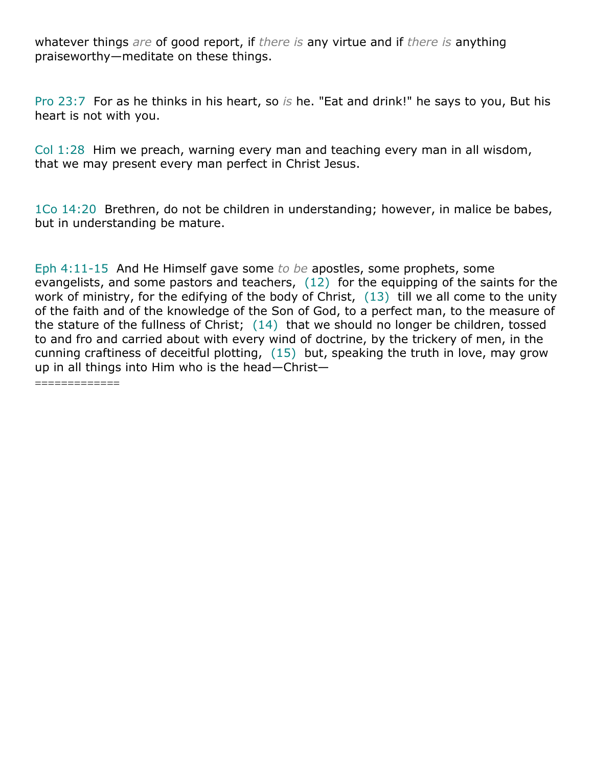whatever things *are* of good report, if *there is* any virtue and if *there is* anything praiseworthy—meditate on these things.

Pro 23:7  For as he thinks in his heart, so *is* he. "Eat and drink!" he says to you, But his heart is not with you.

Col 1:28  Him we preach, warning every man and teaching every man in all wisdom, that we may present every man perfect in Christ Jesus.

1Co 14:20  Brethren, do not be children in understanding; however, in malice be babes, but in understanding be mature.

Eph 4:11-15  And He Himself gave some *to be* apostles, some prophets, some evangelists, and some pastors and teachers,  (12)  for the equipping of the saints for the work of ministry, for the edifying of the body of Christ,  (13)  till we all come to the unity of the faith and of the knowledge of the Son of God, to a perfect man, to the measure of the stature of the fullness of Christ;  (14)  that we should no longer be children, tossed to and fro and carried about with every wind of doctrine, by the trickery of men, in the cunning craftiness of deceitful plotting,  (15)  but, speaking the truth in love, may grow up in all things into Him who is the head—Christ—

============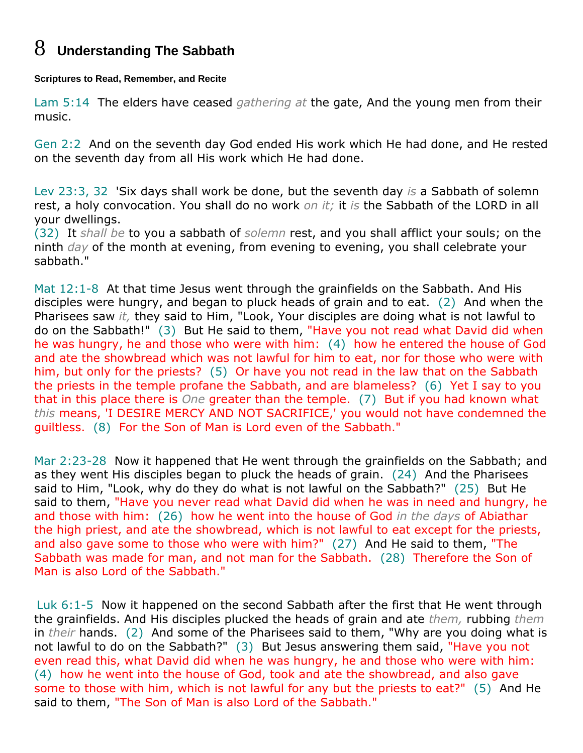# 8 Understanding The Sabbath

**Scriptures to Read, Remember, and Recite**

Lam 5:14 The elders have ceased *gathering at* the gate, And the young men from their music.

Gen 2:2 And on the seventh day God ended His work which He had done, and He rested on the seventh day from all His work which He had done.

Lev 23:3, 32 'Six days shall work be done, but the seventh day *is* a Sabbath of solemn rest, a holy convocation. You shall do no work *on it;* it *is* the Sabbath of the LORD in all your dwellings.
(32) It *shall be* to you a sabbath of *solemn* rest, and you shall afflict your souls; on the ninth *day* of the month at evening, from evening to evening, you shall celebrate your sabbath."

Mat 12:1-8 At that time Jesus went through the grainfields on the Sabbath. And His disciples were hungry, and began to pluck heads of grain and to eat. (2) And when the Pharisees saw *it,* they said to Him, "Look, Your disciples are doing what is not lawful to do on the Sabbath!" (3) But He said to them, "Have you not read what David did when he was hungry, he and those who were with him: (4) how he entered the house of God and ate the showbread which was not lawful for him to eat, nor for those who were with him, but only for the priests? (5) Or have you not read in the law that on the Sabbath the priests in the temple profane the Sabbath, and are blameless? (6) Yet I say to you that in this place there is *One* greater than the temple. (7) But if you had known what *this* means, 'I DESIRE MERCY AND NOT SACRIFICE,' you would not have condemned the guiltless. (8) For the Son of Man is Lord even of the Sabbath."

Mar 2:23-28 Now it happened that He went through the grainfields on the Sabbath; and as they went His disciples began to pluck the heads of grain. (24) And the Pharisees said to Him, "Look, why do they do what is not lawful on the Sabbath?" (25) But He said to them, "Have you never read what David did when he was in need and hungry, he and those with him: (26) how he went into the house of God *in the days* of Abiathar the high priest, and ate the showbread, which is not lawful to eat except for the priests, and also gave some to those who were with him?" (27) And He said to them, "The Sabbath was made for man, and not man for the Sabbath. (28) Therefore the Son of Man is also Lord of the Sabbath."

Luk 6:1-5 Now it happened on the second Sabbath after the first that He went through the grainfields. And His disciples plucked the heads of grain and ate *them,* rubbing *them* in *their* hands. (2) And some of the Pharisees said to them, "Why are you doing what is not lawful to do on the Sabbath?" (3) But Jesus answering them said, "Have you not even read this, what David did when he was hungry, he and those who were with him: (4) how he went into the house of God, took and ate the showbread, and also gave some to those with him, which is not lawful for any but the priests to eat?" (5) And He said to them, "The Son of Man is also Lord of the Sabbath."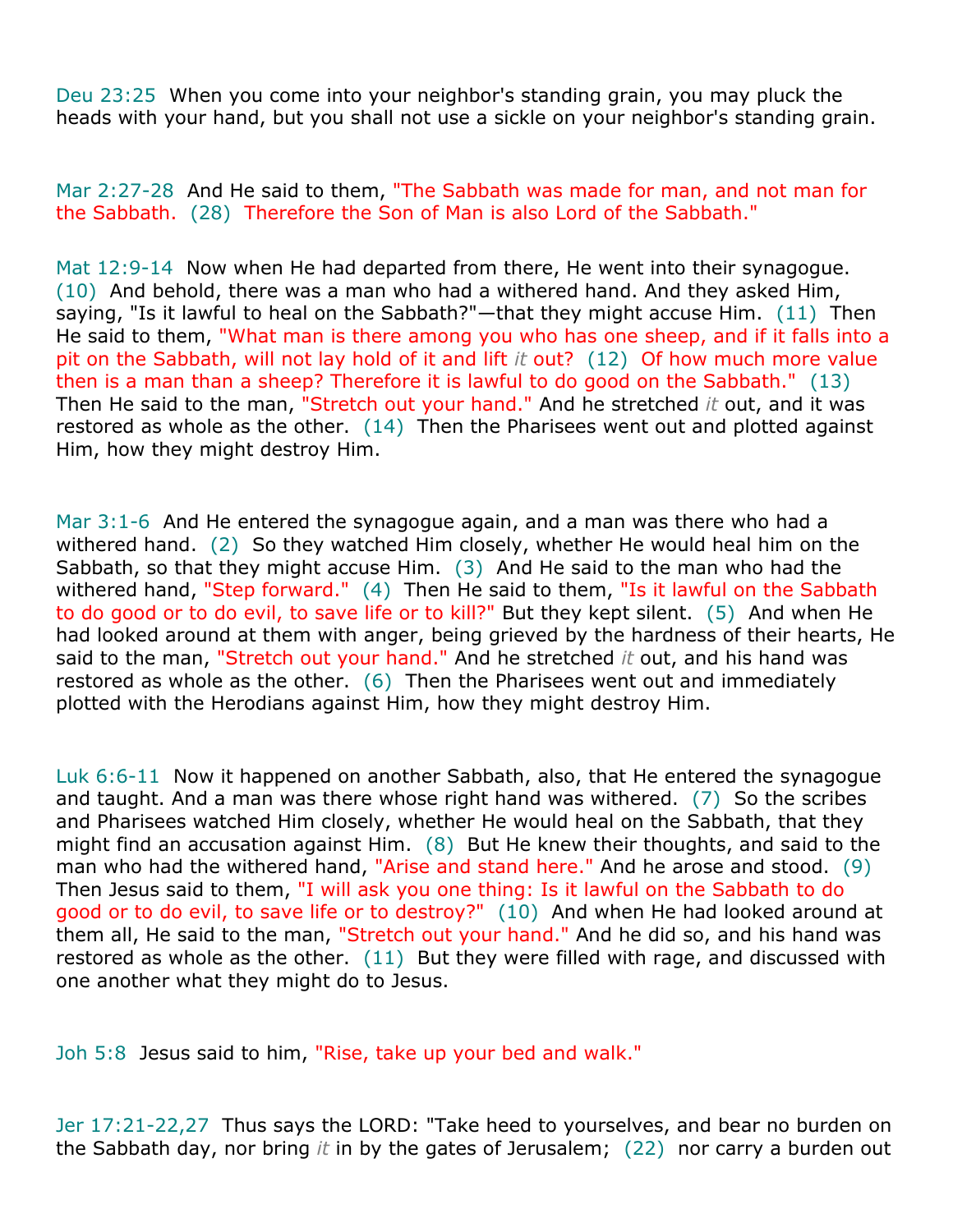Deu 23:25  When you come into your neighbor's standing grain, you may pluck the heads with your hand, but you shall not use a sickle on your neighbor's standing grain.

Mar 2:27-28  And He said to them, "The Sabbath was made for man, and not man for the Sabbath.  (28)  Therefore the Son of Man is also Lord of the Sabbath."

Mat 12:9-14  Now when He had departed from there, He went into their synagogue.  (10)  And behold, there was a man who had a withered hand. And they asked Him, saying, "Is it lawful to heal on the Sabbath?"—that they might accuse Him.  (11)  Then He said to them, "What man is there among you who has one sheep, and if it falls into a pit on the Sabbath, will not lay hold of it and lift *it* out?  (12)  Of how much more value then is a man than a sheep? Therefore it is lawful to do good on the Sabbath."  (13)  Then He said to the man, "Stretch out your hand." And he stretched *it* out, and it was restored as whole as the other.  (14)  Then the Pharisees went out and plotted against Him, how they might destroy Him.

Mar 3:1-6  And He entered the synagogue again, and a man was there who had a withered hand.  (2)  So they watched Him closely, whether He would heal him on the Sabbath, so that they might accuse Him.  (3)  And He said to the man who had the withered hand, "Step forward."  (4)  Then He said to them, "Is it lawful on the Sabbath to do good or to do evil, to save life or to kill?" But they kept silent.  (5)  And when He had looked around at them with anger, being grieved by the hardness of their hearts, He said to the man, "Stretch out your hand." And he stretched *it* out, and his hand was restored as whole as the other.  (6)  Then the Pharisees went out and immediately plotted with the Herodians against Him, how they might destroy Him.

Luk 6:6-11  Now it happened on another Sabbath, also, that He entered the synagogue and taught. And a man was there whose right hand was withered.  (7)  So the scribes and Pharisees watched Him closely, whether He would heal on the Sabbath, that they might find an accusation against Him.  (8)  But He knew their thoughts, and said to the man who had the withered hand, "Arise and stand here." And he arose and stood.  (9)  Then Jesus said to them, "I will ask you one thing: Is it lawful on the Sabbath to do good or to do evil, to save life or to destroy?"  (10)  And when He had looked around at them all, He said to the man, "Stretch out your hand." And he did so, and his hand was restored as whole as the other.  (11)  But they were filled with rage, and discussed with one another what they might do to Jesus.

Joh 5:8  Jesus said to him, "Rise, take up your bed and walk."

Jer 17:21-22,27  Thus says the LORD: "Take heed to yourselves, and bear no burden on the Sabbath day, nor bring *it* in by the gates of Jerusalem;  (22)  nor carry a burden out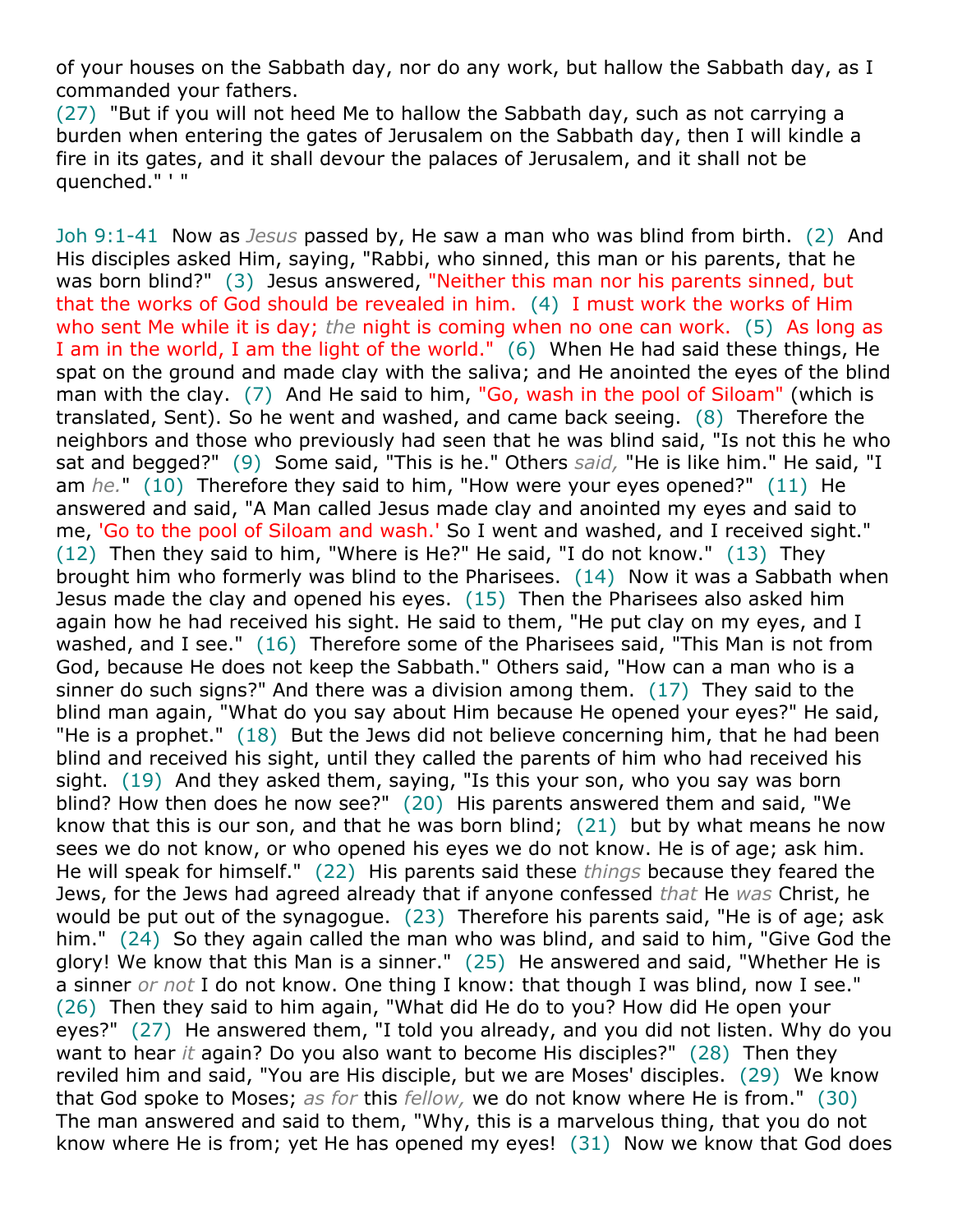of your houses on the Sabbath day, nor do any work, but hallow the Sabbath day, as I commanded your fathers.

(27) "But if you will not heed Me to hallow the Sabbath day, such as not carrying a burden when entering the gates of Jerusalem on the Sabbath day, then I will kindle a fire in its gates, and it shall devour the palaces of Jerusalem, and it shall not be quenched." ' "

Joh 9:1-41 Now as *Jesus* passed by, He saw a man who was blind from birth. (2) And His disciples asked Him, saying, "Rabbi, who sinned, this man or his parents, that he was born blind?" (3) Jesus answered, "Neither this man nor his parents sinned, but that the works of God should be revealed in him. (4) I must work the works of Him who sent Me while it is day; *the* night is coming when no one can work. (5) As long as I am in the world, I am the light of the world." (6) When He had said these things, He spat on the ground and made clay with the saliva; and He anointed the eyes of the blind man with the clay. (7) And He said to him, "Go, wash in the pool of Siloam" (which is translated, Sent). So he went and washed, and came back seeing. (8) Therefore the neighbors and those who previously had seen that he was blind said, "Is not this he who sat and begged?" (9) Some said, "This is he." Others *said,* "He is like him." He said, "I am *he.*" (10) Therefore they said to him, "How were your eyes opened?" (11) He answered and said, "A Man called Jesus made clay and anointed my eyes and said to me, 'Go to the pool of Siloam and wash.' So I went and washed, and I received sight." (12) Then they said to him, "Where is He?" He said, "I do not know." (13) They brought him who formerly was blind to the Pharisees. (14) Now it was a Sabbath when Jesus made the clay and opened his eyes. (15) Then the Pharisees also asked him again how he had received his sight. He said to them, "He put clay on my eyes, and I washed, and I see." (16) Therefore some of the Pharisees said, "This Man is not from God, because He does not keep the Sabbath." Others said, "How can a man who is a sinner do such signs?" And there was a division among them. (17) They said to the blind man again, "What do you say about Him because He opened your eyes?" He said, "He is a prophet." (18) But the Jews did not believe concerning him, that he had been blind and received his sight, until they called the parents of him who had received his sight. (19) And they asked them, saying, "Is this your son, who you say was born blind? How then does he now see?" (20) His parents answered them and said, "We know that this is our son, and that he was born blind; (21) but by what means he now sees we do not know, or who opened his eyes we do not know. He is of age; ask him. He will speak for himself." (22) His parents said these *things* because they feared the Jews, for the Jews had agreed already that if anyone confessed *that* He *was* Christ, he would be put out of the synagogue. (23) Therefore his parents said, "He is of age; ask him." (24) So they again called the man who was blind, and said to him, "Give God the glory! We know that this Man is a sinner." (25) He answered and said, "Whether He is a sinner *or not* I do not know. One thing I know: that though I was blind, now I see." (26) Then they said to him again, "What did He do to you? How did He open your eyes?" (27) He answered them, "I told you already, and you did not listen. Why do you want to hear *it* again? Do you also want to become His disciples?" (28) Then they reviled him and said, "You are His disciple, but we are Moses' disciples. (29) We know that God spoke to Moses; *as for* this *fellow,* we do not know where He is from." (30) The man answered and said to them, "Why, this is a marvelous thing, that you do not know where He is from; yet He has opened my eyes! (31) Now we know that God does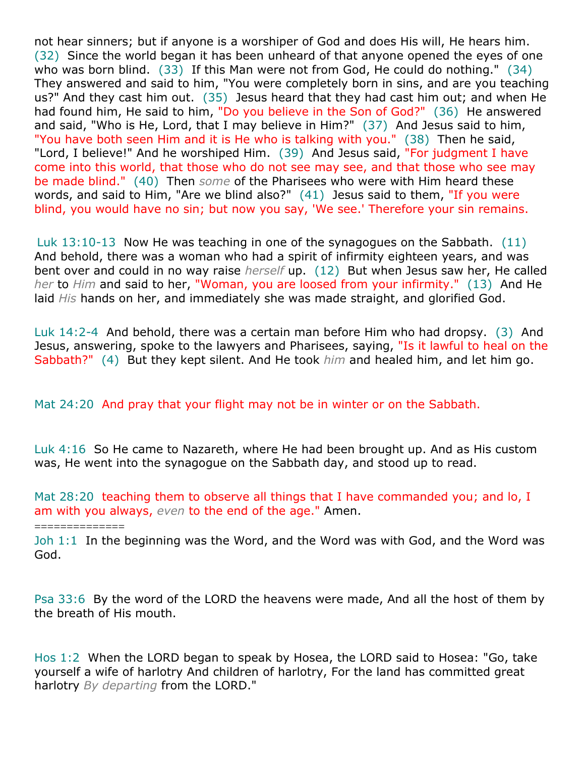not hear sinners; but if anyone is a worshiper of God and does His will, He hears him. (32) Since the world began it has been unheard of that anyone opened the eyes of one who was born blind. (33) If this Man were not from God, He could do nothing." (34) They answered and said to him, "You were completely born in sins, and are you teaching us?" And they cast him out. (35) Jesus heard that they had cast him out; and when He had found him, He said to him, "Do you believe in the Son of God?" (36) He answered and said, "Who is He, Lord, that I may believe in Him?" (37) And Jesus said to him, "You have both seen Him and it is He who is talking with you." (38) Then he said, "Lord, I believe!" And he worshiped Him. (39) And Jesus said, "For judgment I have come into this world, that those who do not see may see, and that those who see may be made blind." (40) Then *some* of the Pharisees who were with Him heard these words, and said to Him, "Are we blind also?" (41) Jesus said to them, "If you were blind, you would have no sin; but now you say, 'We see.' Therefore your sin remains.

Luk 13:10-13 Now He was teaching in one of the synagogues on the Sabbath. (11) And behold, there was a woman who had a spirit of infirmity eighteen years, and was bent over and could in no way raise *herself* up. (12) But when Jesus saw her, He called *her* to *Him* and said to her, "Woman, you are loosed from your infirmity." (13) And He laid *His* hands on her, and immediately she was made straight, and glorified God.

Luk 14:2-4 And behold, there was a certain man before Him who had dropsy. (3) And Jesus, answering, spoke to the lawyers and Pharisees, saying, "Is it lawful to heal on the Sabbath?" (4) But they kept silent. And He took *him* and healed him, and let him go.

Mat 24:20 And pray that your flight may not be in winter or on the Sabbath.

Luk 4:16 So He came to Nazareth, where He had been brought up. And as His custom was, He went into the synagogue on the Sabbath day, and stood up to read.

Mat 28:20 teaching them to observe all things that I have commanded you; and lo, I am with you always, *even* to the end of the age." Amen.

==============

Joh 1:1 In the beginning was the Word, and the Word was with God, and the Word was God.

Psa 33:6 By the word of the LORD the heavens were made, And all the host of them by the breath of His mouth.

Hos 1:2 When the LORD began to speak by Hosea, the LORD said to Hosea: "Go, take yourself a wife of harlotry And children of harlotry, For the land has committed great harlotry *By departing* from the LORD."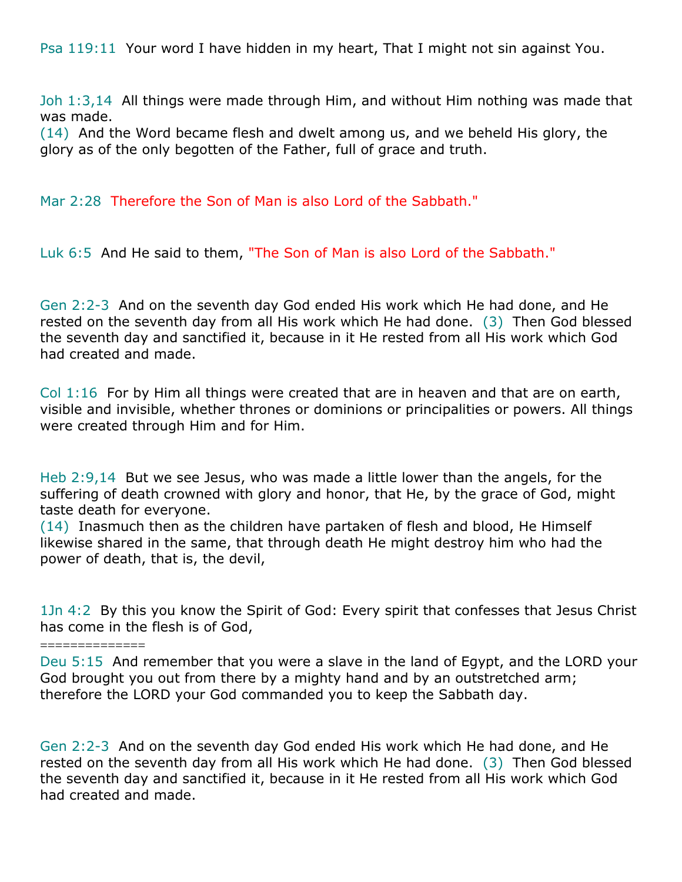Psa 119:11 Your word I have hidden in my heart, That I might not sin against You.

Joh 1:3,14 All things were made through Him, and without Him nothing was made that was made.
(14) And the Word became flesh and dwelt among us, and we beheld His glory, the glory as of the only begotten of the Father, full of grace and truth.

Mar 2:28 Therefore the Son of Man is also Lord of the Sabbath."

Luk 6:5 And He said to them, "The Son of Man is also Lord of the Sabbath."

Gen 2:2-3 And on the seventh day God ended His work which He had done, and He rested on the seventh day from all His work which He had done. (3) Then God blessed the seventh day and sanctified it, because in it He rested from all His work which God had created and made.

Col 1:16 For by Him all things were created that are in heaven and that are on earth, visible and invisible, whether thrones or dominions or principalities or powers. All things were created through Him and for Him.

Heb 2:9,14 But we see Jesus, who was made a little lower than the angels, for the suffering of death crowned with glory and honor, that He, by the grace of God, might taste death for everyone.
(14) Inasmuch then as the children have partaken of flesh and blood, He Himself likewise shared in the same, that through death He might destroy him who had the power of death, that is, the devil,

1Jn 4:2 By this you know the Spirit of God: Every spirit that confesses that Jesus Christ has come in the flesh is of God,

==============

Deu 5:15 And remember that you were a slave in the land of Egypt, and the LORD your God brought you out from there by a mighty hand and by an outstretched arm; therefore the LORD your God commanded you to keep the Sabbath day.

Gen 2:2-3 And on the seventh day God ended His work which He had done, and He rested on the seventh day from all His work which He had done. (3) Then God blessed the seventh day and sanctified it, because in it He rested from all His work which God had created and made.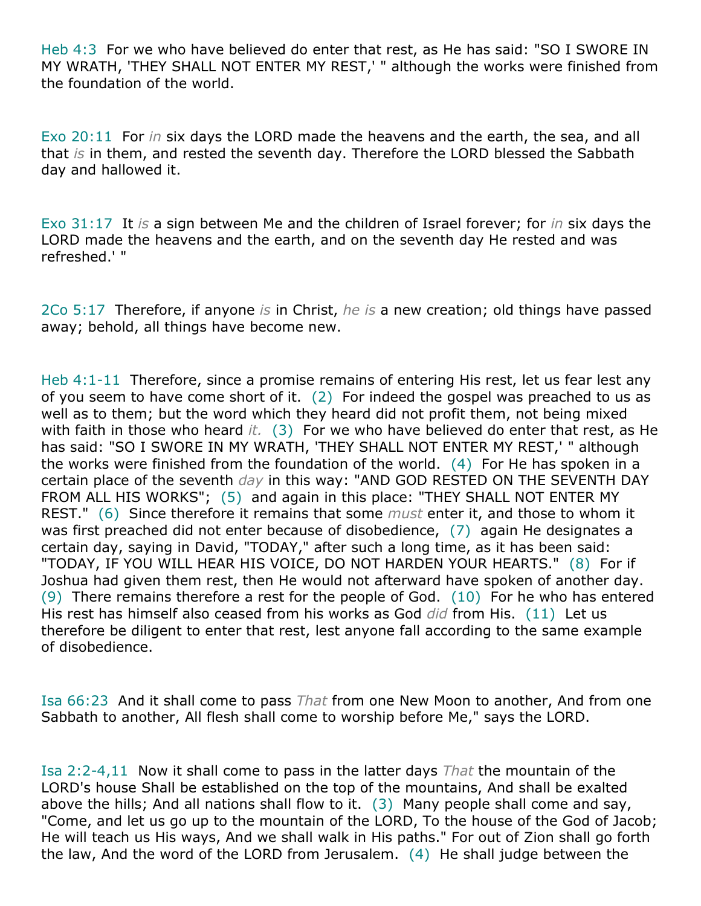Heb 4:3 For we who have believed do enter that rest, as He has said: "SO I SWORE IN MY WRATH, 'THEY SHALL NOT ENTER MY REST,' " although the works were finished from the foundation of the world.

Exo 20:11 For *in* six days the LORD made the heavens and the earth, the sea, and all that *is* in them, and rested the seventh day. Therefore the LORD blessed the Sabbath day and hallowed it.

Exo 31:17 It *is* a sign between Me and the children of Israel forever; for *in* six days the LORD made the heavens and the earth, and on the seventh day He rested and was refreshed.' "

2Co 5:17 Therefore, if anyone *is* in Christ, *he is* a new creation; old things have passed away; behold, all things have become new.

Heb 4:1-11 Therefore, since a promise remains of entering His rest, let us fear lest any of you seem to have come short of it. (2) For indeed the gospel was preached to us as well as to them; but the word which they heard did not profit them, not being mixed with faith in those who heard *it.* (3) For we who have believed do enter that rest, as He has said: "SO I SWORE IN MY WRATH, 'THEY SHALL NOT ENTER MY REST,' " although the works were finished from the foundation of the world. (4) For He has spoken in a certain place of the seventh *day* in this way: "AND GOD RESTED ON THE SEVENTH DAY FROM ALL HIS WORKS"; (5) and again in this place: "THEY SHALL NOT ENTER MY REST." (6) Since therefore it remains that some *must* enter it, and those to whom it was first preached did not enter because of disobedience, (7) again He designates a certain day, saying in David, "TODAY," after such a long time, as it has been said: "TODAY, IF YOU WILL HEAR HIS VOICE, DO NOT HARDEN YOUR HEARTS." (8) For if Joshua had given them rest, then He would not afterward have spoken of another day. (9) There remains therefore a rest for the people of God. (10) For he who has entered His rest has himself also ceased from his works as God *did* from His. (11) Let us therefore be diligent to enter that rest, lest anyone fall according to the same example of disobedience.

Isa 66:23 And it shall come to pass *That* from one New Moon to another, And from one Sabbath to another, All flesh shall come to worship before Me," says the LORD.

Isa 2:2-4,11 Now it shall come to pass in the latter days *That* the mountain of the LORD's house Shall be established on the top of the mountains, And shall be exalted above the hills; And all nations shall flow to it. (3) Many people shall come and say, "Come, and let us go up to the mountain of the LORD, To the house of the God of Jacob; He will teach us His ways, And we shall walk in His paths." For out of Zion shall go forth the law, And the word of the LORD from Jerusalem. (4) He shall judge between the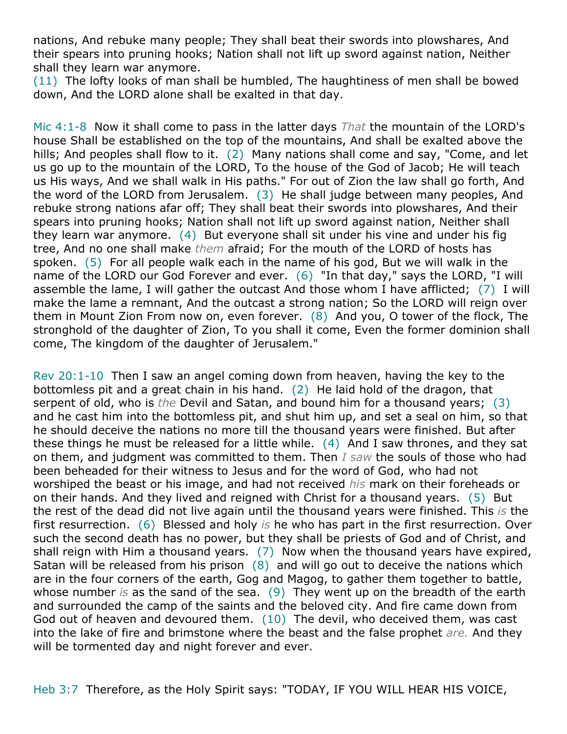nations, And rebuke many people; They shall beat their swords into plowshares, And their spears into pruning hooks; Nation shall not lift up sword against nation, Neither shall they learn war anymore.
(11) The lofty looks of man shall be humbled, The haughtiness of men shall be bowed down, And the LORD alone shall be exalted in that day.

Mic 4:1-8 Now it shall come to pass in the latter days *That* the mountain of the LORD's house Shall be established on the top of the mountains, And shall be exalted above the hills; And peoples shall flow to it. (2) Many nations shall come and say, "Come, and let us go up to the mountain of the LORD, To the house of the God of Jacob; He will teach us His ways, And we shall walk in His paths." For out of Zion the law shall go forth, And the word of the LORD from Jerusalem. (3) He shall judge between many peoples, And rebuke strong nations afar off; They shall beat their swords into plowshares, And their spears into pruning hooks; Nation shall not lift up sword against nation, Neither shall they learn war anymore. (4) But everyone shall sit under his vine and under his fig tree, And no one shall make *them* afraid; For the mouth of the LORD of hosts has spoken. (5) For all people walk each in the name of his god, But we will walk in the name of the LORD our God Forever and ever. (6) "In that day," says the LORD, "I will assemble the lame, I will gather the outcast And those whom I have afflicted; (7) I will make the lame a remnant, And the outcast a strong nation; So the LORD will reign over them in Mount Zion From now on, even forever. (8) And you, O tower of the flock, The stronghold of the daughter of Zion, To you shall it come, Even the former dominion shall come, The kingdom of the daughter of Jerusalem."

Rev 20:1-10 Then I saw an angel coming down from heaven, having the key to the bottomless pit and a great chain in his hand. (2) He laid hold of the dragon, that serpent of old, who is *the* Devil and Satan, and bound him for a thousand years; (3) and he cast him into the bottomless pit, and shut him up, and set a seal on him, so that he should deceive the nations no more till the thousand years were finished. But after these things he must be released for a little while. (4) And I saw thrones, and they sat on them, and judgment was committed to them. Then *I saw* the souls of those who had been beheaded for their witness to Jesus and for the word of God, who had not worshiped the beast or his image, and had not received *his* mark on their foreheads or on their hands. And they lived and reigned with Christ for a thousand years. (5) But the rest of the dead did not live again until the thousand years were finished. This *is* the first resurrection. (6) Blessed and holy *is* he who has part in the first resurrection. Over such the second death has no power, but they shall be priests of God and of Christ, and shall reign with Him a thousand years. (7) Now when the thousand years have expired, Satan will be released from his prison (8) and will go out to deceive the nations which are in the four corners of the earth, Gog and Magog, to gather them together to battle, whose number *is* as the sand of the sea. (9) They went up on the breadth of the earth and surrounded the camp of the saints and the beloved city. And fire came down from God out of heaven and devoured them. (10) The devil, who deceived them, was cast into the lake of fire and brimstone where the beast and the false prophet *are.* And they will be tormented day and night forever and ever.

Heb 3:7 Therefore, as the Holy Spirit says: "TODAY, IF YOU WILL HEAR HIS VOICE,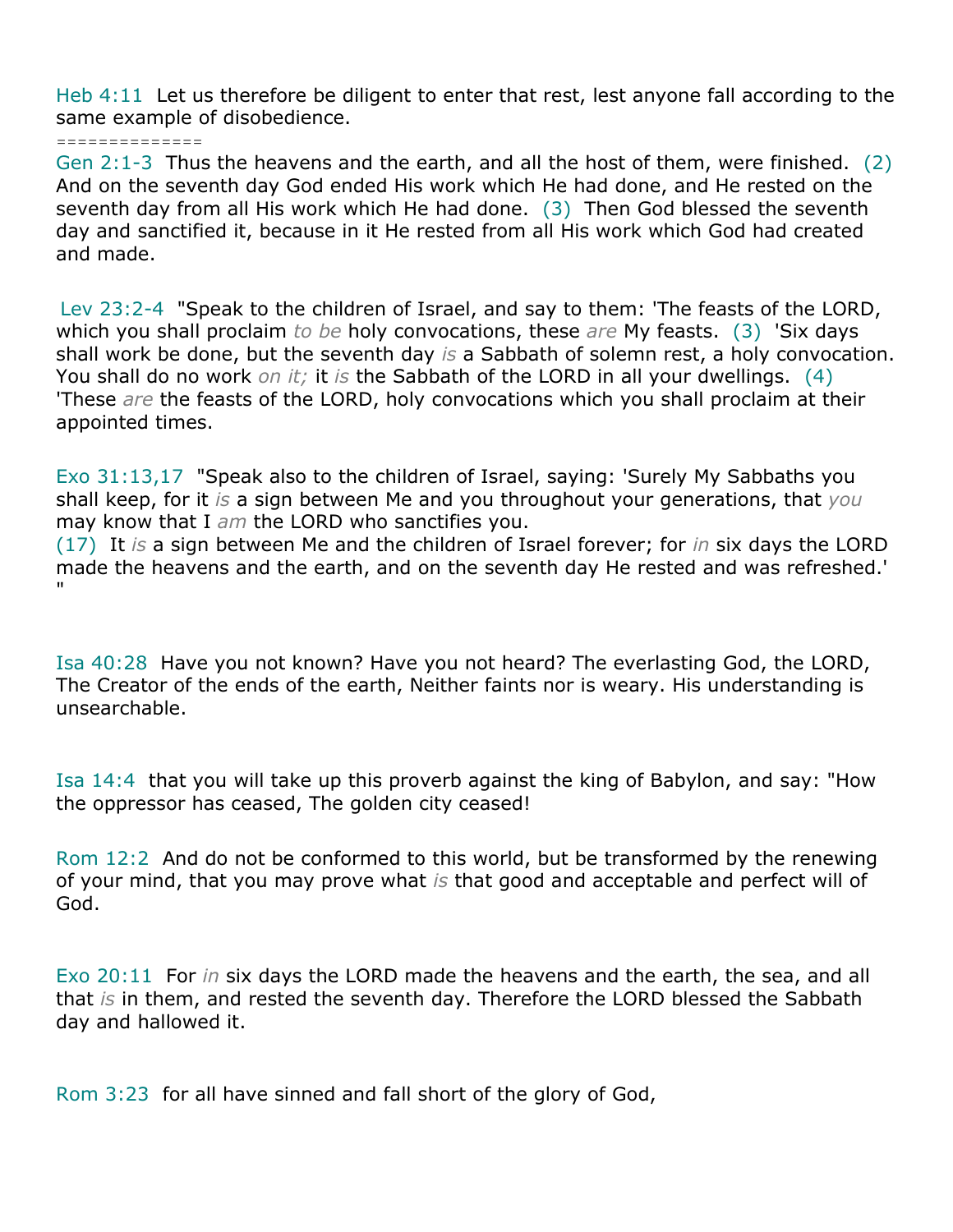Heb 4:11  Let us therefore be diligent to enter that rest, lest anyone fall according to the same example of disobedience.

==============

Gen 2:1-3  Thus the heavens and the earth, and all the host of them, were finished.  (2) And on the seventh day God ended His work which He had done, and He rested on the seventh day from all His work which He had done.  (3)  Then God blessed the seventh day and sanctified it, because in it He rested from all His work which God had created and made.

Lev 23:2-4  "Speak to the children of Israel, and say to them: 'The feasts of the LORD, which you shall proclaim *to be* holy convocations, these *are* My feasts.  (3)  'Six days shall work be done, but the seventh day *is* a Sabbath of solemn rest, a holy convocation. You shall do no work *on it;* it *is* the Sabbath of the LORD in all your dwellings.  (4) 'These *are* the feasts of the LORD, holy convocations which you shall proclaim at their appointed times.

Exo 31:13,17  "Speak also to the children of Israel, saying: 'Surely My Sabbaths you shall keep, for it *is* a sign between Me and you throughout your generations, that *you* may know that I *am* the LORD who sanctifies you.
(17)  It *is* a sign between Me and the children of Israel forever; for *in* six days the LORD made the heavens and the earth, and on the seventh day He rested and was refreshed.' "

Isa 40:28  Have you not known? Have you not heard? The everlasting God, the LORD, The Creator of the ends of the earth, Neither faints nor is weary. His understanding is unsearchable.

Isa 14:4  that you will take up this proverb against the king of Babylon, and say: "How the oppressor has ceased, The golden city ceased!

Rom 12:2  And do not be conformed to this world, but be transformed by the renewing of your mind, that you may prove what *is* that good and acceptable and perfect will of God.

Exo 20:11  For *in* six days the LORD made the heavens and the earth, the sea, and all that *is* in them, and rested the seventh day. Therefore the LORD blessed the Sabbath day and hallowed it.

Rom 3:23  for all have sinned and fall short of the glory of God,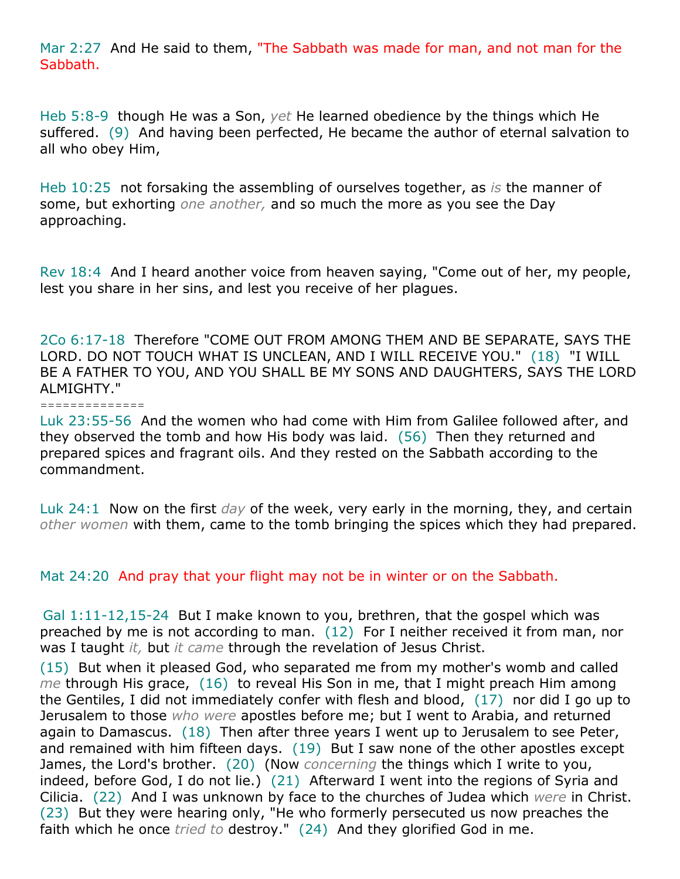Mar 2:27  And He said to them, "The Sabbath was made for man, and not man for the Sabbath.

Heb 5:8-9  though He was a Son, *yet* He learned obedience by the things which He suffered.  (9)  And having been perfected, He became the author of eternal salvation to all who obey Him,

Heb 10:25  not forsaking the assembling of ourselves together, as *is* the manner of some, but exhorting *one another,* and so much the more as you see the Day approaching.

Rev 18:4  And I heard another voice from heaven saying, "Come out of her, my people, lest you share in her sins, and lest you receive of her plagues.

2Co 6:17-18  Therefore "COME OUT FROM AMONG THEM AND BE SEPARATE, SAYS THE LORD. DO NOT TOUCH WHAT IS UNCLEAN, AND I WILL RECEIVE YOU."  (18)  "I WILL BE A FATHER TO YOU, AND YOU SHALL BE MY SONS AND DAUGHTERS, SAYS THE LORD ALMIGHTY."

==============

Luk 23:55-56  And the women who had come with Him from Galilee followed after, and they observed the tomb and how His body was laid.  (56)  Then they returned and prepared spices and fragrant oils. And they rested on the Sabbath according to the commandment.

Luk 24:1  Now on the first *day* of the week, very early in the morning, they, and certain *other women* with them, came to the tomb bringing the spices which they had prepared.

Mat 24:20  And pray that your flight may not be in winter or on the Sabbath.

Gal 1:11-12,15-24  But I make known to you, brethren, that the gospel which was preached by me is not according to man.  (12)  For I neither received it from man, nor was I taught *it,* but *it came* through the revelation of Jesus Christ.

(15)  But when it pleased God, who separated me from my mother's womb and called *me* through His grace,  (16)  to reveal His Son in me, that I might preach Him among the Gentiles, I did not immediately confer with flesh and blood,  (17)  nor did I go up to Jerusalem to those *who were* apostles before me; but I went to Arabia, and returned again to Damascus.  (18)  Then after three years I went up to Jerusalem to see Peter, and remained with him fifteen days.  (19)  But I saw none of the other apostles except James, the Lord's brother.  (20)  (Now *concerning* the things which I write to you, indeed, before God, I do not lie.)  (21)  Afterward I went into the regions of Syria and Cilicia.  (22)  And I was unknown by face to the churches of Judea which *were* in Christ.  (23)  But they were hearing only, "He who formerly persecuted us now preaches the faith which he once *tried to* destroy."  (24)  And they glorified God in me.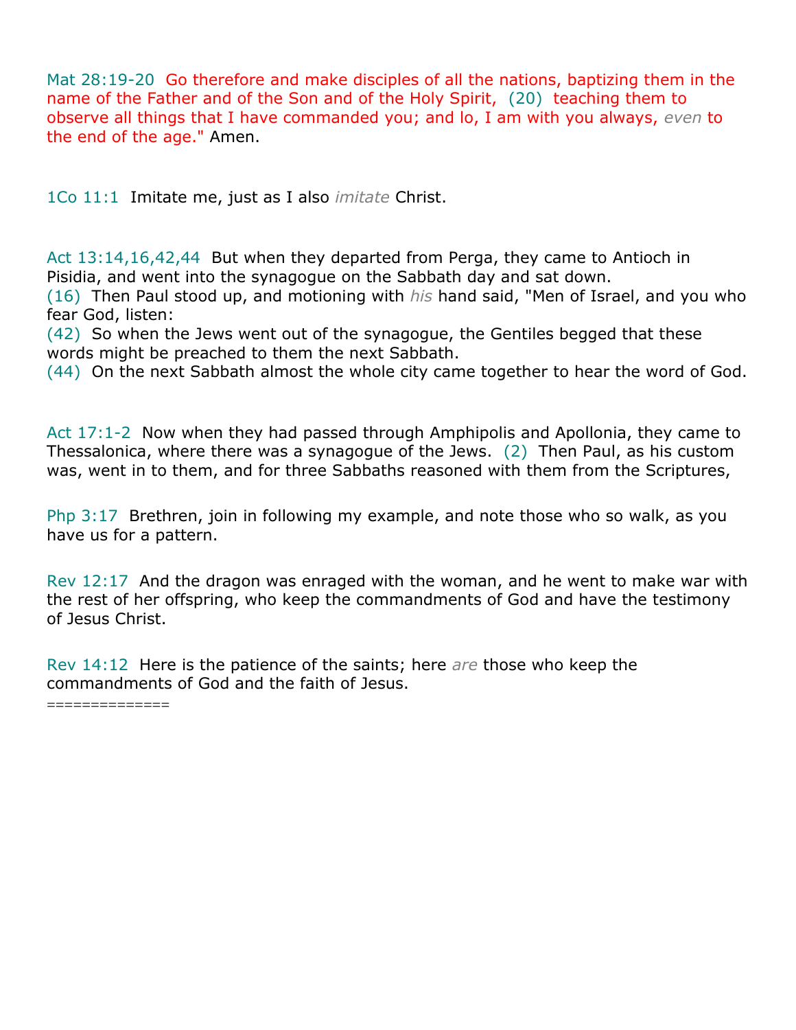Mat 28:19-20  Go therefore and make disciples of all the nations, baptizing them in the name of the Father and of the Son and of the Holy Spirit,  (20)  teaching them to observe all things that I have commanded you; and lo, I am with you always, *even* to the end of the age." Amen.

1Co 11:1  Imitate me, just as I also *imitate* Christ.

Act 13:14,16,42,44  But when they departed from Perga, they came to Antioch in Pisidia, and went into the synagogue on the Sabbath day and sat down.
(16)  Then Paul stood up, and motioning with *his* hand said, "Men of Israel, and you who fear God, listen:
(42)  So when the Jews went out of the synagogue, the Gentiles begged that these words might be preached to them the next Sabbath.
(44)  On the next Sabbath almost the whole city came together to hear the word of God.

Act 17:1-2  Now when they had passed through Amphipolis and Apollonia, they came to Thessalonica, where there was a synagogue of the Jews.  (2)  Then Paul, as his custom was, went in to them, and for three Sabbaths reasoned with them from the Scriptures,

Php 3:17  Brethren, join in following my example, and note those who so walk, as you have us for a pattern.

Rev 12:17  And the dragon was enraged with the woman, and he went to make war with the rest of her offspring, who keep the commandments of God and have the testimony of Jesus Christ.

Rev 14:12  Here is the patience of the saints; here *are* those who keep the commandments of God and the faith of Jesus.

==============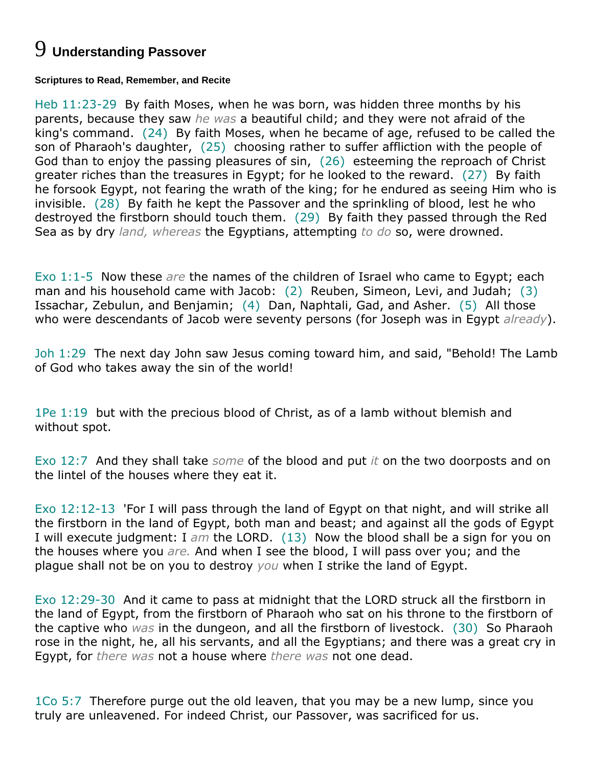# 9 Understanding Passover

**Scriptures to Read, Remember, and Recite**

Heb 11:23-29 By faith Moses, when he was born, was hidden three months by his parents, because they saw *he was* a beautiful child; and they were not afraid of the king's command. (24) By faith Moses, when he became of age, refused to be called the son of Pharaoh's daughter, (25) choosing rather to suffer affliction with the people of God than to enjoy the passing pleasures of sin, (26) esteeming the reproach of Christ greater riches than the treasures in Egypt; for he looked to the reward. (27) By faith he forsook Egypt, not fearing the wrath of the king; for he endured as seeing Him who is invisible. (28) By faith he kept the Passover and the sprinkling of blood, lest he who destroyed the firstborn should touch them. (29) By faith they passed through the Red Sea as by dry *land, whereas* the Egyptians, attempting *to do* so, were drowned.

Exo 1:1-5 Now these *are* the names of the children of Israel who came to Egypt; each man and his household came with Jacob: (2) Reuben, Simeon, Levi, and Judah; (3) Issachar, Zebulun, and Benjamin; (4) Dan, Naphtali, Gad, and Asher. (5) All those who were descendants of Jacob were seventy persons (for Joseph was in Egypt *already*).

Joh 1:29 The next day John saw Jesus coming toward him, and said, "Behold! The Lamb of God who takes away the sin of the world!

1Pe 1:19 but with the precious blood of Christ, as of a lamb without blemish and without spot.

Exo 12:7 And they shall take *some* of the blood and put *it* on the two doorposts and on the lintel of the houses where they eat it.

Exo 12:12-13 'For I will pass through the land of Egypt on that night, and will strike all the firstborn in the land of Egypt, both man and beast; and against all the gods of Egypt I will execute judgment: I *am* the LORD. (13) Now the blood shall be a sign for you on the houses where you *are.* And when I see the blood, I will pass over you; and the plague shall not be on you to destroy *you* when I strike the land of Egypt.

Exo 12:29-30 And it came to pass at midnight that the LORD struck all the firstborn in the land of Egypt, from the firstborn of Pharaoh who sat on his throne to the firstborn of the captive who *was* in the dungeon, and all the firstborn of livestock. (30) So Pharaoh rose in the night, he, all his servants, and all the Egyptians; and there was a great cry in Egypt, for *there was* not a house where *there was* not one dead.

1Co 5:7 Therefore purge out the old leaven, that you may be a new lump, since you truly are unleavened. For indeed Christ, our Passover, was sacrificed for us.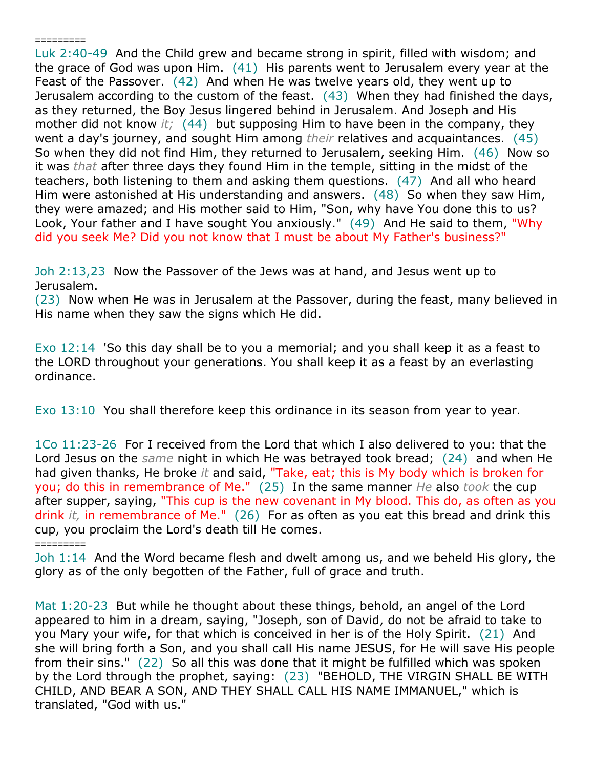=========

Luk 2:40-49  And the Child grew and became strong in spirit, filled with wisdom; and the grace of God was upon Him.  (41)  His parents went to Jerusalem every year at the Feast of the Passover.  (42)  And when He was twelve years old, they went up to Jerusalem according to the custom of the feast.  (43)  When they had finished the days, as they returned, the Boy Jesus lingered behind in Jerusalem. And Joseph and His mother did not know *it;*  (44)  but supposing Him to have been in the company, they went a day's journey, and sought Him among *their* relatives and acquaintances.  (45)  So when they did not find Him, they returned to Jerusalem, seeking Him.  (46)  Now so it was *that* after three days they found Him in the temple, sitting in the midst of the teachers, both listening to them and asking them questions.  (47)  And all who heard Him were astonished at His understanding and answers.  (48)  So when they saw Him, they were amazed; and His mother said to Him, "Son, why have You done this to us? Look, Your father and I have sought You anxiously."  (49)  And He said to them, "Why did you seek Me? Did you not know that I must be about My Father's business?"

Joh 2:13,23  Now the Passover of the Jews was at hand, and Jesus went up to Jerusalem.
(23)  Now when He was in Jerusalem at the Passover, during the feast, many believed in His name when they saw the signs which He did.

Exo 12:14  'So this day shall be to you a memorial; and you shall keep it as a feast to the LORD throughout your generations. You shall keep it as a feast by an everlasting ordinance.

Exo 13:10  You shall therefore keep this ordinance in its season from year to year.

1Co 11:23-26  For I received from the Lord that which I also delivered to you: that the Lord Jesus on the *same* night in which He was betrayed took bread;  (24)  and when He had given thanks, He broke *it* and said, "Take, eat; this is My body which is broken for you; do this in remembrance of Me."  (25)  In the same manner *He* also *took* the cup after supper, saying, "This cup is the new covenant in My blood. This do, as often as you drink *it,* in remembrance of Me."  (26)  For as often as you eat this bread and drink this cup, you proclaim the Lord's death till He comes.

=========

Joh 1:14  And the Word became flesh and dwelt among us, and we beheld His glory, the glory as of the only begotten of the Father, full of grace and truth.

Mat 1:20-23  But while he thought about these things, behold, an angel of the Lord appeared to him in a dream, saying, "Joseph, son of David, do not be afraid to take to you Mary your wife, for that which is conceived in her is of the Holy Spirit.  (21)  And she will bring forth a Son, and you shall call His name JESUS, for He will save His people from their sins."  (22)  So all this was done that it might be fulfilled which was spoken by the Lord through the prophet, saying:  (23)  "BEHOLD, THE VIRGIN SHALL BE WITH CHILD, AND BEAR A SON, AND THEY SHALL CALL HIS NAME IMMANUEL," which is translated, "God with us."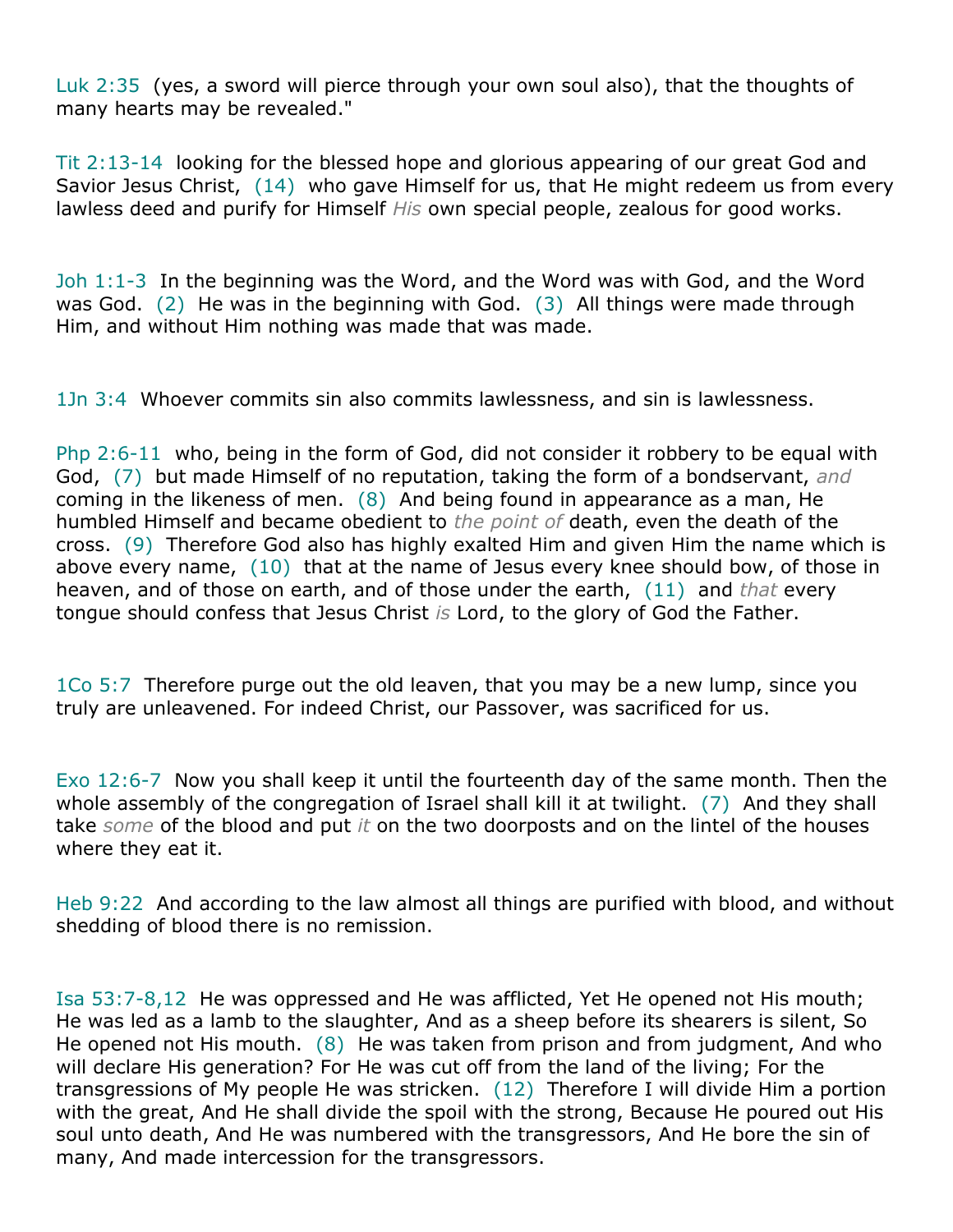Luk 2:35 (yes, a sword will pierce through your own soul also), that the thoughts of many hearts may be revealed."

Tit 2:13-14 looking for the blessed hope and glorious appearing of our great God and Savior Jesus Christ, (14) who gave Himself for us, that He might redeem us from every lawless deed and purify for Himself *His* own special people, zealous for good works.

Joh 1:1-3 In the beginning was the Word, and the Word was with God, and the Word was God. (2) He was in the beginning with God. (3) All things were made through Him, and without Him nothing was made that was made.

1Jn 3:4 Whoever commits sin also commits lawlessness, and sin is lawlessness.

Php 2:6-11 who, being in the form of God, did not consider it robbery to be equal with God, (7) but made Himself of no reputation, taking the form of a bondservant, *and* coming in the likeness of men. (8) And being found in appearance as a man, He humbled Himself and became obedient to *the point of* death, even the death of the cross. (9) Therefore God also has highly exalted Him and given Him the name which is above every name, (10) that at the name of Jesus every knee should bow, of those in heaven, and of those on earth, and of those under the earth, (11) and *that* every tongue should confess that Jesus Christ *is* Lord, to the glory of God the Father.

1Co 5:7 Therefore purge out the old leaven, that you may be a new lump, since you truly are unleavened. For indeed Christ, our Passover, was sacrificed for us.

Exo 12:6-7 Now you shall keep it until the fourteenth day of the same month. Then the whole assembly of the congregation of Israel shall kill it at twilight. (7) And they shall take *some* of the blood and put *it* on the two doorposts and on the lintel of the houses where they eat it.

Heb 9:22 And according to the law almost all things are purified with blood, and without shedding of blood there is no remission.

Isa 53:7-8,12 He was oppressed and He was afflicted, Yet He opened not His mouth; He was led as a lamb to the slaughter, And as a sheep before its shearers is silent, So He opened not His mouth. (8) He was taken from prison and from judgment, And who will declare His generation? For He was cut off from the land of the living; For the transgressions of My people He was stricken. (12) Therefore I will divide Him a portion with the great, And He shall divide the spoil with the strong, Because He poured out His soul unto death, And He was numbered with the transgressors, And He bore the sin of many, And made intercession for the transgressors.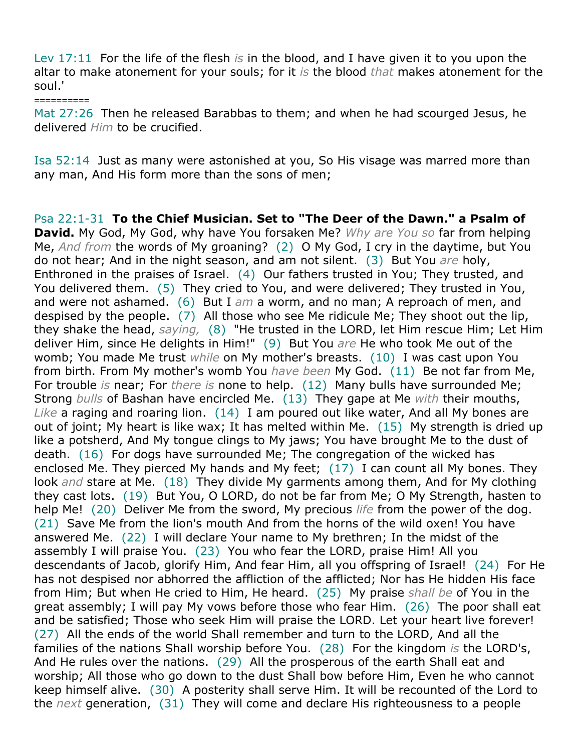Lev 17:11 For the life of the flesh *is* in the blood, and I have given it to you upon the altar to make atonement for your souls; for it *is* the blood *that* makes atonement for the soul.'

==========

Mat 27:26 Then he released Barabbas to them; and when he had scourged Jesus, he delivered *Him* to be crucified.

Isa 52:14 Just as many were astonished at you, So His visage was marred more than any man, And His form more than the sons of men;

Psa 22:1-31 **To the Chief Musician. Set to "The Deer of the Dawn." a Psalm of David.** My God, My God, why have You forsaken Me? *Why are You so* far from helping Me, *And from* the words of My groaning? (2) O My God, I cry in the daytime, but You do not hear; And in the night season, and am not silent. (3) But You *are* holy, Enthroned in the praises of Israel. (4) Our fathers trusted in You; They trusted, and You delivered them. (5) They cried to You, and were delivered; They trusted in You, and were not ashamed. (6) But I *am* a worm, and no man; A reproach of men, and despised by the people. (7) All those who see Me ridicule Me; They shoot out the lip, they shake the head, *saying,* (8) "He trusted in the LORD, let Him rescue Him; Let Him deliver Him, since He delights in Him!" (9) But You *are* He who took Me out of the womb; You made Me trust *while* on My mother's breasts. (10) I was cast upon You from birth. From My mother's womb You *have been* My God. (11) Be not far from Me, For trouble *is* near; For *there is* none to help. (12) Many bulls have surrounded Me; Strong *bulls* of Bashan have encircled Me. (13) They gape at Me *with* their mouths, *Like* a raging and roaring lion. (14) I am poured out like water, And all My bones are out of joint; My heart is like wax; It has melted within Me. (15) My strength is dried up like a potsherd, And My tongue clings to My jaws; You have brought Me to the dust of death. (16) For dogs have surrounded Me; The congregation of the wicked has enclosed Me. They pierced My hands and My feet; (17) I can count all My bones. They look *and* stare at Me. (18) They divide My garments among them, And for My clothing they cast lots. (19) But You, O LORD, do not be far from Me; O My Strength, hasten to help Me! (20) Deliver Me from the sword, My precious *life* from the power of the dog. (21) Save Me from the lion's mouth And from the horns of the wild oxen! You have answered Me. (22) I will declare Your name to My brethren; In the midst of the assembly I will praise You. (23) You who fear the LORD, praise Him! All you descendants of Jacob, glorify Him, And fear Him, all you offspring of Israel! (24) For He has not despised nor abhorred the affliction of the afflicted; Nor has He hidden His face from Him; But when He cried to Him, He heard. (25) My praise *shall be* of You in the great assembly; I will pay My vows before those who fear Him. (26) The poor shall eat and be satisfied; Those who seek Him will praise the LORD. Let your heart live forever! (27) All the ends of the world Shall remember and turn to the LORD, And all the families of the nations Shall worship before You. (28) For the kingdom *is* the LORD's, And He rules over the nations. (29) All the prosperous of the earth Shall eat and worship; All those who go down to the dust Shall bow before Him, Even he who cannot keep himself alive. (30) A posterity shall serve Him. It will be recounted of the Lord to the *next* generation, (31) They will come and declare His righteousness to a people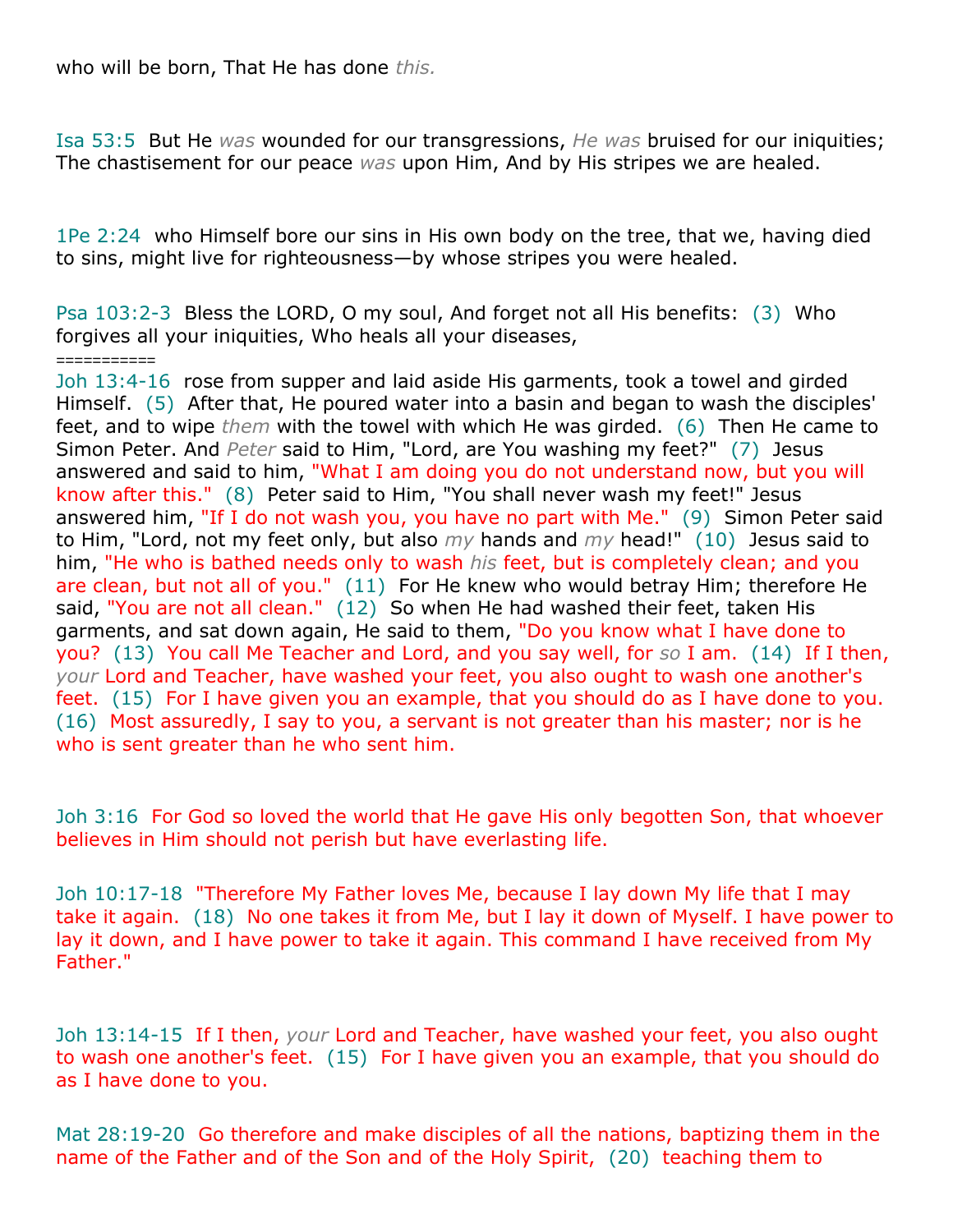who will be born, That He has done *this.*

Isa 53:5 But He *was* wounded for our transgressions, *He was* bruised for our iniquities; The chastisement for our peace *was* upon Him, And by His stripes we are healed.

1Pe 2:24 who Himself bore our sins in His own body on the tree, that we, having died to sins, might live for righteousness—by whose stripes you were healed.

Psa 103:2-3 Bless the LORD, O my soul, And forget not all His benefits: (3) Who forgives all your iniquities, Who heals all your diseases,
===========
Joh 13:4-16 rose from supper and laid aside His garments, took a towel and girded Himself. (5) After that, He poured water into a basin and began to wash the disciples' feet, and to wipe *them* with the towel with which He was girded. (6) Then He came to Simon Peter. And *Peter* said to Him, "Lord, are You washing my feet?" (7) Jesus answered and said to him, "What I am doing you do not understand now, but you will know after this." (8) Peter said to Him, "You shall never wash my feet!" Jesus answered him, "If I do not wash you, you have no part with Me." (9) Simon Peter said to Him, "Lord, not my feet only, but also *my* hands and *my* head!" (10) Jesus said to him, "He who is bathed needs only to wash *his* feet, but is completely clean; and you are clean, but not all of you." (11) For He knew who would betray Him; therefore He said, "You are not all clean." (12) So when He had washed their feet, taken His garments, and sat down again, He said to them, "Do you know what I have done to you? (13) You call Me Teacher and Lord, and you say well, for *so* I am. (14) If I then, *your* Lord and Teacher, have washed your feet, you also ought to wash one another's feet. (15) For I have given you an example, that you should do as I have done to you. (16) Most assuredly, I say to you, a servant is not greater than his master; nor is he who is sent greater than he who sent him.

Joh 3:16 For God so loved the world that He gave His only begotten Son, that whoever believes in Him should not perish but have everlasting life.

Joh 10:17-18 "Therefore My Father loves Me, because I lay down My life that I may take it again. (18) No one takes it from Me, but I lay it down of Myself. I have power to lay it down, and I have power to take it again. This command I have received from My Father."

Joh 13:14-15 If I then, *your* Lord and Teacher, have washed your feet, you also ought to wash one another's feet. (15) For I have given you an example, that you should do as I have done to you.

Mat 28:19-20 Go therefore and make disciples of all the nations, baptizing them in the name of the Father and of the Son and of the Holy Spirit, (20) teaching them to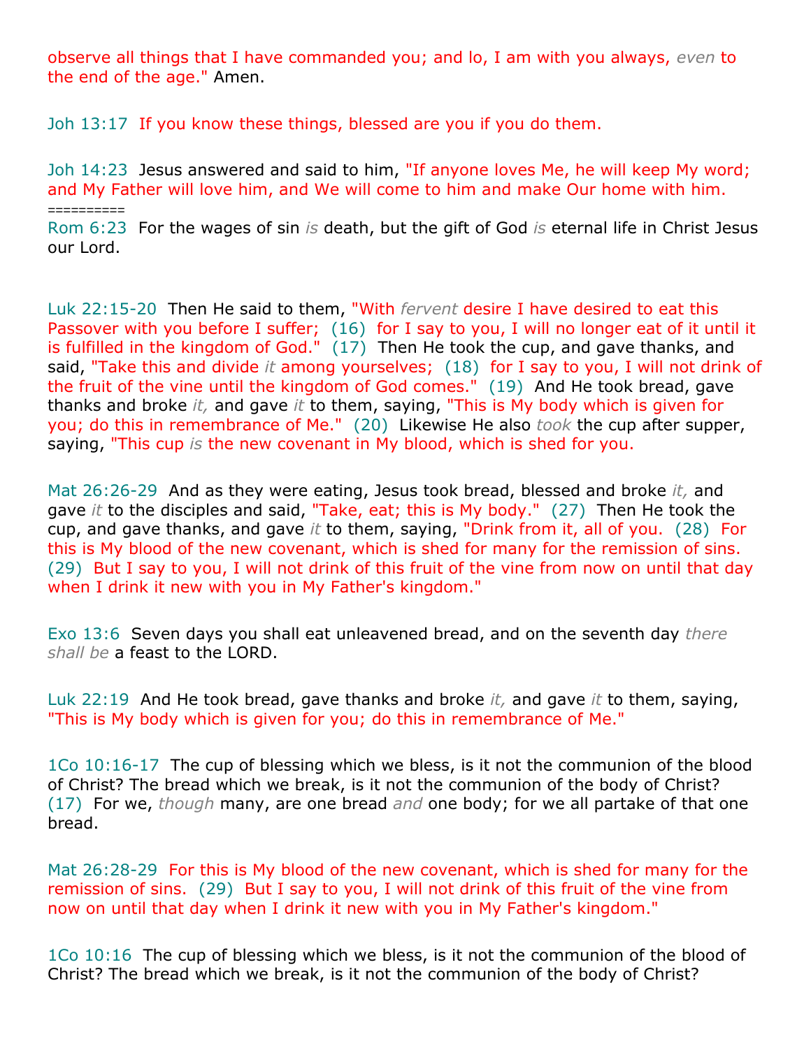observe all things that I have commanded you; and lo, I am with you always, *even* to the end of the age." Amen.

Joh 13:17 If you know these things, blessed are you if you do them.

Joh 14:23 Jesus answered and said to him, "If anyone loves Me, he will keep My word; and My Father will love him, and We will come to him and make Our home with him.
==========
Rom 6:23 For the wages of sin *is* death, but the gift of God *is* eternal life in Christ Jesus our Lord.

Luk 22:15-20 Then He said to them, "With *fervent* desire I have desired to eat this Passover with you before I suffer; (16) for I say to you, I will no longer eat of it until it is fulfilled in the kingdom of God." (17) Then He took the cup, and gave thanks, and said, "Take this and divide *it* among yourselves; (18) for I say to you, I will not drink of the fruit of the vine until the kingdom of God comes." (19) And He took bread, gave thanks and broke *it,* and gave *it* to them, saying, "This is My body which is given for you; do this in remembrance of Me." (20) Likewise He also *took* the cup after supper, saying, "This cup *is* the new covenant in My blood, which is shed for you.

Mat 26:26-29 And as they were eating, Jesus took bread, blessed and broke *it,* and gave *it* to the disciples and said, "Take, eat; this is My body." (27) Then He took the cup, and gave thanks, and gave *it* to them, saying, "Drink from it, all of you. (28) For this is My blood of the new covenant, which is shed for many for the remission of sins. (29) But I say to you, I will not drink of this fruit of the vine from now on until that day when I drink it new with you in My Father's kingdom."

Exo 13:6 Seven days you shall eat unleavened bread, and on the seventh day *there shall be* a feast to the LORD.

Luk 22:19 And He took bread, gave thanks and broke *it,* and gave *it* to them, saying, "This is My body which is given for you; do this in remembrance of Me."

1Co 10:16-17 The cup of blessing which we bless, is it not the communion of the blood of Christ? The bread which we break, is it not the communion of the body of Christ? (17) For we, *though* many, are one bread *and* one body; for we all partake of that one bread.

Mat 26:28-29 For this is My blood of the new covenant, which is shed for many for the remission of sins. (29) But I say to you, I will not drink of this fruit of the vine from now on until that day when I drink it new with you in My Father's kingdom."

1Co 10:16 The cup of blessing which we bless, is it not the communion of the blood of Christ? The bread which we break, is it not the communion of the body of Christ?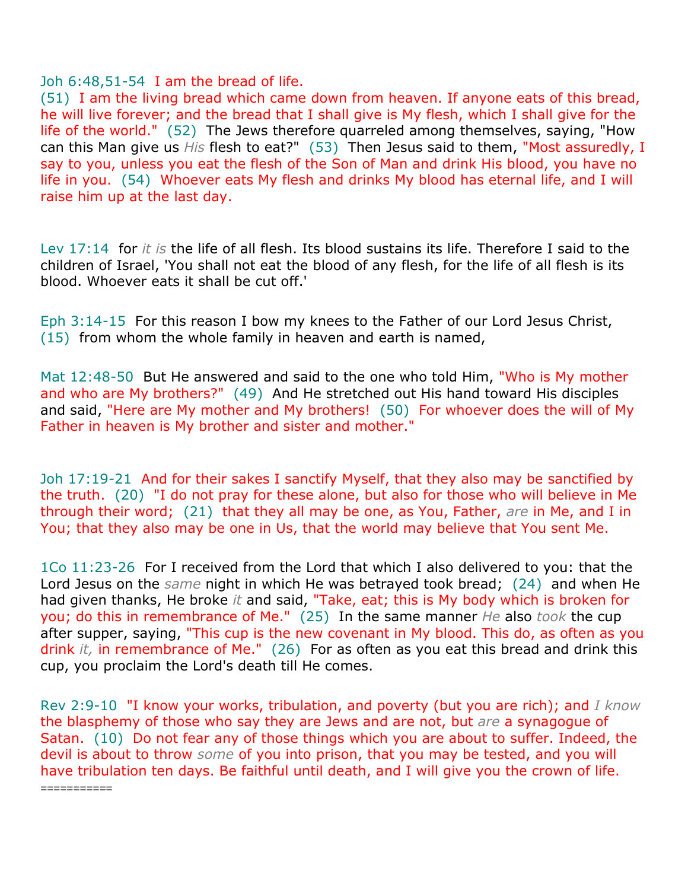Joh 6:48,51-54 I am the bread of life.
(51) I am the living bread which came down from heaven. If anyone eats of this bread, he will live forever; and the bread that I shall give is My flesh, which I shall give for the life of the world." (52) The Jews therefore quarreled among themselves, saying, "How can this Man give us *His* flesh to eat?" (53) Then Jesus said to them, "Most assuredly, I say to you, unless you eat the flesh of the Son of Man and drink His blood, you have no life in you. (54) Whoever eats My flesh and drinks My blood has eternal life, and I will raise him up at the last day.

Lev 17:14 for *it is* the life of all flesh. Its blood sustains its life. Therefore I said to the children of Israel, 'You shall not eat the blood of any flesh, for the life of all flesh is its blood. Whoever eats it shall be cut off.'

Eph 3:14-15 For this reason I bow my knees to the Father of our Lord Jesus Christ, (15) from whom the whole family in heaven and earth is named,

Mat 12:48-50 But He answered and said to the one who told Him, "Who is My mother and who are My brothers?" (49) And He stretched out His hand toward His disciples and said, "Here are My mother and My brothers! (50) For whoever does the will of My Father in heaven is My brother and sister and mother."

Joh 17:19-21 And for their sakes I sanctify Myself, that they also may be sanctified by the truth. (20) "I do not pray for these alone, but also for those who will believe in Me through their word; (21) that they all may be one, as You, Father, *are* in Me, and I in You; that they also may be one in Us, that the world may believe that You sent Me.

1Co 11:23-26 For I received from the Lord that which I also delivered to you: that the Lord Jesus on the *same* night in which He was betrayed took bread; (24) and when He had given thanks, He broke *it* and said, "Take, eat; this is My body which is broken for you; do this in remembrance of Me." (25) In the same manner *He* also *took* the cup after supper, saying, "This cup is the new covenant in My blood. This do, as often as you drink *it,* in remembrance of Me." (26) For as often as you eat this bread and drink this cup, you proclaim the Lord's death till He comes.

Rev 2:9-10 "I know your works, tribulation, and poverty (but you are rich); and *I know* the blasphemy of those who say they are Jews and are not, but *are* a synagogue of Satan. (10) Do not fear any of those things which you are about to suffer. Indeed, the devil is about to throw *some* of you into prison, that you may be tested, and you will have tribulation ten days. Be faithful until death, and I will give you the crown of life.
===========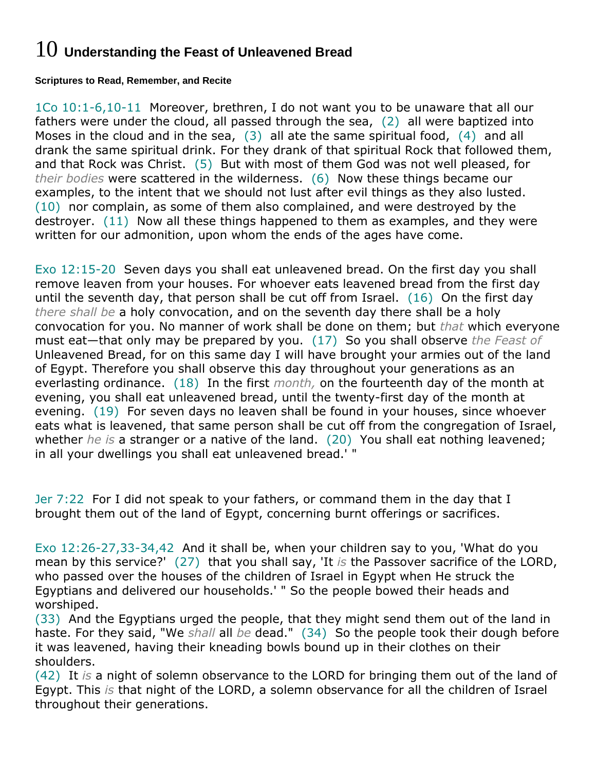# 10 Understanding the Feast of Unleavened Bread

**Scriptures to Read, Remember, and Recite**

1Co 10:1-6,10-11 Moreover, brethren, I do not want you to be unaware that all our fathers were under the cloud, all passed through the sea, (2) all were baptized into Moses in the cloud and in the sea, (3) all ate the same spiritual food, (4) and all drank the same spiritual drink. For they drank of that spiritual Rock that followed them, and that Rock was Christ. (5) But with most of them God was not well pleased, for *their bodies* were scattered in the wilderness. (6) Now these things became our examples, to the intent that we should not lust after evil things as they also lusted. (10) nor complain, as some of them also complained, and were destroyed by the destroyer. (11) Now all these things happened to them as examples, and they were written for our admonition, upon whom the ends of the ages have come.

Exo 12:15-20 Seven days you shall eat unleavened bread. On the first day you shall remove leaven from your houses. For whoever eats leavened bread from the first day until the seventh day, that person shall be cut off from Israel. (16) On the first day *there shall be* a holy convocation, and on the seventh day there shall be a holy convocation for you. No manner of work shall be done on them; but *that* which everyone must eat—that only may be prepared by you. (17) So you shall observe *the Feast of* Unleavened Bread, for on this same day I will have brought your armies out of the land of Egypt. Therefore you shall observe this day throughout your generations as an everlasting ordinance. (18) In the first *month,* on the fourteenth day of the month at evening, you shall eat unleavened bread, until the twenty-first day of the month at evening. (19) For seven days no leaven shall be found in your houses, since whoever eats what is leavened, that same person shall be cut off from the congregation of Israel, whether *he is* a stranger or a native of the land. (20) You shall eat nothing leavened; in all your dwellings you shall eat unleavened bread.' "

Jer 7:22 For I did not speak to your fathers, or command them in the day that I brought them out of the land of Egypt, concerning burnt offerings or sacrifices.

Exo 12:26-27,33-34,42 And it shall be, when your children say to you, 'What do you mean by this service?' (27) that you shall say, 'It *is* the Passover sacrifice of the LORD, who passed over the houses of the children of Israel in Egypt when He struck the Egyptians and delivered our households.' " So the people bowed their heads and worshiped.
(33) And the Egyptians urged the people, that they might send them out of the land in haste. For they said, "We *shall* all *be* dead." (34) So the people took their dough before it was leavened, having their kneading bowls bound up in their clothes on their shoulders.
(42) It *is* a night of solemn observance to the LORD for bringing them out of the land of Egypt. This *is* that night of the LORD, a solemn observance for all the children of Israel throughout their generations.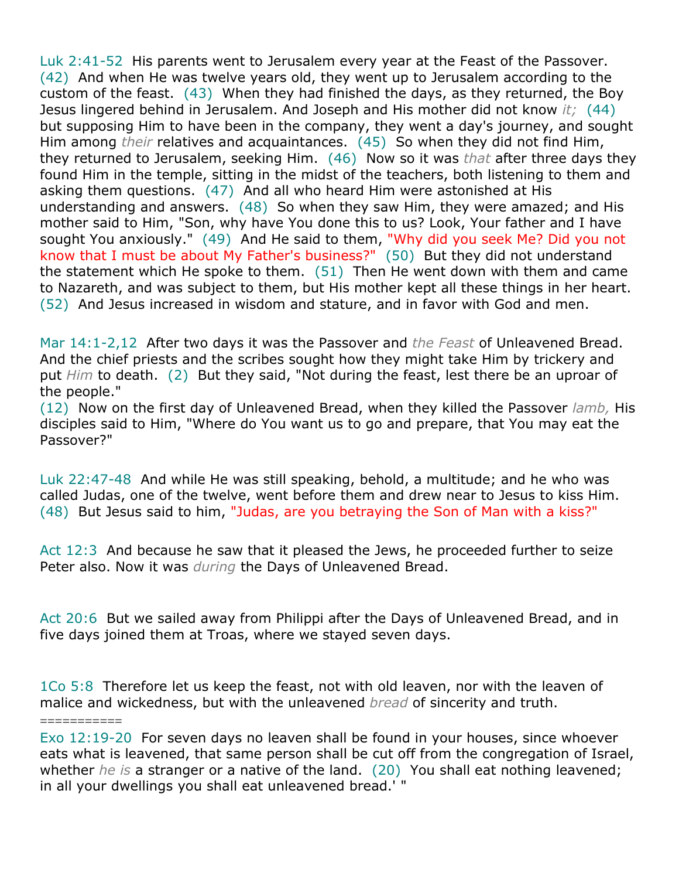Luk 2:41-52 His parents went to Jerusalem every year at the Feast of the Passover. (42) And when He was twelve years old, they went up to Jerusalem according to the custom of the feast. (43) When they had finished the days, as they returned, the Boy Jesus lingered behind in Jerusalem. And Joseph and His mother did not know *it;* (44) but supposing Him to have been in the company, they went a day's journey, and sought Him among *their* relatives and acquaintances. (45) So when they did not find Him, they returned to Jerusalem, seeking Him. (46) Now so it was *that* after three days they found Him in the temple, sitting in the midst of the teachers, both listening to them and asking them questions. (47) And all who heard Him were astonished at His understanding and answers. (48) So when they saw Him, they were amazed; and His mother said to Him, "Son, why have You done this to us? Look, Your father and I have sought You anxiously." (49) And He said to them, "Why did you seek Me? Did you not know that I must be about My Father's business?" (50) But they did not understand the statement which He spoke to them. (51) Then He went down with them and came to Nazareth, and was subject to them, but His mother kept all these things in her heart. (52) And Jesus increased in wisdom and stature, and in favor with God and men.

Mar 14:1-2,12 After two days it was the Passover and *the Feast* of Unleavened Bread. And the chief priests and the scribes sought how they might take Him by trickery and put *Him* to death. (2) But they said, "Not during the feast, lest there be an uproar of the people."
(12) Now on the first day of Unleavened Bread, when they killed the Passover *lamb,* His disciples said to Him, "Where do You want us to go and prepare, that You may eat the Passover?"

Luk 22:47-48 And while He was still speaking, behold, a multitude; and he who was called Judas, one of the twelve, went before them and drew near to Jesus to kiss Him. (48) But Jesus said to him, "Judas, are you betraying the Son of Man with a kiss?"

Act 12:3 And because he saw that it pleased the Jews, he proceeded further to seize Peter also. Now it was *during* the Days of Unleavened Bread.

Act 20:6 But we sailed away from Philippi after the Days of Unleavened Bread, and in five days joined them at Troas, where we stayed seven days.

1Co 5:8 Therefore let us keep the feast, not with old leaven, nor with the leaven of malice and wickedness, but with the unleavened *bread* of sincerity and truth.

===========

Exo 12:19-20 For seven days no leaven shall be found in your houses, since whoever eats what is leavened, that same person shall be cut off from the congregation of Israel, whether *he is* a stranger or a native of the land. (20) You shall eat nothing leavened; in all your dwellings you shall eat unleavened bread.' "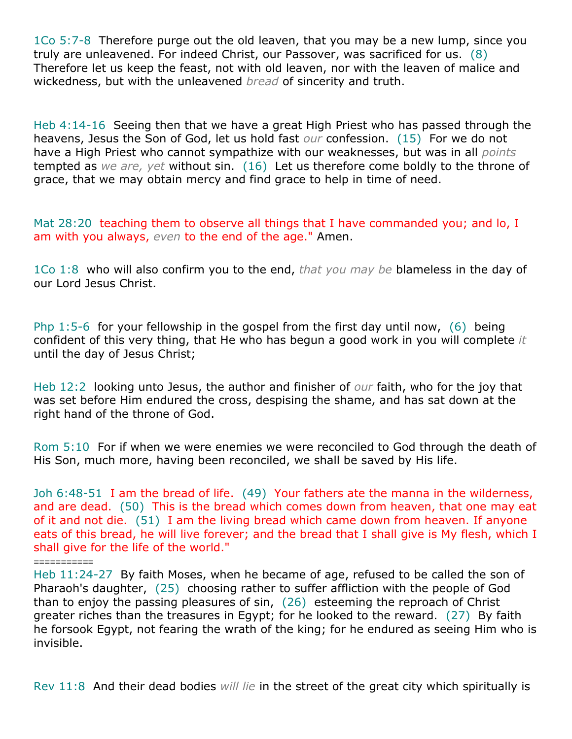1Co 5:7-8  Therefore purge out the old leaven, that you may be a new lump, since you truly are unleavened. For indeed Christ, our Passover, was sacrificed for us.  (8)  Therefore let us keep the feast, not with old leaven, nor with the leaven of malice and wickedness, but with the unleavened *bread* of sincerity and truth.

Heb 4:14-16  Seeing then that we have a great High Priest who has passed through the heavens, Jesus the Son of God, let us hold fast *our* confession.  (15)  For we do not have a High Priest who cannot sympathize with our weaknesses, but was in all *points* tempted as *we are, yet* without sin.  (16)  Let us therefore come boldly to the throne of grace, that we may obtain mercy and find grace to help in time of need.

Mat 28:20  teaching them to observe all things that I have commanded you; and lo, I am with you always, *even* to the end of the age." Amen.

1Co 1:8  who will also confirm you to the end, *that you may be* blameless in the day of our Lord Jesus Christ.

Php 1:5-6  for your fellowship in the gospel from the first day until now,  (6)  being confident of this very thing, that He who has begun a good work in you will complete *it* until the day of Jesus Christ;

Heb 12:2  looking unto Jesus, the author and finisher of *our* faith, who for the joy that was set before Him endured the cross, despising the shame, and has sat down at the right hand of the throne of God.

Rom 5:10  For if when we were enemies we were reconciled to God through the death of His Son, much more, having been reconciled, we shall be saved by His life.

Joh 6:48-51  I am the bread of life.  (49)  Your fathers ate the manna in the wilderness, and are dead.  (50)  This is the bread which comes down from heaven, that one may eat of it and not die.  (51)  I am the living bread which came down from heaven. If anyone eats of this bread, he will live forever; and the bread that I shall give is My flesh, which I shall give for the life of the world."

===========

Heb 11:24-27  By faith Moses, when he became of age, refused to be called the son of Pharaoh's daughter,  (25)  choosing rather to suffer affliction with the people of God than to enjoy the passing pleasures of sin,  (26)  esteeming the reproach of Christ greater riches than the treasures in Egypt; for he looked to the reward.  (27)  By faith he forsook Egypt, not fearing the wrath of the king; for he endured as seeing Him who is invisible.

Rev 11:8  And their dead bodies *will lie* in the street of the great city which spiritually is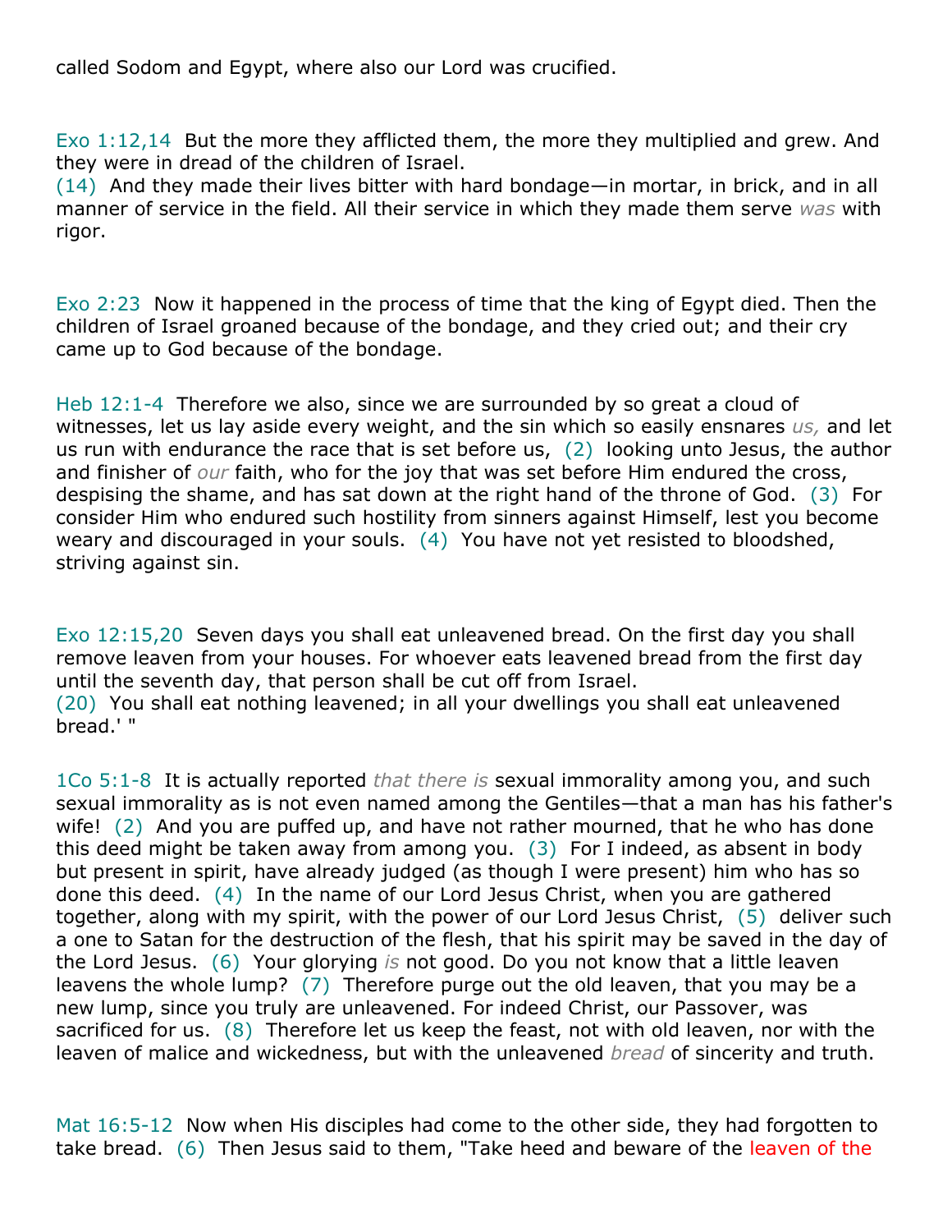called Sodom and Egypt, where also our Lord was crucified.

Exo 1:12,14  But the more they afflicted them, the more they multiplied and grew. And they were in dread of the children of Israel.
(14)  And they made their lives bitter with hard bondage—in mortar, in brick, and in all manner of service in the field. All their service in which they made them serve *was* with rigor.

Exo 2:23  Now it happened in the process of time that the king of Egypt died. Then the children of Israel groaned because of the bondage, and they cried out; and their cry came up to God because of the bondage.

Heb 12:1-4  Therefore we also, since we are surrounded by so great a cloud of witnesses, let us lay aside every weight, and the sin which so easily ensnares *us,* and let us run with endurance the race that is set before us,  (2)  looking unto Jesus, the author and finisher of *our* faith, who for the joy that was set before Him endured the cross, despising the shame, and has sat down at the right hand of the throne of God.  (3)  For consider Him who endured such hostility from sinners against Himself, lest you become weary and discouraged in your souls.  (4)  You have not yet resisted to bloodshed, striving against sin.

Exo 12:15,20  Seven days you shall eat unleavened bread. On the first day you shall remove leaven from your houses. For whoever eats leavened bread from the first day until the seventh day, that person shall be cut off from Israel.
(20)  You shall eat nothing leavened; in all your dwellings you shall eat unleavened bread.' "

1Co 5:1-8  It is actually reported *that there is* sexual immorality among you, and such sexual immorality as is not even named among the Gentiles—that a man has his father's wife!  (2)  And you are puffed up, and have not rather mourned, that he who has done this deed might be taken away from among you.  (3)  For I indeed, as absent in body but present in spirit, have already judged (as though I were present) him who has so done this deed.  (4)  In the name of our Lord Jesus Christ, when you are gathered together, along with my spirit, with the power of our Lord Jesus Christ,  (5)  deliver such a one to Satan for the destruction of the flesh, that his spirit may be saved in the day of the Lord Jesus.  (6)  Your glorying *is* not good. Do you not know that a little leaven leavens the whole lump?  (7)  Therefore purge out the old leaven, that you may be a new lump, since you truly are unleavened. For indeed Christ, our Passover, was sacrificed for us.  (8)  Therefore let us keep the feast, not with old leaven, nor with the leaven of malice and wickedness, but with the unleavened *bread* of sincerity and truth.

Mat 16:5-12  Now when His disciples had come to the other side, they had forgotten to take bread.  (6)  Then Jesus said to them, "Take heed and beware of the leaven of the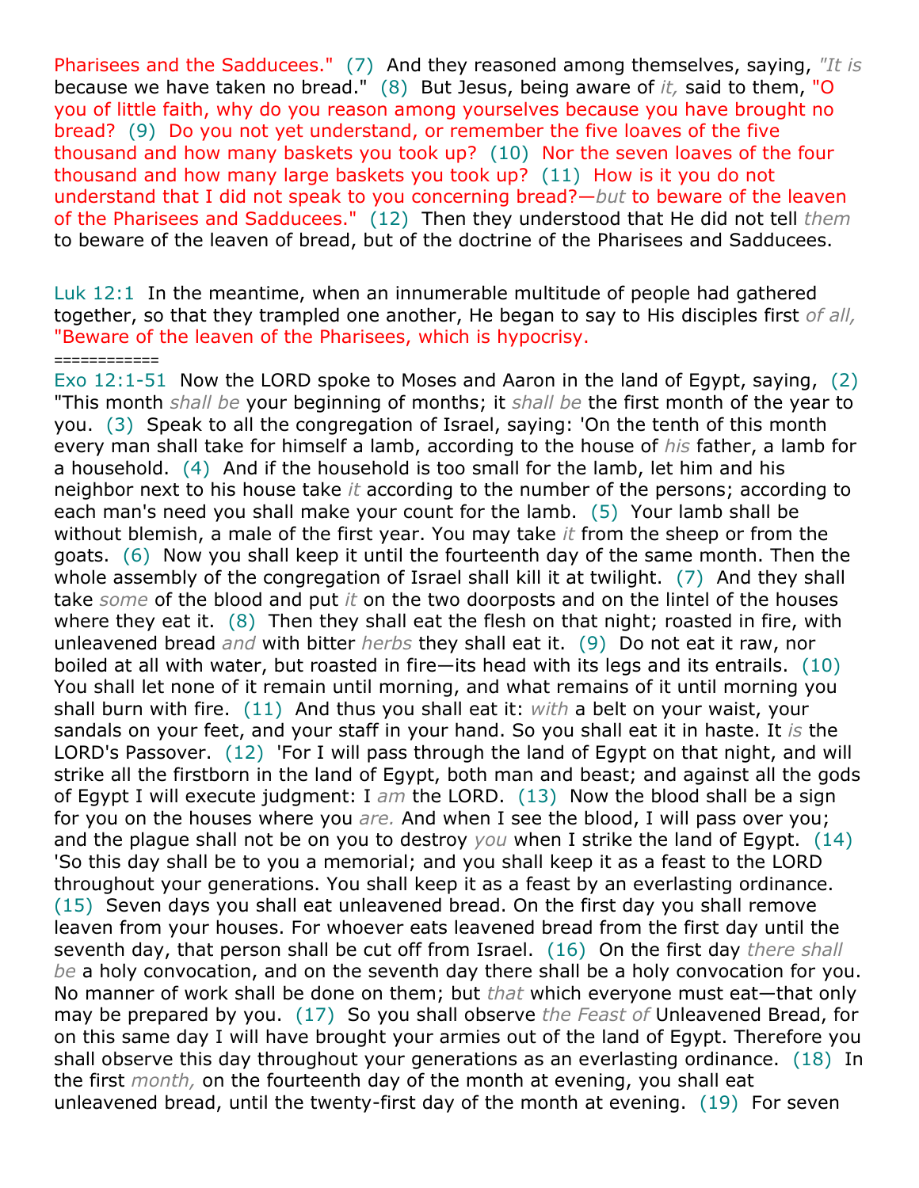Pharisees and the Sadducees." (7) And they reasoned among themselves, saying, *"It is* because we have taken no bread." (8) But Jesus, being aware of *it,* said to them, "O you of little faith, why do you reason among yourselves because you have brought no bread? (9) Do you not yet understand, or remember the five loaves of the five thousand and how many baskets you took up? (10) Nor the seven loaves of the four thousand and how many large baskets you took up? (11) How is it you do not understand that I did not speak to you concerning bread?—*but* to beware of the leaven of the Pharisees and Sadducees." (12) Then they understood that He did not tell *them* to beware of the leaven of bread, but of the doctrine of the Pharisees and Sadducees.

Luk 12:1 In the meantime, when an innumerable multitude of people had gathered together, so that they trampled one another, He began to say to His disciples first *of all,* "Beware of the leaven of the Pharisees, which is hypocrisy.

============

Exo 12:1-51 Now the LORD spoke to Moses and Aaron in the land of Egypt, saying, (2) "This month *shall be* your beginning of months; it *shall be* the first month of the year to you. (3) Speak to all the congregation of Israel, saying: 'On the tenth of this month every man shall take for himself a lamb, according to the house of *his* father, a lamb for a household. (4) And if the household is too small for the lamb, let him and his neighbor next to his house take *it* according to the number of the persons; according to each man's need you shall make your count for the lamb. (5) Your lamb shall be without blemish, a male of the first year. You may take *it* from the sheep or from the goats. (6) Now you shall keep it until the fourteenth day of the same month. Then the whole assembly of the congregation of Israel shall kill it at twilight. (7) And they shall take *some* of the blood and put *it* on the two doorposts and on the lintel of the houses where they eat it. (8) Then they shall eat the flesh on that night; roasted in fire, with unleavened bread *and* with bitter *herbs* they shall eat it. (9) Do not eat it raw, nor boiled at all with water, but roasted in fire—its head with its legs and its entrails. (10) You shall let none of it remain until morning, and what remains of it until morning you shall burn with fire. (11) And thus you shall eat it: *with* a belt on your waist, your sandals on your feet, and your staff in your hand. So you shall eat it in haste. It *is* the LORD's Passover. (12) 'For I will pass through the land of Egypt on that night, and will strike all the firstborn in the land of Egypt, both man and beast; and against all the gods of Egypt I will execute judgment: I *am* the LORD. (13) Now the blood shall be a sign for you on the houses where you *are.* And when I see the blood, I will pass over you; and the plague shall not be on you to destroy *you* when I strike the land of Egypt. (14) 'So this day shall be to you a memorial; and you shall keep it as a feast to the LORD throughout your generations. You shall keep it as a feast by an everlasting ordinance. (15) Seven days you shall eat unleavened bread. On the first day you shall remove leaven from your houses. For whoever eats leavened bread from the first day until the seventh day, that person shall be cut off from Israel. (16) On the first day *there shall be* a holy convocation, and on the seventh day there shall be a holy convocation for you. No manner of work shall be done on them; but *that* which everyone must eat—that only may be prepared by you. (17) So you shall observe *the Feast of* Unleavened Bread, for on this same day I will have brought your armies out of the land of Egypt. Therefore you shall observe this day throughout your generations as an everlasting ordinance. (18) In the first *month,* on the fourteenth day of the month at evening, you shall eat unleavened bread, until the twenty-first day of the month at evening. (19) For seven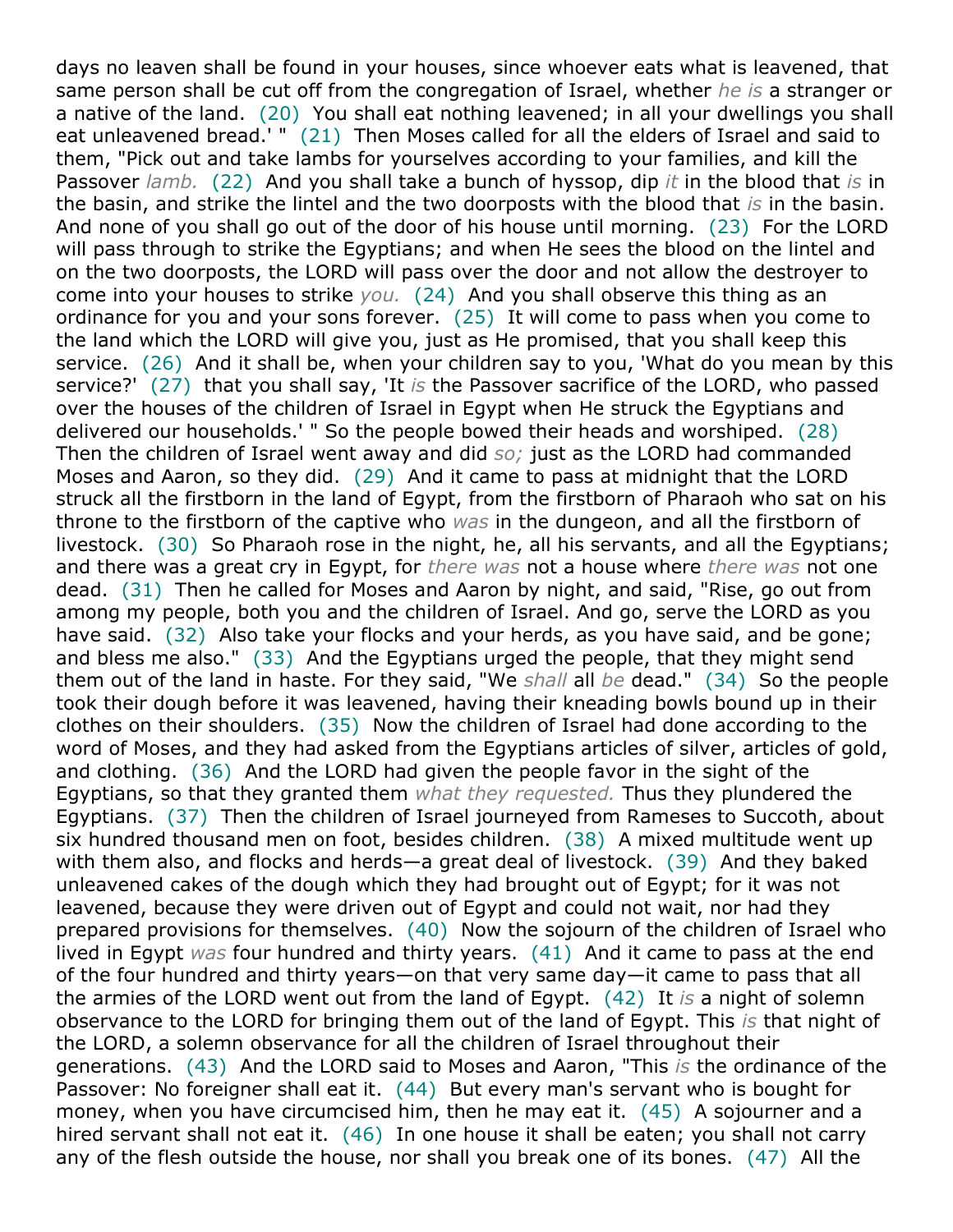days no leaven shall be found in your houses, since whoever eats what is leavened, that same person shall be cut off from the congregation of Israel, whether *he is* a stranger or a native of the land. (20) You shall eat nothing leavened; in all your dwellings you shall eat unleavened bread.' " (21) Then Moses called for all the elders of Israel and said to them, "Pick out and take lambs for yourselves according to your families, and kill the Passover *lamb.* (22) And you shall take a bunch of hyssop, dip *it* in the blood that *is* in the basin, and strike the lintel and the two doorposts with the blood that *is* in the basin. And none of you shall go out of the door of his house until morning. (23) For the LORD will pass through to strike the Egyptians; and when He sees the blood on the lintel and on the two doorposts, the LORD will pass over the door and not allow the destroyer to come into your houses to strike *you.* (24) And you shall observe this thing as an ordinance for you and your sons forever. (25) It will come to pass when you come to the land which the LORD will give you, just as He promised, that you shall keep this service. (26) And it shall be, when your children say to you, 'What do you mean by this service?' (27) that you shall say, 'It *is* the Passover sacrifice of the LORD, who passed over the houses of the children of Israel in Egypt when He struck the Egyptians and delivered our households.' " So the people bowed their heads and worshiped. (28) Then the children of Israel went away and did *so;* just as the LORD had commanded Moses and Aaron, so they did. (29) And it came to pass at midnight that the LORD struck all the firstborn in the land of Egypt, from the firstborn of Pharaoh who sat on his throne to the firstborn of the captive who *was* in the dungeon, and all the firstborn of livestock. (30) So Pharaoh rose in the night, he, all his servants, and all the Egyptians; and there was a great cry in Egypt, for *there was* not a house where *there was* not one dead. (31) Then he called for Moses and Aaron by night, and said, "Rise, go out from among my people, both you and the children of Israel. And go, serve the LORD as you have said. (32) Also take your flocks and your herds, as you have said, and be gone; and bless me also." (33) And the Egyptians urged the people, that they might send them out of the land in haste. For they said, "We *shall* all *be* dead." (34) So the people took their dough before it was leavened, having their kneading bowls bound up in their clothes on their shoulders. (35) Now the children of Israel had done according to the word of Moses, and they had asked from the Egyptians articles of silver, articles of gold, and clothing. (36) And the LORD had given the people favor in the sight of the Egyptians, so that they granted them *what they requested.* Thus they plundered the Egyptians. (37) Then the children of Israel journeyed from Rameses to Succoth, about six hundred thousand men on foot, besides children. (38) A mixed multitude went up with them also, and flocks and herds—a great deal of livestock. (39) And they baked unleavened cakes of the dough which they had brought out of Egypt; for it was not leavened, because they were driven out of Egypt and could not wait, nor had they prepared provisions for themselves. (40) Now the sojourn of the children of Israel who lived in Egypt *was* four hundred and thirty years. (41) And it came to pass at the end of the four hundred and thirty years—on that very same day—it came to pass that all the armies of the LORD went out from the land of Egypt. (42) It *is* a night of solemn observance to the LORD for bringing them out of the land of Egypt. This *is* that night of the LORD, a solemn observance for all the children of Israel throughout their generations. (43) And the LORD said to Moses and Aaron, "This *is* the ordinance of the Passover: No foreigner shall eat it. (44) But every man's servant who is bought for money, when you have circumcised him, then he may eat it. (45) A sojourner and a hired servant shall not eat it. (46) In one house it shall be eaten; you shall not carry any of the flesh outside the house, nor shall you break one of its bones. (47) All the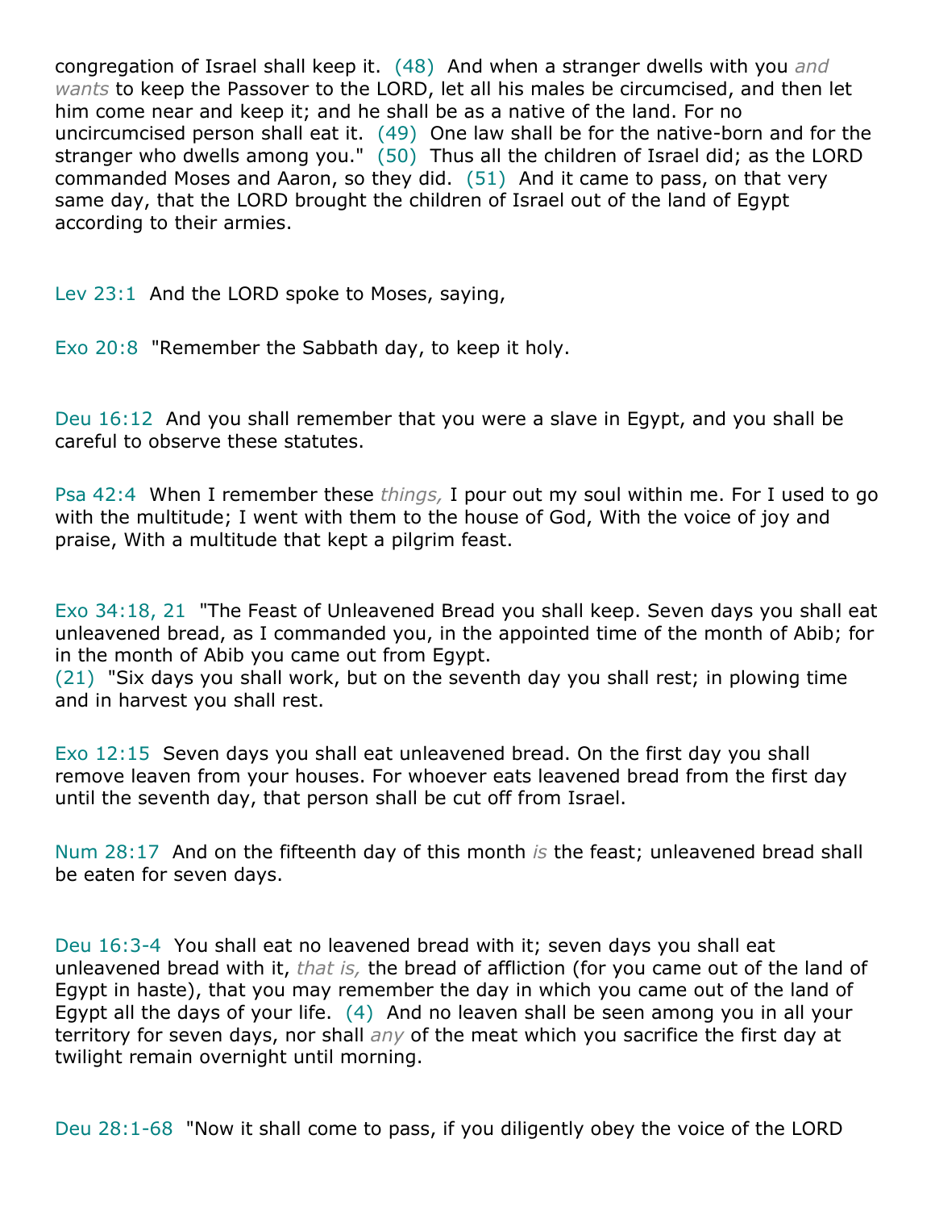congregation of Israel shall keep it. (48) And when a stranger dwells with you *and wants* to keep the Passover to the LORD, let all his males be circumcised, and then let him come near and keep it; and he shall be as a native of the land. For no uncircumcised person shall eat it. (49) One law shall be for the native-born and for the stranger who dwells among you." (50) Thus all the children of Israel did; as the LORD commanded Moses and Aaron, so they did. (51) And it came to pass, on that very same day, that the LORD brought the children of Israel out of the land of Egypt according to their armies.

Lev 23:1 And the LORD spoke to Moses, saying,

Exo 20:8 "Remember the Sabbath day, to keep it holy.

Deu 16:12 And you shall remember that you were a slave in Egypt, and you shall be careful to observe these statutes.

Psa 42:4 When I remember these *things,* I pour out my soul within me. For I used to go with the multitude; I went with them to the house of God, With the voice of joy and praise, With a multitude that kept a pilgrim feast.

Exo 34:18, 21 "The Feast of Unleavened Bread you shall keep. Seven days you shall eat unleavened bread, as I commanded you, in the appointed time of the month of Abib; for in the month of Abib you came out from Egypt.
(21) "Six days you shall work, but on the seventh day you shall rest; in plowing time and in harvest you shall rest.

Exo 12:15 Seven days you shall eat unleavened bread. On the first day you shall remove leaven from your houses. For whoever eats leavened bread from the first day until the seventh day, that person shall be cut off from Israel.

Num 28:17 And on the fifteenth day of this month *is* the feast; unleavened bread shall be eaten for seven days.

Deu 16:3-4 You shall eat no leavened bread with it; seven days you shall eat unleavened bread with it, *that is,* the bread of affliction (for you came out of the land of Egypt in haste), that you may remember the day in which you came out of the land of Egypt all the days of your life. (4) And no leaven shall be seen among you in all your territory for seven days, nor shall *any* of the meat which you sacrifice the first day at twilight remain overnight until morning.

Deu 28:1-68 "Now it shall come to pass, if you diligently obey the voice of the LORD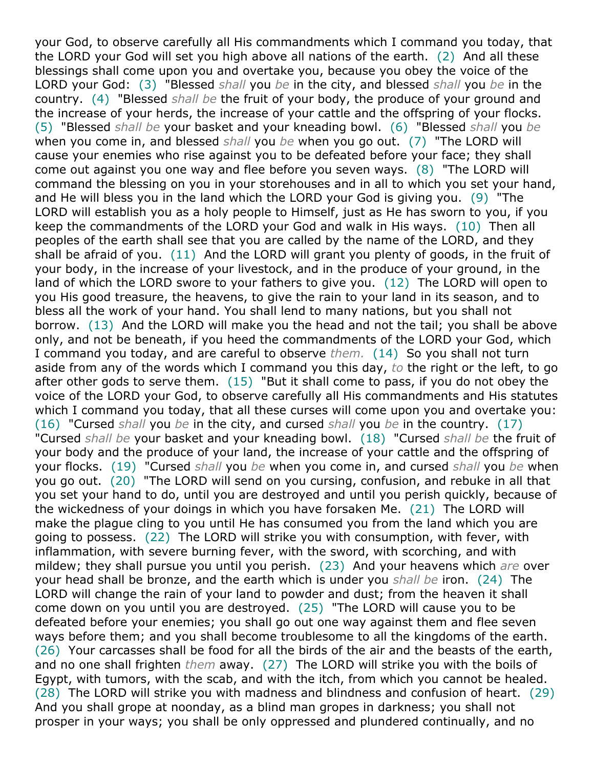your God, to observe carefully all His commandments which I command you today, that the LORD your God will set you high above all nations of the earth. (2) And all these blessings shall come upon you and overtake you, because you obey the voice of the LORD your God: (3) "Blessed *shall* you *be* in the city, and blessed *shall* you *be* in the country. (4) "Blessed *shall be* the fruit of your body, the produce of your ground and the increase of your herds, the increase of your cattle and the offspring of your flocks. (5) "Blessed *shall be* your basket and your kneading bowl. (6) "Blessed *shall* you *be* when you come in, and blessed *shall* you *be* when you go out. (7) "The LORD will cause your enemies who rise against you to be defeated before your face; they shall come out against you one way and flee before you seven ways. (8) "The LORD will command the blessing on you in your storehouses and in all to which you set your hand, and He will bless you in the land which the LORD your God is giving you. (9) "The LORD will establish you as a holy people to Himself, just as He has sworn to you, if you keep the commandments of the LORD your God and walk in His ways. (10) Then all peoples of the earth shall see that you are called by the name of the LORD, and they shall be afraid of you. (11) And the LORD will grant you plenty of goods, in the fruit of your body, in the increase of your livestock, and in the produce of your ground, in the land of which the LORD swore to your fathers to give you. (12) The LORD will open to you His good treasure, the heavens, to give the rain to your land in its season, and to bless all the work of your hand. You shall lend to many nations, but you shall not borrow. (13) And the LORD will make you the head and not the tail; you shall be above only, and not be beneath, if you heed the commandments of the LORD your God, which I command you today, and are careful to observe *them.* (14) So you shall not turn aside from any of the words which I command you this day, *to* the right or the left, to go after other gods to serve them. (15) "But it shall come to pass, if you do not obey the voice of the LORD your God, to observe carefully all His commandments and His statutes which I command you today, that all these curses will come upon you and overtake you: (16) "Cursed *shall* you *be* in the city, and cursed *shall* you *be* in the country. (17) "Cursed *shall be* your basket and your kneading bowl. (18) "Cursed *shall be* the fruit of your body and the produce of your land, the increase of your cattle and the offspring of your flocks. (19) "Cursed *shall* you *be* when you come in, and cursed *shall* you *be* when you go out. (20) "The LORD will send on you cursing, confusion, and rebuke in all that you set your hand to do, until you are destroyed and until you perish quickly, because of the wickedness of your doings in which you have forsaken Me. (21) The LORD will make the plague cling to you until He has consumed you from the land which you are going to possess. (22) The LORD will strike you with consumption, with fever, with inflammation, with severe burning fever, with the sword, with scorching, and with mildew; they shall pursue you until you perish. (23) And your heavens which *are* over your head shall be bronze, and the earth which is under you *shall be* iron. (24) The LORD will change the rain of your land to powder and dust; from the heaven it shall come down on you until you are destroyed. (25) "The LORD will cause you to be defeated before your enemies; you shall go out one way against them and flee seven ways before them; and you shall become troublesome to all the kingdoms of the earth. (26) Your carcasses shall be food for all the birds of the air and the beasts of the earth, and no one shall frighten *them* away. (27) The LORD will strike you with the boils of Egypt, with tumors, with the scab, and with the itch, from which you cannot be healed. (28) The LORD will strike you with madness and blindness and confusion of heart. (29) And you shall grope at noonday, as a blind man gropes in darkness; you shall not prosper in your ways; you shall be only oppressed and plundered continually, and no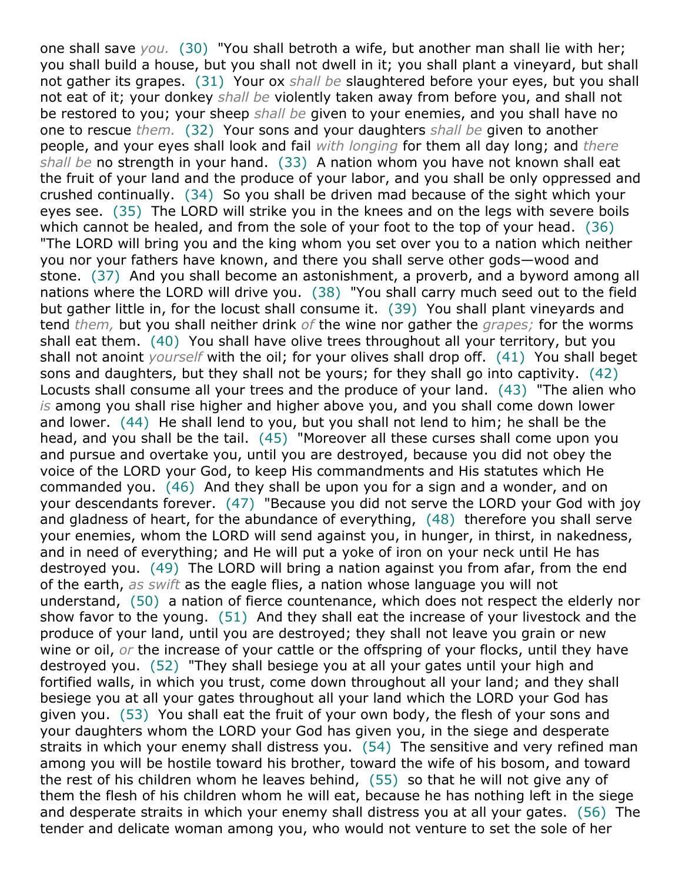one shall save *you.* (30) "You shall betroth a wife, but another man shall lie with her; you shall build a house, but you shall not dwell in it; you shall plant a vineyard, but shall not gather its grapes. (31) Your ox *shall be* slaughtered before your eyes, but you shall not eat of it; your donkey *shall be* violently taken away from before you, and shall not be restored to you; your sheep *shall be* given to your enemies, and you shall have no one to rescue *them.* (32) Your sons and your daughters *shall be* given to another people, and your eyes shall look and fail *with longing* for them all day long; and *there shall be* no strength in your hand. (33) A nation whom you have not known shall eat the fruit of your land and the produce of your labor, and you shall be only oppressed and crushed continually. (34) So you shall be driven mad because of the sight which your eyes see. (35) The LORD will strike you in the knees and on the legs with severe boils which cannot be healed, and from the sole of your foot to the top of your head. (36) "The LORD will bring you and the king whom you set over you to a nation which neither you nor your fathers have known, and there you shall serve other gods—wood and stone. (37) And you shall become an astonishment, a proverb, and a byword among all nations where the LORD will drive you. (38) "You shall carry much seed out to the field but gather little in, for the locust shall consume it. (39) You shall plant vineyards and tend *them,* but you shall neither drink *of* the wine nor gather the *grapes;* for the worms shall eat them. (40) You shall have olive trees throughout all your territory, but you shall not anoint *yourself* with the oil; for your olives shall drop off. (41) You shall beget sons and daughters, but they shall not be yours; for they shall go into captivity. (42) Locusts shall consume all your trees and the produce of your land. (43) "The alien who *is* among you shall rise higher and higher above you, and you shall come down lower and lower. (44) He shall lend to you, but you shall not lend to him; he shall be the head, and you shall be the tail. (45) "Moreover all these curses shall come upon you and pursue and overtake you, until you are destroyed, because you did not obey the voice of the LORD your God, to keep His commandments and His statutes which He commanded you. (46) And they shall be upon you for a sign and a wonder, and on your descendants forever. (47) "Because you did not serve the LORD your God with joy and gladness of heart, for the abundance of everything, (48) therefore you shall serve your enemies, whom the LORD will send against you, in hunger, in thirst, in nakedness, and in need of everything; and He will put a yoke of iron on your neck until He has destroyed you. (49) The LORD will bring a nation against you from afar, from the end of the earth, *as swift* as the eagle flies, a nation whose language you will not understand, (50) a nation of fierce countenance, which does not respect the elderly nor show favor to the young. (51) And they shall eat the increase of your livestock and the produce of your land, until you are destroyed; they shall not leave you grain or new wine or oil, *or* the increase of your cattle or the offspring of your flocks, until they have destroyed you. (52) "They shall besiege you at all your gates until your high and fortified walls, in which you trust, come down throughout all your land; and they shall besiege you at all your gates throughout all your land which the LORD your God has given you. (53) You shall eat the fruit of your own body, the flesh of your sons and your daughters whom the LORD your God has given you, in the siege and desperate straits in which your enemy shall distress you. (54) The sensitive and very refined man among you will be hostile toward his brother, toward the wife of his bosom, and toward the rest of his children whom he leaves behind, (55) so that he will not give any of them the flesh of his children whom he will eat, because he has nothing left in the siege and desperate straits in which your enemy shall distress you at all your gates. (56) The tender and delicate woman among you, who would not venture to set the sole of her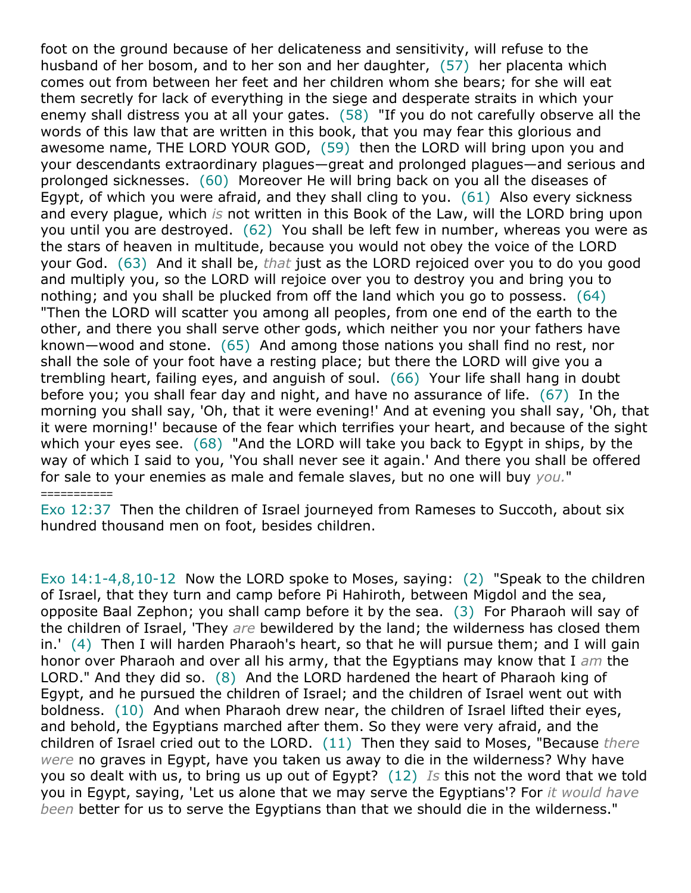foot on the ground because of her delicateness and sensitivity, will refuse to the husband of her bosom, and to her son and her daughter, (57) her placenta which comes out from between her feet and her children whom she bears; for she will eat them secretly for lack of everything in the siege and desperate straits in which your enemy shall distress you at all your gates. (58) "If you do not carefully observe all the words of this law that are written in this book, that you may fear this glorious and awesome name, THE LORD YOUR GOD, (59) then the LORD will bring upon you and your descendants extraordinary plagues—great and prolonged plagues—and serious and prolonged sicknesses. (60) Moreover He will bring back on you all the diseases of Egypt, of which you were afraid, and they shall cling to you. (61) Also every sickness and every plague, which *is* not written in this Book of the Law, will the LORD bring upon you until you are destroyed. (62) You shall be left few in number, whereas you were as the stars of heaven in multitude, because you would not obey the voice of the LORD your God. (63) And it shall be, *that* just as the LORD rejoiced over you to do you good and multiply you, so the LORD will rejoice over you to destroy you and bring you to nothing; and you shall be plucked from off the land which you go to possess. (64) "Then the LORD will scatter you among all peoples, from one end of the earth to the other, and there you shall serve other gods, which neither you nor your fathers have known—wood and stone. (65) And among those nations you shall find no rest, nor shall the sole of your foot have a resting place; but there the LORD will give you a trembling heart, failing eyes, and anguish of soul. (66) Your life shall hang in doubt before you; you shall fear day and night, and have no assurance of life. (67) In the morning you shall say, 'Oh, that it were evening!' And at evening you shall say, 'Oh, that it were morning!' because of the fear which terrifies your heart, and because of the sight which your eyes see. (68) "And the LORD will take you back to Egypt in ships, by the way of which I said to you, 'You shall never see it again.' And there you shall be offered for sale to your enemies as male and female slaves, but no one will buy *you.*"

===========

Exo 12:37 Then the children of Israel journeyed from Rameses to Succoth, about six hundred thousand men on foot, besides children.

Exo 14:1-4,8,10-12 Now the LORD spoke to Moses, saying: (2) "Speak to the children of Israel, that they turn and camp before Pi Hahiroth, between Migdol and the sea, opposite Baal Zephon; you shall camp before it by the sea. (3) For Pharaoh will say of the children of Israel, 'They *are* bewildered by the land; the wilderness has closed them in.' (4) Then I will harden Pharaoh's heart, so that he will pursue them; and I will gain honor over Pharaoh and over all his army, that the Egyptians may know that I *am* the LORD." And they did so. (8) And the LORD hardened the heart of Pharaoh king of Egypt, and he pursued the children of Israel; and the children of Israel went out with boldness. (10) And when Pharaoh drew near, the children of Israel lifted their eyes, and behold, the Egyptians marched after them. So they were very afraid, and the children of Israel cried out to the LORD. (11) Then they said to Moses, "Because *there were* no graves in Egypt, have you taken us away to die in the wilderness? Why have you so dealt with us, to bring us up out of Egypt? (12) *Is* this not the word that we told you in Egypt, saying, 'Let us alone that we may serve the Egyptians'? For *it would have been* better for us to serve the Egyptians than that we should die in the wilderness."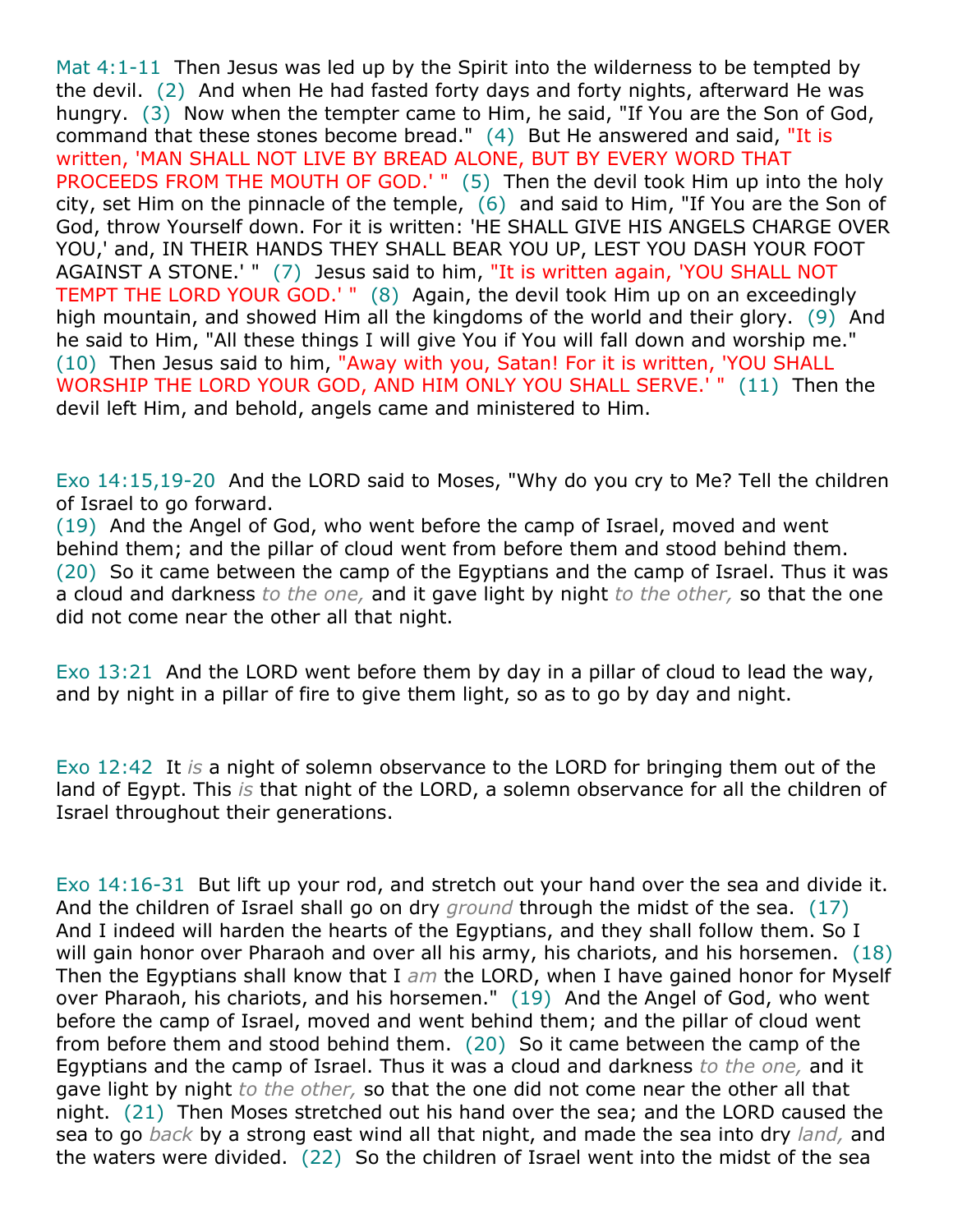Mat 4:1-11  Then Jesus was led up by the Spirit into the wilderness to be tempted by the devil.  (2)  And when He had fasted forty days and forty nights, afterward He was hungry.  (3)  Now when the tempter came to Him, he said, "If You are the Son of God, command that these stones become bread."  (4)  But He answered and said, "It is written, 'MAN SHALL NOT LIVE BY BREAD ALONE, BUT BY EVERY WORD THAT PROCEEDS FROM THE MOUTH OF GOD.' "  (5)  Then the devil took Him up into the holy city, set Him on the pinnacle of the temple,  (6)  and said to Him, "If You are the Son of God, throw Yourself down. For it is written: 'HE SHALL GIVE HIS ANGELS CHARGE OVER YOU,' and, IN THEIR HANDS THEY SHALL BEAR YOU UP, LEST YOU DASH YOUR FOOT AGAINST A STONE.' "  (7)  Jesus said to him, "It is written again, 'YOU SHALL NOT TEMPT THE LORD YOUR GOD.' "  (8)  Again, the devil took Him up on an exceedingly high mountain, and showed Him all the kingdoms of the world and their glory.  (9)  And he said to Him, "All these things I will give You if You will fall down and worship me."  (10)  Then Jesus said to him, "Away with you, Satan! For it is written, 'YOU SHALL WORSHIP THE LORD YOUR GOD, AND HIM ONLY YOU SHALL SERVE.' "  (11)  Then the devil left Him, and behold, angels came and ministered to Him.

Exo 14:15,19-20  And the LORD said to Moses, "Why do you cry to Me? Tell the children of Israel to go forward.
(19)  And the Angel of God, who went before the camp of Israel, moved and went behind them; and the pillar of cloud went from before them and stood behind them.  (20)  So it came between the camp of the Egyptians and the camp of Israel. Thus it was a cloud and darkness *to the one,* and it gave light by night *to the other,* so that the one did not come near the other all that night.

Exo 13:21  And the LORD went before them by day in a pillar of cloud to lead the way, and by night in a pillar of fire to give them light, so as to go by day and night.

Exo 12:42  It *is* a night of solemn observance to the LORD for bringing them out of the land of Egypt. This *is* that night of the LORD, a solemn observance for all the children of Israel throughout their generations.

Exo 14:16-31  But lift up your rod, and stretch out your hand over the sea and divide it. And the children of Israel shall go on dry *ground* through the midst of the sea.  (17)  And I indeed will harden the hearts of the Egyptians, and they shall follow them. So I will gain honor over Pharaoh and over all his army, his chariots, and his horsemen.  (18)  Then the Egyptians shall know that I *am* the LORD, when I have gained honor for Myself over Pharaoh, his chariots, and his horsemen."  (19)  And the Angel of God, who went before the camp of Israel, moved and went behind them; and the pillar of cloud went from before them and stood behind them.  (20)  So it came between the camp of the Egyptians and the camp of Israel. Thus it was a cloud and darkness *to the one,* and it gave light by night *to the other,* so that the one did not come near the other all that night.  (21)  Then Moses stretched out his hand over the sea; and the LORD caused the sea to go *back* by a strong east wind all that night, and made the sea into dry *land,* and the waters were divided.  (22)  So the children of Israel went into the midst of the sea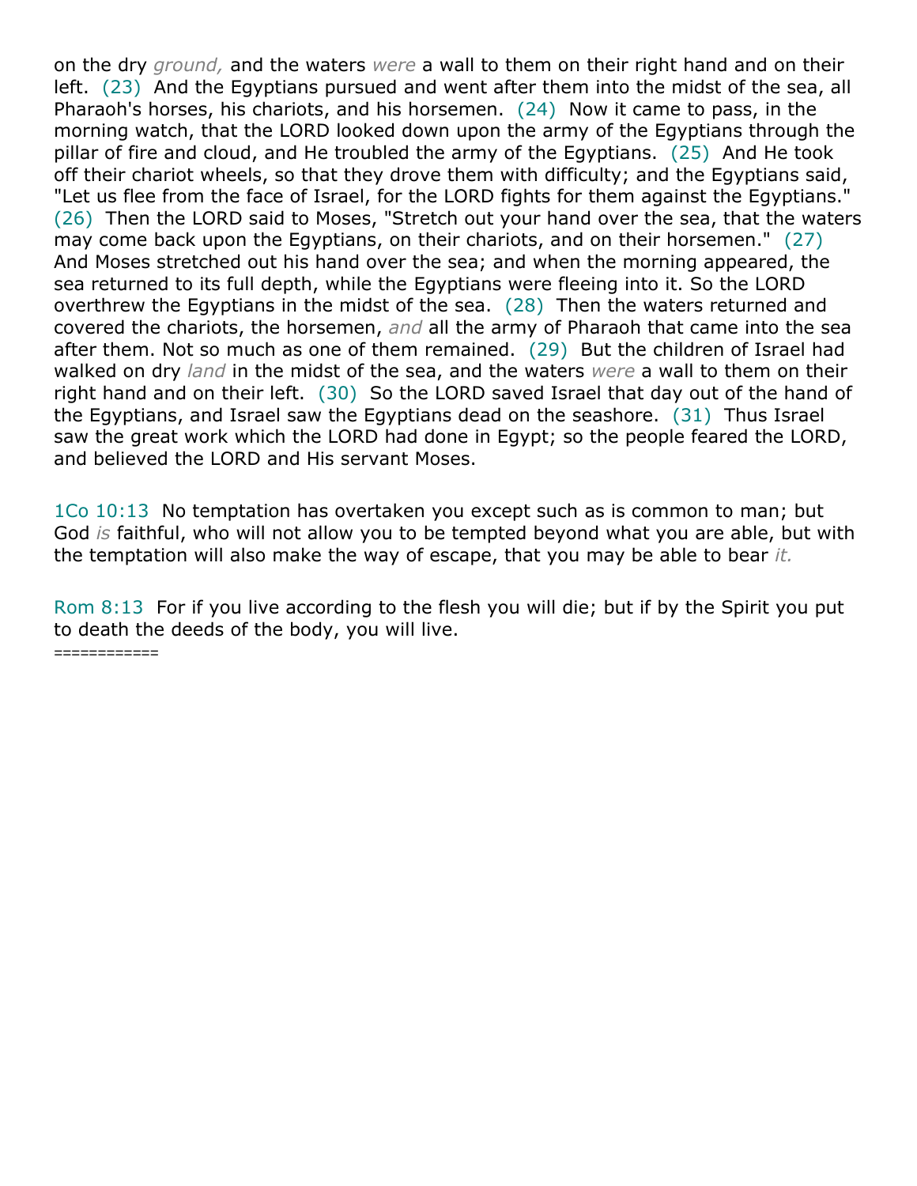on the dry *ground,* and the waters *were* a wall to them on their right hand and on their left. (23) And the Egyptians pursued and went after them into the midst of the sea, all Pharaoh's horses, his chariots, and his horsemen. (24) Now it came to pass, in the morning watch, that the LORD looked down upon the army of the Egyptians through the pillar of fire and cloud, and He troubled the army of the Egyptians. (25) And He took off their chariot wheels, so that they drove them with difficulty; and the Egyptians said, "Let us flee from the face of Israel, for the LORD fights for them against the Egyptians." (26) Then the LORD said to Moses, "Stretch out your hand over the sea, that the waters may come back upon the Egyptians, on their chariots, and on their horsemen." (27) And Moses stretched out his hand over the sea; and when the morning appeared, the sea returned to its full depth, while the Egyptians were fleeing into it. So the LORD overthrew the Egyptians in the midst of the sea. (28) Then the waters returned and covered the chariots, the horsemen, *and* all the army of Pharaoh that came into the sea after them. Not so much as one of them remained. (29) But the children of Israel had walked on dry *land* in the midst of the sea, and the waters *were* a wall to them on their right hand and on their left. (30) So the LORD saved Israel that day out of the hand of the Egyptians, and Israel saw the Egyptians dead on the seashore. (31) Thus Israel saw the great work which the LORD had done in Egypt; so the people feared the LORD, and believed the LORD and His servant Moses.

1Co 10:13 No temptation has overtaken you except such as is common to man; but God *is* faithful, who will not allow you to be tempted beyond what you are able, but with the temptation will also make the way of escape, that you may be able to bear *it.*

Rom 8:13 For if you live according to the flesh you will die; but if by the Spirit you put to death the deeds of the body, you will live.
============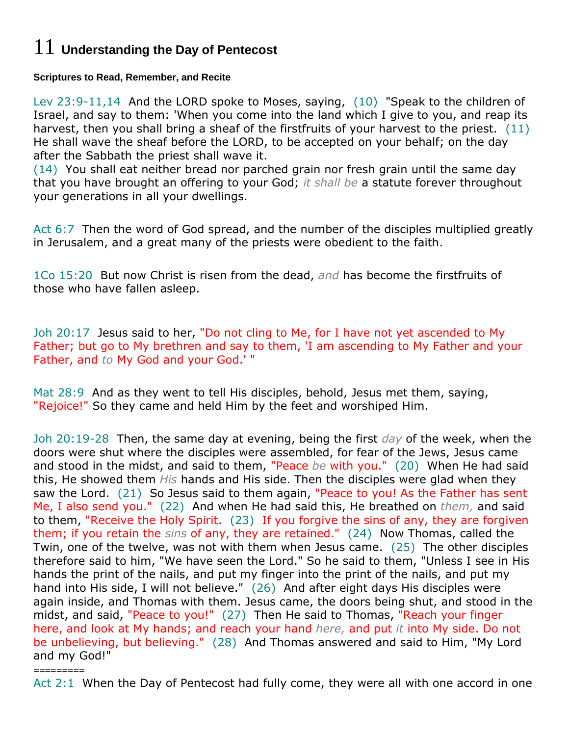# 11 Understanding the Day of Pentecost

**Scriptures to Read, Remember, and Recite**

Lev 23:9-11,14 And the LORD spoke to Moses, saying, (10) "Speak to the children of Israel, and say to them: 'When you come into the land which I give to you, and reap its harvest, then you shall bring a sheaf of the firstfruits of your harvest to the priest. (11) He shall wave the sheaf before the LORD, to be accepted on your behalf; on the day after the Sabbath the priest shall wave it.
(14) You shall eat neither bread nor parched grain nor fresh grain until the same day that you have brought an offering to your God; *it shall be* a statute forever throughout your generations in all your dwellings.

Act 6:7 Then the word of God spread, and the number of the disciples multiplied greatly in Jerusalem, and a great many of the priests were obedient to the faith.

1Co 15:20 But now Christ is risen from the dead, *and* has become the firstfruits of those who have fallen asleep.

Joh 20:17 Jesus said to her, "Do not cling to Me, for I have not yet ascended to My Father; but go to My brethren and say to them, 'I am ascending to My Father and your Father, and *to* My God and your God.' "

Mat 28:9 And as they went to tell His disciples, behold, Jesus met them, saying, "Rejoice!" So they came and held Him by the feet and worshiped Him.

Joh 20:19-28 Then, the same day at evening, being the first *day* of the week, when the doors were shut where the disciples were assembled, for fear of the Jews, Jesus came and stood in the midst, and said to them, "Peace *be* with you." (20) When He had said this, He showed them *His* hands and His side. Then the disciples were glad when they saw the Lord. (21) So Jesus said to them again, "Peace to you! As the Father has sent Me, I also send you." (22) And when He had said this, He breathed on *them,* and said to them, "Receive the Holy Spirit. (23) If you forgive the sins of any, they are forgiven them; if you retain the *sins* of any, they are retained." (24) Now Thomas, called the Twin, one of the twelve, was not with them when Jesus came. (25) The other disciples therefore said to him, "We have seen the Lord." So he said to them, "Unless I see in His hands the print of the nails, and put my finger into the print of the nails, and put my hand into His side, I will not believe." (26) And after eight days His disciples were again inside, and Thomas with them. Jesus came, the doors being shut, and stood in the midst, and said, "Peace to you!" (27) Then He said to Thomas, "Reach your finger here, and look at My hands; and reach your hand *here,* and put *it* into My side. Do not be unbelieving, but believing." (28) And Thomas answered and said to Him, "My Lord and my God!"

=========

Act 2:1 When the Day of Pentecost had fully come, they were all with one accord in one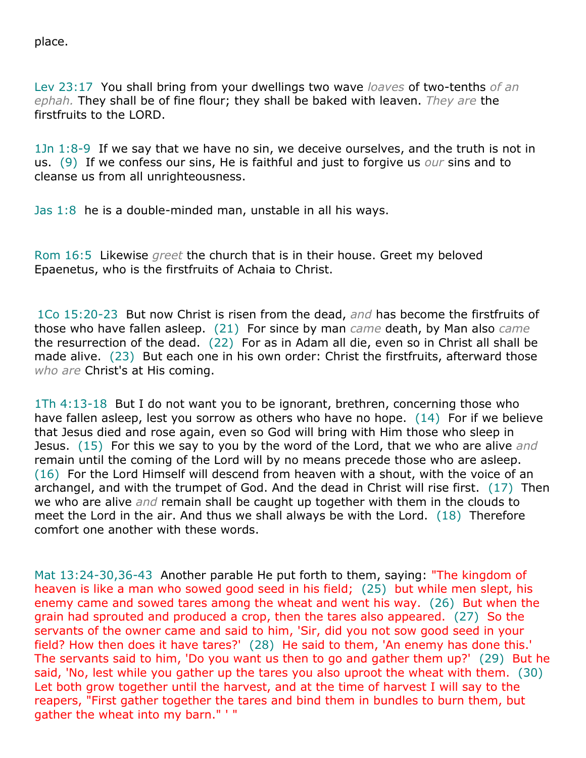place.

Lev 23:17  You shall bring from your dwellings two wave *loaves* of two-tenths *of an ephah.* They shall be of fine flour; they shall be baked with leaven. *They are* the firstfruits to the LORD.

1Jn 1:8-9  If we say that we have no sin, we deceive ourselves, and the truth is not in us.  (9)  If we confess our sins, He is faithful and just to forgive us *our* sins and to cleanse us from all unrighteousness.

Jas 1:8  he is a double-minded man, unstable in all his ways.

Rom 16:5  Likewise *greet* the church that is in their house. Greet my beloved Epaenetus, who is the firstfruits of Achaia to Christ.

1Co 15:20-23  But now Christ is risen from the dead, *and* has become the firstfruits of those who have fallen asleep.  (21)  For since by man *came* death, by Man also *came* the resurrection of the dead.  (22)  For as in Adam all die, even so in Christ all shall be made alive.  (23)  But each one in his own order: Christ the firstfruits, afterward those *who are* Christ's at His coming.

1Th 4:13-18  But I do not want you to be ignorant, brethren, concerning those who have fallen asleep, lest you sorrow as others who have no hope.  (14)  For if we believe that Jesus died and rose again, even so God will bring with Him those who sleep in Jesus.  (15)  For this we say to you by the word of the Lord, that we who are alive *and* remain until the coming of the Lord will by no means precede those who are asleep.  (16)  For the Lord Himself will descend from heaven with a shout, with the voice of an archangel, and with the trumpet of God. And the dead in Christ will rise first.  (17)  Then we who are alive *and* remain shall be caught up together with them in the clouds to meet the Lord in the air. And thus we shall always be with the Lord.  (18)  Therefore comfort one another with these words.

Mat 13:24-30,36-43  Another parable He put forth to them, saying: "The kingdom of heaven is like a man who sowed good seed in his field;  (25)  but while men slept, his enemy came and sowed tares among the wheat and went his way.  (26)  But when the grain had sprouted and produced a crop, then the tares also appeared.  (27)  So the servants of the owner came and said to him, 'Sir, did you not sow good seed in your field? How then does it have tares?'  (28)  He said to them, 'An enemy has done this.' The servants said to him, 'Do you want us then to go and gather them up?'  (29)  But he said, 'No, lest while you gather up the tares you also uproot the wheat with them.  (30)  Let both grow together until the harvest, and at the time of harvest I will say to the reapers, "First gather together the tares and bind them in bundles to burn them, but gather the wheat into my barn." ' "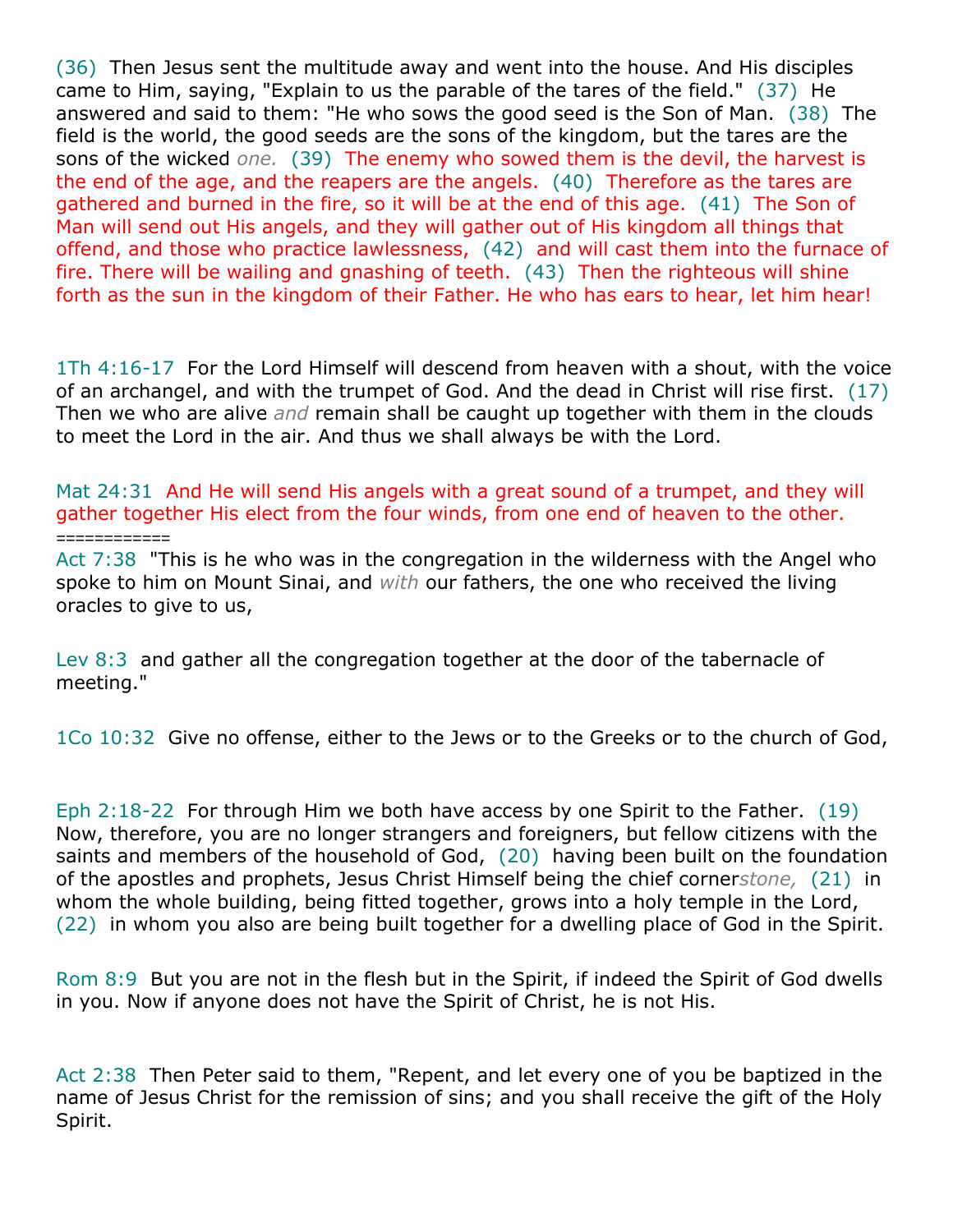(36) Then Jesus sent the multitude away and went into the house. And His disciples came to Him, saying, "Explain to us the parable of the tares of the field." (37) He answered and said to them: "He who sows the good seed is the Son of Man. (38) The field is the world, the good seeds are the sons of the kingdom, but the tares are the sons of the wicked *one.* (39) The enemy who sowed them is the devil, the harvest is the end of the age, and the reapers are the angels. (40) Therefore as the tares are gathered and burned in the fire, so it will be at the end of this age. (41) The Son of Man will send out His angels, and they will gather out of His kingdom all things that offend, and those who practice lawlessness, (42) and will cast them into the furnace of fire. There will be wailing and gnashing of teeth. (43) Then the righteous will shine forth as the sun in the kingdom of their Father. He who has ears to hear, let him hear!

1Th 4:16-17 For the Lord Himself will descend from heaven with a shout, with the voice of an archangel, and with the trumpet of God. And the dead in Christ will rise first. (17) Then we who are alive *and* remain shall be caught up together with them in the clouds to meet the Lord in the air. And thus we shall always be with the Lord.

Mat 24:31 And He will send His angels with a great sound of a trumpet, and they will gather together His elect from the four winds, from one end of heaven to the other.
============
Act 7:38 "This is he who was in the congregation in the wilderness with the Angel who spoke to him on Mount Sinai, and *with* our fathers, the one who received the living oracles to give to us,

Lev 8:3 and gather all the congregation together at the door of the tabernacle of meeting."

1Co 10:32 Give no offense, either to the Jews or to the Greeks or to the church of God,

Eph 2:18-22 For through Him we both have access by one Spirit to the Father. (19) Now, therefore, you are no longer strangers and foreigners, but fellow citizens with the saints and members of the household of God, (20) having been built on the foundation of the apostles and prophets, Jesus Christ Himself being the chief corner*stone,* (21) in whom the whole building, being fitted together, grows into a holy temple in the Lord, (22) in whom you also are being built together for a dwelling place of God in the Spirit.

Rom 8:9 But you are not in the flesh but in the Spirit, if indeed the Spirit of God dwells in you. Now if anyone does not have the Spirit of Christ, he is not His.

Act 2:38 Then Peter said to them, "Repent, and let every one of you be baptized in the name of Jesus Christ for the remission of sins; and you shall receive the gift of the Holy Spirit.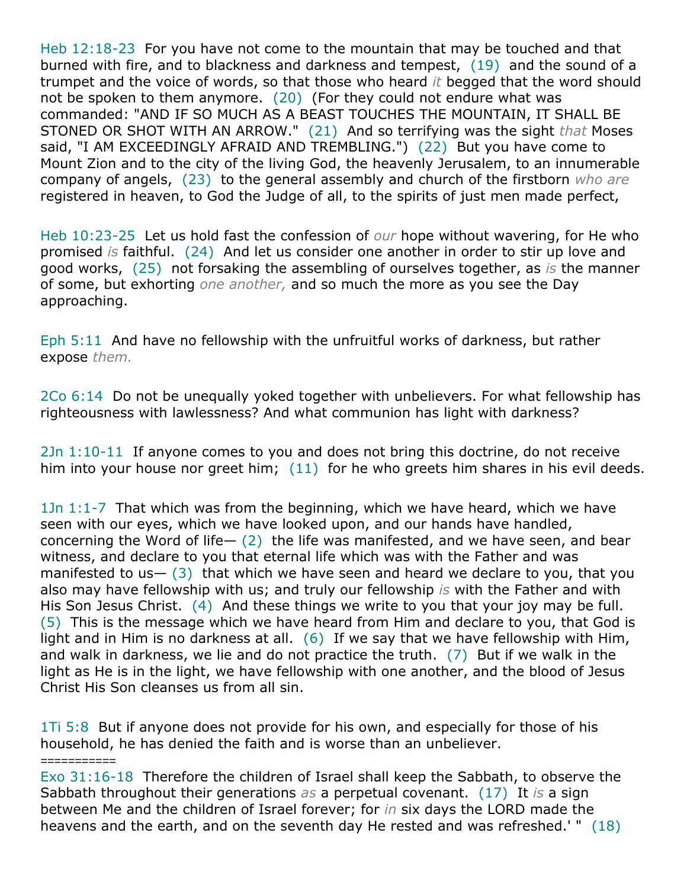Heb 12:18-23  For you have not come to the mountain that may be touched and that burned with fire, and to blackness and darkness and tempest,  (19)  and the sound of a trumpet and the voice of words, so that those who heard *it* begged that the word should not be spoken to them anymore.  (20)  (For they could not endure what was commanded: "AND IF SO MUCH AS A BEAST TOUCHES THE MOUNTAIN, IT SHALL BE STONED OR SHOT WITH AN ARROW."  (21)  And so terrifying was the sight *that* Moses said, "I AM EXCEEDINGLY AFRAID AND TREMBLING.")  (22)  But you have come to Mount Zion and to the city of the living God, the heavenly Jerusalem, to an innumerable company of angels,  (23)  to the general assembly and church of the firstborn *who are* registered in heaven, to God the Judge of all, to the spirits of just men made perfect,

Heb 10:23-25  Let us hold fast the confession of *our* hope without wavering, for He who promised *is* faithful.  (24)  And let us consider one another in order to stir up love and good works,  (25)  not forsaking the assembling of ourselves together, as *is* the manner of some, but exhorting *one another,* and so much the more as you see the Day approaching.

Eph 5:11  And have no fellowship with the unfruitful works of darkness, but rather expose *them.*

2Co 6:14  Do not be unequally yoked together with unbelievers. For what fellowship has righteousness with lawlessness? And what communion has light with darkness?

2Jn 1:10-11  If anyone comes to you and does not bring this doctrine, do not receive him into your house nor greet him;  (11)  for he who greets him shares in his evil deeds.

1Jn 1:1-7  That which was from the beginning, which we have heard, which we have seen with our eyes, which we have looked upon, and our hands have handled, concerning the Word of life— (2)  the life was manifested, and we have seen, and bear witness, and declare to you that eternal life which was with the Father and was manifested to us— (3)  that which we have seen and heard we declare to you, that you also may have fellowship with us; and truly our fellowship *is* with the Father and with His Son Jesus Christ.  (4)  And these things we write to you that your joy may be full.  (5)  This is the message which we have heard from Him and declare to you, that God is light and in Him is no darkness at all.  (6)  If we say that we have fellowship with Him, and walk in darkness, we lie and do not practice the truth.  (7)  But if we walk in the light as He is in the light, we have fellowship with one another, and the blood of Jesus Christ His Son cleanses us from all sin.

1Ti 5:8  But if anyone does not provide for his own, and especially for those of his household, he has denied the faith and is worse than an unbeliever.

===========

Exo 31:16-18  Therefore the children of Israel shall keep the Sabbath, to observe the Sabbath throughout their generations *as* a perpetual covenant.  (17)  It *is* a sign between Me and the children of Israel forever; for *in* six days the LORD made the heavens and the earth, and on the seventh day He rested and was refreshed.' "  (18)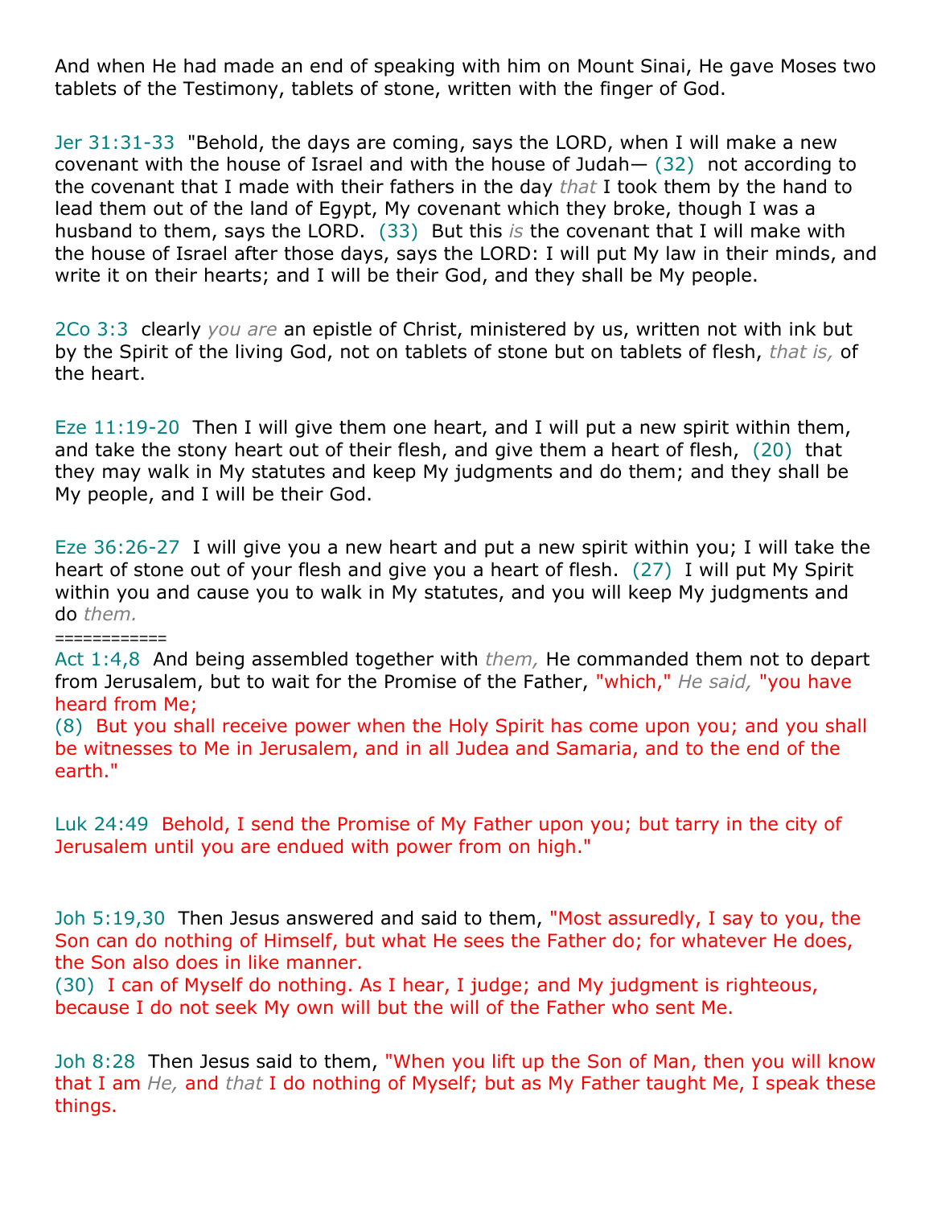And when He had made an end of speaking with him on Mount Sinai, He gave Moses two tablets of the Testimony, tablets of stone, written with the finger of God.

Jer 31:31-33 "Behold, the days are coming, says the LORD, when I will make a new covenant with the house of Israel and with the house of Judah— (32) not according to the covenant that I made with their fathers in the day *that* I took them by the hand to lead them out of the land of Egypt, My covenant which they broke, though I was a husband to them, says the LORD. (33) But this *is* the covenant that I will make with the house of Israel after those days, says the LORD: I will put My law in their minds, and write it on their hearts; and I will be their God, and they shall be My people.

2Co 3:3 clearly *you are* an epistle of Christ, ministered by us, written not with ink but by the Spirit of the living God, not on tablets of stone but on tablets of flesh, *that is,* of the heart.

Eze 11:19-20 Then I will give them one heart, and I will put a new spirit within them, and take the stony heart out of their flesh, and give them a heart of flesh, (20) that they may walk in My statutes and keep My judgments and do them; and they shall be My people, and I will be their God.

Eze 36:26-27 I will give you a new heart and put a new spirit within you; I will take the heart of stone out of your flesh and give you a heart of flesh. (27) I will put My Spirit within you and cause you to walk in My statutes, and you will keep My judgments and do *them.*

============

Act 1:4,8 And being assembled together with *them,* He commanded them not to depart from Jerusalem, but to wait for the Promise of the Father, "which," *He said,* "you have heard from Me;
(8) But you shall receive power when the Holy Spirit has come upon you; and you shall be witnesses to Me in Jerusalem, and in all Judea and Samaria, and to the end of the earth."

Luk 24:49 Behold, I send the Promise of My Father upon you; but tarry in the city of Jerusalem until you are endued with power from on high."

Joh 5:19,30 Then Jesus answered and said to them, "Most assuredly, I say to you, the Son can do nothing of Himself, but what He sees the Father do; for whatever He does, the Son also does in like manner.
(30) I can of Myself do nothing. As I hear, I judge; and My judgment is righteous, because I do not seek My own will but the will of the Father who sent Me.

Joh 8:28 Then Jesus said to them, "When you lift up the Son of Man, then you will know that I am *He,* and *that* I do nothing of Myself; but as My Father taught Me, I speak these things.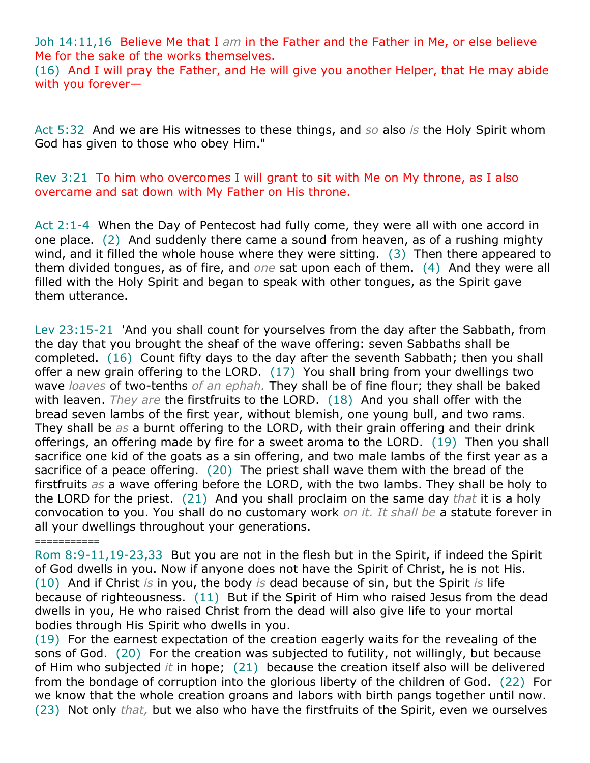Joh 14:11,16  Believe Me that I *am* in the Father and the Father in Me, or else believe Me for the sake of the works themselves.
(16)  And I will pray the Father, and He will give you another Helper, that He may abide with you forever—

Act 5:32  And we are His witnesses to these things, and *so* also *is* the Holy Spirit whom God has given to those who obey Him."

Rev 3:21  To him who overcomes I will grant to sit with Me on My throne, as I also overcame and sat down with My Father on His throne.

Act 2:1-4  When the Day of Pentecost had fully come, they were all with one accord in one place.  (2)  And suddenly there came a sound from heaven, as of a rushing mighty wind, and it filled the whole house where they were sitting.  (3)  Then there appeared to them divided tongues, as of fire, and *one* sat upon each of them.  (4)  And they were all filled with the Holy Spirit and began to speak with other tongues, as the Spirit gave them utterance.

Lev 23:15-21  'And you shall count for yourselves from the day after the Sabbath, from the day that you brought the sheaf of the wave offering: seven Sabbaths shall be completed.  (16)  Count fifty days to the day after the seventh Sabbath; then you shall offer a new grain offering to the LORD.  (17)  You shall bring from your dwellings two wave *loaves* of two-tenths *of an ephah.* They shall be of fine flour; they shall be baked with leaven. *They are* the firstfruits to the LORD.  (18)  And you shall offer with the bread seven lambs of the first year, without blemish, one young bull, and two rams. They shall be *as* a burnt offering to the LORD, with their grain offering and their drink offerings, an offering made by fire for a sweet aroma to the LORD.  (19)  Then you shall sacrifice one kid of the goats as a sin offering, and two male lambs of the first year as a sacrifice of a peace offering.  (20)  The priest shall wave them with the bread of the firstfruits *as* a wave offering before the LORD, with the two lambs. They shall be holy to the LORD for the priest.  (21)  And you shall proclaim on the same day *that* it is a holy convocation to you. You shall do no customary work *on it. It shall be* a statute forever in all your dwellings throughout your generations.
===========
Rom 8:9-11,19-23,33  But you are not in the flesh but in the Spirit, if indeed the Spirit of God dwells in you. Now if anyone does not have the Spirit of Christ, he is not His.  (10)  And if Christ *is* in you, the body *is* dead because of sin, but the Spirit *is* life because of righteousness.  (11)  But if the Spirit of Him who raised Jesus from the dead dwells in you, He who raised Christ from the dead will also give life to your mortal bodies through His Spirit who dwells in you.
(19)  For the earnest expectation of the creation eagerly waits for the revealing of the sons of God.  (20)  For the creation was subjected to futility, not willingly, but because of Him who subjected *it* in hope;  (21)  because the creation itself also will be delivered from the bondage of corruption into the glorious liberty of the children of God.  (22)  For we know that the whole creation groans and labors with birth pangs together until now.  (23)  Not only *that,* but we also who have the firstfruits of the Spirit, even we ourselves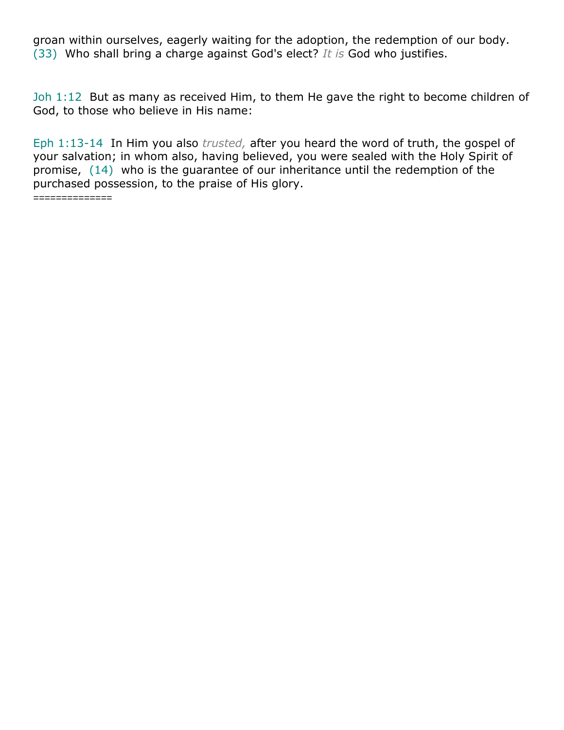groan within ourselves, eagerly waiting for the adoption, the redemption of our body. (33) Who shall bring a charge against God's elect? *It is* God who justifies.

Joh 1:12 But as many as received Him, to them He gave the right to become children of God, to those who believe in His name:

Eph 1:13-14 In Him you also *trusted,* after you heard the word of truth, the gospel of your salvation; in whom also, having believed, you were sealed with the Holy Spirit of promise, (14) who is the guarantee of our inheritance until the redemption of the purchased possession, to the praise of His glory.

==============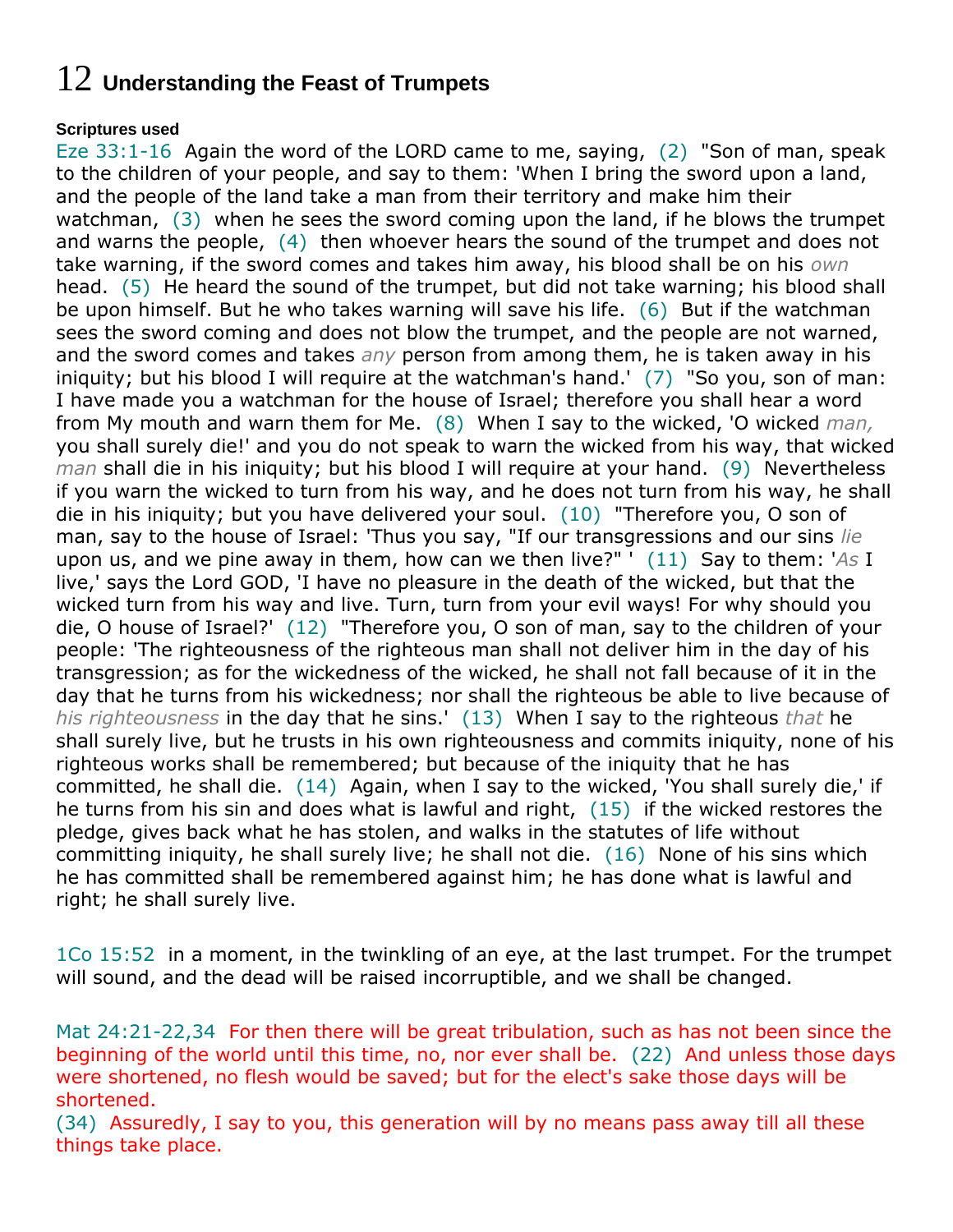# 12 Understanding the Feast of Trumpets

**Scriptures used**

Eze 33:1-16 Again the word of the LORD came to me, saying, (2) "Son of man, speak to the children of your people, and say to them: 'When I bring the sword upon a land, and the people of the land take a man from their territory and make him their watchman, (3) when he sees the sword coming upon the land, if he blows the trumpet and warns the people, (4) then whoever hears the sound of the trumpet and does not take warning, if the sword comes and takes him away, his blood shall be on his *own* head. (5) He heard the sound of the trumpet, but did not take warning; his blood shall be upon himself. But he who takes warning will save his life. (6) But if the watchman sees the sword coming and does not blow the trumpet, and the people are not warned, and the sword comes and takes *any* person from among them, he is taken away in his iniquity; but his blood I will require at the watchman's hand.' (7) "So you, son of man: I have made you a watchman for the house of Israel; therefore you shall hear a word from My mouth and warn them for Me. (8) When I say to the wicked, 'O wicked *man,* you shall surely die!' and you do not speak to warn the wicked from his way, that wicked *man* shall die in his iniquity; but his blood I will require at your hand. (9) Nevertheless if you warn the wicked to turn from his way, and he does not turn from his way, he shall die in his iniquity; but you have delivered your soul. (10) "Therefore you, O son of man, say to the house of Israel: 'Thus you say, "If our transgressions and our sins *lie* upon us, and we pine away in them, how can we then live?" ' (11) Say to them: '*As* I live,' says the Lord GOD, 'I have no pleasure in the death of the wicked, but that the wicked turn from his way and live. Turn, turn from your evil ways! For why should you die, O house of Israel?' (12) "Therefore you, O son of man, say to the children of your people: 'The righteousness of the righteous man shall not deliver him in the day of his transgression; as for the wickedness of the wicked, he shall not fall because of it in the day that he turns from his wickedness; nor shall the righteous be able to live because of *his righteousness* in the day that he sins.' (13) When I say to the righteous *that* he shall surely live, but he trusts in his own righteousness and commits iniquity, none of his righteous works shall be remembered; but because of the iniquity that he has committed, he shall die. (14) Again, when I say to the wicked, 'You shall surely die,' if he turns from his sin and does what is lawful and right, (15) if the wicked restores the pledge, gives back what he has stolen, and walks in the statutes of life without committing iniquity, he shall surely live; he shall not die. (16) None of his sins which he has committed shall be remembered against him; he has done what is lawful and right; he shall surely live.

1Co 15:52 in a moment, in the twinkling of an eye, at the last trumpet. For the trumpet will sound, and the dead will be raised incorruptible, and we shall be changed.

Mat 24:21-22,34 For then there will be great tribulation, such as has not been since the beginning of the world until this time, no, nor ever shall be. (22) And unless those days were shortened, no flesh would be saved; but for the elect's sake those days will be shortened.
(34) Assuredly, I say to you, this generation will by no means pass away till all these things take place.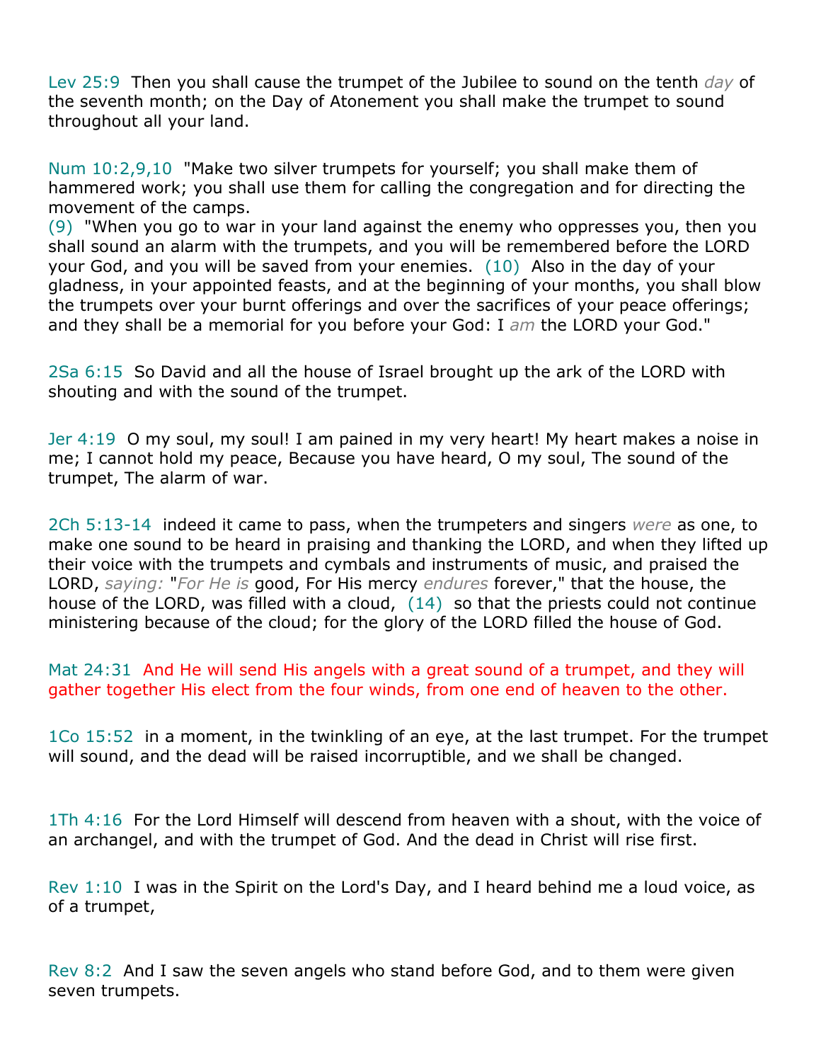Lev 25:9  Then you shall cause the trumpet of the Jubilee to sound on the tenth *day* of the seventh month; on the Day of Atonement you shall make the trumpet to sound throughout all your land.

Num 10:2,9,10  "Make two silver trumpets for yourself; you shall make them of hammered work; you shall use them for calling the congregation and for directing the movement of the camps.
(9)  "When you go to war in your land against the enemy who oppresses you, then you shall sound an alarm with the trumpets, and you will be remembered before the LORD your God, and you will be saved from your enemies.  (10)  Also in the day of your gladness, in your appointed feasts, and at the beginning of your months, you shall blow the trumpets over your burnt offerings and over the sacrifices of your peace offerings; and they shall be a memorial for you before your God: I *am* the LORD your God."

2Sa 6:15  So David and all the house of Israel brought up the ark of the LORD with shouting and with the sound of the trumpet.

Jer 4:19  O my soul, my soul! I am pained in my very heart! My heart makes a noise in me; I cannot hold my peace, Because you have heard, O my soul, The sound of the trumpet, The alarm of war.

2Ch 5:13-14  indeed it came to pass, when the trumpeters and singers *were* as one, to make one sound to be heard in praising and thanking the LORD, and when they lifted up their voice with the trumpets and cymbals and instruments of music, and praised the LORD, *saying:* "*For He is* good, For His mercy *endures* forever," that the house, the house of the LORD, was filled with a cloud,  (14)  so that the priests could not continue ministering because of the cloud; for the glory of the LORD filled the house of God.

Mat 24:31  And He will send His angels with a great sound of a trumpet, and they will gather together His elect from the four winds, from one end of heaven to the other.

1Co 15:52  in a moment, in the twinkling of an eye, at the last trumpet. For the trumpet will sound, and the dead will be raised incorruptible, and we shall be changed.

1Th 4:16  For the Lord Himself will descend from heaven with a shout, with the voice of an archangel, and with the trumpet of God. And the dead in Christ will rise first.

Rev 1:10  I was in the Spirit on the Lord's Day, and I heard behind me a loud voice, as of a trumpet,

Rev 8:2  And I saw the seven angels who stand before God, and to them were given seven trumpets.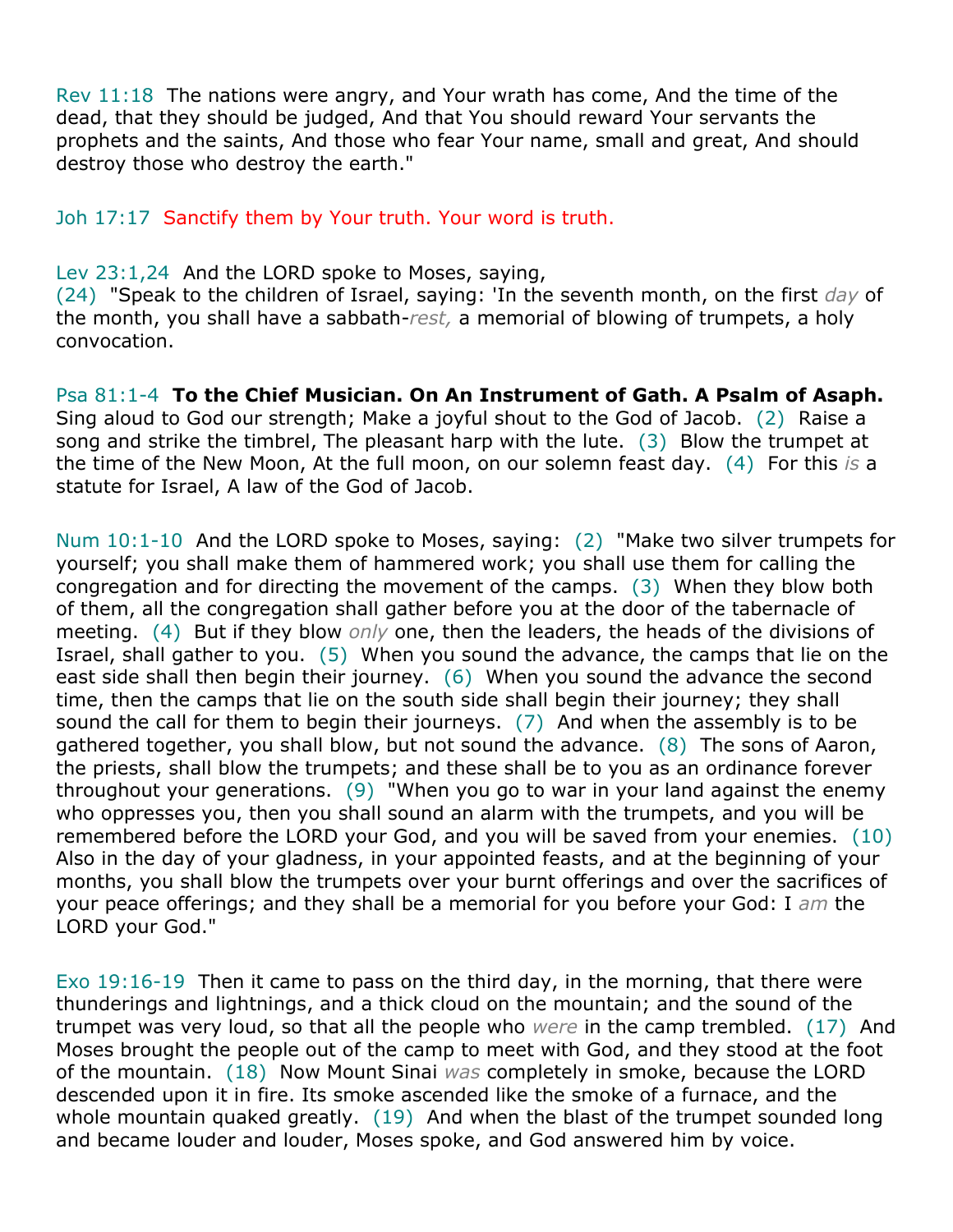Rev 11:18  The nations were angry, and Your wrath has come, And the time of the dead, that they should be judged, And that You should reward Your servants the prophets and the saints, And those who fear Your name, small and great, And should destroy those who destroy the earth."

Joh 17:17  Sanctify them by Your truth. Your word is truth.

Lev 23:1,24  And the LORD spoke to Moses, saying,
(24)  "Speak to the children of Israel, saying: 'In the seventh month, on the first *day* of the month, you shall have a sabbath-*rest,* a memorial of blowing of trumpets, a holy convocation.

Psa 81:1-4  **To the Chief Musician. On An Instrument of Gath. A Psalm of Asaph.** Sing aloud to God our strength; Make a joyful shout to the God of Jacob.  (2)  Raise a song and strike the timbrel, The pleasant harp with the lute.  (3)  Blow the trumpet at the time of the New Moon, At the full moon, on our solemn feast day.  (4)  For this *is* a statute for Israel, A law of the God of Jacob.

Num 10:1-10  And the LORD spoke to Moses, saying:  (2)  "Make two silver trumpets for yourself; you shall make them of hammered work; you shall use them for calling the congregation and for directing the movement of the camps.  (3)  When they blow both of them, all the congregation shall gather before you at the door of the tabernacle of meeting.  (4)  But if they blow *only* one, then the leaders, the heads of the divisions of Israel, shall gather to you.  (5)  When you sound the advance, the camps that lie on the east side shall then begin their journey.  (6)  When you sound the advance the second time, then the camps that lie on the south side shall begin their journey; they shall sound the call for them to begin their journeys.  (7)  And when the assembly is to be gathered together, you shall blow, but not sound the advance.  (8)  The sons of Aaron, the priests, shall blow the trumpets; and these shall be to you as an ordinance forever throughout your generations.  (9)  "When you go to war in your land against the enemy who oppresses you, then you shall sound an alarm with the trumpets, and you will be remembered before the LORD your God, and you will be saved from your enemies.  (10)  Also in the day of your gladness, in your appointed feasts, and at the beginning of your months, you shall blow the trumpets over your burnt offerings and over the sacrifices of your peace offerings; and they shall be a memorial for you before your God: I *am* the LORD your God."

Exo 19:16-19  Then it came to pass on the third day, in the morning, that there were thunderings and lightnings, and a thick cloud on the mountain; and the sound of the trumpet was very loud, so that all the people who *were* in the camp trembled.  (17)  And Moses brought the people out of the camp to meet with God, and they stood at the foot of the mountain.  (18)  Now Mount Sinai *was* completely in smoke, because the LORD descended upon it in fire. Its smoke ascended like the smoke of a furnace, and the whole mountain quaked greatly.  (19)  And when the blast of the trumpet sounded long and became louder and louder, Moses spoke, and God answered him by voice.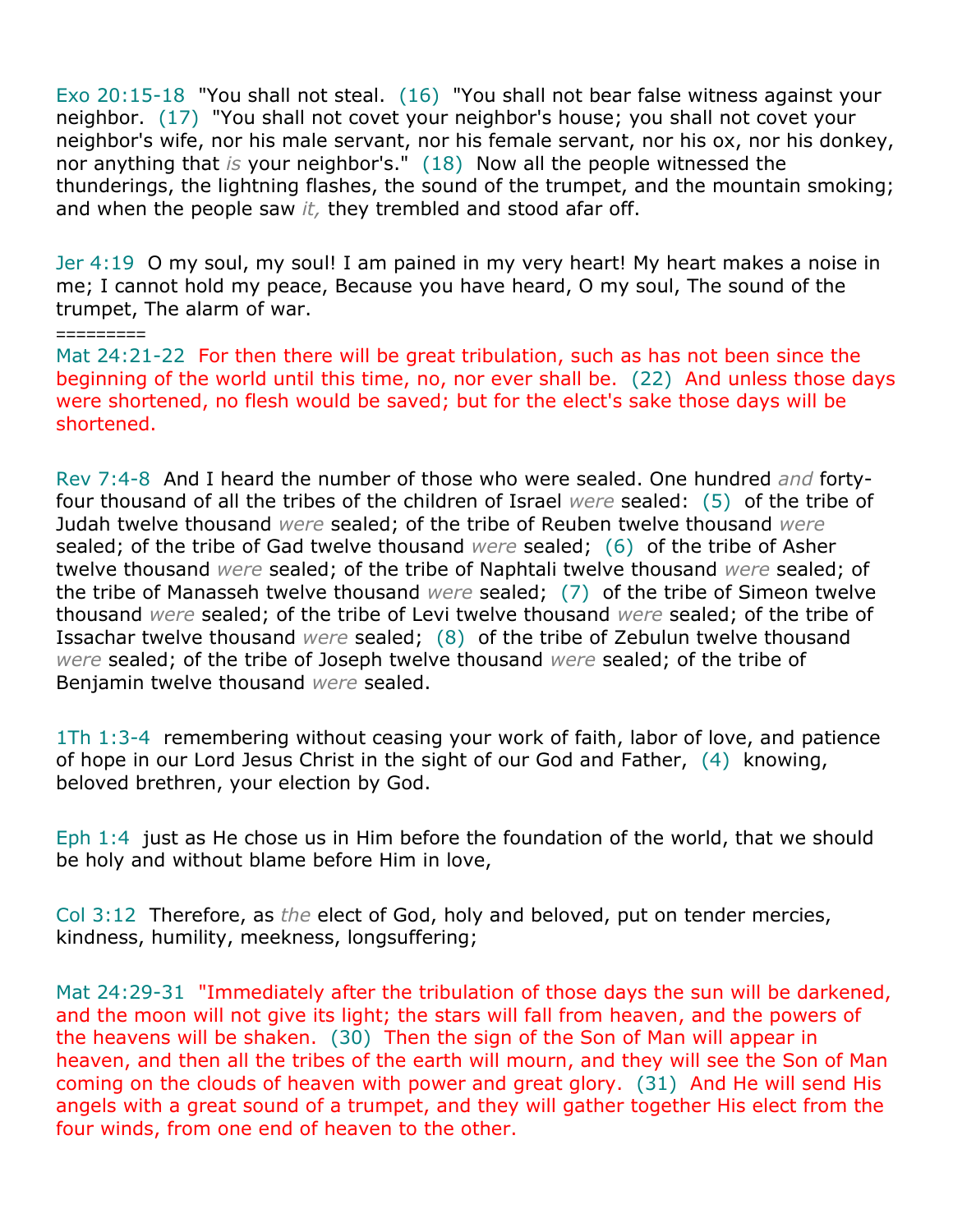Exo 20:15-18 "You shall not steal. (16) "You shall not bear false witness against your neighbor. (17) "You shall not covet your neighbor's house; you shall not covet your neighbor's wife, nor his male servant, nor his female servant, nor his ox, nor his donkey, nor anything that *is* your neighbor's." (18) Now all the people witnessed the thunderings, the lightning flashes, the sound of the trumpet, and the mountain smoking; and when the people saw *it,* they trembled and stood afar off.

Jer 4:19 O my soul, my soul! I am pained in my very heart! My heart makes a noise in me; I cannot hold my peace, Because you have heard, O my soul, The sound of the trumpet, The alarm of war.

=========

Mat 24:21-22 For then there will be great tribulation, such as has not been since the beginning of the world until this time, no, nor ever shall be. (22) And unless those days were shortened, no flesh would be saved; but for the elect's sake those days will be shortened.

Rev 7:4-8 And I heard the number of those who were sealed. One hundred *and* forty-four thousand of all the tribes of the children of Israel *were* sealed: (5) of the tribe of Judah twelve thousand *were* sealed; of the tribe of Reuben twelve thousand *were* sealed; of the tribe of Gad twelve thousand *were* sealed; (6) of the tribe of Asher twelve thousand *were* sealed; of the tribe of Naphtali twelve thousand *were* sealed; of the tribe of Manasseh twelve thousand *were* sealed; (7) of the tribe of Simeon twelve thousand *were* sealed; of the tribe of Levi twelve thousand *were* sealed; of the tribe of Issachar twelve thousand *were* sealed; (8) of the tribe of Zebulun twelve thousand *were* sealed; of the tribe of Joseph twelve thousand *were* sealed; of the tribe of Benjamin twelve thousand *were* sealed.

1Th 1:3-4 remembering without ceasing your work of faith, labor of love, and patience of hope in our Lord Jesus Christ in the sight of our God and Father, (4) knowing, beloved brethren, your election by God.

Eph 1:4 just as He chose us in Him before the foundation of the world, that we should be holy and without blame before Him in love,

Col 3:12 Therefore, as *the* elect of God, holy and beloved, put on tender mercies, kindness, humility, meekness, longsuffering;

Mat 24:29-31 "Immediately after the tribulation of those days the sun will be darkened, and the moon will not give its light; the stars will fall from heaven, and the powers of the heavens will be shaken. (30) Then the sign of the Son of Man will appear in heaven, and then all the tribes of the earth will mourn, and they will see the Son of Man coming on the clouds of heaven with power and great glory. (31) And He will send His angels with a great sound of a trumpet, and they will gather together His elect from the four winds, from one end of heaven to the other.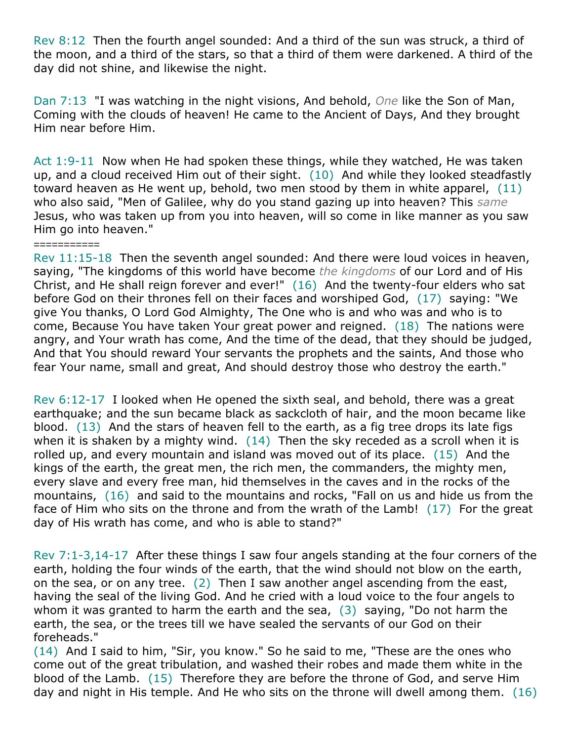Rev 8:12 Then the fourth angel sounded: And a third of the sun was struck, a third of the moon, and a third of the stars, so that a third of them were darkened. A third of the day did not shine, and likewise the night.

Dan 7:13 "I was watching in the night visions, And behold, *One* like the Son of Man, Coming with the clouds of heaven! He came to the Ancient of Days, And they brought Him near before Him.

Act 1:9-11 Now when He had spoken these things, while they watched, He was taken up, and a cloud received Him out of their sight. (10) And while they looked steadfastly toward heaven as He went up, behold, two men stood by them in white apparel, (11) who also said, "Men of Galilee, why do you stand gazing up into heaven? This *same* Jesus, who was taken up from you into heaven, will so come in like manner as you saw Him go into heaven."

===========

Rev 11:15-18 Then the seventh angel sounded: And there were loud voices in heaven, saying, "The kingdoms of this world have become *the kingdoms* of our Lord and of His Christ, and He shall reign forever and ever!" (16) And the twenty-four elders who sat before God on their thrones fell on their faces and worshiped God, (17) saying: "We give You thanks, O Lord God Almighty, The One who is and who was and who is to come, Because You have taken Your great power and reigned. (18) The nations were angry, and Your wrath has come, And the time of the dead, that they should be judged, And that You should reward Your servants the prophets and the saints, And those who fear Your name, small and great, And should destroy those who destroy the earth."

Rev 6:12-17 I looked when He opened the sixth seal, and behold, there was a great earthquake; and the sun became black as sackcloth of hair, and the moon became like blood. (13) And the stars of heaven fell to the earth, as a fig tree drops its late figs when it is shaken by a mighty wind. (14) Then the sky receded as a scroll when it is rolled up, and every mountain and island was moved out of its place. (15) And the kings of the earth, the great men, the rich men, the commanders, the mighty men, every slave and every free man, hid themselves in the caves and in the rocks of the mountains, (16) and said to the mountains and rocks, "Fall on us and hide us from the face of Him who sits on the throne and from the wrath of the Lamb! (17) For the great day of His wrath has come, and who is able to stand?"

Rev 7:1-3,14-17 After these things I saw four angels standing at the four corners of the earth, holding the four winds of the earth, that the wind should not blow on the earth, on the sea, or on any tree. (2) Then I saw another angel ascending from the east, having the seal of the living God. And he cried with a loud voice to the four angels to whom it was granted to harm the earth and the sea, (3) saying, "Do not harm the earth, the sea, or the trees till we have sealed the servants of our God on their foreheads."

(14) And I said to him, "Sir, you know." So he said to me, "These are the ones who come out of the great tribulation, and washed their robes and made them white in the blood of the Lamb. (15) Therefore they are before the throne of God, and serve Him day and night in His temple. And He who sits on the throne will dwell among them. (16)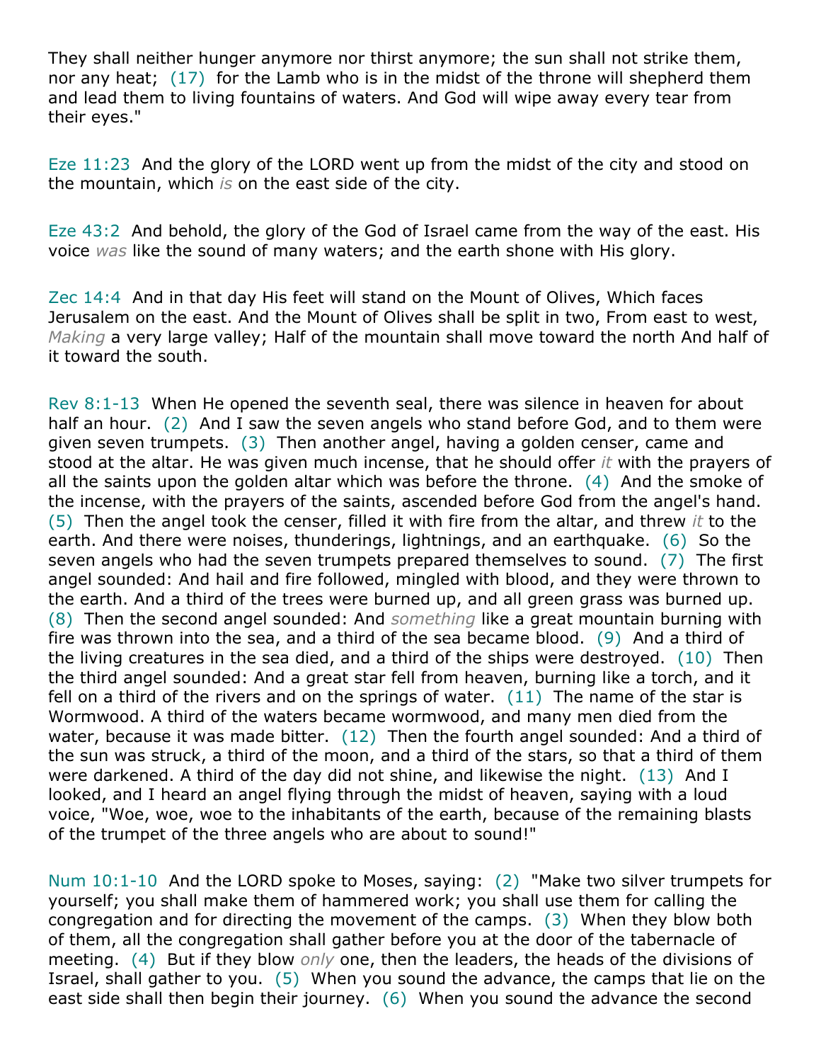They shall neither hunger anymore nor thirst anymore; the sun shall not strike them, nor any heat; (17) for the Lamb who is in the midst of the throne will shepherd them and lead them to living fountains of waters. And God will wipe away every tear from their eyes."

Eze 11:23 And the glory of the LORD went up from the midst of the city and stood on the mountain, which *is* on the east side of the city.

Eze 43:2 And behold, the glory of the God of Israel came from the way of the east. His voice *was* like the sound of many waters; and the earth shone with His glory.

Zec 14:4 And in that day His feet will stand on the Mount of Olives, Which faces Jerusalem on the east. And the Mount of Olives shall be split in two, From east to west, *Making* a very large valley; Half of the mountain shall move toward the north And half of it toward the south.

Rev 8:1-13 When He opened the seventh seal, there was silence in heaven for about half an hour. (2) And I saw the seven angels who stand before God, and to them were given seven trumpets. (3) Then another angel, having a golden censer, came and stood at the altar. He was given much incense, that he should offer *it* with the prayers of all the saints upon the golden altar which was before the throne. (4) And the smoke of the incense, with the prayers of the saints, ascended before God from the angel's hand. (5) Then the angel took the censer, filled it with fire from the altar, and threw *it* to the earth. And there were noises, thunderings, lightnings, and an earthquake. (6) So the seven angels who had the seven trumpets prepared themselves to sound. (7) The first angel sounded: And hail and fire followed, mingled with blood, and they were thrown to the earth. And a third of the trees were burned up, and all green grass was burned up. (8) Then the second angel sounded: And *something* like a great mountain burning with fire was thrown into the sea, and a third of the sea became blood. (9) And a third of the living creatures in the sea died, and a third of the ships were destroyed. (10) Then the third angel sounded: And a great star fell from heaven, burning like a torch, and it fell on a third of the rivers and on the springs of water. (11) The name of the star is Wormwood. A third of the waters became wormwood, and many men died from the water, because it was made bitter. (12) Then the fourth angel sounded: And a third of the sun was struck, a third of the moon, and a third of the stars, so that a third of them were darkened. A third of the day did not shine, and likewise the night. (13) And I looked, and I heard an angel flying through the midst of heaven, saying with a loud voice, "Woe, woe, woe to the inhabitants of the earth, because of the remaining blasts of the trumpet of the three angels who are about to sound!"

Num 10:1-10 And the LORD spoke to Moses, saying: (2) "Make two silver trumpets for yourself; you shall make them of hammered work; you shall use them for calling the congregation and for directing the movement of the camps. (3) When they blow both of them, all the congregation shall gather before you at the door of the tabernacle of meeting. (4) But if they blow *only* one, then the leaders, the heads of the divisions of Israel, shall gather to you. (5) When you sound the advance, the camps that lie on the east side shall then begin their journey. (6) When you sound the advance the second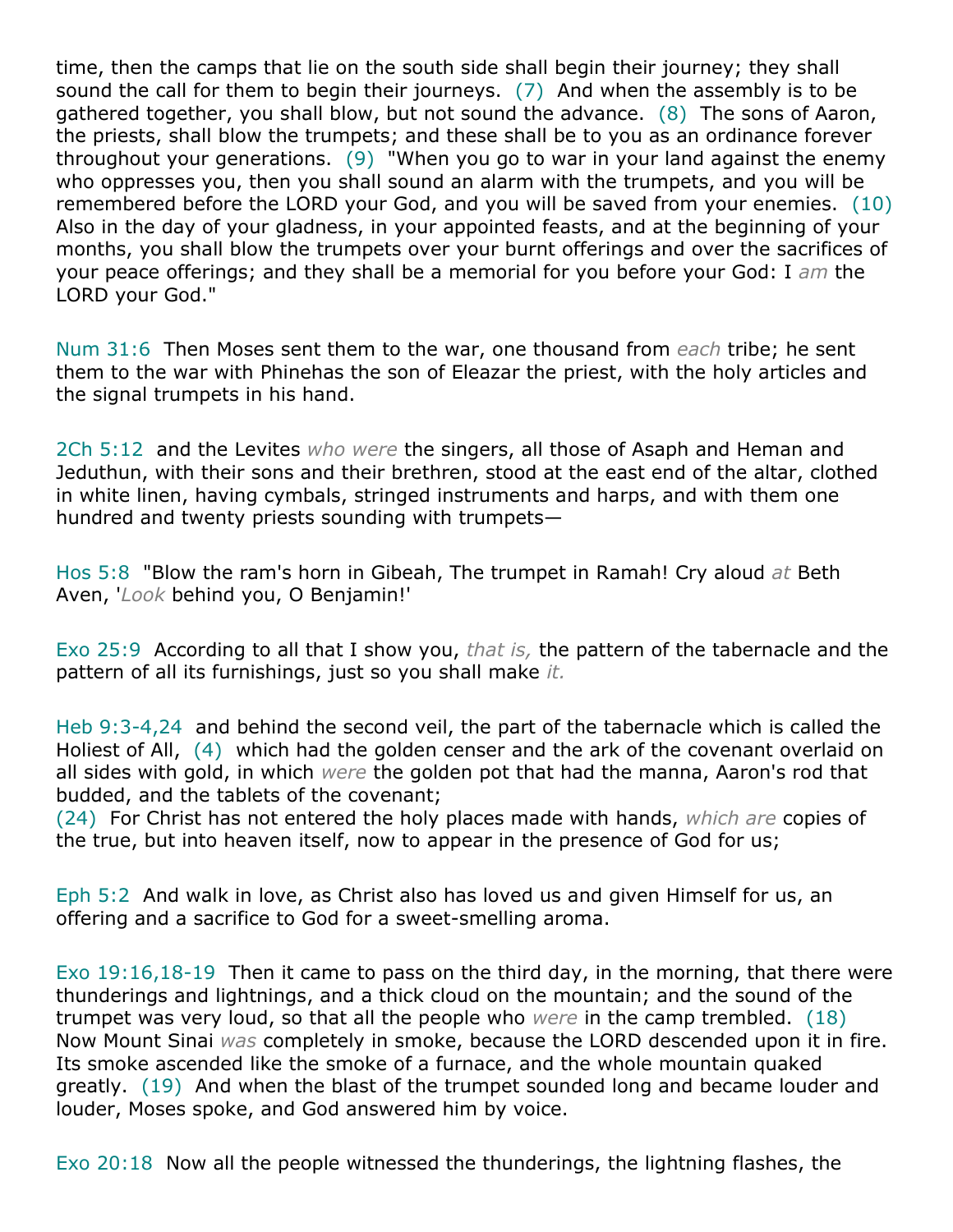time, then the camps that lie on the south side shall begin their journey; they shall sound the call for them to begin their journeys. (7) And when the assembly is to be gathered together, you shall blow, but not sound the advance. (8) The sons of Aaron, the priests, shall blow the trumpets; and these shall be to you as an ordinance forever throughout your generations. (9) "When you go to war in your land against the enemy who oppresses you, then you shall sound an alarm with the trumpets, and you will be remembered before the LORD your God, and you will be saved from your enemies. (10) Also in the day of your gladness, in your appointed feasts, and at the beginning of your months, you shall blow the trumpets over your burnt offerings and over the sacrifices of your peace offerings; and they shall be a memorial for you before your God: I *am* the LORD your God."

Num 31:6 Then Moses sent them to the war, one thousand from *each* tribe; he sent them to the war with Phinehas the son of Eleazar the priest, with the holy articles and the signal trumpets in his hand.

2Ch 5:12 and the Levites *who were* the singers, all those of Asaph and Heman and Jeduthun, with their sons and their brethren, stood at the east end of the altar, clothed in white linen, having cymbals, stringed instruments and harps, and with them one hundred and twenty priests sounding with trumpets—

Hos 5:8 "Blow the ram's horn in Gibeah, The trumpet in Ramah! Cry aloud *at* Beth Aven, '*Look* behind you, O Benjamin!'

Exo 25:9 According to all that I show you, *that is,* the pattern of the tabernacle and the pattern of all its furnishings, just so you shall make *it.*

Heb 9:3-4,24 and behind the second veil, the part of the tabernacle which is called the Holiest of All, (4) which had the golden censer and the ark of the covenant overlaid on all sides with gold, in which *were* the golden pot that had the manna, Aaron's rod that budded, and the tablets of the covenant;
(24) For Christ has not entered the holy places made with hands, *which are* copies of the true, but into heaven itself, now to appear in the presence of God for us;

Eph 5:2 And walk in love, as Christ also has loved us and given Himself for us, an offering and a sacrifice to God for a sweet-smelling aroma.

Exo 19:16,18-19 Then it came to pass on the third day, in the morning, that there were thunderings and lightnings, and a thick cloud on the mountain; and the sound of the trumpet was very loud, so that all the people who *were* in the camp trembled. (18) Now Mount Sinai *was* completely in smoke, because the LORD descended upon it in fire. Its smoke ascended like the smoke of a furnace, and the whole mountain quaked greatly. (19) And when the blast of the trumpet sounded long and became louder and louder, Moses spoke, and God answered him by voice.

Exo 20:18 Now all the people witnessed the thunderings, the lightning flashes, the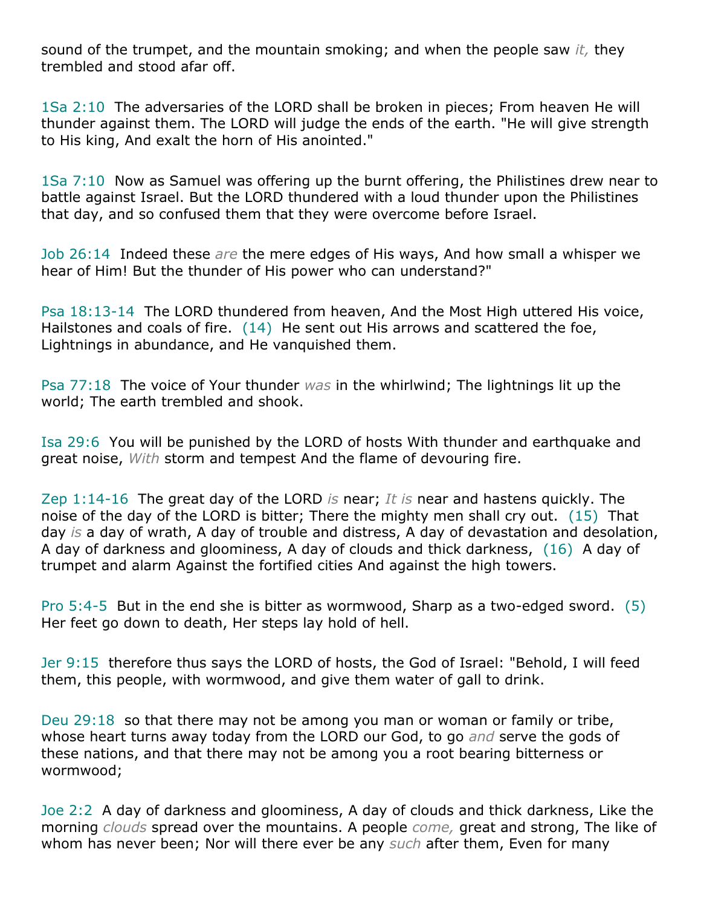sound of the trumpet, and the mountain smoking; and when the people saw *it,* they trembled and stood afar off.

1Sa 2:10 The adversaries of the LORD shall be broken in pieces; From heaven He will thunder against them. The LORD will judge the ends of the earth. "He will give strength to His king, And exalt the horn of His anointed."

1Sa 7:10 Now as Samuel was offering up the burnt offering, the Philistines drew near to battle against Israel. But the LORD thundered with a loud thunder upon the Philistines that day, and so confused them that they were overcome before Israel.

Job 26:14 Indeed these *are* the mere edges of His ways, And how small a whisper we hear of Him! But the thunder of His power who can understand?"

Psa 18:13-14 The LORD thundered from heaven, And the Most High uttered His voice, Hailstones and coals of fire. (14) He sent out His arrows and scattered the foe, Lightnings in abundance, and He vanquished them.

Psa 77:18 The voice of Your thunder *was* in the whirlwind; The lightnings lit up the world; The earth trembled and shook.

Isa 29:6 You will be punished by the LORD of hosts With thunder and earthquake and great noise, *With* storm and tempest And the flame of devouring fire.

Zep 1:14-16 The great day of the LORD *is* near; *It is* near and hastens quickly. The noise of the day of the LORD is bitter; There the mighty men shall cry out. (15) That day *is* a day of wrath, A day of trouble and distress, A day of devastation and desolation, A day of darkness and gloominess, A day of clouds and thick darkness, (16) A day of trumpet and alarm Against the fortified cities And against the high towers.

Pro 5:4-5 But in the end she is bitter as wormwood, Sharp as a two-edged sword. (5) Her feet go down to death, Her steps lay hold of hell.

Jer 9:15 therefore thus says the LORD of hosts, the God of Israel: "Behold, I will feed them, this people, with wormwood, and give them water of gall to drink.

Deu 29:18 so that there may not be among you man or woman or family or tribe, whose heart turns away today from the LORD our God, to go *and* serve the gods of these nations, and that there may not be among you a root bearing bitterness or wormwood;

Joe 2:2 A day of darkness and gloominess, A day of clouds and thick darkness, Like the morning *clouds* spread over the mountains. A people *come,* great and strong, The like of whom has never been; Nor will there ever be any *such* after them, Even for many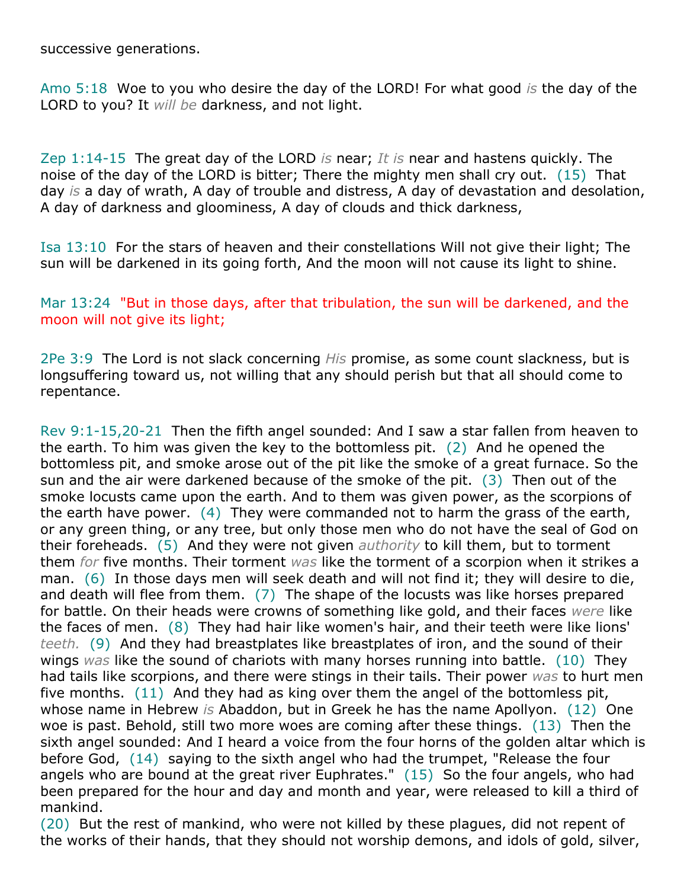successive generations.

Amo 5:18 Woe to you who desire the day of the LORD! For what good *is* the day of the LORD to you? It *will be* darkness, and not light.

Zep 1:14-15 The great day of the LORD *is* near; *It is* near and hastens quickly. The noise of the day of the LORD is bitter; There the mighty men shall cry out. (15) That day *is* a day of wrath, A day of trouble and distress, A day of devastation and desolation, A day of darkness and gloominess, A day of clouds and thick darkness,

Isa 13:10 For the stars of heaven and their constellations Will not give their light; The sun will be darkened in its going forth, And the moon will not cause its light to shine.

Mar 13:24 "But in those days, after that tribulation, the sun will be darkened, and the moon will not give its light;

2Pe 3:9 The Lord is not slack concerning *His* promise, as some count slackness, but is longsuffering toward us, not willing that any should perish but that all should come to repentance.

Rev 9:1-15,20-21 Then the fifth angel sounded: And I saw a star fallen from heaven to the earth. To him was given the key to the bottomless pit. (2) And he opened the bottomless pit, and smoke arose out of the pit like the smoke of a great furnace. So the sun and the air were darkened because of the smoke of the pit. (3) Then out of the smoke locusts came upon the earth. And to them was given power, as the scorpions of the earth have power. (4) They were commanded not to harm the grass of the earth, or any green thing, or any tree, but only those men who do not have the seal of God on their foreheads. (5) And they were not given *authority* to kill them, but to torment them *for* five months. Their torment *was* like the torment of a scorpion when it strikes a man. (6) In those days men will seek death and will not find it; they will desire to die, and death will flee from them. (7) The shape of the locusts was like horses prepared for battle. On their heads were crowns of something like gold, and their faces *were* like the faces of men. (8) They had hair like women's hair, and their teeth were like lions' *teeth.* (9) And they had breastplates like breastplates of iron, and the sound of their wings *was* like the sound of chariots with many horses running into battle. (10) They had tails like scorpions, and there were stings in their tails. Their power *was* to hurt men five months. (11) And they had as king over them the angel of the bottomless pit, whose name in Hebrew *is* Abaddon, but in Greek he has the name Apollyon. (12) One woe is past. Behold, still two more woes are coming after these things. (13) Then the sixth angel sounded: And I heard a voice from the four horns of the golden altar which is before God, (14) saying to the sixth angel who had the trumpet, "Release the four angels who are bound at the great river Euphrates." (15) So the four angels, who had been prepared for the hour and day and month and year, were released to kill a third of mankind.
(20) But the rest of mankind, who were not killed by these plagues, did not repent of the works of their hands, that they should not worship demons, and idols of gold, silver,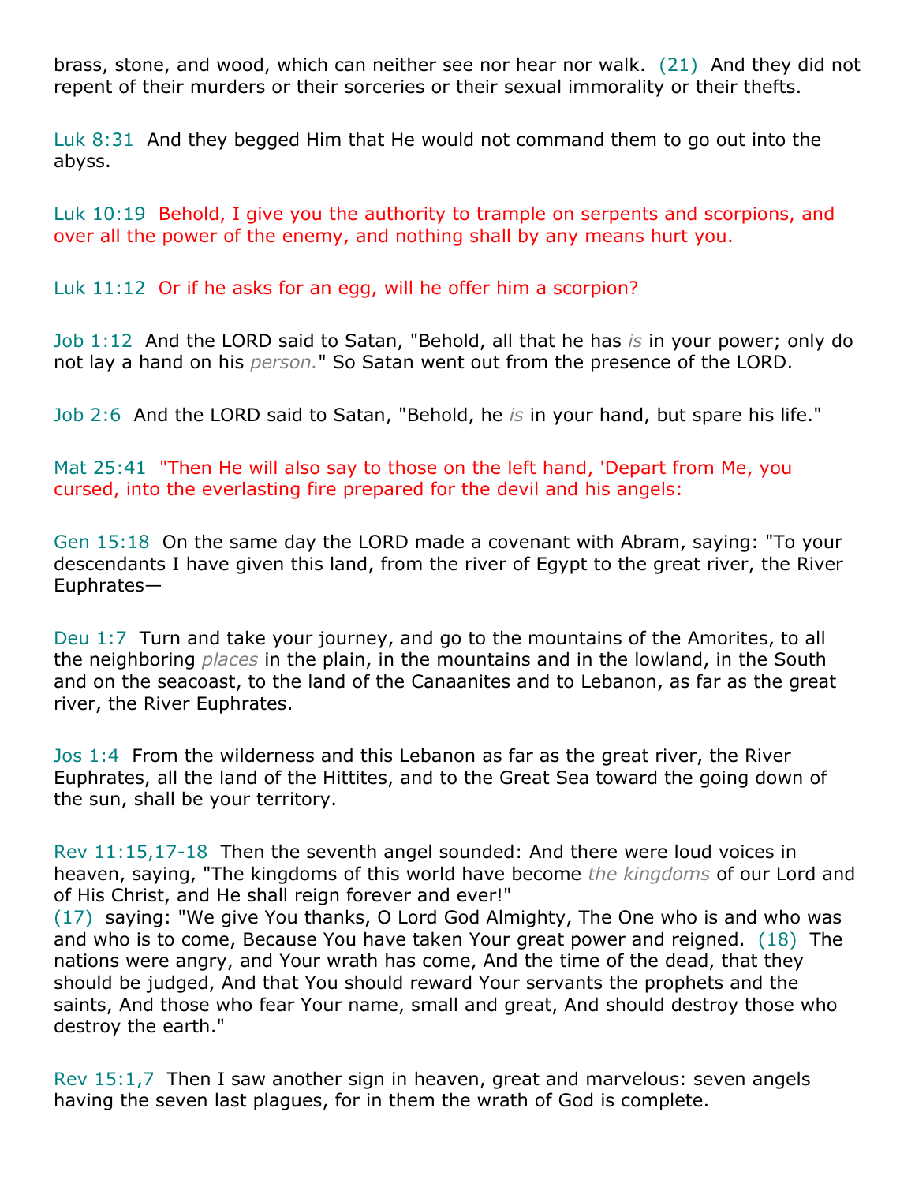brass, stone, and wood, which can neither see nor hear nor walk. (21) And they did not repent of their murders or their sorceries or their sexual immorality or their thefts.

Luk 8:31 And they begged Him that He would not command them to go out into the abyss.

Luk 10:19 Behold, I give you the authority to trample on serpents and scorpions, and over all the power of the enemy, and nothing shall by any means hurt you.

Luk 11:12 Or if he asks for an egg, will he offer him a scorpion?

Job 1:12 And the LORD said to Satan, "Behold, all that he has *is* in your power; only do not lay a hand on his *person.*" So Satan went out from the presence of the LORD.

Job 2:6 And the LORD said to Satan, "Behold, he *is* in your hand, but spare his life."

Mat 25:41 "Then He will also say to those on the left hand, 'Depart from Me, you cursed, into the everlasting fire prepared for the devil and his angels:

Gen 15:18 On the same day the LORD made a covenant with Abram, saying: "To your descendants I have given this land, from the river of Egypt to the great river, the River Euphrates—

Deu 1:7 Turn and take your journey, and go to the mountains of the Amorites, to all the neighboring *places* in the plain, in the mountains and in the lowland, in the South and on the seacoast, to the land of the Canaanites and to Lebanon, as far as the great river, the River Euphrates.

Jos 1:4 From the wilderness and this Lebanon as far as the great river, the River Euphrates, all the land of the Hittites, and to the Great Sea toward the going down of the sun, shall be your territory.

Rev 11:15,17-18 Then the seventh angel sounded: And there were loud voices in heaven, saying, "The kingdoms of this world have become *the kingdoms* of our Lord and of His Christ, and He shall reign forever and ever!"
(17) saying: "We give You thanks, O Lord God Almighty, The One who is and who was and who is to come, Because You have taken Your great power and reigned. (18) The nations were angry, and Your wrath has come, And the time of the dead, that they should be judged, And that You should reward Your servants the prophets and the saints, And those who fear Your name, small and great, And should destroy those who destroy the earth."

Rev 15:1,7 Then I saw another sign in heaven, great and marvelous: seven angels having the seven last plagues, for in them the wrath of God is complete.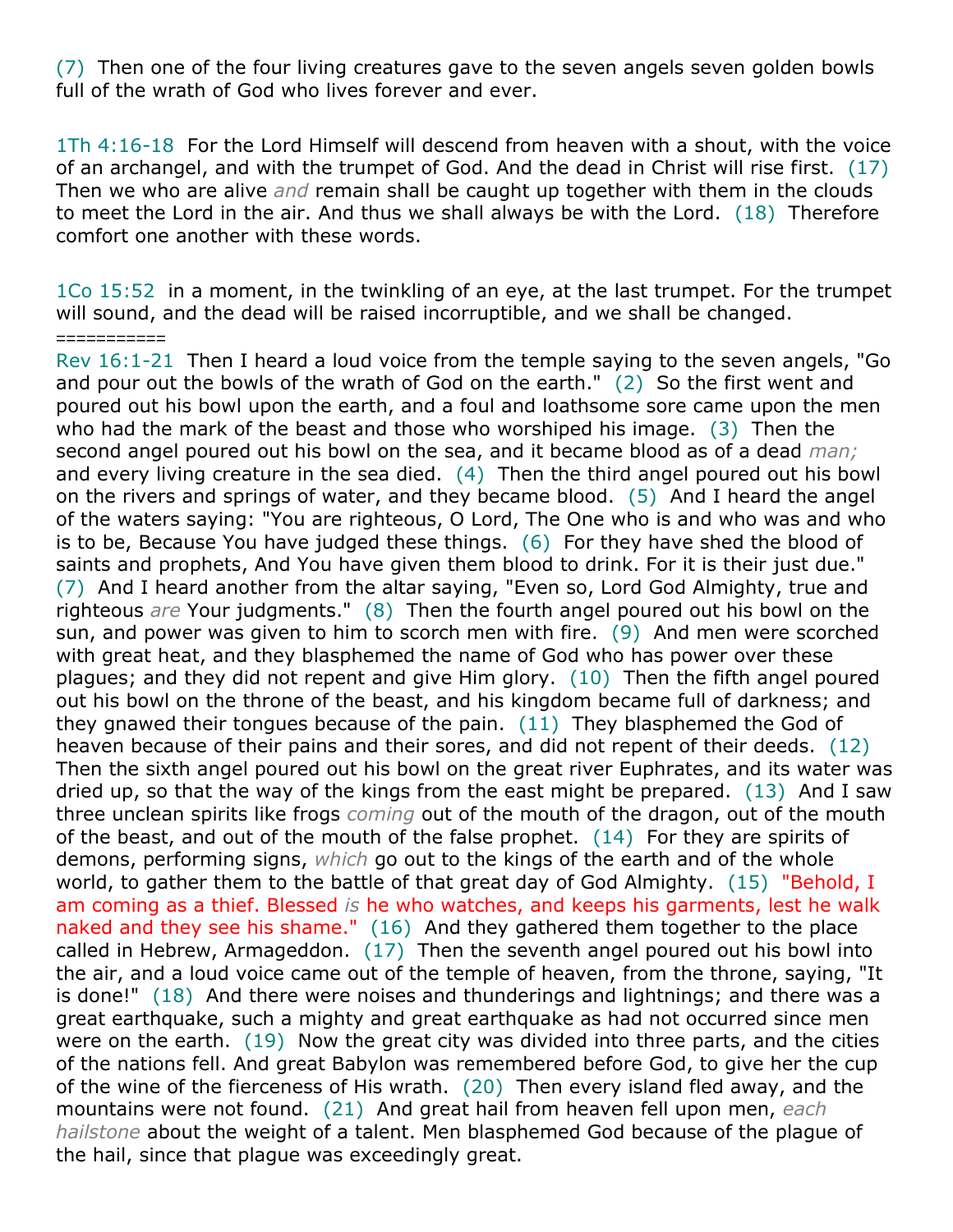(7) Then one of the four living creatures gave to the seven angels seven golden bowls full of the wrath of God who lives forever and ever.

1Th 4:16-18 For the Lord Himself will descend from heaven with a shout, with the voice of an archangel, and with the trumpet of God. And the dead in Christ will rise first. (17) Then we who are alive *and* remain shall be caught up together with them in the clouds to meet the Lord in the air. And thus we shall always be with the Lord. (18) Therefore comfort one another with these words.

1Co 15:52 in a moment, in the twinkling of an eye, at the last trumpet. For the trumpet will sound, and the dead will be raised incorruptible, and we shall be changed.
===========
Rev 16:1-21 Then I heard a loud voice from the temple saying to the seven angels, "Go and pour out the bowls of the wrath of God on the earth." (2) So the first went and poured out his bowl upon the earth, and a foul and loathsome sore came upon the men who had the mark of the beast and those who worshiped his image. (3) Then the second angel poured out his bowl on the sea, and it became blood as of a dead *man;* and every living creature in the sea died. (4) Then the third angel poured out his bowl on the rivers and springs of water, and they became blood. (5) And I heard the angel of the waters saying: "You are righteous, O Lord, The One who is and who was and who is to be, Because You have judged these things. (6) For they have shed the blood of saints and prophets, And You have given them blood to drink. For it is their just due." (7) And I heard another from the altar saying, "Even so, Lord God Almighty, true and righteous *are* Your judgments." (8) Then the fourth angel poured out his bowl on the sun, and power was given to him to scorch men with fire. (9) And men were scorched with great heat, and they blasphemed the name of God who has power over these plagues; and they did not repent and give Him glory. (10) Then the fifth angel poured out his bowl on the throne of the beast, and his kingdom became full of darkness; and they gnawed their tongues because of the pain. (11) They blasphemed the God of heaven because of their pains and their sores, and did not repent of their deeds. (12) Then the sixth angel poured out his bowl on the great river Euphrates, and its water was dried up, so that the way of the kings from the east might be prepared. (13) And I saw three unclean spirits like frogs *coming* out of the mouth of the dragon, out of the mouth of the beast, and out of the mouth of the false prophet. (14) For they are spirits of demons, performing signs, *which* go out to the kings of the earth and of the whole world, to gather them to the battle of that great day of God Almighty. (15) "Behold, I am coming as a thief. Blessed *is* he who watches, and keeps his garments, lest he walk naked and they see his shame." (16) And they gathered them together to the place called in Hebrew, Armageddon. (17) Then the seventh angel poured out his bowl into the air, and a loud voice came out of the temple of heaven, from the throne, saying, "It is done!" (18) And there were noises and thunderings and lightnings; and there was a great earthquake, such a mighty and great earthquake as had not occurred since men were on the earth. (19) Now the great city was divided into three parts, and the cities of the nations fell. And great Babylon was remembered before God, to give her the cup of the wine of the fierceness of His wrath. (20) Then every island fled away, and the mountains were not found. (21) And great hail from heaven fell upon men, *each hailstone* about the weight of a talent. Men blasphemed God because of the plague of the hail, since that plague was exceedingly great.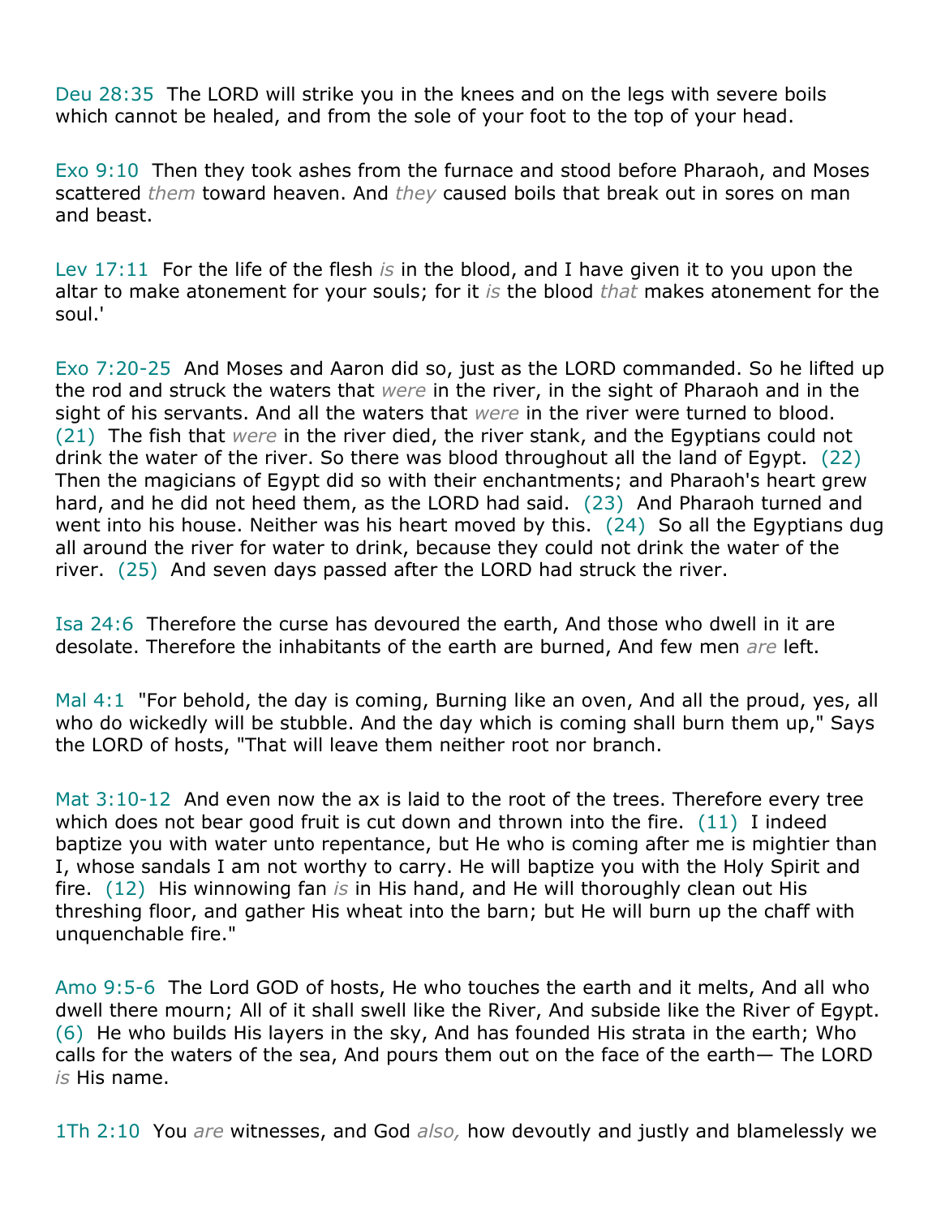Deu 28:35  The LORD will strike you in the knees and on the legs with severe boils which cannot be healed, and from the sole of your foot to the top of your head.

Exo 9:10  Then they took ashes from the furnace and stood before Pharaoh, and Moses scattered *them* toward heaven. And *they* caused boils that break out in sores on man and beast.

Lev 17:11  For the life of the flesh *is* in the blood, and I have given it to you upon the altar to make atonement for your souls; for it *is* the blood *that* makes atonement for the soul.'

Exo 7:20-25  And Moses and Aaron did so, just as the LORD commanded. So he lifted up the rod and struck the waters that *were* in the river, in the sight of Pharaoh and in the sight of his servants. And all the waters that *were* in the river were turned to blood. (21)  The fish that *were* in the river died, the river stank, and the Egyptians could not drink the water of the river. So there was blood throughout all the land of Egypt. (22)  Then the magicians of Egypt did so with their enchantments; and Pharaoh's heart grew hard, and he did not heed them, as the LORD had said. (23)  And Pharaoh turned and went into his house. Neither was his heart moved by this. (24)  So all the Egyptians dug all around the river for water to drink, because they could not drink the water of the river. (25)  And seven days passed after the LORD had struck the river.

Isa 24:6  Therefore the curse has devoured the earth, And those who dwell in it are desolate. Therefore the inhabitants of the earth are burned, And few men *are* left.

Mal 4:1  "For behold, the day is coming, Burning like an oven, And all the proud, yes, all who do wickedly will be stubble. And the day which is coming shall burn them up," Says the LORD of hosts, "That will leave them neither root nor branch.

Mat 3:10-12  And even now the ax is laid to the root of the trees. Therefore every tree which does not bear good fruit is cut down and thrown into the fire. (11)  I indeed baptize you with water unto repentance, but He who is coming after me is mightier than I, whose sandals I am not worthy to carry. He will baptize you with the Holy Spirit and fire. (12)  His winnowing fan *is* in His hand, and He will thoroughly clean out His threshing floor, and gather His wheat into the barn; but He will burn up the chaff with unquenchable fire."

Amo 9:5-6  The Lord GOD of hosts, He who touches the earth and it melts, And all who dwell there mourn; All of it shall swell like the River, And subside like the River of Egypt. (6)  He who builds His layers in the sky, And has founded His strata in the earth; Who calls for the waters of the sea, And pours them out on the face of the earth— The LORD *is* His name.

1Th 2:10  You *are* witnesses, and God *also,* how devoutly and justly and blamelessly we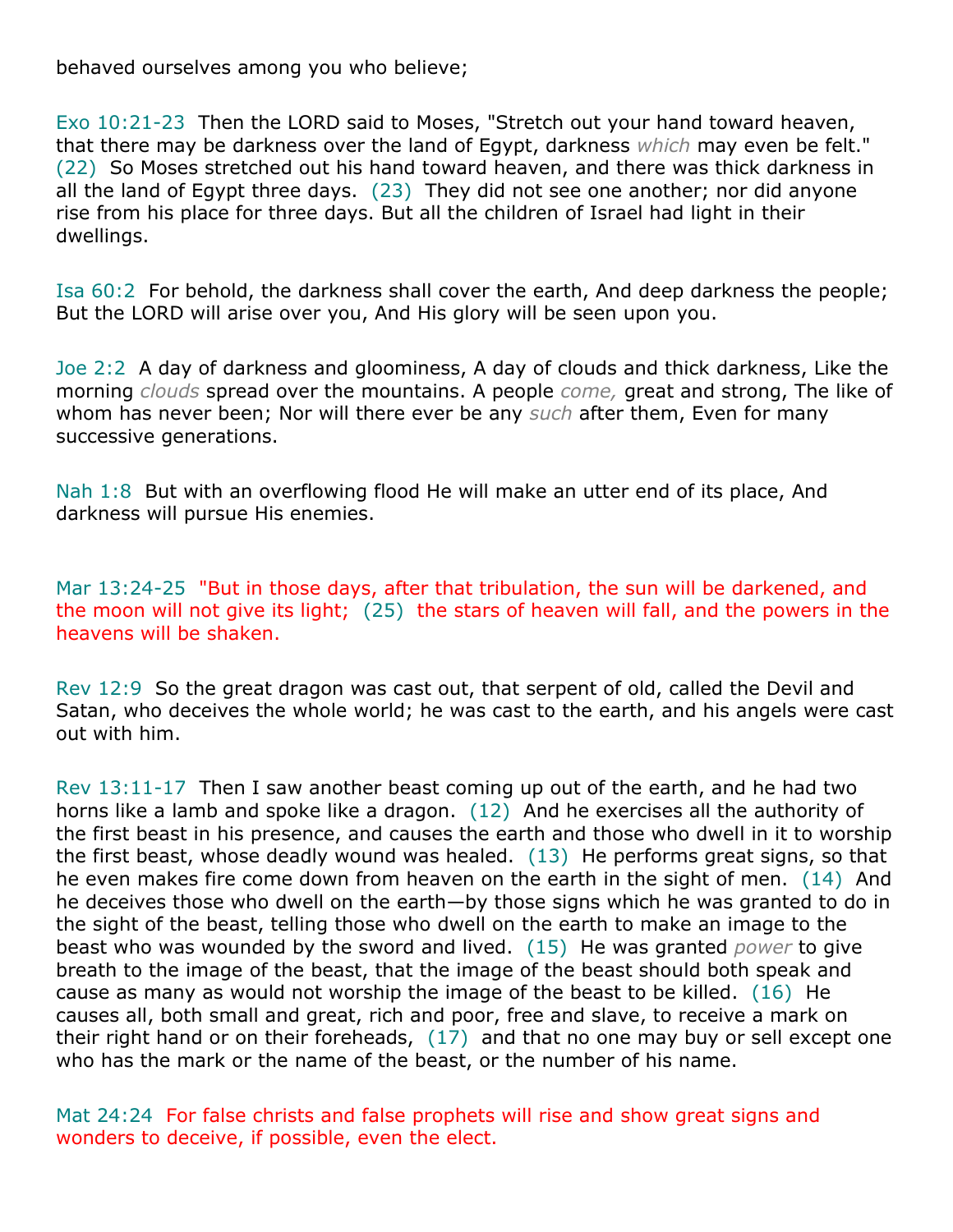behaved ourselves among you who believe;

Exo 10:21-23  Then the LORD said to Moses, "Stretch out your hand toward heaven, that there may be darkness over the land of Egypt, darkness *which* may even be felt." (22)  So Moses stretched out his hand toward heaven, and there was thick darkness in all the land of Egypt three days.  (23)  They did not see one another; nor did anyone rise from his place for three days. But all the children of Israel had light in their dwellings.

Isa 60:2  For behold, the darkness shall cover the earth, And deep darkness the people; But the LORD will arise over you, And His glory will be seen upon you.

Joe 2:2  A day of darkness and gloominess, A day of clouds and thick darkness, Like the morning *clouds* spread over the mountains. A people *come,* great and strong, The like of whom has never been; Nor will there ever be any *such* after them, Even for many successive generations.

Nah 1:8  But with an overflowing flood He will make an utter end of its place, And darkness will pursue His enemies.

Mar 13:24-25  "But in those days, after that tribulation, the sun will be darkened, and the moon will not give its light;  (25)  the stars of heaven will fall, and the powers in the heavens will be shaken.

Rev 12:9  So the great dragon was cast out, that serpent of old, called the Devil and Satan, who deceives the whole world; he was cast to the earth, and his angels were cast out with him.

Rev 13:11-17  Then I saw another beast coming up out of the earth, and he had two horns like a lamb and spoke like a dragon.  (12)  And he exercises all the authority of the first beast in his presence, and causes the earth and those who dwell in it to worship the first beast, whose deadly wound was healed.  (13)  He performs great signs, so that he even makes fire come down from heaven on the earth in the sight of men.  (14)  And he deceives those who dwell on the earth—by those signs which he was granted to do in the sight of the beast, telling those who dwell on the earth to make an image to the beast who was wounded by the sword and lived.  (15)  He was granted *power* to give breath to the image of the beast, that the image of the beast should both speak and cause as many as would not worship the image of the beast to be killed.  (16)  He causes all, both small and great, rich and poor, free and slave, to receive a mark on their right hand or on their foreheads,  (17)  and that no one may buy or sell except one who has the mark or the name of the beast, or the number of his name.

Mat 24:24  For false christs and false prophets will rise and show great signs and wonders to deceive, if possible, even the elect.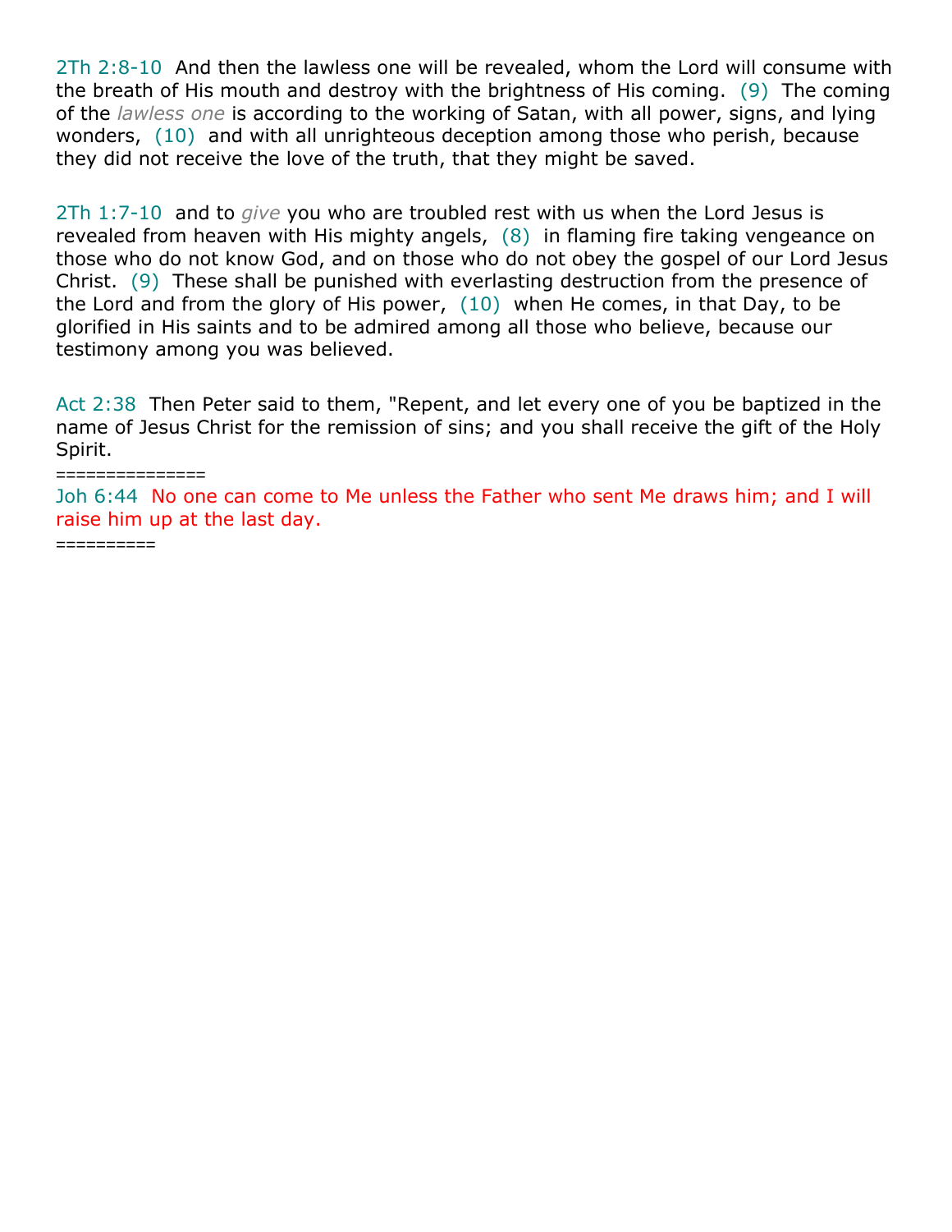2Th 2:8-10  And then the lawless one will be revealed, whom the Lord will consume with the breath of His mouth and destroy with the brightness of His coming.  (9)  The coming of the *lawless one* is according to the working of Satan, with all power, signs, and lying wonders,  (10)  and with all unrighteous deception among those who perish, because they did not receive the love of the truth, that they might be saved.

2Th 1:7-10  and to *give* you who are troubled rest with us when the Lord Jesus is revealed from heaven with His mighty angels,  (8)  in flaming fire taking vengeance on those who do not know God, and on those who do not obey the gospel of our Lord Jesus Christ.  (9)  These shall be punished with everlasting destruction from the presence of the Lord and from the glory of His power,  (10)  when He comes, in that Day, to be glorified in His saints and to be admired among all those who believe, because our testimony among you was believed.

Act 2:38  Then Peter said to them, "Repent, and let every one of you be baptized in the name of Jesus Christ for the remission of sins; and you shall receive the gift of the Holy Spirit.

===============

Joh 6:44  No one can come to Me unless the Father who sent Me draws him; and I will raise him up at the last day.

==========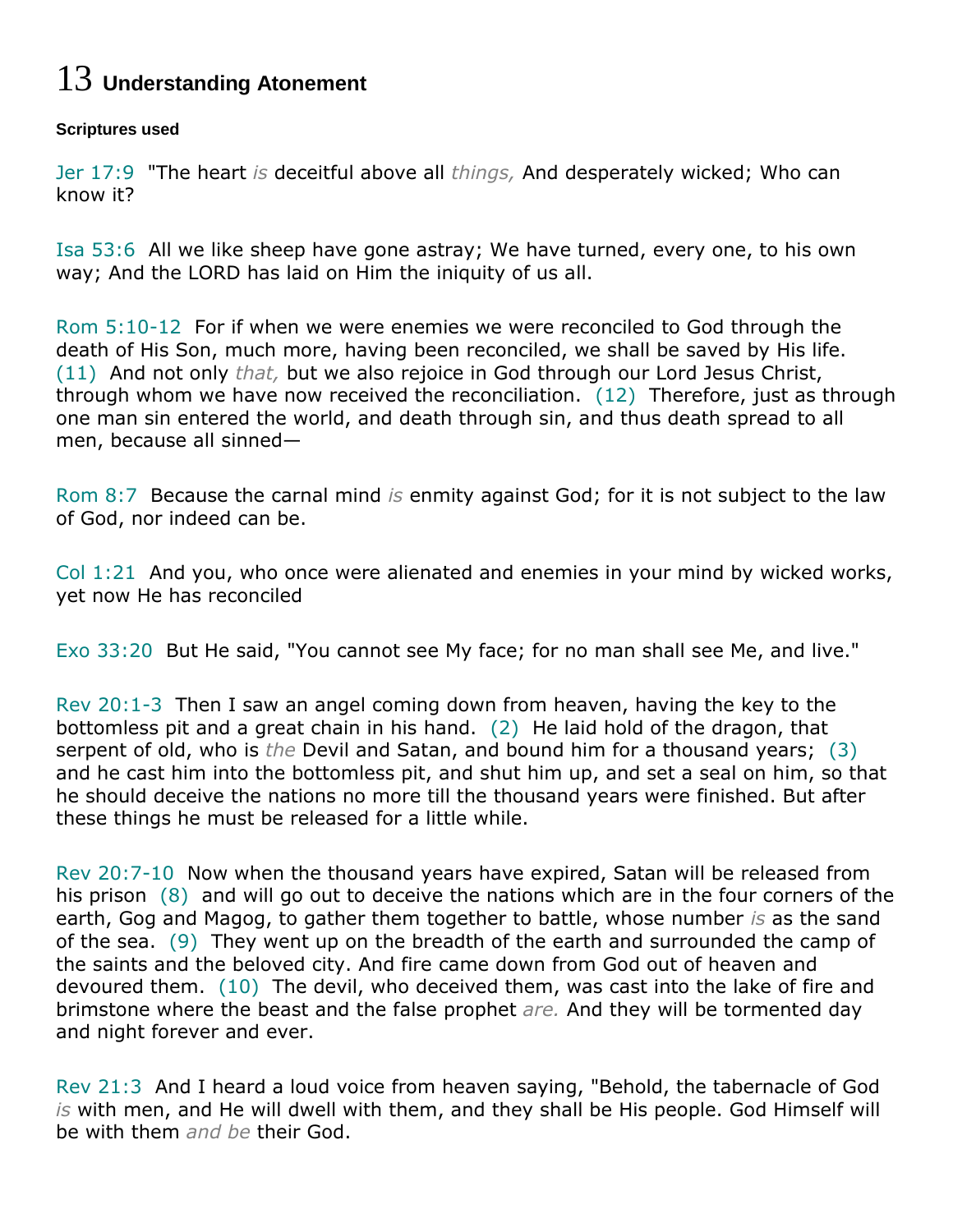# 13 Understanding Atonement

**Scriptures used**

Jer 17:9 "The heart *is* deceitful above all *things,* And desperately wicked; Who can know it?

Isa 53:6 All we like sheep have gone astray; We have turned, every one, to his own way; And the LORD has laid on Him the iniquity of us all.

Rom 5:10-12 For if when we were enemies we were reconciled to God through the death of His Son, much more, having been reconciled, we shall be saved by His life. (11) And not only *that,* but we also rejoice in God through our Lord Jesus Christ, through whom we have now received the reconciliation. (12) Therefore, just as through one man sin entered the world, and death through sin, and thus death spread to all men, because all sinned—

Rom 8:7 Because the carnal mind *is* enmity against God; for it is not subject to the law of God, nor indeed can be.

Col 1:21 And you, who once were alienated and enemies in your mind by wicked works, yet now He has reconciled

Exo 33:20 But He said, "You cannot see My face; for no man shall see Me, and live."

Rev 20:1-3 Then I saw an angel coming down from heaven, having the key to the bottomless pit and a great chain in his hand. (2) He laid hold of the dragon, that serpent of old, who is *the* Devil and Satan, and bound him for a thousand years; (3) and he cast him into the bottomless pit, and shut him up, and set a seal on him, so that he should deceive the nations no more till the thousand years were finished. But after these things he must be released for a little while.

Rev 20:7-10 Now when the thousand years have expired, Satan will be released from his prison (8) and will go out to deceive the nations which are in the four corners of the earth, Gog and Magog, to gather them together to battle, whose number *is* as the sand of the sea. (9) They went up on the breadth of the earth and surrounded the camp of the saints and the beloved city. And fire came down from God out of heaven and devoured them. (10) The devil, who deceived them, was cast into the lake of fire and brimstone where the beast and the false prophet *are.* And they will be tormented day and night forever and ever.

Rev 21:3 And I heard a loud voice from heaven saying, "Behold, the tabernacle of God *is* with men, and He will dwell with them, and they shall be His people. God Himself will be with them *and be* their God.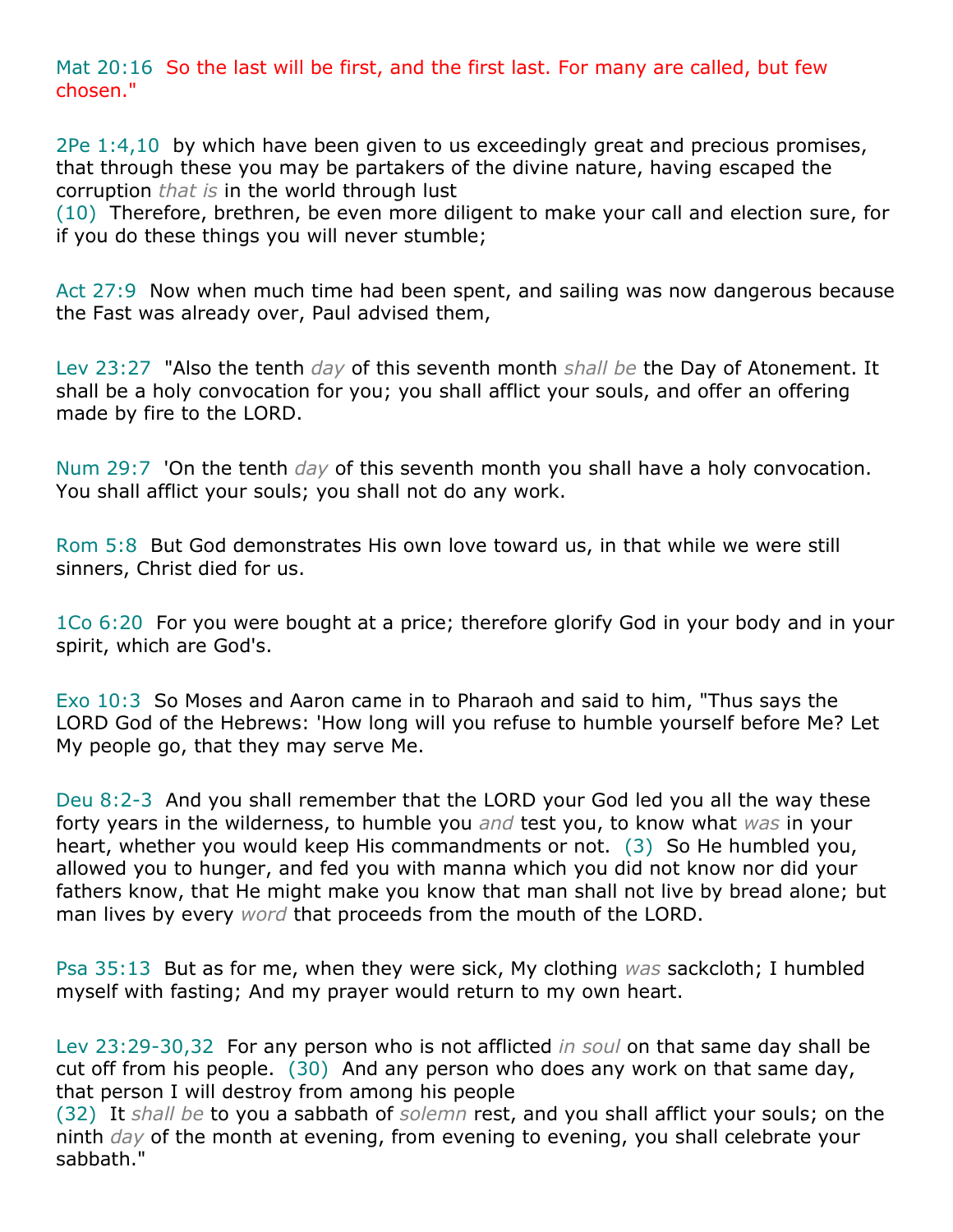Mat 20:16 So the last will be first, and the first last. For many are called, but few chosen."

2Pe 1:4,10 by which have been given to us exceedingly great and precious promises, that through these you may be partakers of the divine nature, having escaped the corruption *that is* in the world through lust
(10) Therefore, brethren, be even more diligent to make your call and election sure, for if you do these things you will never stumble;

Act 27:9 Now when much time had been spent, and sailing was now dangerous because the Fast was already over, Paul advised them,

Lev 23:27 "Also the tenth *day* of this seventh month *shall be* the Day of Atonement. It shall be a holy convocation for you; you shall afflict your souls, and offer an offering made by fire to the LORD.

Num 29:7 'On the tenth *day* of this seventh month you shall have a holy convocation. You shall afflict your souls; you shall not do any work.

Rom 5:8 But God demonstrates His own love toward us, in that while we were still sinners, Christ died for us.

1Co 6:20 For you were bought at a price; therefore glorify God in your body and in your spirit, which are God's.

Exo 10:3 So Moses and Aaron came in to Pharaoh and said to him, "Thus says the LORD God of the Hebrews: 'How long will you refuse to humble yourself before Me? Let My people go, that they may serve Me.

Deu 8:2-3 And you shall remember that the LORD your God led you all the way these forty years in the wilderness, to humble you *and* test you, to know what *was* in your heart, whether you would keep His commandments or not. (3) So He humbled you, allowed you to hunger, and fed you with manna which you did not know nor did your fathers know, that He might make you know that man shall not live by bread alone; but man lives by every *word* that proceeds from the mouth of the LORD.

Psa 35:13 But as for me, when they were sick, My clothing *was* sackcloth; I humbled myself with fasting; And my prayer would return to my own heart.

Lev 23:29-30,32 For any person who is not afflicted *in soul* on that same day shall be cut off from his people. (30) And any person who does any work on that same day, that person I will destroy from among his people
(32) It *shall be* to you a sabbath of *solemn* rest, and you shall afflict your souls; on the ninth *day* of the month at evening, from evening to evening, you shall celebrate your sabbath."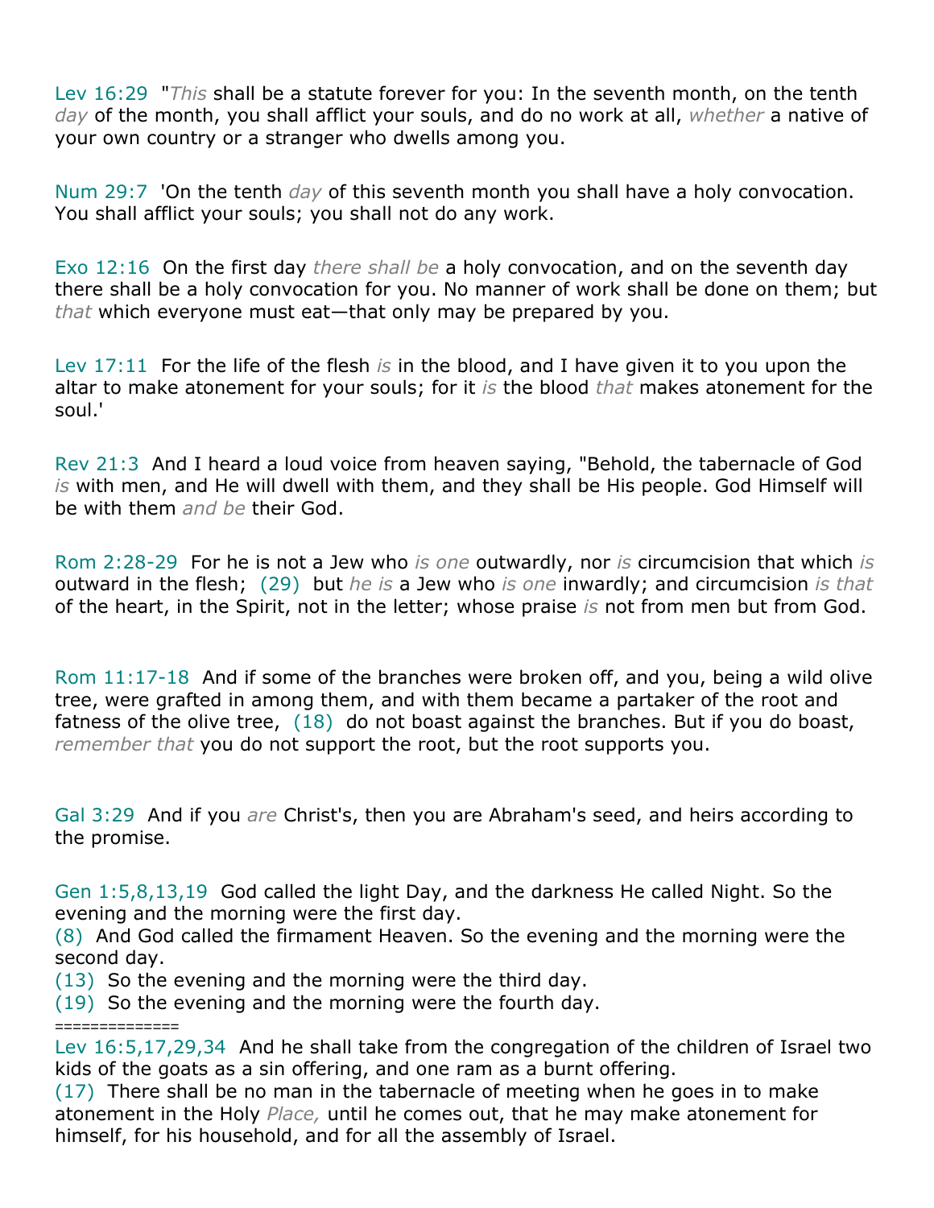Lev 16:29 "*This* shall be a statute forever for you: In the seventh month, on the tenth *day* of the month, you shall afflict your souls, and do no work at all, *whether* a native of your own country or a stranger who dwells among you.

Num 29:7 'On the tenth *day* of this seventh month you shall have a holy convocation. You shall afflict your souls; you shall not do any work.

Exo 12:16 On the first day *there shall be* a holy convocation, and on the seventh day there shall be a holy convocation for you. No manner of work shall be done on them; but *that* which everyone must eat—that only may be prepared by you.

Lev 17:11 For the life of the flesh *is* in the blood, and I have given it to you upon the altar to make atonement for your souls; for it *is* the blood *that* makes atonement for the soul.'

Rev 21:3 And I heard a loud voice from heaven saying, "Behold, the tabernacle of God *is* with men, and He will dwell with them, and they shall be His people. God Himself will be with them *and be* their God.

Rom 2:28-29 For he is not a Jew who *is one* outwardly, nor *is* circumcision that which *is* outward in the flesh; (29) but *he is* a Jew who *is one* inwardly; and circumcision *is that* of the heart, in the Spirit, not in the letter; whose praise *is* not from men but from God.

Rom 11:17-18 And if some of the branches were broken off, and you, being a wild olive tree, were grafted in among them, and with them became a partaker of the root and fatness of the olive tree, (18) do not boast against the branches. But if you do boast, *remember that* you do not support the root, but the root supports you.

Gal 3:29 And if you *are* Christ's, then you are Abraham's seed, and heirs according to the promise.

Gen 1:5,8,13,19 God called the light Day, and the darkness He called Night. So the evening and the morning were the first day.
(8) And God called the firmament Heaven. So the evening and the morning were the second day.
(13) So the evening and the morning were the third day.
(19) So the evening and the morning were the fourth day.
==============
Lev 16:5,17,29,34 And he shall take from the congregation of the children of Israel two kids of the goats as a sin offering, and one ram as a burnt offering.
(17) There shall be no man in the tabernacle of meeting when he goes in to make atonement in the Holy *Place,* until he comes out, that he may make atonement for himself, for his household, and for all the assembly of Israel.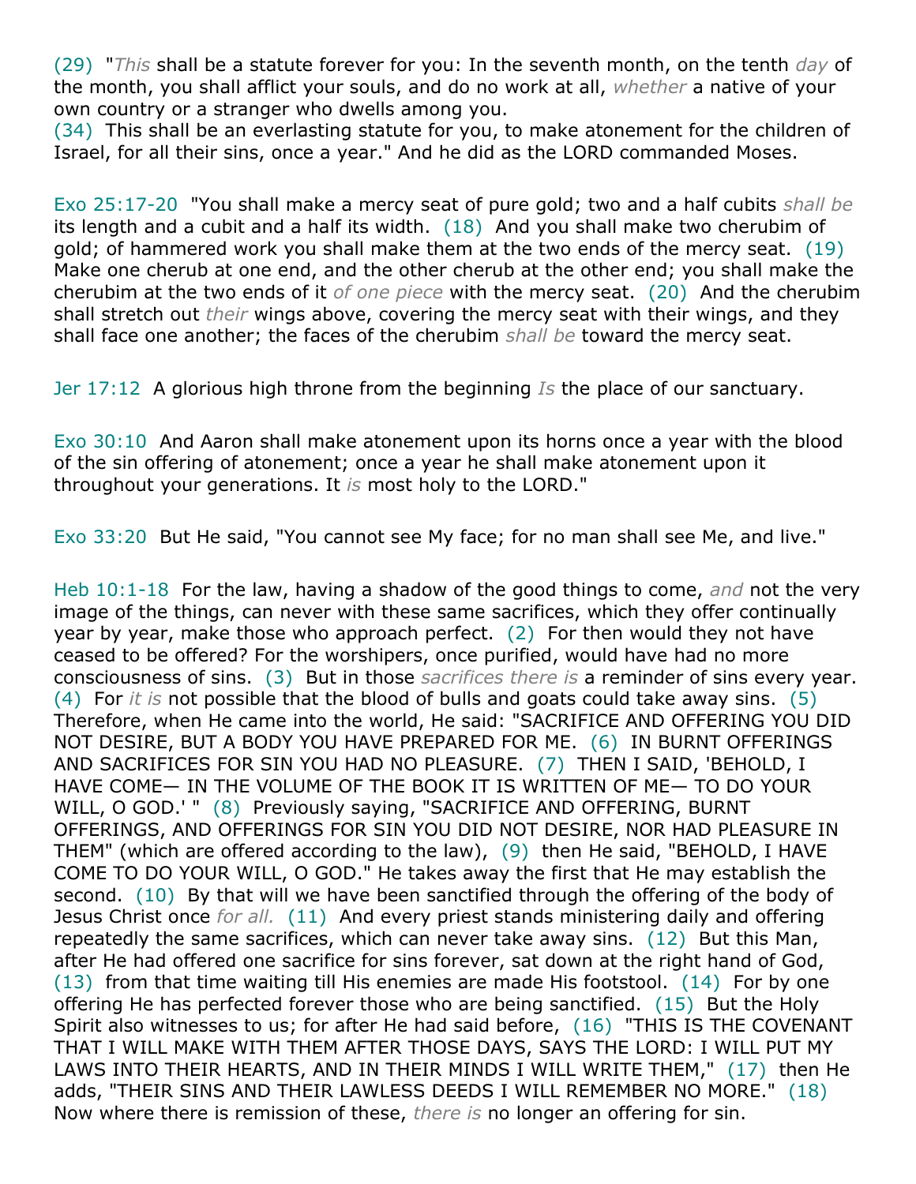(29) "*This* shall be a statute forever for you: In the seventh month, on the tenth *day* of the month, you shall afflict your souls, and do no work at all, *whether* a native of your own country or a stranger who dwells among you.
(34) This shall be an everlasting statute for you, to make atonement for the children of Israel, for all their sins, once a year." And he did as the LORD commanded Moses.

Exo 25:17-20 "You shall make a mercy seat of pure gold; two and a half cubits *shall be* its length and a cubit and a half its width. (18) And you shall make two cherubim of gold; of hammered work you shall make them at the two ends of the mercy seat. (19) Make one cherub at one end, and the other cherub at the other end; you shall make the cherubim at the two ends of it *of one piece* with the mercy seat. (20) And the cherubim shall stretch out *their* wings above, covering the mercy seat with their wings, and they shall face one another; the faces of the cherubim *shall be* toward the mercy seat.

Jer 17:12 A glorious high throne from the beginning *Is* the place of our sanctuary.

Exo 30:10 And Aaron shall make atonement upon its horns once a year with the blood of the sin offering of atonement; once a year he shall make atonement upon it throughout your generations. It *is* most holy to the LORD."

Exo 33:20 But He said, "You cannot see My face; for no man shall see Me, and live."

Heb 10:1-18 For the law, having a shadow of the good things to come, *and* not the very image of the things, can never with these same sacrifices, which they offer continually year by year, make those who approach perfect. (2) For then would they not have ceased to be offered? For the worshipers, once purified, would have had no more consciousness of sins. (3) But in those *sacrifices there is* a reminder of sins every year. (4) For *it is* not possible that the blood of bulls and goats could take away sins. (5) Therefore, when He came into the world, He said: "SACRIFICE AND OFFERING YOU DID NOT DESIRE, BUT A BODY YOU HAVE PREPARED FOR ME. (6) IN BURNT OFFERINGS AND SACRIFICES FOR SIN YOU HAD NO PLEASURE. (7) THEN I SAID, 'BEHOLD, I HAVE COME— IN THE VOLUME OF THE BOOK IT IS WRITTEN OF ME— TO DO YOUR WILL, O GOD.' " (8) Previously saying, "SACRIFICE AND OFFERING, BURNT OFFERINGS, AND OFFERINGS FOR SIN YOU DID NOT DESIRE, NOR HAD PLEASURE IN THEM" (which are offered according to the law), (9) then He said, "BEHOLD, I HAVE COME TO DO YOUR WILL, O GOD." He takes away the first that He may establish the second. (10) By that will we have been sanctified through the offering of the body of Jesus Christ once *for all.* (11) And every priest stands ministering daily and offering repeatedly the same sacrifices, which can never take away sins. (12) But this Man, after He had offered one sacrifice for sins forever, sat down at the right hand of God, (13) from that time waiting till His enemies are made His footstool. (14) For by one offering He has perfected forever those who are being sanctified. (15) But the Holy Spirit also witnesses to us; for after He had said before, (16) "THIS IS THE COVENANT THAT I WILL MAKE WITH THEM AFTER THOSE DAYS, SAYS THE LORD: I WILL PUT MY LAWS INTO THEIR HEARTS, AND IN THEIR MINDS I WILL WRITE THEM," (17) then He adds, "THEIR SINS AND THEIR LAWLESS DEEDS I WILL REMEMBER NO MORE." (18) Now where there is remission of these, *there is* no longer an offering for sin.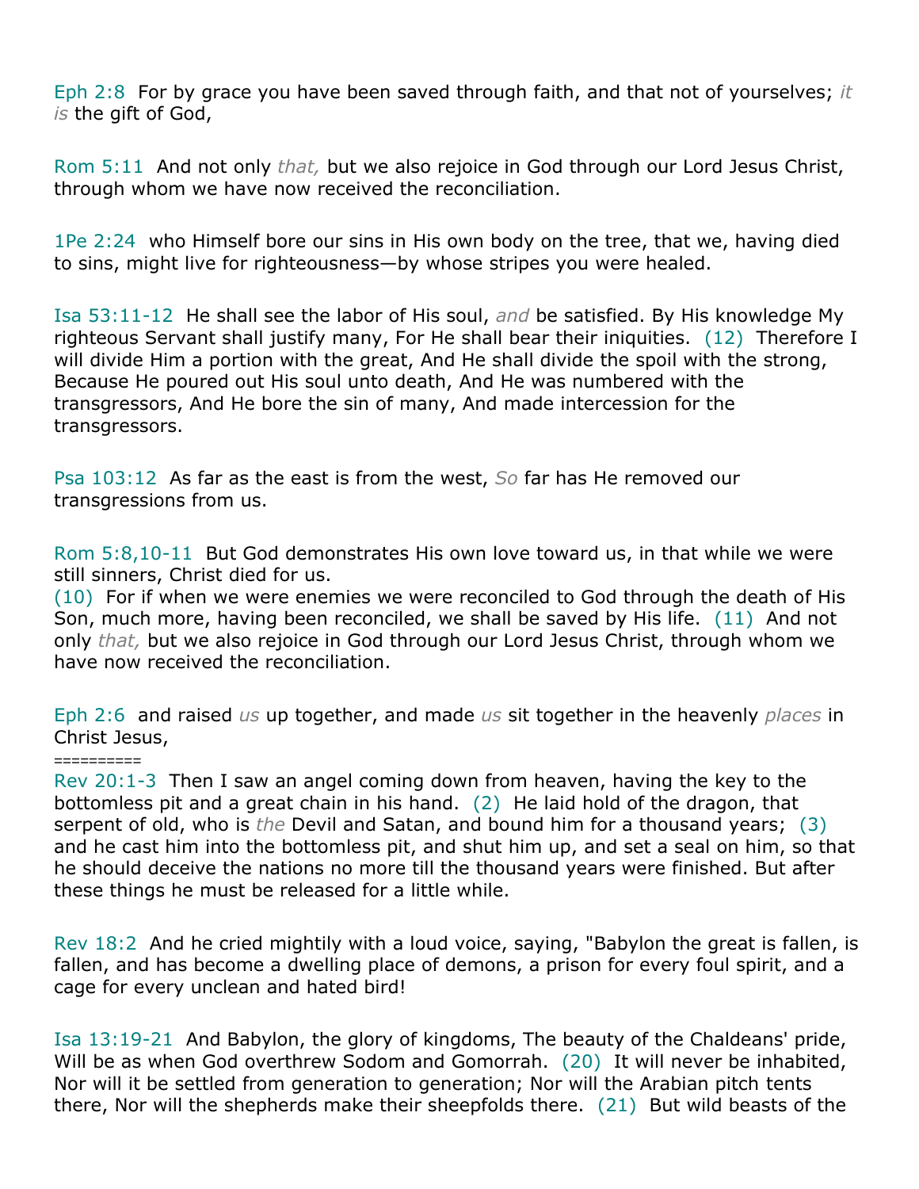Eph 2:8  For by grace you have been saved through faith, and that not of yourselves; *it is* the gift of God,

Rom 5:11  And not only *that,* but we also rejoice in God through our Lord Jesus Christ, through whom we have now received the reconciliation.

1Pe 2:24  who Himself bore our sins in His own body on the tree, that we, having died to sins, might live for righteousness—by whose stripes you were healed.

Isa 53:11-12  He shall see the labor of His soul, *and* be satisfied. By His knowledge My righteous Servant shall justify many, For He shall bear their iniquities.  (12)  Therefore I will divide Him a portion with the great, And He shall divide the spoil with the strong, Because He poured out His soul unto death, And He was numbered with the transgressors, And He bore the sin of many, And made intercession for the transgressors.

Psa 103:12  As far as the east is from the west, *So* far has He removed our transgressions from us.

Rom 5:8,10-11  But God demonstrates His own love toward us, in that while we were still sinners, Christ died for us.
(10)  For if when we were enemies we were reconciled to God through the death of His Son, much more, having been reconciled, we shall be saved by His life.  (11)  And not only *that,* but we also rejoice in God through our Lord Jesus Christ, through whom we have now received the reconciliation.

Eph 2:6  and raised *us* up together, and made *us* sit together in the heavenly *places* in Christ Jesus,

==========

Rev 20:1-3  Then I saw an angel coming down from heaven, having the key to the bottomless pit and a great chain in his hand.  (2)  He laid hold of the dragon, that serpent of old, who is *the* Devil and Satan, and bound him for a thousand years;  (3)  and he cast him into the bottomless pit, and shut him up, and set a seal on him, so that he should deceive the nations no more till the thousand years were finished. But after these things he must be released for a little while.

Rev 18:2  And he cried mightily with a loud voice, saying, "Babylon the great is fallen, is fallen, and has become a dwelling place of demons, a prison for every foul spirit, and a cage for every unclean and hated bird!

Isa 13:19-21  And Babylon, the glory of kingdoms, The beauty of the Chaldeans' pride, Will be as when God overthrew Sodom and Gomorrah.  (20)  It will never be inhabited, Nor will it be settled from generation to generation; Nor will the Arabian pitch tents there, Nor will the shepherds make their sheepfolds there.  (21)  But wild beasts of the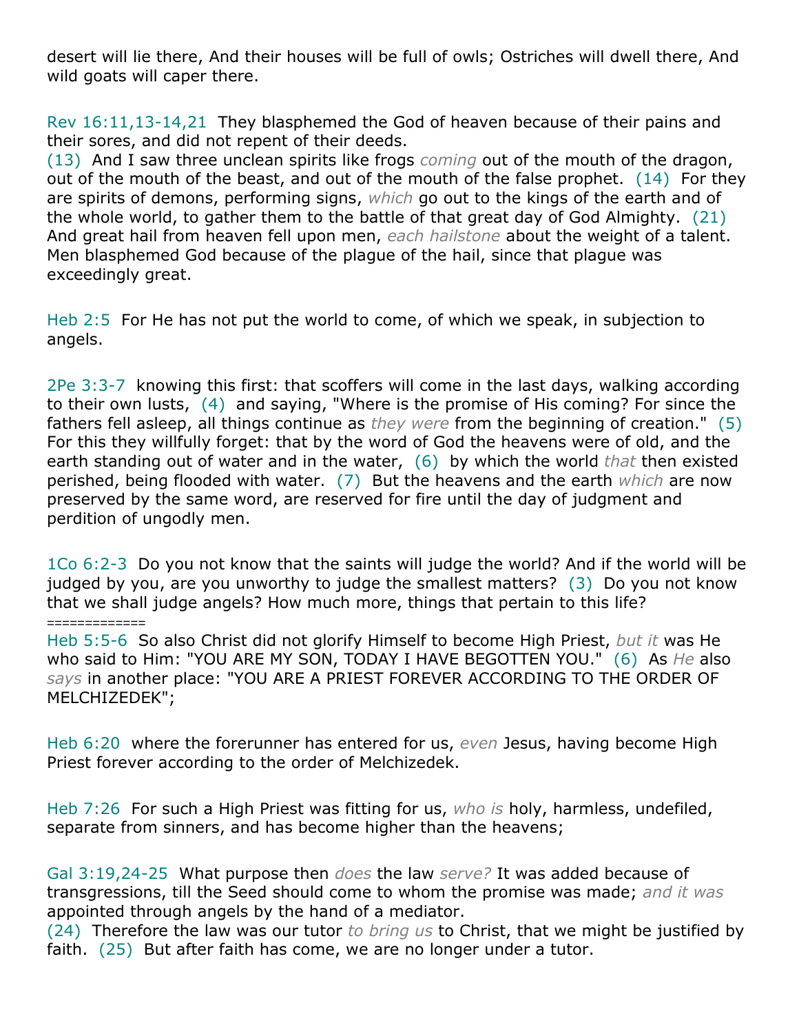desert will lie there, And their houses will be full of owls; Ostriches will dwell there, And wild goats will caper there.

Rev 16:11,13-14,21  They blasphemed the God of heaven because of their pains and their sores, and did not repent of their deeds.
(13)  And I saw three unclean spirits like frogs *coming* out of the mouth of the dragon, out of the mouth of the beast, and out of the mouth of the false prophet.  (14)  For they are spirits of demons, performing signs, *which* go out to the kings of the earth and of the whole world, to gather them to the battle of that great day of God Almighty.  (21)  And great hail from heaven fell upon men, *each hailstone* about the weight of a talent. Men blasphemed God because of the plague of the hail, since that plague was exceedingly great.

Heb 2:5  For He has not put the world to come, of which we speak, in subjection to angels.

2Pe 3:3-7  knowing this first: that scoffers will come in the last days, walking according to their own lusts,  (4)  and saying, "Where is the promise of His coming? For since the fathers fell asleep, all things continue as *they were* from the beginning of creation."  (5)  For this they willfully forget: that by the word of God the heavens were of old, and the earth standing out of water and in the water,  (6)  by which the world *that* then existed perished, being flooded with water.  (7)  But the heavens and the earth *which* are now preserved by the same word, are reserved for fire until the day of judgment and perdition of ungodly men.

1Co 6:2-3  Do you not know that the saints will judge the world? And if the world will be judged by you, are you unworthy to judge the smallest matters?  (3)  Do you not know that we shall judge angels? How much more, things that pertain to this life?
============
Heb 5:5-6  So also Christ did not glorify Himself to become High Priest, *but it* was He who said to Him: "YOU ARE MY SON, TODAY I HAVE BEGOTTEN YOU."  (6)  As *He* also *says* in another place: "YOU ARE A PRIEST FOREVER ACCORDING TO THE ORDER OF MELCHIZEDEK";

Heb 6:20  where the forerunner has entered for us, *even* Jesus, having become High Priest forever according to the order of Melchizedek.

Heb 7:26  For such a High Priest was fitting for us, *who is* holy, harmless, undefiled, separate from sinners, and has become higher than the heavens;

Gal 3:19,24-25  What purpose then *does* the law *serve?* It was added because of transgressions, till the Seed should come to whom the promise was made; *and it was* appointed through angels by the hand of a mediator.
(24)  Therefore the law was our tutor *to bring us* to Christ, that we might be justified by faith.  (25)  But after faith has come, we are no longer under a tutor.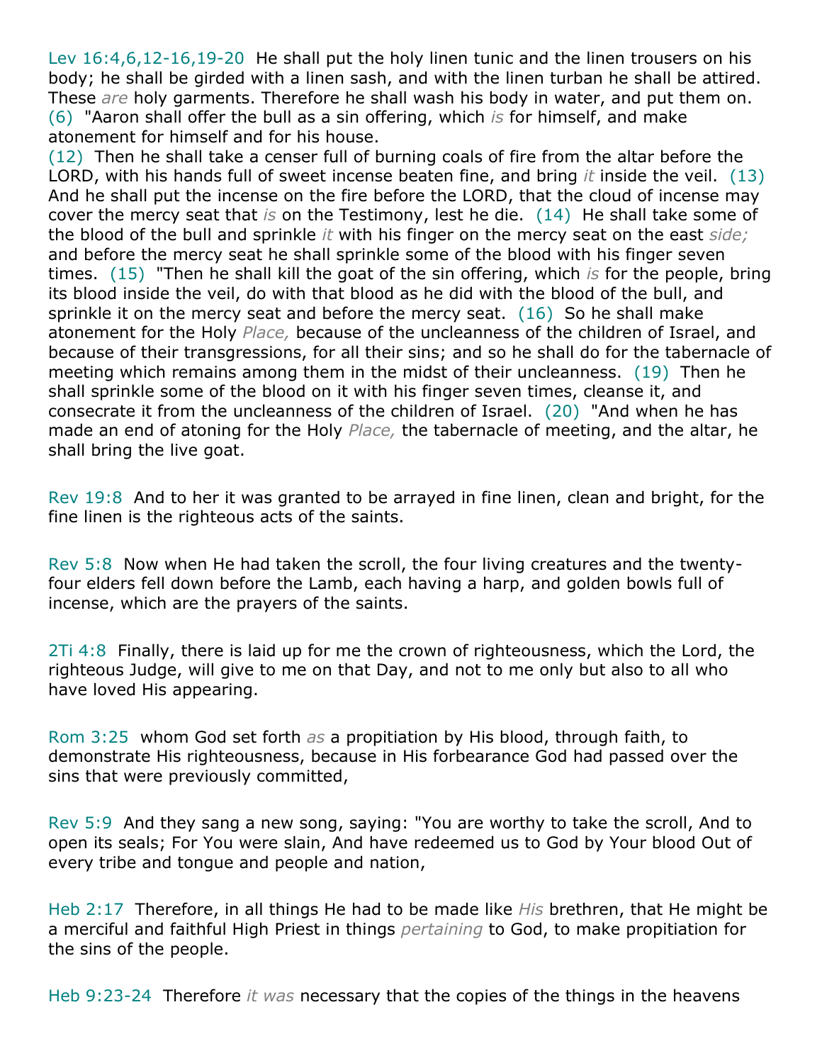Lev 16:4,6,12-16,19-20 He shall put the holy linen tunic and the linen trousers on his body; he shall be girded with a linen sash, and with the linen turban he shall be attired. These *are* holy garments. Therefore he shall wash his body in water, and put them on. (6) "Aaron shall offer the bull as a sin offering, which *is* for himself, and make atonement for himself and for his house.
(12) Then he shall take a censer full of burning coals of fire from the altar before the LORD, with his hands full of sweet incense beaten fine, and bring *it* inside the veil. (13) And he shall put the incense on the fire before the LORD, that the cloud of incense may cover the mercy seat that *is* on the Testimony, lest he die. (14) He shall take some of the blood of the bull and sprinkle *it* with his finger on the mercy seat on the east *side;* and before the mercy seat he shall sprinkle some of the blood with his finger seven times. (15) "Then he shall kill the goat of the sin offering, which *is* for the people, bring its blood inside the veil, do with that blood as he did with the blood of the bull, and sprinkle it on the mercy seat and before the mercy seat. (16) So he shall make atonement for the Holy *Place,* because of the uncleanness of the children of Israel, and because of their transgressions, for all their sins; and so he shall do for the tabernacle of meeting which remains among them in the midst of their uncleanness. (19) Then he shall sprinkle some of the blood on it with his finger seven times, cleanse it, and consecrate it from the uncleanness of the children of Israel. (20) "And when he has made an end of atoning for the Holy *Place,* the tabernacle of meeting, and the altar, he shall bring the live goat.

Rev 19:8 And to her it was granted to be arrayed in fine linen, clean and bright, for the fine linen is the righteous acts of the saints.

Rev 5:8 Now when He had taken the scroll, the four living creatures and the twenty-four elders fell down before the Lamb, each having a harp, and golden bowls full of incense, which are the prayers of the saints.

2Ti 4:8 Finally, there is laid up for me the crown of righteousness, which the Lord, the righteous Judge, will give to me on that Day, and not to me only but also to all who have loved His appearing.

Rom 3:25 whom God set forth *as* a propitiation by His blood, through faith, to demonstrate His righteousness, because in His forbearance God had passed over the sins that were previously committed,

Rev 5:9 And they sang a new song, saying: "You are worthy to take the scroll, And to open its seals; For You were slain, And have redeemed us to God by Your blood Out of every tribe and tongue and people and nation,

Heb 2:17 Therefore, in all things He had to be made like *His* brethren, that He might be a merciful and faithful High Priest in things *pertaining* to God, to make propitiation for the sins of the people.

Heb 9:23-24 Therefore *it was* necessary that the copies of the things in the heavens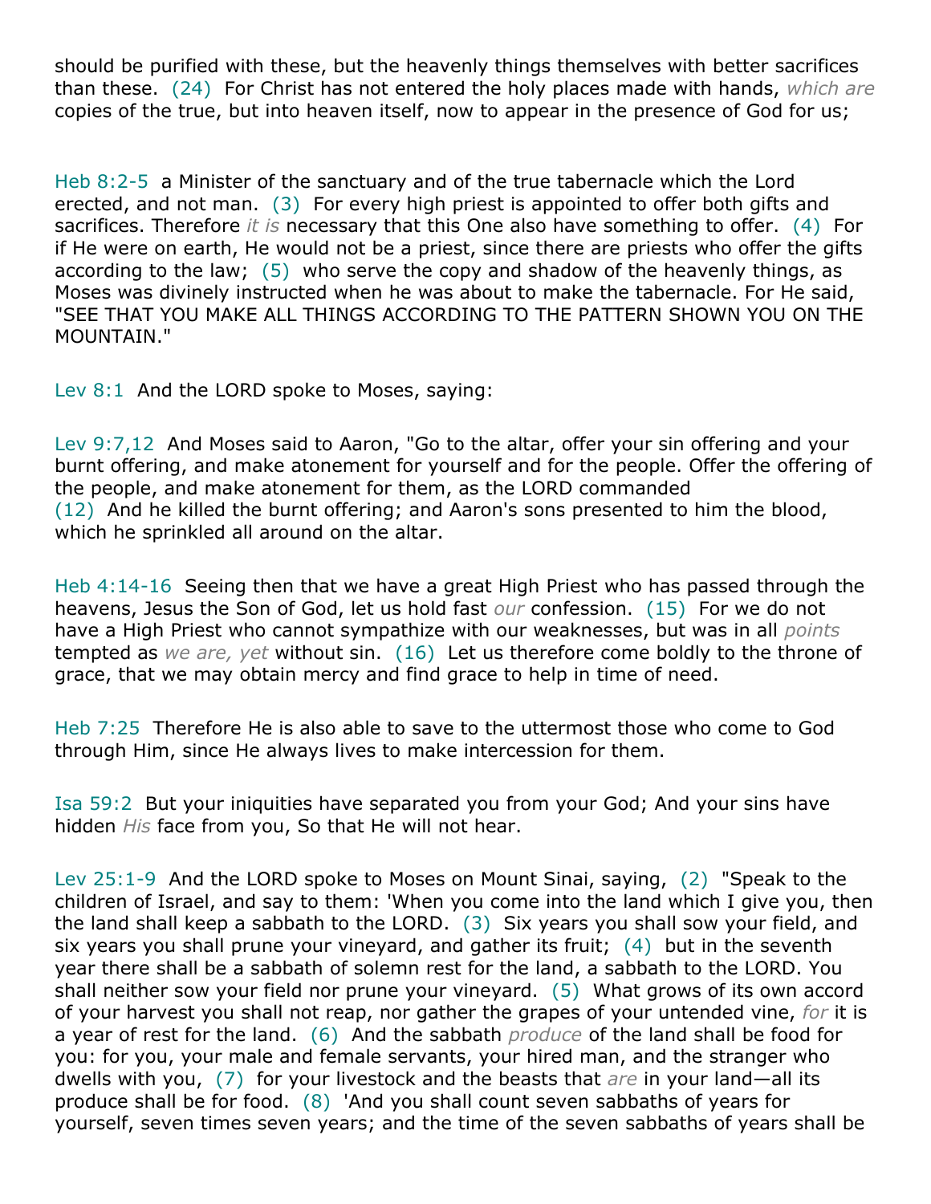should be purified with these, but the heavenly things themselves with better sacrifices than these. (24) For Christ has not entered the holy places made with hands, *which are* copies of the true, but into heaven itself, now to appear in the presence of God for us;

Heb 8:2-5 a Minister of the sanctuary and of the true tabernacle which the Lord erected, and not man. (3) For every high priest is appointed to offer both gifts and sacrifices. Therefore *it is* necessary that this One also have something to offer. (4) For if He were on earth, He would not be a priest, since there are priests who offer the gifts according to the law; (5) who serve the copy and shadow of the heavenly things, as Moses was divinely instructed when he was about to make the tabernacle. For He said, "SEE THAT YOU MAKE ALL THINGS ACCORDING TO THE PATTERN SHOWN YOU ON THE MOUNTAIN."

Lev 8:1 And the LORD spoke to Moses, saying:

Lev 9:7,12 And Moses said to Aaron, "Go to the altar, offer your sin offering and your burnt offering, and make atonement for yourself and for the people. Offer the offering of the people, and make atonement for them, as the LORD commanded
(12) And he killed the burnt offering; and Aaron's sons presented to him the blood, which he sprinkled all around on the altar.

Heb 4:14-16 Seeing then that we have a great High Priest who has passed through the heavens, Jesus the Son of God, let us hold fast *our* confession. (15) For we do not have a High Priest who cannot sympathize with our weaknesses, but was in all *points* tempted as *we are, yet* without sin. (16) Let us therefore come boldly to the throne of grace, that we may obtain mercy and find grace to help in time of need.

Heb 7:25 Therefore He is also able to save to the uttermost those who come to God through Him, since He always lives to make intercession for them.

Isa 59:2 But your iniquities have separated you from your God; And your sins have hidden *His* face from you, So that He will not hear.

Lev 25:1-9 And the LORD spoke to Moses on Mount Sinai, saying, (2) "Speak to the children of Israel, and say to them: 'When you come into the land which I give you, then the land shall keep a sabbath to the LORD. (3) Six years you shall sow your field, and six years you shall prune your vineyard, and gather its fruit; (4) but in the seventh year there shall be a sabbath of solemn rest for the land, a sabbath to the LORD. You shall neither sow your field nor prune your vineyard. (5) What grows of its own accord of your harvest you shall not reap, nor gather the grapes of your untended vine, *for* it is a year of rest for the land. (6) And the sabbath *produce* of the land shall be food for you: for you, your male and female servants, your hired man, and the stranger who dwells with you, (7) for your livestock and the beasts that *are* in your land—all its produce shall be for food. (8) 'And you shall count seven sabbaths of years for yourself, seven times seven years; and the time of the seven sabbaths of years shall be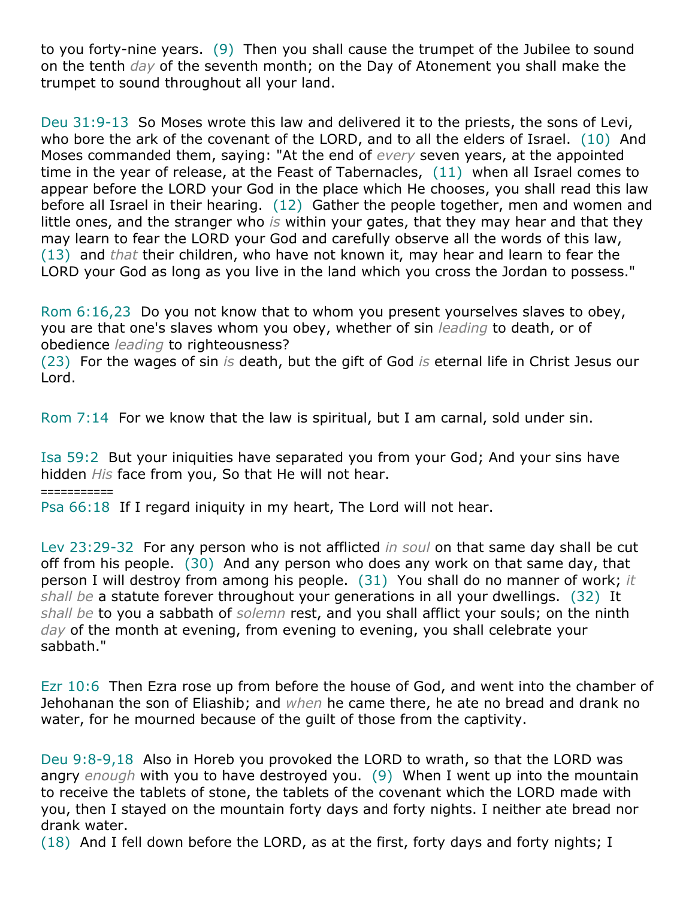to you forty-nine years. (9) Then you shall cause the trumpet of the Jubilee to sound on the tenth *day* of the seventh month; on the Day of Atonement you shall make the trumpet to sound throughout all your land.

Deu 31:9-13 So Moses wrote this law and delivered it to the priests, the sons of Levi, who bore the ark of the covenant of the LORD, and to all the elders of Israel. (10) And Moses commanded them, saying: "At the end of *every* seven years, at the appointed time in the year of release, at the Feast of Tabernacles, (11) when all Israel comes to appear before the LORD your God in the place which He chooses, you shall read this law before all Israel in their hearing. (12) Gather the people together, men and women and little ones, and the stranger who *is* within your gates, that they may hear and that they may learn to fear the LORD your God and carefully observe all the words of this law, (13) and *that* their children, who have not known it, may hear and learn to fear the LORD your God as long as you live in the land which you cross the Jordan to possess."

Rom 6:16,23 Do you not know that to whom you present yourselves slaves to obey, you are that one's slaves whom you obey, whether of sin *leading* to death, or of obedience *leading* to righteousness?
(23) For the wages of sin *is* death, but the gift of God *is* eternal life in Christ Jesus our Lord.

Rom 7:14 For we know that the law is spiritual, but I am carnal, sold under sin.

Isa 59:2 But your iniquities have separated you from your God; And your sins have hidden *His* face from you, So that He will not hear.
===========
Psa 66:18 If I regard iniquity in my heart, The Lord will not hear.

Lev 23:29-32 For any person who is not afflicted *in soul* on that same day shall be cut off from his people. (30) And any person who does any work on that same day, that person I will destroy from among his people. (31) You shall do no manner of work; *it shall be* a statute forever throughout your generations in all your dwellings. (32) It *shall be* to you a sabbath of *solemn* rest, and you shall afflict your souls; on the ninth *day* of the month at evening, from evening to evening, you shall celebrate your sabbath."

Ezr 10:6 Then Ezra rose up from before the house of God, and went into the chamber of Jehohanan the son of Eliashib; and *when* he came there, he ate no bread and drank no water, for he mourned because of the guilt of those from the captivity.

Deu 9:8-9,18 Also in Horeb you provoked the LORD to wrath, so that the LORD was angry *enough* with you to have destroyed you. (9) When I went up into the mountain to receive the tablets of stone, the tablets of the covenant which the LORD made with you, then I stayed on the mountain forty days and forty nights. I neither ate bread nor drank water.
(18) And I fell down before the LORD, as at the first, forty days and forty nights; I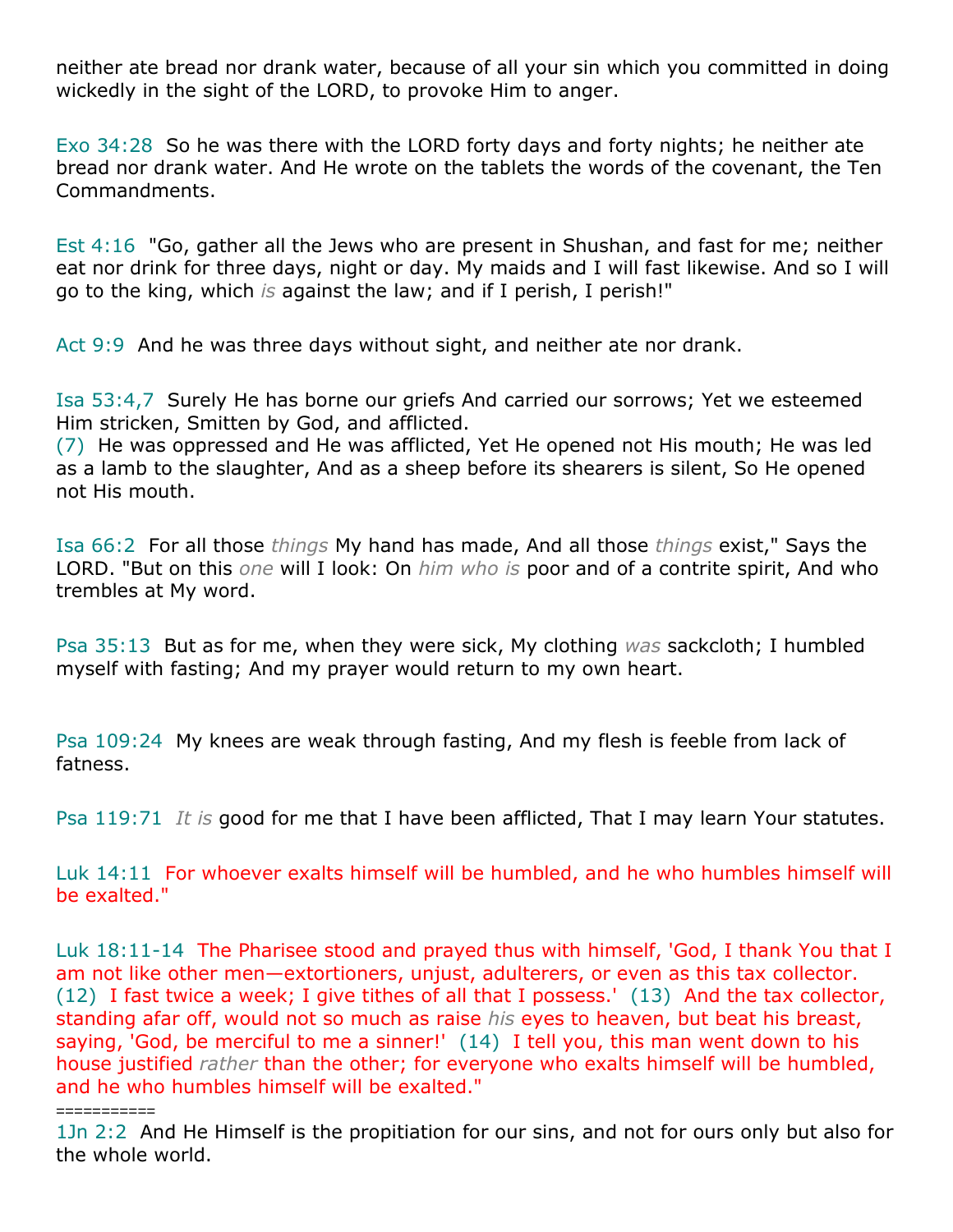neither ate bread nor drank water, because of all your sin which you committed in doing wickedly in the sight of the LORD, to provoke Him to anger.

Exo 34:28 So he was there with the LORD forty days and forty nights; he neither ate bread nor drank water. And He wrote on the tablets the words of the covenant, the Ten Commandments.

Est 4:16 "Go, gather all the Jews who are present in Shushan, and fast for me; neither eat nor drink for three days, night or day. My maids and I will fast likewise. And so I will go to the king, which *is* against the law; and if I perish, I perish!"

Act 9:9 And he was three days without sight, and neither ate nor drank.

Isa 53:4,7 Surely He has borne our griefs And carried our sorrows; Yet we esteemed Him stricken, Smitten by God, and afflicted.
(7) He was oppressed and He was afflicted, Yet He opened not His mouth; He was led as a lamb to the slaughter, And as a sheep before its shearers is silent, So He opened not His mouth.

Isa 66:2 For all those *things* My hand has made, And all those *things* exist," Says the LORD. "But on this *one* will I look: On *him who is* poor and of a contrite spirit, And who trembles at My word.

Psa 35:13 But as for me, when they were sick, My clothing *was* sackcloth; I humbled myself with fasting; And my prayer would return to my own heart.

Psa 109:24 My knees are weak through fasting, And my flesh is feeble from lack of fatness.

Psa 119:71 *It is* good for me that I have been afflicted, That I may learn Your statutes.

Luk 14:11 For whoever exalts himself will be humbled, and he who humbles himself will be exalted."

Luk 18:11-14 The Pharisee stood and prayed thus with himself, 'God, I thank You that I am not like other men—extortioners, unjust, adulterers, or even as this tax collector. (12) I fast twice a week; I give tithes of all that I possess.' (13) And the tax collector, standing afar off, would not so much as raise *his* eyes to heaven, but beat his breast, saying, 'God, be merciful to me a sinner!' (14) I tell you, this man went down to his house justified *rather* than the other; for everyone who exalts himself will be humbled, and he who humbles himself will be exalted."

===========

1Jn 2:2 And He Himself is the propitiation for our sins, and not for ours only but also for the whole world.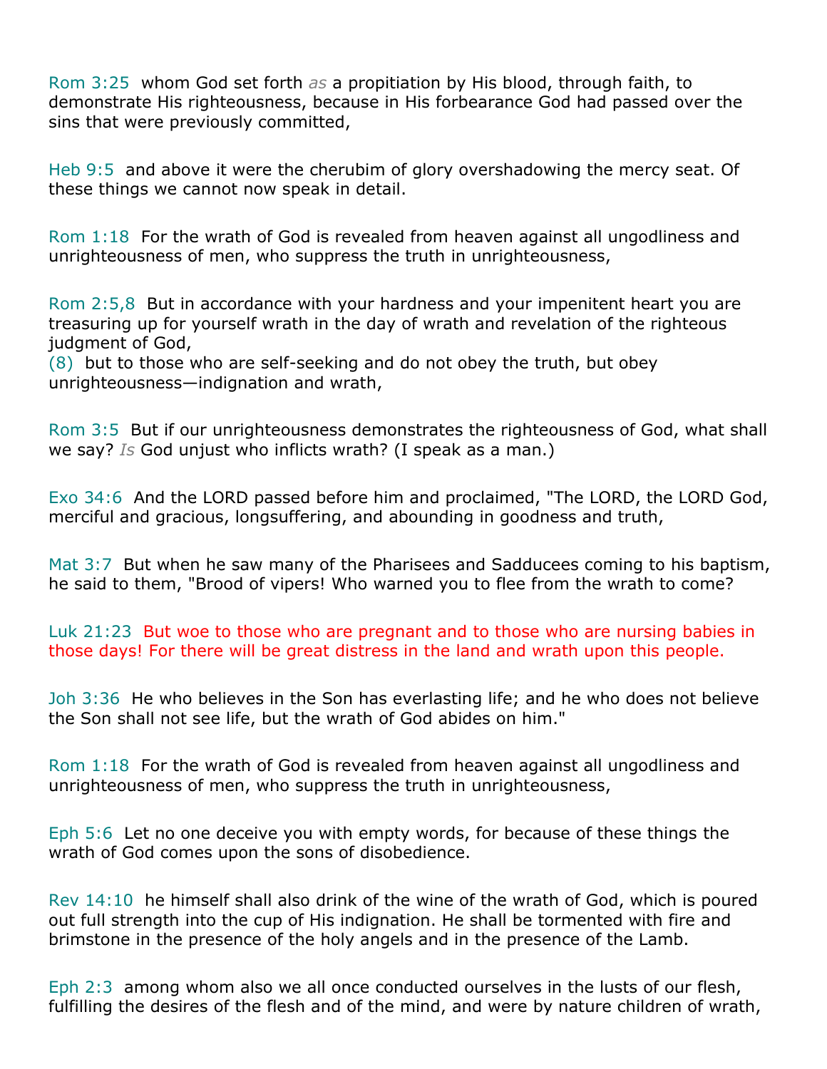Rom 3:25 whom God set forth *as* a propitiation by His blood, through faith, to demonstrate His righteousness, because in His forbearance God had passed over the sins that were previously committed,

Heb 9:5 and above it were the cherubim of glory overshadowing the mercy seat. Of these things we cannot now speak in detail.

Rom 1:18 For the wrath of God is revealed from heaven against all ungodliness and unrighteousness of men, who suppress the truth in unrighteousness,

Rom 2:5,8 But in accordance with your hardness and your impenitent heart you are treasuring up for yourself wrath in the day of wrath and revelation of the righteous judgment of God,
(8) but to those who are self-seeking and do not obey the truth, but obey unrighteousness—indignation and wrath,

Rom 3:5 But if our unrighteousness demonstrates the righteousness of God, what shall we say? *Is* God unjust who inflicts wrath? (I speak as a man.)

Exo 34:6 And the LORD passed before him and proclaimed, "The LORD, the LORD God, merciful and gracious, longsuffering, and abounding in goodness and truth,

Mat 3:7 But when he saw many of the Pharisees and Sadducees coming to his baptism, he said to them, "Brood of vipers! Who warned you to flee from the wrath to come?

Luk 21:23 But woe to those who are pregnant and to those who are nursing babies in those days! For there will be great distress in the land and wrath upon this people.

Joh 3:36 He who believes in the Son has everlasting life; and he who does not believe the Son shall not see life, but the wrath of God abides on him."

Rom 1:18 For the wrath of God is revealed from heaven against all ungodliness and unrighteousness of men, who suppress the truth in unrighteousness,

Eph 5:6 Let no one deceive you with empty words, for because of these things the wrath of God comes upon the sons of disobedience.

Rev 14:10 he himself shall also drink of the wine of the wrath of God, which is poured out full strength into the cup of His indignation. He shall be tormented with fire and brimstone in the presence of the holy angels and in the presence of the Lamb.

Eph 2:3 among whom also we all once conducted ourselves in the lusts of our flesh, fulfilling the desires of the flesh and of the mind, and were by nature children of wrath,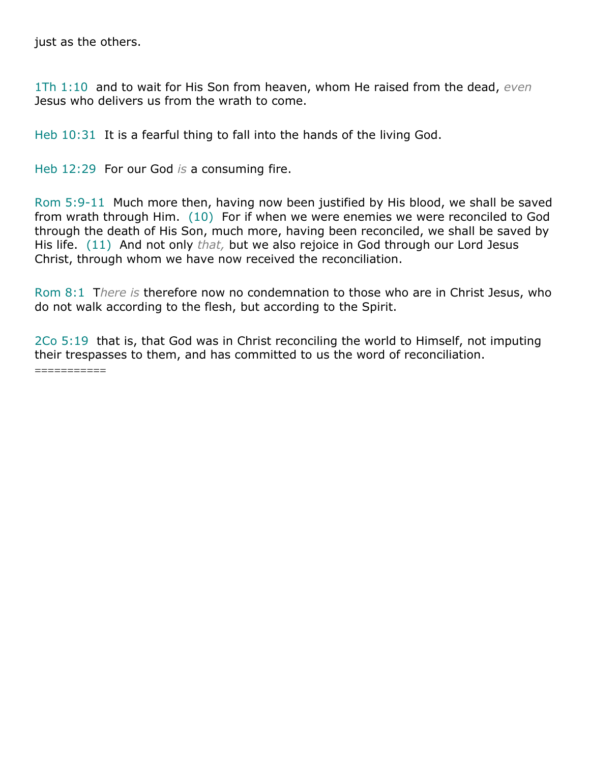just as the others.

1Th 1:10 and to wait for His Son from heaven, whom He raised from the dead, *even* Jesus who delivers us from the wrath to come.

Heb 10:31 It is a fearful thing to fall into the hands of the living God.

Heb 12:29 For our God *is* a consuming fire.

Rom 5:9-11 Much more then, having now been justified by His blood, we shall be saved from wrath through Him. (10) For if when we were enemies we were reconciled to God through the death of His Son, much more, having been reconciled, we shall be saved by His life. (11) And not only *that,* but we also rejoice in God through our Lord Jesus Christ, through whom we have now received the reconciliation.

Rom 8:1 T*here is* therefore now no condemnation to those who are in Christ Jesus, who do not walk according to the flesh, but according to the Spirit.

2Co 5:19 that is, that God was in Christ reconciling the world to Himself, not imputing their trespasses to them, and has committed to us the word of reconciliation.
===========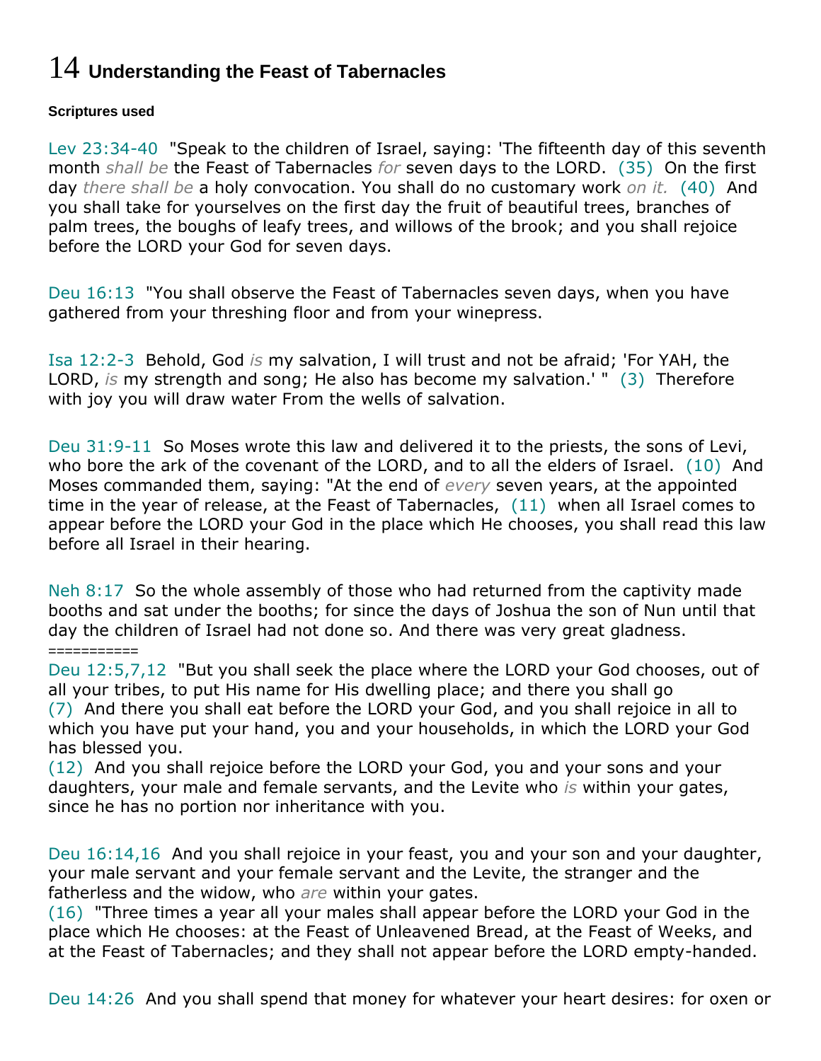# 14 Understanding the Feast of Tabernacles

**Scriptures used**

Lev 23:34-40 "Speak to the children of Israel, saying: 'The fifteenth day of this seventh month *shall be* the Feast of Tabernacles *for* seven days to the LORD. (35) On the first day *there shall be* a holy convocation. You shall do no customary work *on it.* (40) And you shall take for yourselves on the first day the fruit of beautiful trees, branches of palm trees, the boughs of leafy trees, and willows of the brook; and you shall rejoice before the LORD your God for seven days.

Deu 16:13 "You shall observe the Feast of Tabernacles seven days, when you have gathered from your threshing floor and from your winepress.

Isa 12:2-3 Behold, God *is* my salvation, I will trust and not be afraid; 'For YAH, the LORD, *is* my strength and song; He also has become my salvation.' " (3) Therefore with joy you will draw water From the wells of salvation.

Deu 31:9-11 So Moses wrote this law and delivered it to the priests, the sons of Levi, who bore the ark of the covenant of the LORD, and to all the elders of Israel. (10) And Moses commanded them, saying: "At the end of *every* seven years, at the appointed time in the year of release, at the Feast of Tabernacles, (11) when all Israel comes to appear before the LORD your God in the place which He chooses, you shall read this law before all Israel in their hearing.

Neh 8:17 So the whole assembly of those who had returned from the captivity made booths and sat under the booths; for since the days of Joshua the son of Nun until that day the children of Israel had not done so. And there was very great gladness.
===========
Deu 12:5,7,12 "But you shall seek the place where the LORD your God chooses, out of all your tribes, to put His name for His dwelling place; and there you shall go
(7) And there you shall eat before the LORD your God, and you shall rejoice in all to which you have put your hand, you and your households, in which the LORD your God has blessed you.
(12) And you shall rejoice before the LORD your God, you and your sons and your daughters, your male and female servants, and the Levite who *is* within your gates, since he has no portion nor inheritance with you.

Deu 16:14,16 And you shall rejoice in your feast, you and your son and your daughter, your male servant and your female servant and the Levite, the stranger and the fatherless and the widow, who *are* within your gates.
(16) "Three times a year all your males shall appear before the LORD your God in the place which He chooses: at the Feast of Unleavened Bread, at the Feast of Weeks, and at the Feast of Tabernacles; and they shall not appear before the LORD empty-handed.

Deu 14:26 And you shall spend that money for whatever your heart desires: for oxen or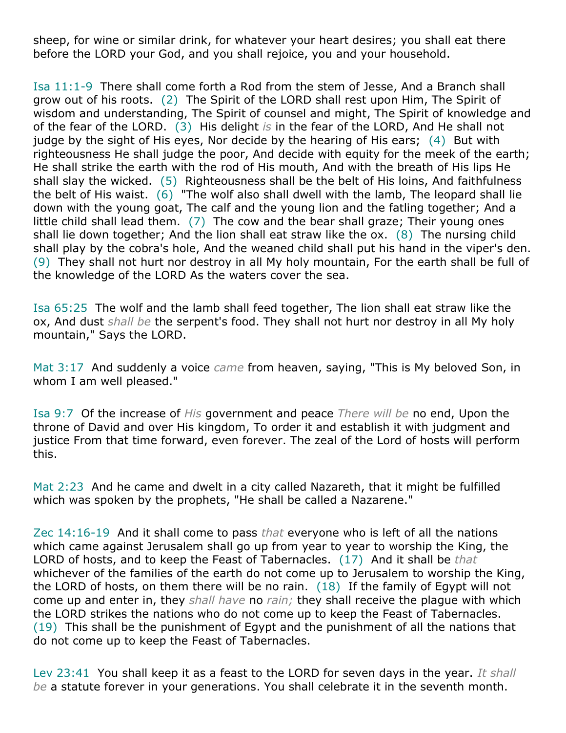sheep, for wine or similar drink, for whatever your heart desires; you shall eat there before the LORD your God, and you shall rejoice, you and your household.

Isa 11:1-9 There shall come forth a Rod from the stem of Jesse, And a Branch shall grow out of his roots. (2) The Spirit of the LORD shall rest upon Him, The Spirit of wisdom and understanding, The Spirit of counsel and might, The Spirit of knowledge and of the fear of the LORD. (3) His delight *is* in the fear of the LORD, And He shall not judge by the sight of His eyes, Nor decide by the hearing of His ears; (4) But with righteousness He shall judge the poor, And decide with equity for the meek of the earth; He shall strike the earth with the rod of His mouth, And with the breath of His lips He shall slay the wicked. (5) Righteousness shall be the belt of His loins, And faithfulness the belt of His waist. (6) "The wolf also shall dwell with the lamb, The leopard shall lie down with the young goat, The calf and the young lion and the fatling together; And a little child shall lead them. (7) The cow and the bear shall graze; Their young ones shall lie down together; And the lion shall eat straw like the ox. (8) The nursing child shall play by the cobra's hole, And the weaned child shall put his hand in the viper's den. (9) They shall not hurt nor destroy in all My holy mountain, For the earth shall be full of the knowledge of the LORD As the waters cover the sea.

Isa 65:25 The wolf and the lamb shall feed together, The lion shall eat straw like the ox, And dust *shall be* the serpent's food. They shall not hurt nor destroy in all My holy mountain," Says the LORD.

Mat 3:17 And suddenly a voice *came* from heaven, saying, "This is My beloved Son, in whom I am well pleased."

Isa 9:7 Of the increase of *His* government and peace *There will be* no end, Upon the throne of David and over His kingdom, To order it and establish it with judgment and justice From that time forward, even forever. The zeal of the Lord of hosts will perform this.

Mat 2:23 And he came and dwelt in a city called Nazareth, that it might be fulfilled which was spoken by the prophets, "He shall be called a Nazarene."

Zec 14:16-19 And it shall come to pass *that* everyone who is left of all the nations which came against Jerusalem shall go up from year to year to worship the King, the LORD of hosts, and to keep the Feast of Tabernacles. (17) And it shall be *that* whichever of the families of the earth do not come up to Jerusalem to worship the King, the LORD of hosts, on them there will be no rain. (18) If the family of Egypt will not come up and enter in, they *shall have* no *rain;* they shall receive the plague with which the LORD strikes the nations who do not come up to keep the Feast of Tabernacles. (19) This shall be the punishment of Egypt and the punishment of all the nations that do not come up to keep the Feast of Tabernacles.

Lev 23:41 You shall keep it as a feast to the LORD for seven days in the year. *It shall be* a statute forever in your generations. You shall celebrate it in the seventh month.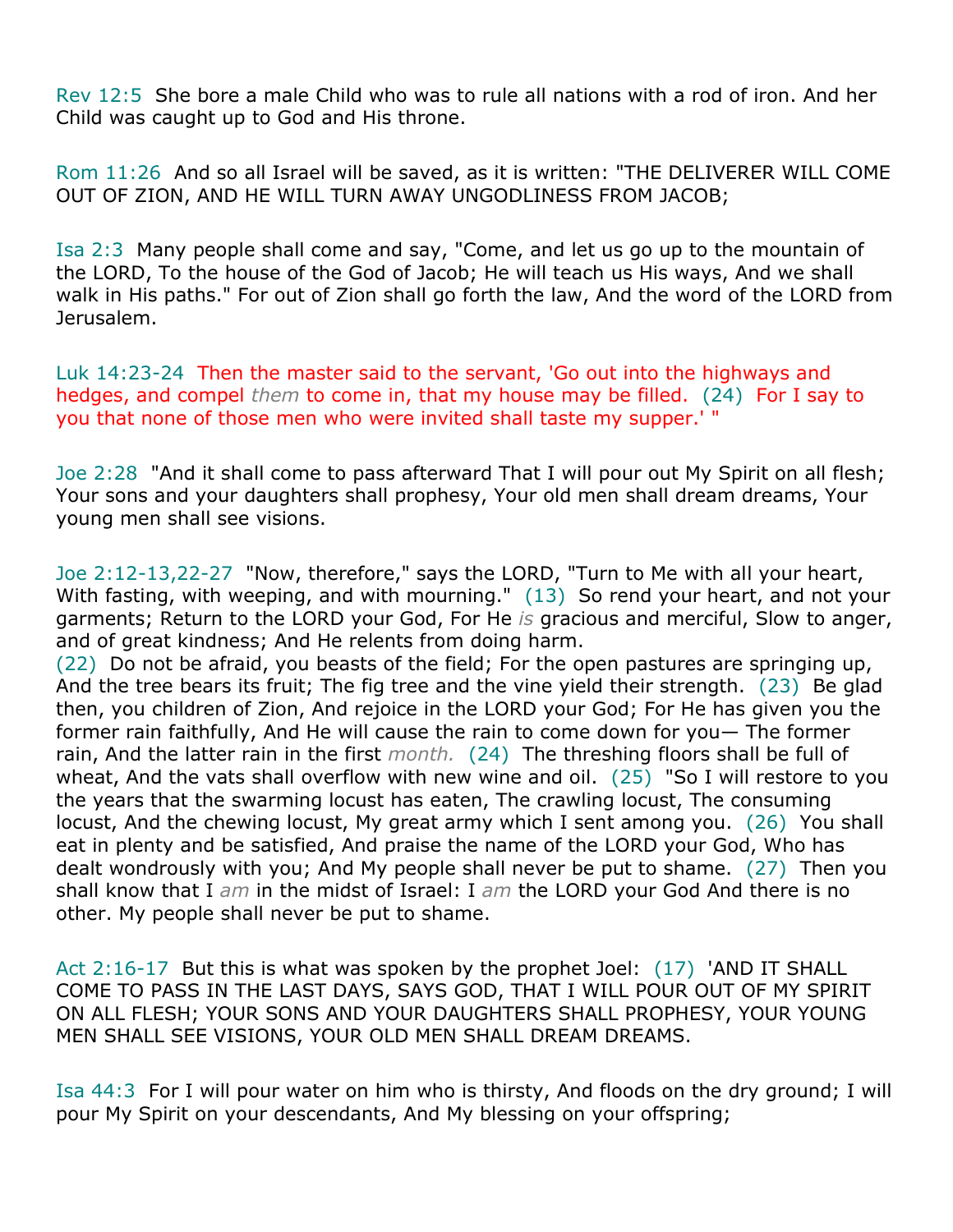Rev 12:5  She bore a male Child who was to rule all nations with a rod of iron. And her Child was caught up to God and His throne.

Rom 11:26  And so all Israel will be saved, as it is written: "THE DELIVERER WILL COME OUT OF ZION, AND HE WILL TURN AWAY UNGODLINESS FROM JACOB;

Isa 2:3  Many people shall come and say, "Come, and let us go up to the mountain of the LORD, To the house of the God of Jacob; He will teach us His ways, And we shall walk in His paths." For out of Zion shall go forth the law, And the word of the LORD from Jerusalem.

Luk 14:23-24  Then the master said to the servant, 'Go out into the highways and hedges, and compel *them* to come in, that my house may be filled.  (24)  For I say to you that none of those men who were invited shall taste my supper.' "

Joe 2:28  "And it shall come to pass afterward That I will pour out My Spirit on all flesh; Your sons and your daughters shall prophesy, Your old men shall dream dreams, Your young men shall see visions.

Joe 2:12-13,22-27  "Now, therefore," says the LORD, "Turn to Me with all your heart, With fasting, with weeping, and with mourning."  (13)  So rend your heart, and not your garments; Return to the LORD your God, For He *is* gracious and merciful, Slow to anger, and of great kindness; And He relents from doing harm.
(22)  Do not be afraid, you beasts of the field; For the open pastures are springing up, And the tree bears its fruit; The fig tree and the vine yield their strength.  (23)  Be glad then, you children of Zion, And rejoice in the LORD your God; For He has given you the former rain faithfully, And He will cause the rain to come down for you— The former rain, And the latter rain in the first *month.*  (24)  The threshing floors shall be full of wheat, And the vats shall overflow with new wine and oil.  (25)  "So I will restore to you the years that the swarming locust has eaten, The crawling locust, The consuming locust, And the chewing locust, My great army which I sent among you.  (26)  You shall eat in plenty and be satisfied, And praise the name of the LORD your God, Who has dealt wondrously with you; And My people shall never be put to shame.  (27)  Then you shall know that I *am* in the midst of Israel: I *am* the LORD your God And there is no other. My people shall never be put to shame.

Act 2:16-17  But this is what was spoken by the prophet Joel:  (17)  'AND IT SHALL COME TO PASS IN THE LAST DAYS, SAYS GOD, THAT I WILL POUR OUT OF MY SPIRIT ON ALL FLESH; YOUR SONS AND YOUR DAUGHTERS SHALL PROPHESY, YOUR YOUNG MEN SHALL SEE VISIONS, YOUR OLD MEN SHALL DREAM DREAMS.

Isa 44:3  For I will pour water on him who is thirsty, And floods on the dry ground; I will pour My Spirit on your descendants, And My blessing on your offspring;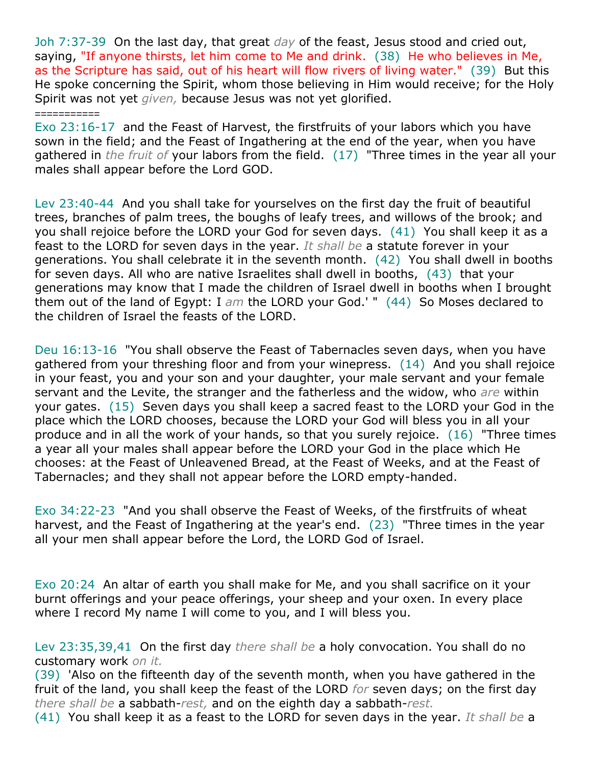Joh 7:37-39  On the last day, that great *day* of the feast, Jesus stood and cried out, saying, "If anyone thirsts, let him come to Me and drink.  (38)  He who believes in Me, as the Scripture has said, out of his heart will flow rivers of living water."  (39)  But this He spoke concerning the Spirit, whom those believing in Him would receive; for the Holy Spirit was not yet *given,* because Jesus was not yet glorified.

===========

Exo 23:16-17  and the Feast of Harvest, the firstfruits of your labors which you have sown in the field; and the Feast of Ingathering at the end of the year, when you have gathered in *the fruit of* your labors from the field.  (17)  "Three times in the year all your males shall appear before the Lord GOD.

Lev 23:40-44  And you shall take for yourselves on the first day the fruit of beautiful trees, branches of palm trees, the boughs of leafy trees, and willows of the brook; and you shall rejoice before the LORD your God for seven days.  (41)  You shall keep it as a feast to the LORD for seven days in the year. *It shall be* a statute forever in your generations. You shall celebrate it in the seventh month.  (42)  You shall dwell in booths for seven days. All who are native Israelites shall dwell in booths,  (43)  that your generations may know that I made the children of Israel dwell in booths when I brought them out of the land of Egypt: I *am* the LORD your God.' "  (44)  So Moses declared to the children of Israel the feasts of the LORD.

Deu 16:13-16  "You shall observe the Feast of Tabernacles seven days, when you have gathered from your threshing floor and from your winepress.  (14)  And you shall rejoice in your feast, you and your son and your daughter, your male servant and your female servant and the Levite, the stranger and the fatherless and the widow, who *are* within your gates.  (15)  Seven days you shall keep a sacred feast to the LORD your God in the place which the LORD chooses, because the LORD your God will bless you in all your produce and in all the work of your hands, so that you surely rejoice.  (16)  "Three times a year all your males shall appear before the LORD your God in the place which He chooses: at the Feast of Unleavened Bread, at the Feast of Weeks, and at the Feast of Tabernacles; and they shall not appear before the LORD empty-handed.

Exo 34:22-23  "And you shall observe the Feast of Weeks, of the firstfruits of wheat harvest, and the Feast of Ingathering at the year's end.  (23)  "Three times in the year all your men shall appear before the Lord, the LORD God of Israel.

Exo 20:24  An altar of earth you shall make for Me, and you shall sacrifice on it your burnt offerings and your peace offerings, your sheep and your oxen. In every place where I record My name I will come to you, and I will bless you.

Lev 23:35,39,41  On the first day *there shall be* a holy convocation. You shall do no customary work *on it.*
(39)  'Also on the fifteenth day of the seventh month, when you have gathered in the fruit of the land, you shall keep the feast of the LORD *for* seven days; on the first day *there shall be* a sabbath-*rest,* and on the eighth day a sabbath-*rest.*
(41)  You shall keep it as a feast to the LORD for seven days in the year. *It shall be* a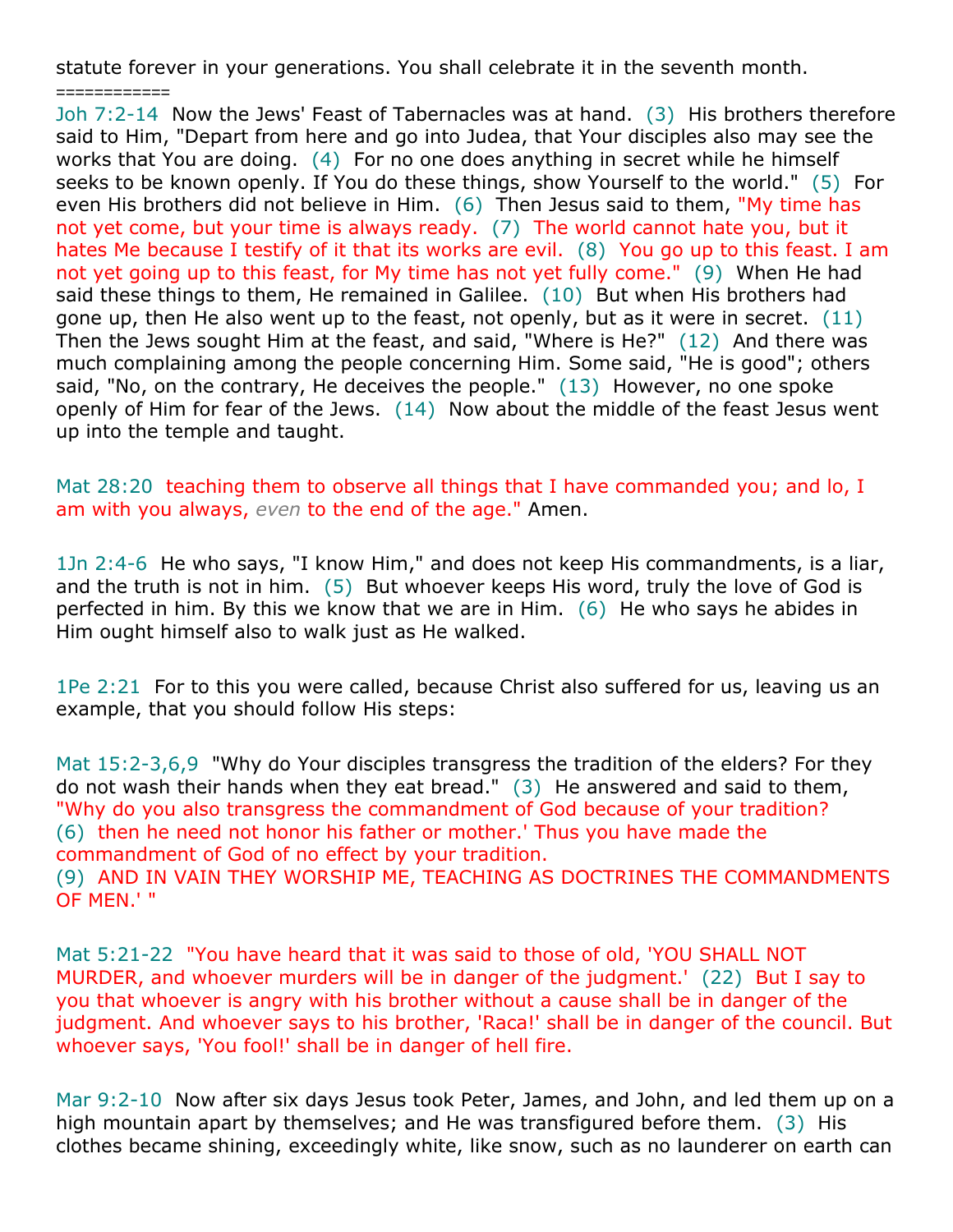statute forever in your generations. You shall celebrate it in the seventh month.
============

Joh 7:2-14 Now the Jews' Feast of Tabernacles was at hand. (3) His brothers therefore said to Him, "Depart from here and go into Judea, that Your disciples also may see the works that You are doing. (4) For no one does anything in secret while he himself seeks to be known openly. If You do these things, show Yourself to the world." (5) For even His brothers did not believe in Him. (6) Then Jesus said to them, "My time has not yet come, but your time is always ready. (7) The world cannot hate you, but it hates Me because I testify of it that its works are evil. (8) You go up to this feast. I am not yet going up to this feast, for My time has not yet fully come." (9) When He had said these things to them, He remained in Galilee. (10) But when His brothers had gone up, then He also went up to the feast, not openly, but as it were in secret. (11) Then the Jews sought Him at the feast, and said, "Where is He?" (12) And there was much complaining among the people concerning Him. Some said, "He is good"; others said, "No, on the contrary, He deceives the people." (13) However, no one spoke openly of Him for fear of the Jews. (14) Now about the middle of the feast Jesus went up into the temple and taught.

Mat 28:20 teaching them to observe all things that I have commanded you; and lo, I am with you always, *even* to the end of the age." Amen.

1Jn 2:4-6 He who says, "I know Him," and does not keep His commandments, is a liar, and the truth is not in him. (5) But whoever keeps His word, truly the love of God is perfected in him. By this we know that we are in Him. (6) He who says he abides in Him ought himself also to walk just as He walked.

1Pe 2:21 For to this you were called, because Christ also suffered for us, leaving us an example, that you should follow His steps:

Mat 15:2-3,6,9 "Why do Your disciples transgress the tradition of the elders? For they do not wash their hands when they eat bread." (3) He answered and said to them, "Why do you also transgress the commandment of God because of your tradition?
(6) then he need not honor his father or mother.' Thus you have made the commandment of God of no effect by your tradition.
(9) AND IN VAIN THEY WORSHIP ME, TEACHING AS DOCTRINES THE COMMANDMENTS OF MEN.' "

Mat 5:21-22 "You have heard that it was said to those of old, 'YOU SHALL NOT MURDER, and whoever murders will be in danger of the judgment.' (22) But I say to you that whoever is angry with his brother without a cause shall be in danger of the judgment. And whoever says to his brother, 'Raca!' shall be in danger of the council. But whoever says, 'You fool!' shall be in danger of hell fire.

Mar 9:2-10 Now after six days Jesus took Peter, James, and John, and led them up on a high mountain apart by themselves; and He was transfigured before them. (3) His clothes became shining, exceedingly white, like snow, such as no launderer on earth can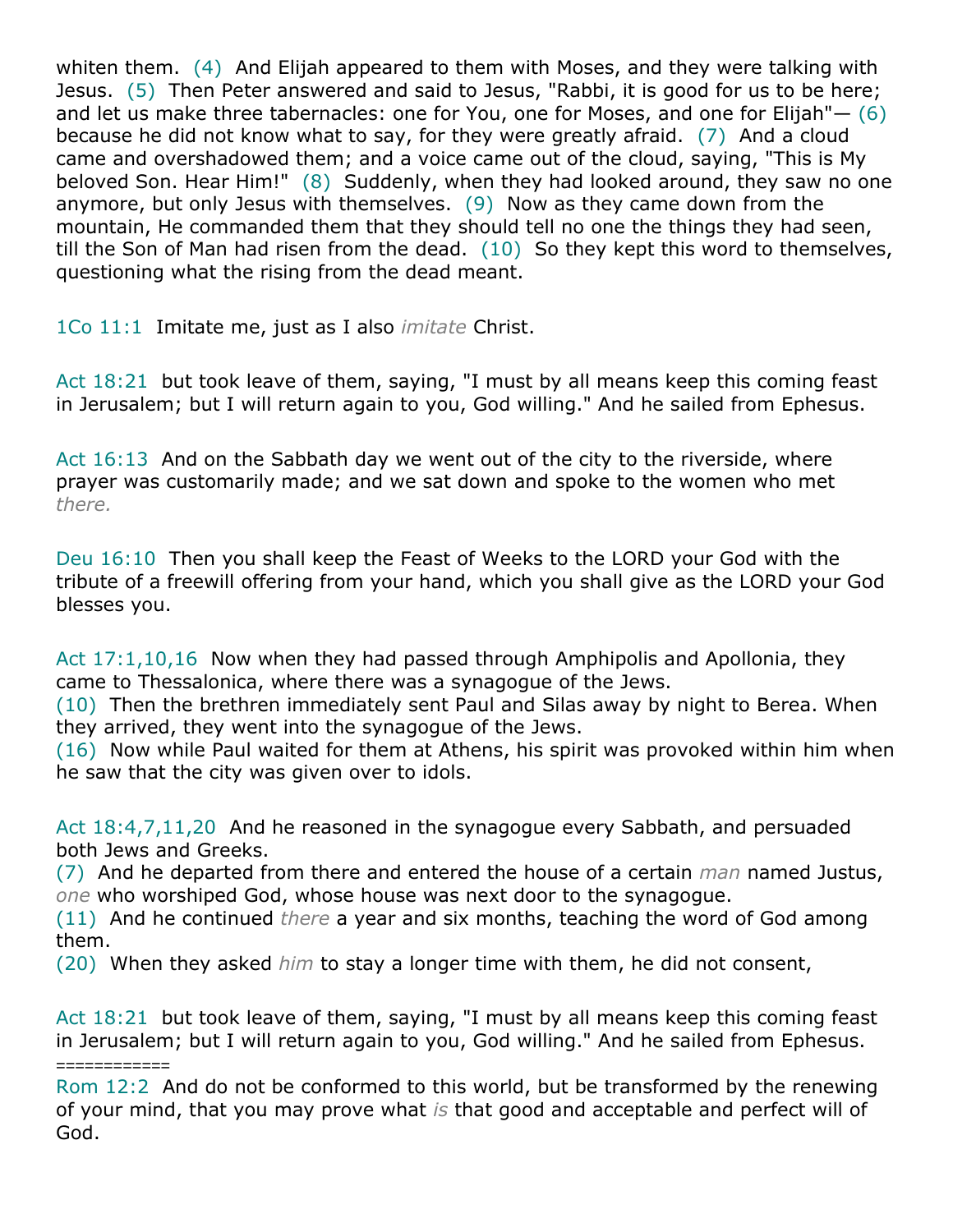whiten them. (4) And Elijah appeared to them with Moses, and they were talking with Jesus. (5) Then Peter answered and said to Jesus, "Rabbi, it is good for us to be here; and let us make three tabernacles: one for You, one for Moses, and one for Elijah"— (6) because he did not know what to say, for they were greatly afraid. (7) And a cloud came and overshadowed them; and a voice came out of the cloud, saying, "This is My beloved Son. Hear Him!" (8) Suddenly, when they had looked around, they saw no one anymore, but only Jesus with themselves. (9) Now as they came down from the mountain, He commanded them that they should tell no one the things they had seen, till the Son of Man had risen from the dead. (10) So they kept this word to themselves, questioning what the rising from the dead meant.

1Co 11:1 Imitate me, just as I also *imitate* Christ.

Act 18:21 but took leave of them, saying, "I must by all means keep this coming feast in Jerusalem; but I will return again to you, God willing." And he sailed from Ephesus.

Act 16:13 And on the Sabbath day we went out of the city to the riverside, where prayer was customarily made; and we sat down and spoke to the women who met *there.*

Deu 16:10 Then you shall keep the Feast of Weeks to the LORD your God with the tribute of a freewill offering from your hand, which you shall give as the LORD your God blesses you.

Act 17:1,10,16 Now when they had passed through Amphipolis and Apollonia, they came to Thessalonica, where there was a synagogue of the Jews.
(10) Then the brethren immediately sent Paul and Silas away by night to Berea. When they arrived, they went into the synagogue of the Jews.
(16) Now while Paul waited for them at Athens, his spirit was provoked within him when he saw that the city was given over to idols.

Act 18:4,7,11,20 And he reasoned in the synagogue every Sabbath, and persuaded both Jews and Greeks.
(7) And he departed from there and entered the house of a certain *man* named Justus, *one* who worshiped God, whose house was next door to the synagogue.
(11) And he continued *there* a year and six months, teaching the word of God among them.
(20) When they asked *him* to stay a longer time with them, he did not consent,

Act 18:21 but took leave of them, saying, "I must by all means keep this coming feast in Jerusalem; but I will return again to you, God willing." And he sailed from Ephesus.
============
Rom 12:2 And do not be conformed to this world, but be transformed by the renewing of your mind, that you may prove what *is* that good and acceptable and perfect will of God.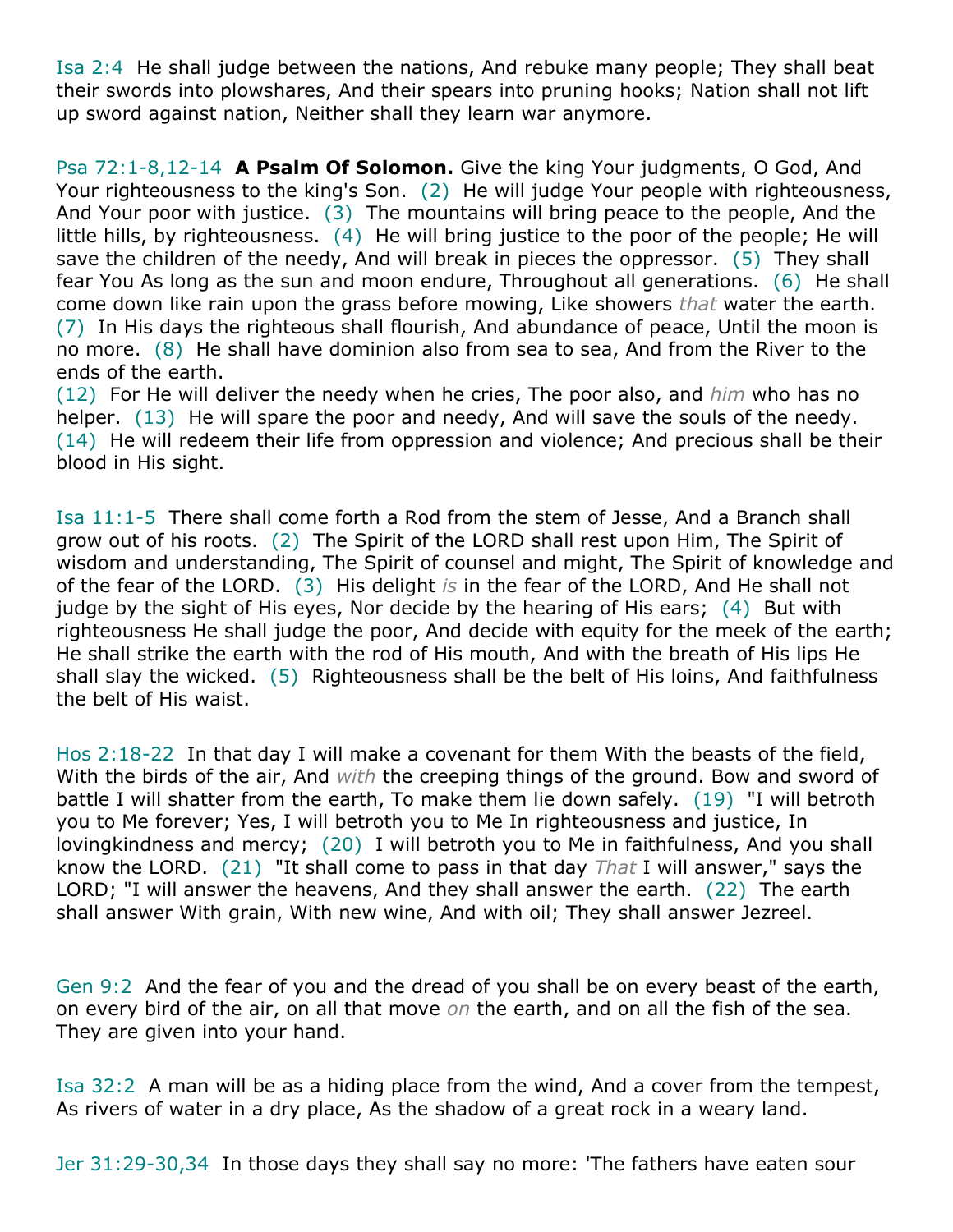Isa 2:4  He shall judge between the nations, And rebuke many people; They shall beat their swords into plowshares, And their spears into pruning hooks; Nation shall not lift up sword against nation, Neither shall they learn war anymore.

Psa 72:1-8,12-14  **A Psalm Of Solomon.** Give the king Your judgments, O God, And Your righteousness to the king's Son.  (2)  He will judge Your people with righteousness, And Your poor with justice.  (3)  The mountains will bring peace to the people, And the little hills, by righteousness.  (4)  He will bring justice to the poor of the people; He will save the children of the needy, And will break in pieces the oppressor.  (5)  They shall fear You As long as the sun and moon endure, Throughout all generations.  (6)  He shall come down like rain upon the grass before mowing, Like showers *that* water the earth.  (7)  In His days the righteous shall flourish, And abundance of peace, Until the moon is no more.  (8)  He shall have dominion also from sea to sea, And from the River to the ends of the earth.
(12)  For He will deliver the needy when he cries, The poor also, and *him* who has no helper.  (13)  He will spare the poor and needy, And will save the souls of the needy.  (14)  He will redeem their life from oppression and violence; And precious shall be their blood in His sight.

Isa 11:1-5  There shall come forth a Rod from the stem of Jesse, And a Branch shall grow out of his roots.  (2)  The Spirit of the LORD shall rest upon Him, The Spirit of wisdom and understanding, The Spirit of counsel and might, The Spirit of knowledge and of the fear of the LORD.  (3)  His delight *is* in the fear of the LORD, And He shall not judge by the sight of His eyes, Nor decide by the hearing of His ears;  (4)  But with righteousness He shall judge the poor, And decide with equity for the meek of the earth; He shall strike the earth with the rod of His mouth, And with the breath of His lips He shall slay the wicked.  (5)  Righteousness shall be the belt of His loins, And faithfulness the belt of His waist.

Hos 2:18-22  In that day I will make a covenant for them With the beasts of the field, With the birds of the air, And *with* the creeping things of the ground. Bow and sword of battle I will shatter from the earth, To make them lie down safely.  (19)  "I will betroth you to Me forever; Yes, I will betroth you to Me In righteousness and justice, In lovingkindness and mercy;  (20)  I will betroth you to Me in faithfulness, And you shall know the LORD.  (21)  "It shall come to pass in that day *That* I will answer," says the LORD; "I will answer the heavens, And they shall answer the earth.  (22)  The earth shall answer With grain, With new wine, And with oil; They shall answer Jezreel.

Gen 9:2  And the fear of you and the dread of you shall be on every beast of the earth, on every bird of the air, on all that move *on* the earth, and on all the fish of the sea. They are given into your hand.

Isa 32:2  A man will be as a hiding place from the wind, And a cover from the tempest, As rivers of water in a dry place, As the shadow of a great rock in a weary land.

Jer 31:29-30,34  In those days they shall say no more: 'The fathers have eaten sour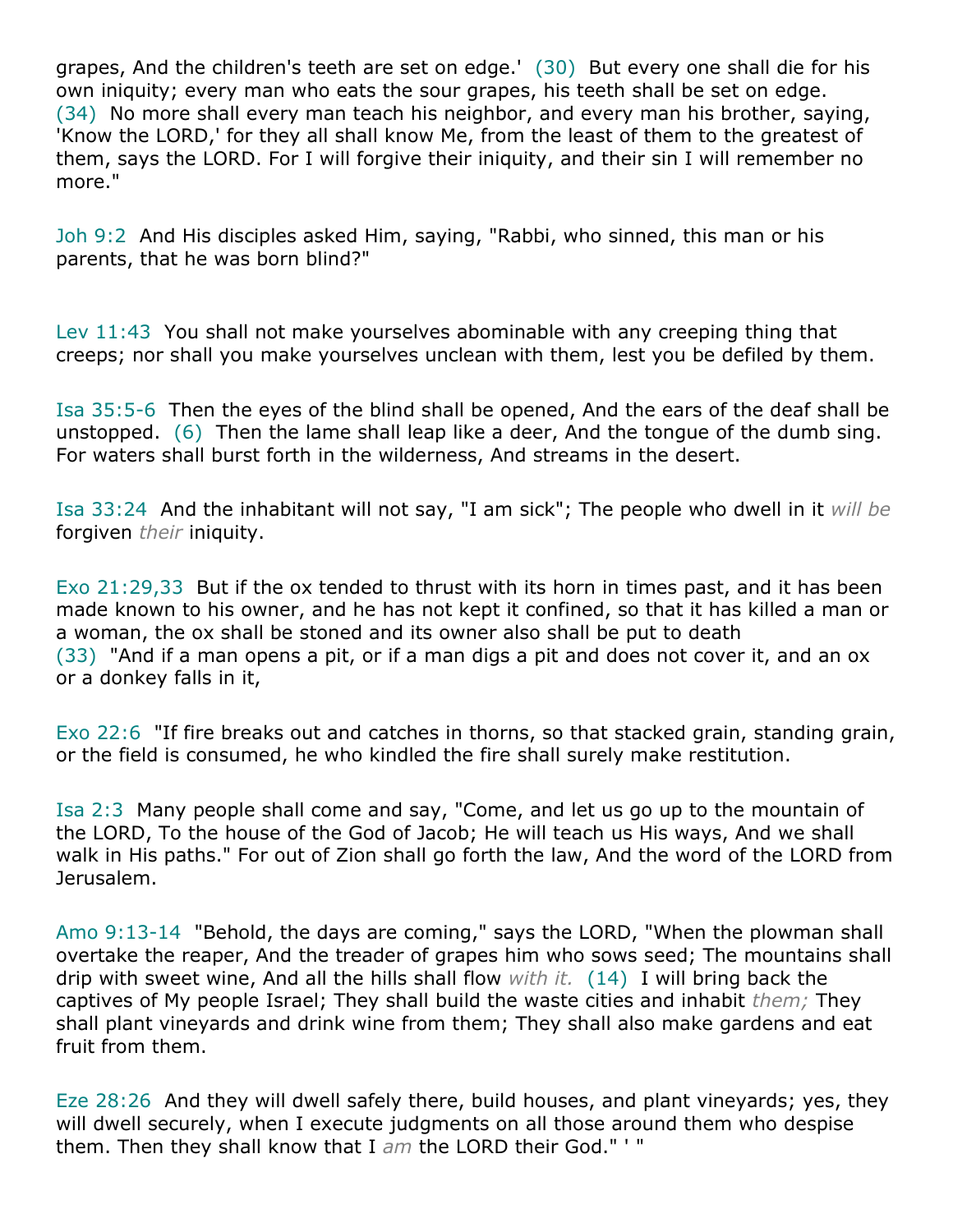grapes, And the children's teeth are set on edge.' (30) But every one shall die for his own iniquity; every man who eats the sour grapes, his teeth shall be set on edge. (34) No more shall every man teach his neighbor, and every man his brother, saying, 'Know the LORD,' for they all shall know Me, from the least of them to the greatest of them, says the LORD. For I will forgive their iniquity, and their sin I will remember no more."

Joh 9:2 And His disciples asked Him, saying, "Rabbi, who sinned, this man or his parents, that he was born blind?"

Lev 11:43 You shall not make yourselves abominable with any creeping thing that creeps; nor shall you make yourselves unclean with them, lest you be defiled by them.

Isa 35:5-6 Then the eyes of the blind shall be opened, And the ears of the deaf shall be unstopped. (6) Then the lame shall leap like a deer, And the tongue of the dumb sing. For waters shall burst forth in the wilderness, And streams in the desert.

Isa 33:24 And the inhabitant will not say, "I am sick"; The people who dwell in it *will be* forgiven *their* iniquity.

Exo 21:29,33 But if the ox tended to thrust with its horn in times past, and it has been made known to his owner, and he has not kept it confined, so that it has killed a man or a woman, the ox shall be stoned and its owner also shall be put to death (33) "And if a man opens a pit, or if a man digs a pit and does not cover it, and an ox or a donkey falls in it,

Exo 22:6 "If fire breaks out and catches in thorns, so that stacked grain, standing grain, or the field is consumed, he who kindled the fire shall surely make restitution.

Isa 2:3 Many people shall come and say, "Come, and let us go up to the mountain of the LORD, To the house of the God of Jacob; He will teach us His ways, And we shall walk in His paths." For out of Zion shall go forth the law, And the word of the LORD from Jerusalem.

Amo 9:13-14 "Behold, the days are coming," says the LORD, "When the plowman shall overtake the reaper, And the treader of grapes him who sows seed; The mountains shall drip with sweet wine, And all the hills shall flow *with it.* (14) I will bring back the captives of My people Israel; They shall build the waste cities and inhabit *them;* They shall plant vineyards and drink wine from them; They shall also make gardens and eat fruit from them.

Eze 28:26 And they will dwell safely there, build houses, and plant vineyards; yes, they will dwell securely, when I execute judgments on all those around them who despise them. Then they shall know that I *am* the LORD their God." ' "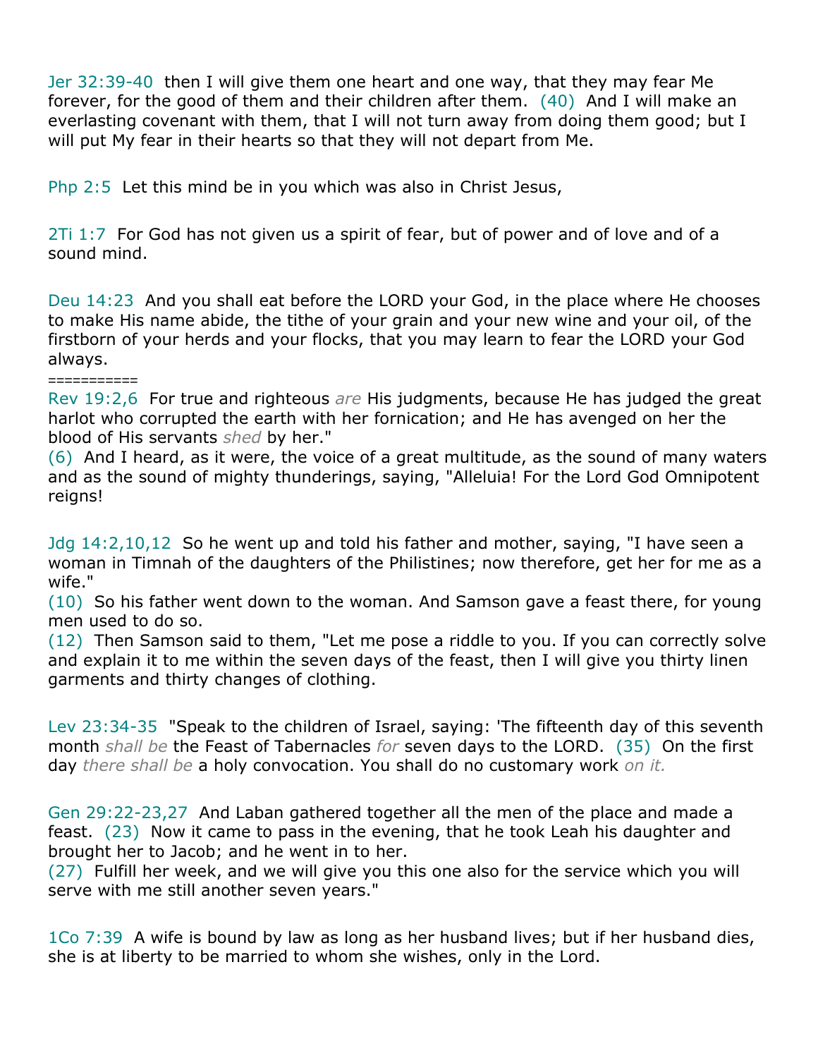Jer 32:39-40 then I will give them one heart and one way, that they may fear Me forever, for the good of them and their children after them. (40) And I will make an everlasting covenant with them, that I will not turn away from doing them good; but I will put My fear in their hearts so that they will not depart from Me.

Php 2:5 Let this mind be in you which was also in Christ Jesus,

2Ti 1:7 For God has not given us a spirit of fear, but of power and of love and of a sound mind.

Deu 14:23 And you shall eat before the LORD your God, in the place where He chooses to make His name abide, the tithe of your grain and your new wine and your oil, of the firstborn of your herds and your flocks, that you may learn to fear the LORD your God always.
===========

Rev 19:2,6 For true and righteous *are* His judgments, because He has judged the great harlot who corrupted the earth with her fornication; and He has avenged on her the blood of His servants *shed* by her."
(6) And I heard, as it were, the voice of a great multitude, as the sound of many waters and as the sound of mighty thunderings, saying, "Alleluia! For the Lord God Omnipotent reigns!

Jdg 14:2,10,12 So he went up and told his father and mother, saying, "I have seen a woman in Timnah of the daughters of the Philistines; now therefore, get her for me as a wife."
(10) So his father went down to the woman. And Samson gave a feast there, for young men used to do so.
(12) Then Samson said to them, "Let me pose a riddle to you. If you can correctly solve and explain it to me within the seven days of the feast, then I will give you thirty linen garments and thirty changes of clothing.

Lev 23:34-35 "Speak to the children of Israel, saying: 'The fifteenth day of this seventh month *shall be* the Feast of Tabernacles *for* seven days to the LORD. (35) On the first day *there shall be* a holy convocation. You shall do no customary work *on it.*

Gen 29:22-23,27 And Laban gathered together all the men of the place and made a feast. (23) Now it came to pass in the evening, that he took Leah his daughter and brought her to Jacob; and he went in to her.
(27) Fulfill her week, and we will give you this one also for the service which you will serve with me still another seven years."

1Co 7:39 A wife is bound by law as long as her husband lives; but if her husband dies, she is at liberty to be married to whom she wishes, only in the Lord.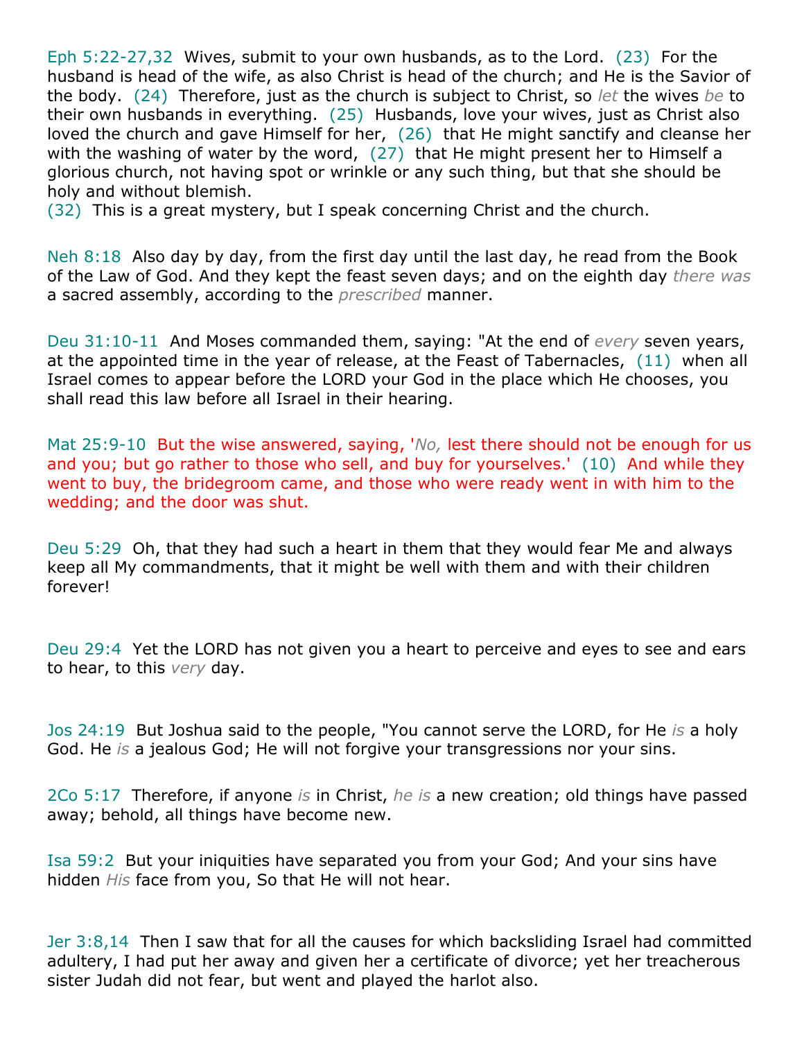Eph 5:22-27,32  Wives, submit to your own husbands, as to the Lord.  (23)  For the husband is head of the wife, as also Christ is head of the church; and He is the Savior of the body.  (24)  Therefore, just as the church is subject to Christ, so *let* the wives *be* to their own husbands in everything.  (25)  Husbands, love your wives, just as Christ also loved the church and gave Himself for her,  (26)  that He might sanctify and cleanse her with the washing of water by the word,  (27)  that He might present her to Himself a glorious church, not having spot or wrinkle or any such thing, but that she should be holy and without blemish.
(32)  This is a great mystery, but I speak concerning Christ and the church.

Neh 8:18  Also day by day, from the first day until the last day, he read from the Book of the Law of God. And they kept the feast seven days; and on the eighth day *there was* a sacred assembly, according to the *prescribed* manner.

Deu 31:10-11  And Moses commanded them, saying: "At the end of *every* seven years, at the appointed time in the year of release, at the Feast of Tabernacles,  (11)  when all Israel comes to appear before the LORD your God in the place which He chooses, you shall read this law before all Israel in their hearing.

Mat 25:9-10  But the wise answered, saying, '*No,* lest there should not be enough for us and you; but go rather to those who sell, and buy for yourselves.'  (10)  And while they went to buy, the bridegroom came, and those who were ready went in with him to the wedding; and the door was shut.

Deu 5:29  Oh, that they had such a heart in them that they would fear Me and always keep all My commandments, that it might be well with them and with their children forever!

Deu 29:4  Yet the LORD has not given you a heart to perceive and eyes to see and ears to hear, to this *very* day.

Jos 24:19  But Joshua said to the people, "You cannot serve the LORD, for He *is* a holy God. He *is* a jealous God; He will not forgive your transgressions nor your sins.

2Co 5:17  Therefore, if anyone *is* in Christ, *he is* a new creation; old things have passed away; behold, all things have become new.

Isa 59:2  But your iniquities have separated you from your God; And your sins have hidden *His* face from you, So that He will not hear.

Jer 3:8,14  Then I saw that for all the causes for which backsliding Israel had committed adultery, I had put her away and given her a certificate of divorce; yet her treacherous sister Judah did not fear, but went and played the harlot also.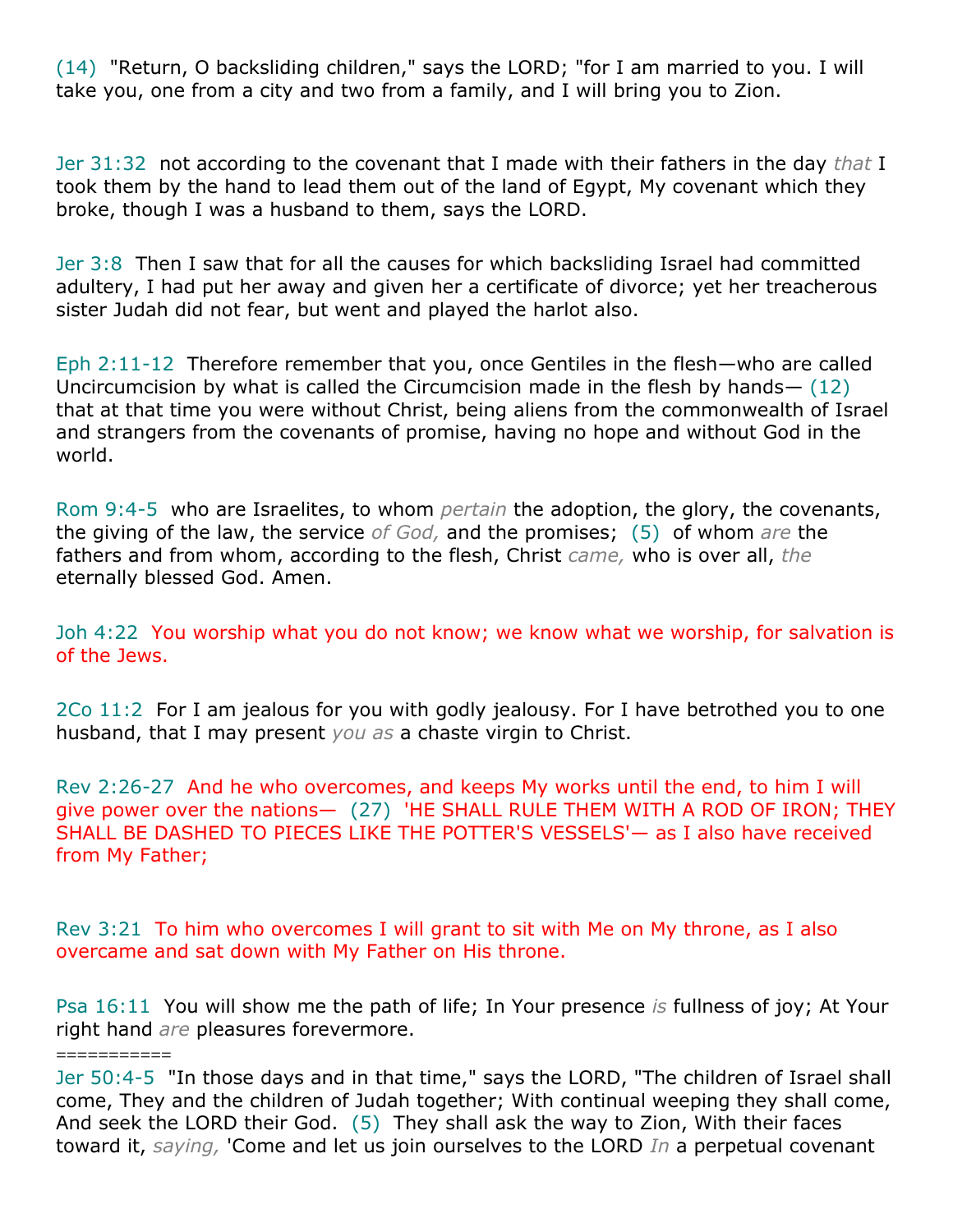(14) "Return, O backsliding children," says the LORD; "for I am married to you. I will take you, one from a city and two from a family, and I will bring you to Zion.

Jer 31:32 not according to the covenant that I made with their fathers in the day *that* I took them by the hand to lead them out of the land of Egypt, My covenant which they broke, though I was a husband to them, says the LORD.

Jer 3:8 Then I saw that for all the causes for which backsliding Israel had committed adultery, I had put her away and given her a certificate of divorce; yet her treacherous sister Judah did not fear, but went and played the harlot also.

Eph 2:11-12 Therefore remember that you, once Gentiles in the flesh—who are called Uncircumcision by what is called the Circumcision made in the flesh by hands— (12) that at that time you were without Christ, being aliens from the commonwealth of Israel and strangers from the covenants of promise, having no hope and without God in the world.

Rom 9:4-5 who are Israelites, to whom *pertain* the adoption, the glory, the covenants, the giving of the law, the service *of God,* and the promises; (5) of whom *are* the fathers and from whom, according to the flesh, Christ *came,* who is over all, *the* eternally blessed God. Amen.

Joh 4:22 You worship what you do not know; we know what we worship, for salvation is of the Jews.

2Co 11:2 For I am jealous for you with godly jealousy. For I have betrothed you to one husband, that I may present *you as* a chaste virgin to Christ.

Rev 2:26-27 And he who overcomes, and keeps My works until the end, to him I will give power over the nations— (27) 'HE SHALL RULE THEM WITH A ROD OF IRON; THEY SHALL BE DASHED TO PIECES LIKE THE POTTER'S VESSELS'— as I also have received from My Father;

Rev 3:21 To him who overcomes I will grant to sit with Me on My throne, as I also overcame and sat down with My Father on His throne.

Psa 16:11 You will show me the path of life; In Your presence *is* fullness of joy; At Your right hand *are* pleasures forevermore.

===========

Jer 50:4-5 "In those days and in that time," says the LORD, "The children of Israel shall come, They and the children of Judah together; With continual weeping they shall come, And seek the LORD their God. (5) They shall ask the way to Zion, With their faces toward it, *saying,* 'Come and let us join ourselves to the LORD *In* a perpetual covenant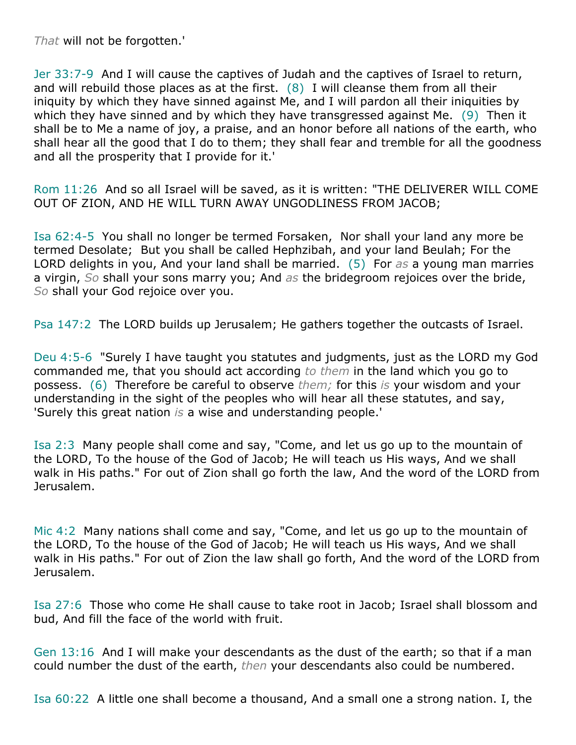*That* will not be forgotten.'

Jer 33:7-9 And I will cause the captives of Judah and the captives of Israel to return, and will rebuild those places as at the first. (8) I will cleanse them from all their iniquity by which they have sinned against Me, and I will pardon all their iniquities by which they have sinned and by which they have transgressed against Me. (9) Then it shall be to Me a name of joy, a praise, and an honor before all nations of the earth, who shall hear all the good that I do to them; they shall fear and tremble for all the goodness and all the prosperity that I provide for it.'

Rom 11:26 And so all Israel will be saved, as it is written: "THE DELIVERER WILL COME OUT OF ZION, AND HE WILL TURN AWAY UNGODLINESS FROM JACOB;

Isa 62:4-5 You shall no longer be termed Forsaken, Nor shall your land any more be termed Desolate; But you shall be called Hephzibah, and your land Beulah; For the LORD delights in you, And your land shall be married. (5) For *as* a young man marries a virgin, *So* shall your sons marry you; And *as* the bridegroom rejoices over the bride, *So* shall your God rejoice over you.

Psa 147:2 The LORD builds up Jerusalem; He gathers together the outcasts of Israel.

Deu 4:5-6 "Surely I have taught you statutes and judgments, just as the LORD my God commanded me, that you should act according *to them* in the land which you go to possess. (6) Therefore be careful to observe *them;* for this *is* your wisdom and your understanding in the sight of the peoples who will hear all these statutes, and say, 'Surely this great nation *is* a wise and understanding people.'

Isa 2:3 Many people shall come and say, "Come, and let us go up to the mountain of the LORD, To the house of the God of Jacob; He will teach us His ways, And we shall walk in His paths." For out of Zion shall go forth the law, And the word of the LORD from Jerusalem.

Mic 4:2 Many nations shall come and say, "Come, and let us go up to the mountain of the LORD, To the house of the God of Jacob; He will teach us His ways, And we shall walk in His paths." For out of Zion the law shall go forth, And the word of the LORD from Jerusalem.

Isa 27:6 Those who come He shall cause to take root in Jacob; Israel shall blossom and bud, And fill the face of the world with fruit.

Gen 13:16 And I will make your descendants as the dust of the earth; so that if a man could number the dust of the earth, *then* your descendants also could be numbered.

Isa 60:22 A little one shall become a thousand, And a small one a strong nation. I, the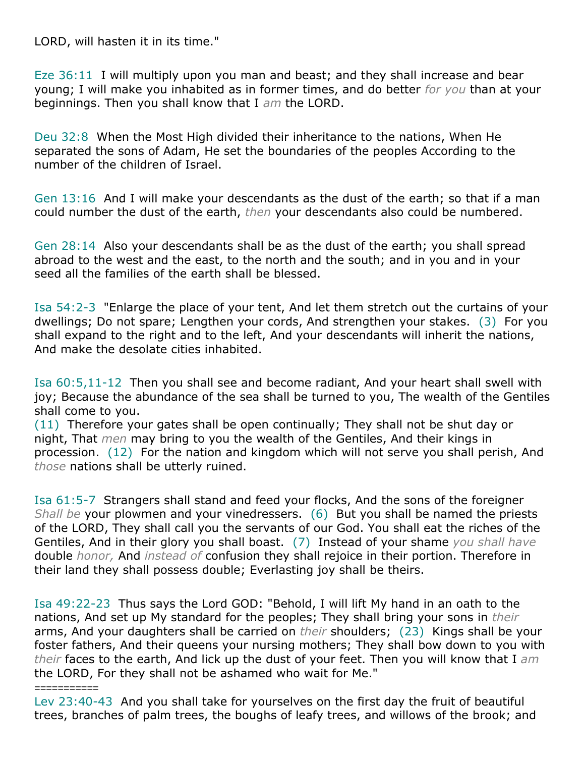LORD, will hasten it in its time."

Eze 36:11 I will multiply upon you man and beast; and they shall increase and bear young; I will make you inhabited as in former times, and do better *for you* than at your beginnings. Then you shall know that I *am* the LORD.

Deu 32:8 When the Most High divided their inheritance to the nations, When He separated the sons of Adam, He set the boundaries of the peoples According to the number of the children of Israel.

Gen 13:16 And I will make your descendants as the dust of the earth; so that if a man could number the dust of the earth, *then* your descendants also could be numbered.

Gen 28:14 Also your descendants shall be as the dust of the earth; you shall spread abroad to the west and the east, to the north and the south; and in you and in your seed all the families of the earth shall be blessed.

Isa 54:2-3 "Enlarge the place of your tent, And let them stretch out the curtains of your dwellings; Do not spare; Lengthen your cords, And strengthen your stakes. (3) For you shall expand to the right and to the left, And your descendants will inherit the nations, And make the desolate cities inhabited.

Isa 60:5,11-12 Then you shall see and become radiant, And your heart shall swell with joy; Because the abundance of the sea shall be turned to you, The wealth of the Gentiles shall come to you.
(11) Therefore your gates shall be open continually; They shall not be shut day or night, That *men* may bring to you the wealth of the Gentiles, And their kings in procession. (12) For the nation and kingdom which will not serve you shall perish, And *those* nations shall be utterly ruined.

Isa 61:5-7 Strangers shall stand and feed your flocks, And the sons of the foreigner *Shall be* your plowmen and your vinedressers. (6) But you shall be named the priests of the LORD, They shall call you the servants of our God. You shall eat the riches of the Gentiles, And in their glory you shall boast. (7) Instead of your shame *you shall have* double *honor,* And *instead of* confusion they shall rejoice in their portion. Therefore in their land they shall possess double; Everlasting joy shall be theirs.

Isa 49:22-23 Thus says the Lord GOD: "Behold, I will lift My hand in an oath to the nations, And set up My standard for the peoples; They shall bring your sons in *their* arms, And your daughters shall be carried on *their* shoulders; (23) Kings shall be your foster fathers, And their queens your nursing mothers; They shall bow down to you with *their* faces to the earth, And lick up the dust of your feet. Then you will know that I *am* the LORD, For they shall not be ashamed who wait for Me."

===========

Lev 23:40-43 And you shall take for yourselves on the first day the fruit of beautiful trees, branches of palm trees, the boughs of leafy trees, and willows of the brook; and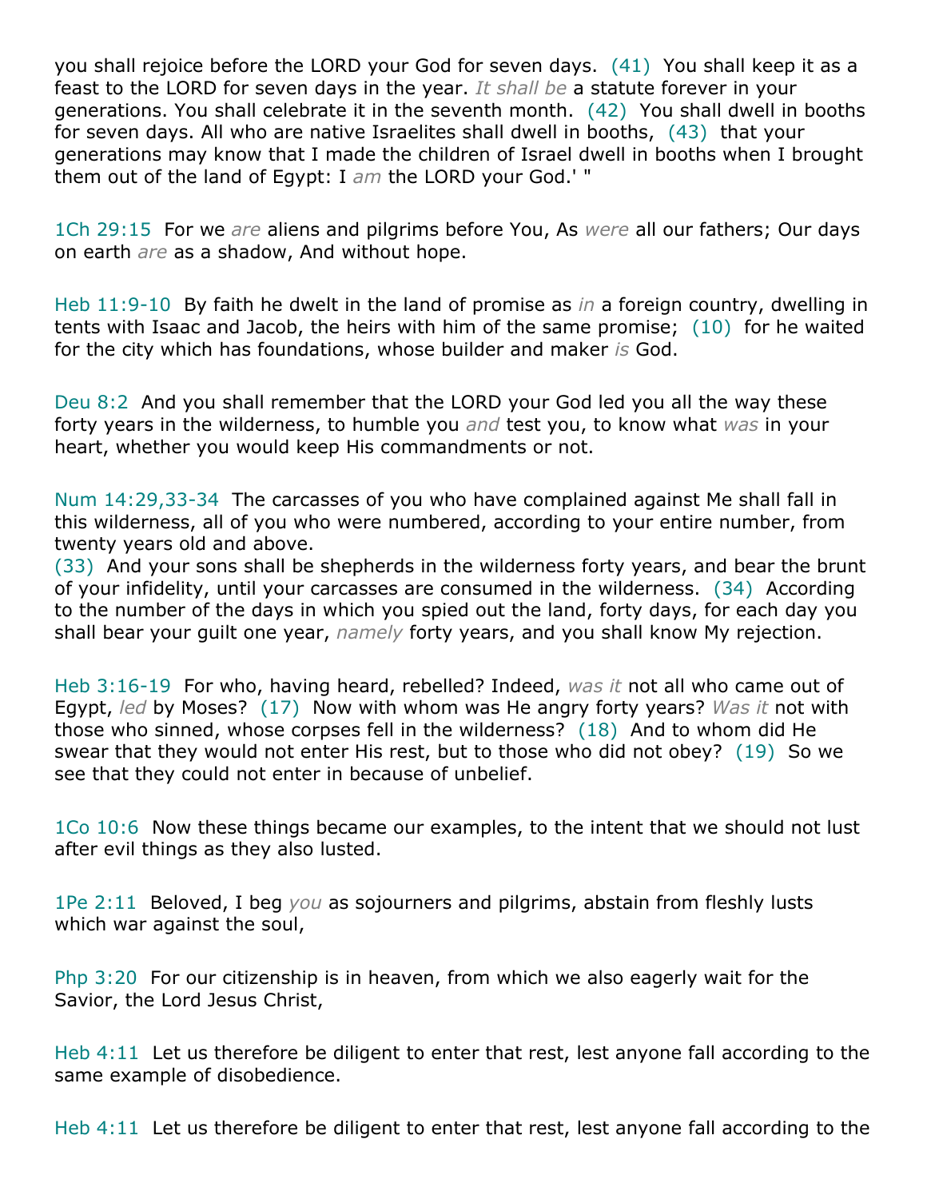you shall rejoice before the LORD your God for seven days. (41) You shall keep it as a feast to the LORD for seven days in the year. *It shall be* a statute forever in your generations. You shall celebrate it in the seventh month. (42) You shall dwell in booths for seven days. All who are native Israelites shall dwell in booths, (43) that your generations may know that I made the children of Israel dwell in booths when I brought them out of the land of Egypt: I *am* the LORD your God.' "

1Ch 29:15 For we *are* aliens and pilgrims before You, As *were* all our fathers; Our days on earth *are* as a shadow, And without hope.

Heb 11:9-10 By faith he dwelt in the land of promise as *in* a foreign country, dwelling in tents with Isaac and Jacob, the heirs with him of the same promise; (10) for he waited for the city which has foundations, whose builder and maker *is* God.

Deu 8:2 And you shall remember that the LORD your God led you all the way these forty years in the wilderness, to humble you *and* test you, to know what *was* in your heart, whether you would keep His commandments or not.

Num 14:29,33-34 The carcasses of you who have complained against Me shall fall in this wilderness, all of you who were numbered, according to your entire number, from twenty years old and above.
(33) And your sons shall be shepherds in the wilderness forty years, and bear the brunt of your infidelity, until your carcasses are consumed in the wilderness. (34) According to the number of the days in which you spied out the land, forty days, for each day you shall bear your guilt one year, *namely* forty years, and you shall know My rejection.

Heb 3:16-19 For who, having heard, rebelled? Indeed, *was it* not all who came out of Egypt, *led* by Moses? (17) Now with whom was He angry forty years? *Was it* not with those who sinned, whose corpses fell in the wilderness? (18) And to whom did He swear that they would not enter His rest, but to those who did not obey? (19) So we see that they could not enter in because of unbelief.

1Co 10:6 Now these things became our examples, to the intent that we should not lust after evil things as they also lusted.

1Pe 2:11 Beloved, I beg *you* as sojourners and pilgrims, abstain from fleshly lusts which war against the soul,

Php 3:20 For our citizenship is in heaven, from which we also eagerly wait for the Savior, the Lord Jesus Christ,

Heb 4:11 Let us therefore be diligent to enter that rest, lest anyone fall according to the same example of disobedience.

Heb 4:11 Let us therefore be diligent to enter that rest, lest anyone fall according to the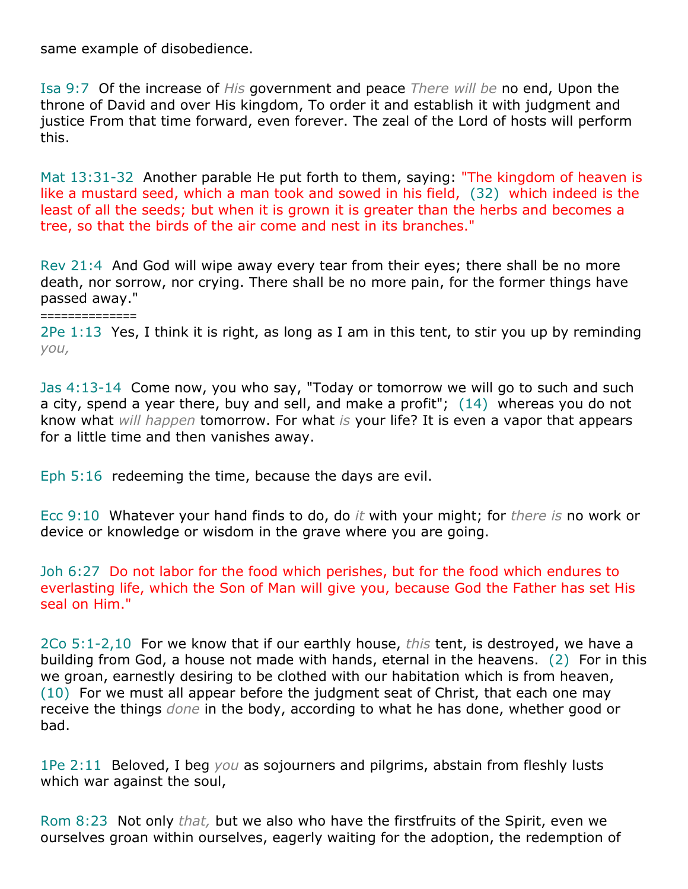same example of disobedience.

Isa 9:7 Of the increase of *His* government and peace *There will be* no end, Upon the throne of David and over His kingdom, To order it and establish it with judgment and justice From that time forward, even forever. The zeal of the Lord of hosts will perform this.

Mat 13:31-32 Another parable He put forth to them, saying: "The kingdom of heaven is like a mustard seed, which a man took and sowed in his field, (32) which indeed is the least of all the seeds; but when it is grown it is greater than the herbs and becomes a tree, so that the birds of the air come and nest in its branches."

Rev 21:4 And God will wipe away every tear from their eyes; there shall be no more death, nor sorrow, nor crying. There shall be no more pain, for the former things have passed away."

=============

2Pe 1:13 Yes, I think it is right, as long as I am in this tent, to stir you up by reminding *you,*

Jas 4:13-14 Come now, you who say, "Today or tomorrow we will go to such and such a city, spend a year there, buy and sell, and make a profit"; (14) whereas you do not know what *will happen* tomorrow. For what *is* your life? It is even a vapor that appears for a little time and then vanishes away.

Eph 5:16 redeeming the time, because the days are evil.

Ecc 9:10 Whatever your hand finds to do, do *it* with your might; for *there is* no work or device or knowledge or wisdom in the grave where you are going.

Joh 6:27 Do not labor for the food which perishes, but for the food which endures to everlasting life, which the Son of Man will give you, because God the Father has set His seal on Him."

2Co 5:1-2,10 For we know that if our earthly house, *this* tent, is destroyed, we have a building from God, a house not made with hands, eternal in the heavens. (2) For in this we groan, earnestly desiring to be clothed with our habitation which is from heaven, (10) For we must all appear before the judgment seat of Christ, that each one may receive the things *done* in the body, according to what he has done, whether good or bad.

1Pe 2:11 Beloved, I beg *you* as sojourners and pilgrims, abstain from fleshly lusts which war against the soul,

Rom 8:23 Not only *that,* but we also who have the firstfruits of the Spirit, even we ourselves groan within ourselves, eagerly waiting for the adoption, the redemption of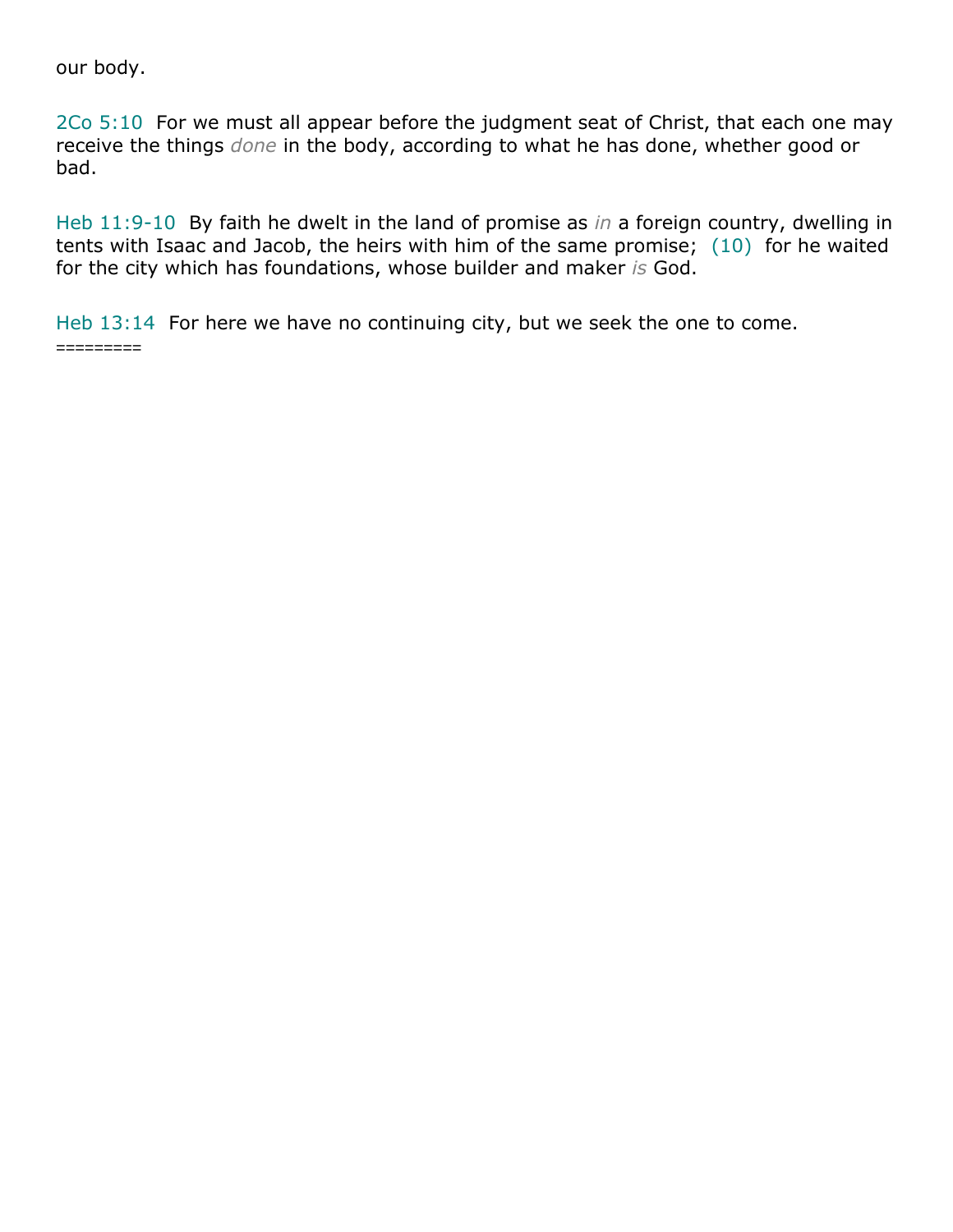our body.

2Co 5:10  For we must all appear before the judgment seat of Christ, that each one may receive the things *done* in the body, according to what he has done, whether good or bad.

Heb 11:9-10  By faith he dwelt in the land of promise as *in* a foreign country, dwelling in tents with Isaac and Jacob, the heirs with him of the same promise;  (10)  for he waited for the city which has foundations, whose builder and maker *is* God.

Heb 13:14  For here we have no continuing city, but we seek the one to come.
=========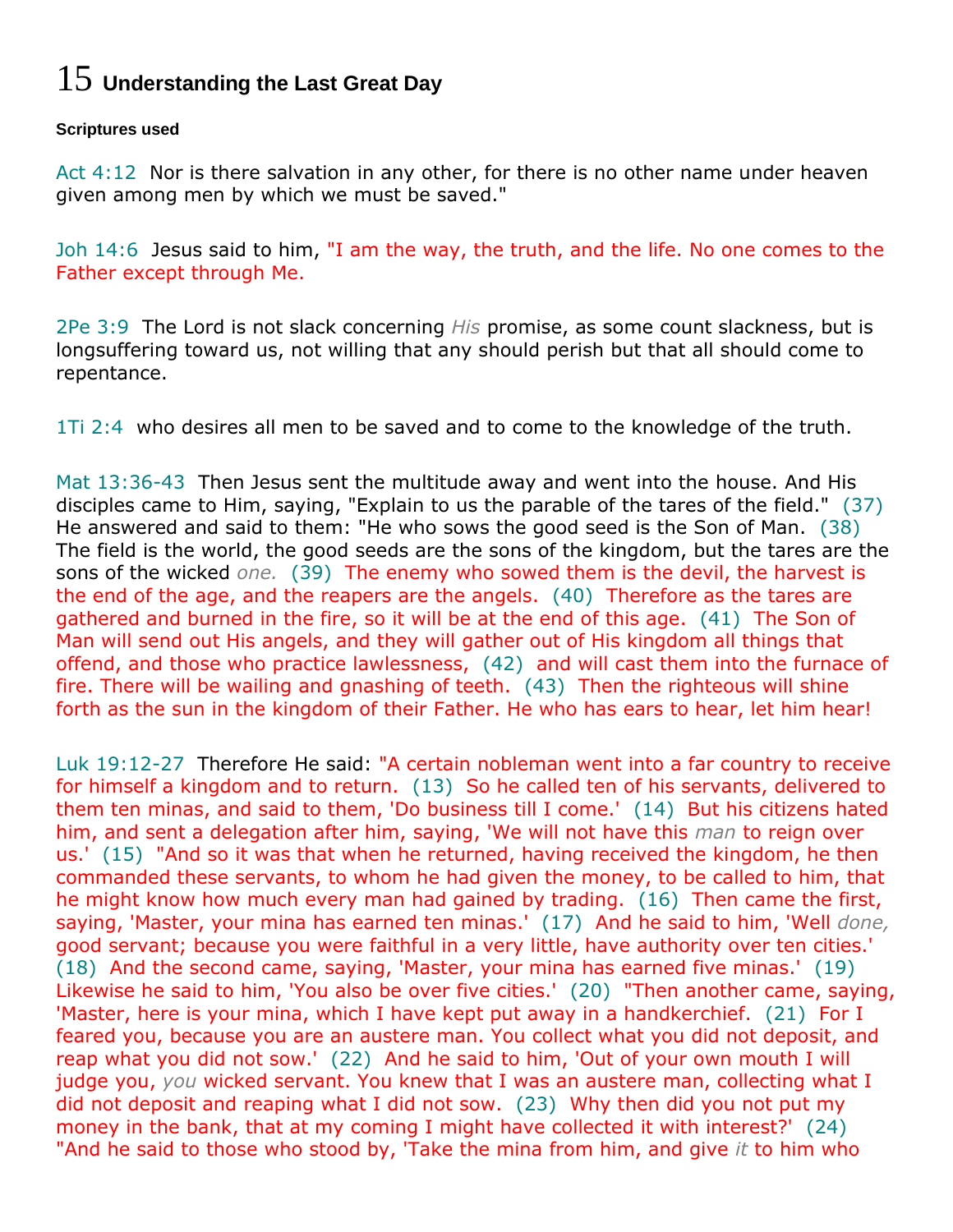# 15 Understanding the Last Great Day

**Scriptures used**

Act 4:12 Nor is there salvation in any other, for there is no other name under heaven given among men by which we must be saved."

Joh 14:6 Jesus said to him, "I am the way, the truth, and the life. No one comes to the Father except through Me.

2Pe 3:9 The Lord is not slack concerning *His* promise, as some count slackness, but is longsuffering toward us, not willing that any should perish but that all should come to repentance.

1Ti 2:4 who desires all men to be saved and to come to the knowledge of the truth.

Mat 13:36-43 Then Jesus sent the multitude away and went into the house. And His disciples came to Him, saying, "Explain to us the parable of the tares of the field." (37) He answered and said to them: "He who sows the good seed is the Son of Man. (38) The field is the world, the good seeds are the sons of the kingdom, but the tares are the sons of the wicked *one.* (39) The enemy who sowed them is the devil, the harvest is the end of the age, and the reapers are the angels. (40) Therefore as the tares are gathered and burned in the fire, so it will be at the end of this age. (41) The Son of Man will send out His angels, and they will gather out of His kingdom all things that offend, and those who practice lawlessness, (42) and will cast them into the furnace of fire. There will be wailing and gnashing of teeth. (43) Then the righteous will shine forth as the sun in the kingdom of their Father. He who has ears to hear, let him hear!

Luk 19:12-27 Therefore He said: "A certain nobleman went into a far country to receive for himself a kingdom and to return. (13) So he called ten of his servants, delivered to them ten minas, and said to them, 'Do business till I come.' (14) But his citizens hated him, and sent a delegation after him, saying, 'We will not have this *man* to reign over us.' (15) "And so it was that when he returned, having received the kingdom, he then commanded these servants, to whom he had given the money, to be called to him, that he might know how much every man had gained by trading. (16) Then came the first, saying, 'Master, your mina has earned ten minas.' (17) And he said to him, 'Well *done,* good servant; because you were faithful in a very little, have authority over ten cities.' (18) And the second came, saying, 'Master, your mina has earned five minas.' (19) Likewise he said to him, 'You also be over five cities.' (20) "Then another came, saying, 'Master, here is your mina, which I have kept put away in a handkerchief. (21) For I feared you, because you are an austere man. You collect what you did not deposit, and reap what you did not sow.' (22) And he said to him, 'Out of your own mouth I will judge you, *you* wicked servant. You knew that I was an austere man, collecting what I did not deposit and reaping what I did not sow. (23) Why then did you not put my money in the bank, that at my coming I might have collected it with interest?' (24) "And he said to those who stood by, 'Take the mina from him, and give *it* to him who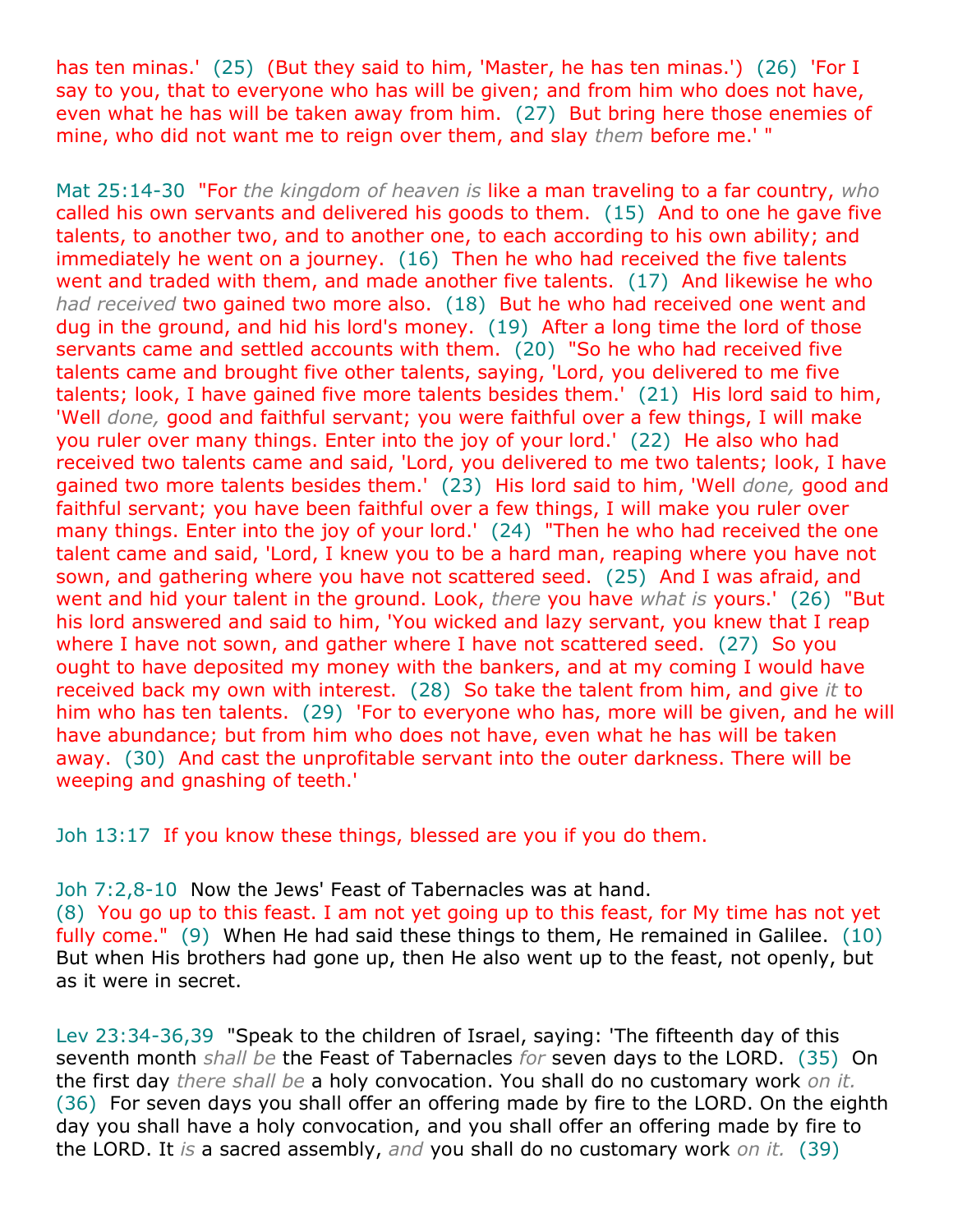has ten minas.' (25) (But they said to him, 'Master, he has ten minas.') (26) 'For I say to you, that to everyone who has will be given; and from him who does not have, even what he has will be taken away from him. (27) But bring here those enemies of mine, who did not want me to reign over them, and slay *them* before me.' "

Mat 25:14-30 "For *the kingdom of heaven is* like a man traveling to a far country, *who* called his own servants and delivered his goods to them. (15) And to one he gave five talents, to another two, and to another one, to each according to his own ability; and immediately he went on a journey. (16) Then he who had received the five talents went and traded with them, and made another five talents. (17) And likewise he who *had received* two gained two more also. (18) But he who had received one went and dug in the ground, and hid his lord's money. (19) After a long time the lord of those servants came and settled accounts with them. (20) "So he who had received five talents came and brought five other talents, saying, 'Lord, you delivered to me five talents; look, I have gained five more talents besides them.' (21) His lord said to him, 'Well *done,* good and faithful servant; you were faithful over a few things, I will make you ruler over many things. Enter into the joy of your lord.' (22) He also who had received two talents came and said, 'Lord, you delivered to me two talents; look, I have gained two more talents besides them.' (23) His lord said to him, 'Well *done,* good and faithful servant; you have been faithful over a few things, I will make you ruler over many things. Enter into the joy of your lord.' (24) "Then he who had received the one talent came and said, 'Lord, I knew you to be a hard man, reaping where you have not sown, and gathering where you have not scattered seed. (25) And I was afraid, and went and hid your talent in the ground. Look, *there* you have *what is* yours.' (26) "But his lord answered and said to him, 'You wicked and lazy servant, you knew that I reap where I have not sown, and gather where I have not scattered seed. (27) So you ought to have deposited my money with the bankers, and at my coming I would have received back my own with interest. (28) So take the talent from him, and give *it* to him who has ten talents. (29) 'For to everyone who has, more will be given, and he will have abundance; but from him who does not have, even what he has will be taken away. (30) And cast the unprofitable servant into the outer darkness. There will be weeping and gnashing of teeth.'

Joh 13:17 If you know these things, blessed are you if you do them.

Joh 7:2,8-10 Now the Jews' Feast of Tabernacles was at hand.
(8) You go up to this feast. I am not yet going up to this feast, for My time has not yet fully come." (9) When He had said these things to them, He remained in Galilee. (10) But when His brothers had gone up, then He also went up to the feast, not openly, but as it were in secret.

Lev 23:34-36,39 "Speak to the children of Israel, saying: 'The fifteenth day of this seventh month *shall be* the Feast of Tabernacles *for* seven days to the LORD. (35) On the first day *there shall be* a holy convocation. You shall do no customary work *on it.* (36) For seven days you shall offer an offering made by fire to the LORD. On the eighth day you shall have a holy convocation, and you shall offer an offering made by fire to the LORD. It *is* a sacred assembly, *and* you shall do no customary work *on it.* (39)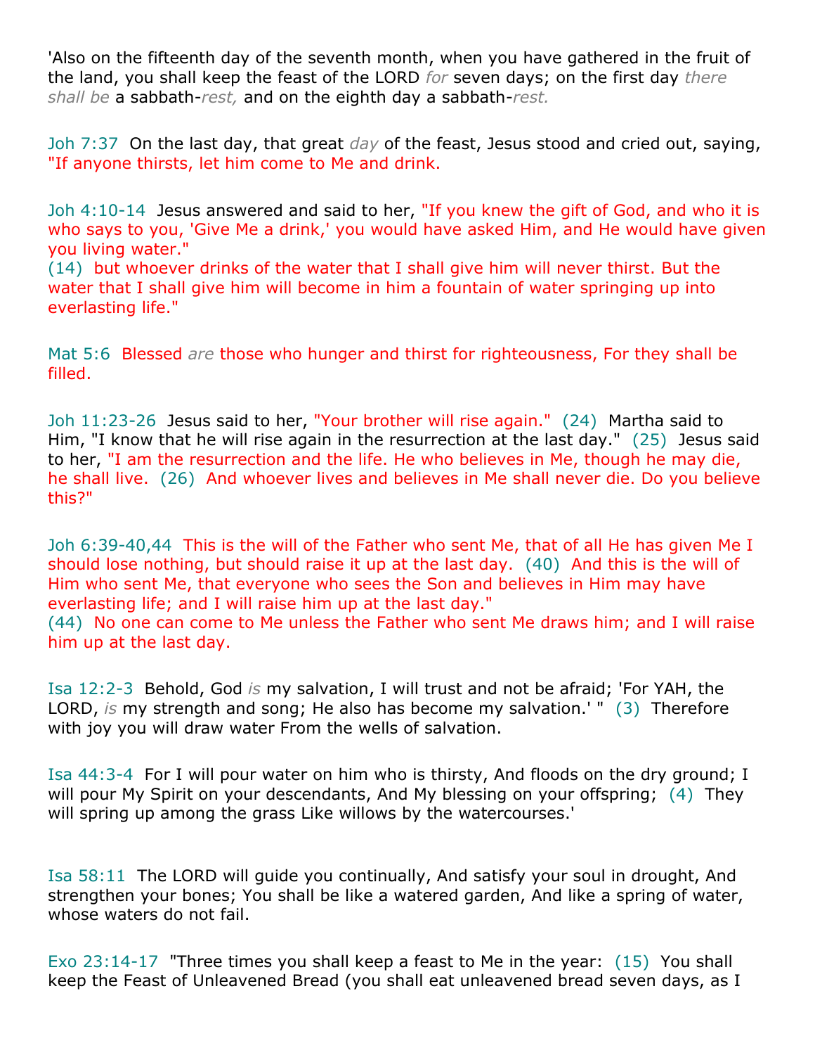'Also on the fifteenth day of the seventh month, when you have gathered in the fruit of the land, you shall keep the feast of the LORD *for* seven days; on the first day *there shall be* a sabbath-*rest,* and on the eighth day a sabbath-*rest.*

Joh 7:37 On the last day, that great *day* of the feast, Jesus stood and cried out, saying, "If anyone thirsts, let him come to Me and drink.

Joh 4:10-14 Jesus answered and said to her, "If you knew the gift of God, and who it is who says to you, 'Give Me a drink,' you would have asked Him, and He would have given you living water."
(14) but whoever drinks of the water that I shall give him will never thirst. But the water that I shall give him will become in him a fountain of water springing up into everlasting life."

Mat 5:6 Blessed *are* those who hunger and thirst for righteousness, For they shall be filled.

Joh 11:23-26 Jesus said to her, "Your brother will rise again." (24) Martha said to Him, "I know that he will rise again in the resurrection at the last day." (25) Jesus said to her, "I am the resurrection and the life. He who believes in Me, though he may die, he shall live. (26) And whoever lives and believes in Me shall never die. Do you believe this?"

Joh 6:39-40,44 This is the will of the Father who sent Me, that of all He has given Me I should lose nothing, but should raise it up at the last day. (40) And this is the will of Him who sent Me, that everyone who sees the Son and believes in Him may have everlasting life; and I will raise him up at the last day."
(44) No one can come to Me unless the Father who sent Me draws him; and I will raise him up at the last day.

Isa 12:2-3 Behold, God *is* my salvation, I will trust and not be afraid; 'For YAH, the LORD, *is* my strength and song; He also has become my salvation.' " (3) Therefore with joy you will draw water From the wells of salvation.

Isa 44:3-4 For I will pour water on him who is thirsty, And floods on the dry ground; I will pour My Spirit on your descendants, And My blessing on your offspring; (4) They will spring up among the grass Like willows by the watercourses.'

Isa 58:11 The LORD will guide you continually, And satisfy your soul in drought, And strengthen your bones; You shall be like a watered garden, And like a spring of water, whose waters do not fail.

Exo 23:14-17 "Three times you shall keep a feast to Me in the year: (15) You shall keep the Feast of Unleavened Bread (you shall eat unleavened bread seven days, as I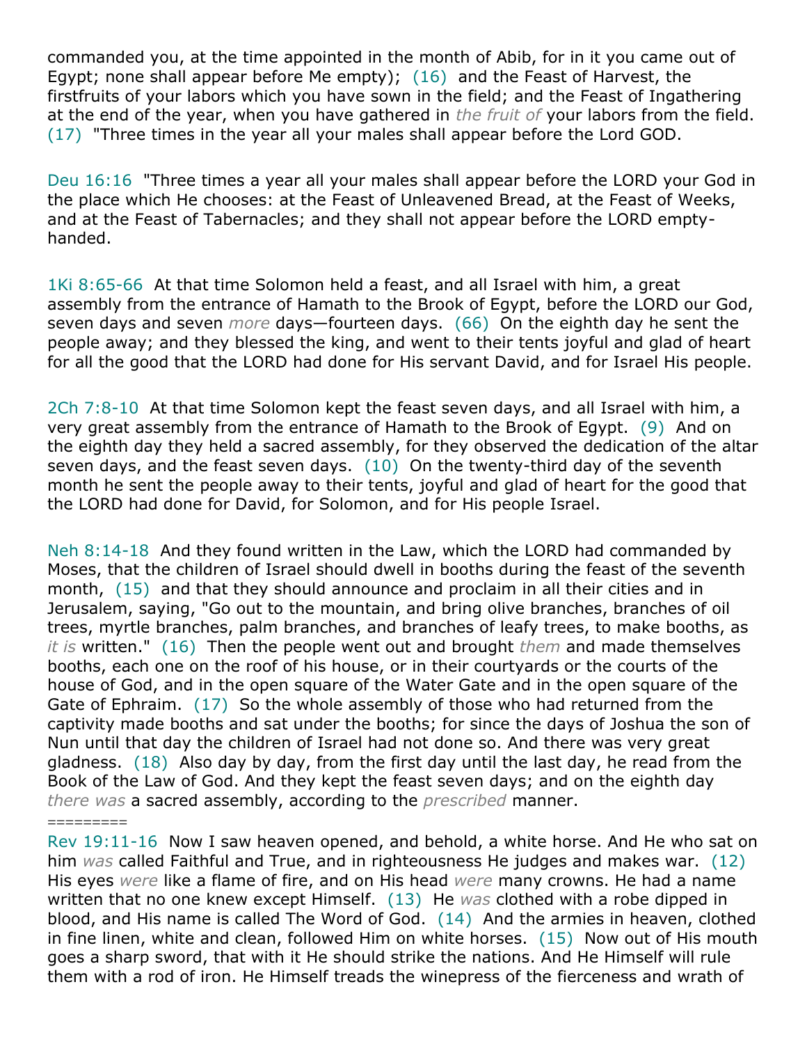commanded you, at the time appointed in the month of Abib, for in it you came out of Egypt; none shall appear before Me empty); (16) and the Feast of Harvest, the firstfruits of your labors which you have sown in the field; and the Feast of Ingathering at the end of the year, when you have gathered in *the fruit of* your labors from the field. (17) "Three times in the year all your males shall appear before the Lord GOD.

Deu 16:16 "Three times a year all your males shall appear before the LORD your God in the place which He chooses: at the Feast of Unleavened Bread, at the Feast of Weeks, and at the Feast of Tabernacles; and they shall not appear before the LORD empty-handed.

1Ki 8:65-66 At that time Solomon held a feast, and all Israel with him, a great assembly from the entrance of Hamath to the Brook of Egypt, before the LORD our God, seven days and seven *more* days—fourteen days. (66) On the eighth day he sent the people away; and they blessed the king, and went to their tents joyful and glad of heart for all the good that the LORD had done for His servant David, and for Israel His people.

2Ch 7:8-10 At that time Solomon kept the feast seven days, and all Israel with him, a very great assembly from the entrance of Hamath to the Brook of Egypt. (9) And on the eighth day they held a sacred assembly, for they observed the dedication of the altar seven days, and the feast seven days. (10) On the twenty-third day of the seventh month he sent the people away to their tents, joyful and glad of heart for the good that the LORD had done for David, for Solomon, and for His people Israel.

Neh 8:14-18 And they found written in the Law, which the LORD had commanded by Moses, that the children of Israel should dwell in booths during the feast of the seventh month, (15) and that they should announce and proclaim in all their cities and in Jerusalem, saying, "Go out to the mountain, and bring olive branches, branches of oil trees, myrtle branches, palm branches, and branches of leafy trees, to make booths, as *it is* written." (16) Then the people went out and brought *them* and made themselves booths, each one on the roof of his house, or in their courtyards or the courts of the house of God, and in the open square of the Water Gate and in the open square of the Gate of Ephraim. (17) So the whole assembly of those who had returned from the captivity made booths and sat under the booths; for since the days of Joshua the son of Nun until that day the children of Israel had not done so. And there was very great gladness. (18) Also day by day, from the first day until the last day, he read from the Book of the Law of God. And they kept the feast seven days; and on the eighth day *there was* a sacred assembly, according to the *prescribed* manner.

=========

Rev 19:11-16 Now I saw heaven opened, and behold, a white horse. And He who sat on him *was* called Faithful and True, and in righteousness He judges and makes war. (12) His eyes *were* like a flame of fire, and on His head *were* many crowns. He had a name written that no one knew except Himself. (13) He *was* clothed with a robe dipped in blood, and His name is called The Word of God. (14) And the armies in heaven, clothed in fine linen, white and clean, followed Him on white horses. (15) Now out of His mouth goes a sharp sword, that with it He should strike the nations. And He Himself will rule them with a rod of iron. He Himself treads the winepress of the fierceness and wrath of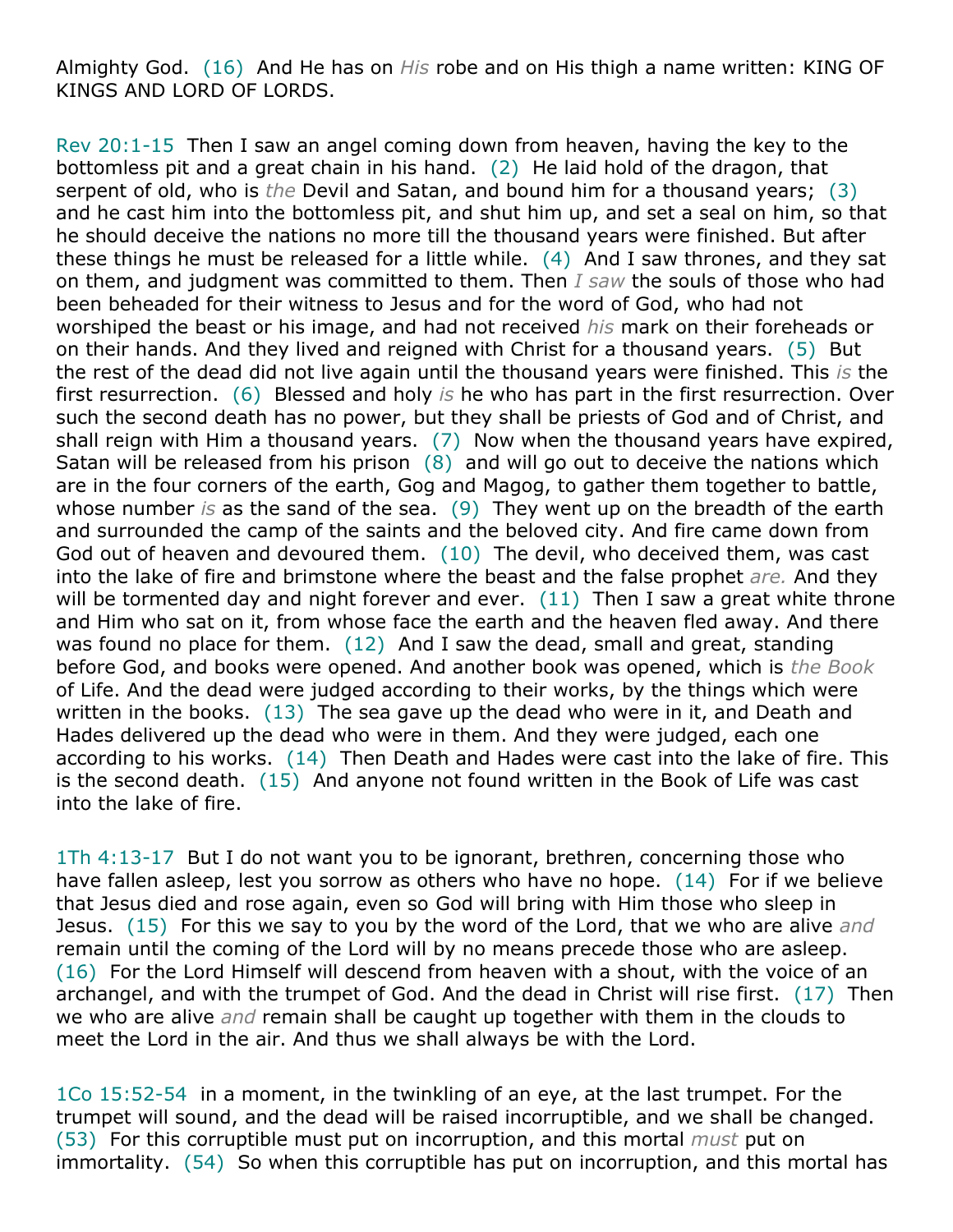Almighty God. (16) And He has on *His* robe and on His thigh a name written: KING OF KINGS AND LORD OF LORDS.

Rev 20:1-15 Then I saw an angel coming down from heaven, having the key to the bottomless pit and a great chain in his hand. (2) He laid hold of the dragon, that serpent of old, who is *the* Devil and Satan, and bound him for a thousand years; (3) and he cast him into the bottomless pit, and shut him up, and set a seal on him, so that he should deceive the nations no more till the thousand years were finished. But after these things he must be released for a little while. (4) And I saw thrones, and they sat on them, and judgment was committed to them. Then *I saw* the souls of those who had been beheaded for their witness to Jesus and for the word of God, who had not worshiped the beast or his image, and had not received *his* mark on their foreheads or on their hands. And they lived and reigned with Christ for a thousand years. (5) But the rest of the dead did not live again until the thousand years were finished. This *is* the first resurrection. (6) Blessed and holy *is* he who has part in the first resurrection. Over such the second death has no power, but they shall be priests of God and of Christ, and shall reign with Him a thousand years. (7) Now when the thousand years have expired, Satan will be released from his prison (8) and will go out to deceive the nations which are in the four corners of the earth, Gog and Magog, to gather them together to battle, whose number *is* as the sand of the sea. (9) They went up on the breadth of the earth and surrounded the camp of the saints and the beloved city. And fire came down from God out of heaven and devoured them. (10) The devil, who deceived them, was cast into the lake of fire and brimstone where the beast and the false prophet *are.* And they will be tormented day and night forever and ever. (11) Then I saw a great white throne and Him who sat on it, from whose face the earth and the heaven fled away. And there was found no place for them. (12) And I saw the dead, small and great, standing before God, and books were opened. And another book was opened, which is *the Book* of Life. And the dead were judged according to their works, by the things which were written in the books. (13) The sea gave up the dead who were in it, and Death and Hades delivered up the dead who were in them. And they were judged, each one according to his works. (14) Then Death and Hades were cast into the lake of fire. This is the second death. (15) And anyone not found written in the Book of Life was cast into the lake of fire.

1Th 4:13-17 But I do not want you to be ignorant, brethren, concerning those who have fallen asleep, lest you sorrow as others who have no hope. (14) For if we believe that Jesus died and rose again, even so God will bring with Him those who sleep in Jesus. (15) For this we say to you by the word of the Lord, that we who are alive *and* remain until the coming of the Lord will by no means precede those who are asleep. (16) For the Lord Himself will descend from heaven with a shout, with the voice of an archangel, and with the trumpet of God. And the dead in Christ will rise first. (17) Then we who are alive *and* remain shall be caught up together with them in the clouds to meet the Lord in the air. And thus we shall always be with the Lord.

1Co 15:52-54 in a moment, in the twinkling of an eye, at the last trumpet. For the trumpet will sound, and the dead will be raised incorruptible, and we shall be changed. (53) For this corruptible must put on incorruption, and this mortal *must* put on immortality. (54) So when this corruptible has put on incorruption, and this mortal has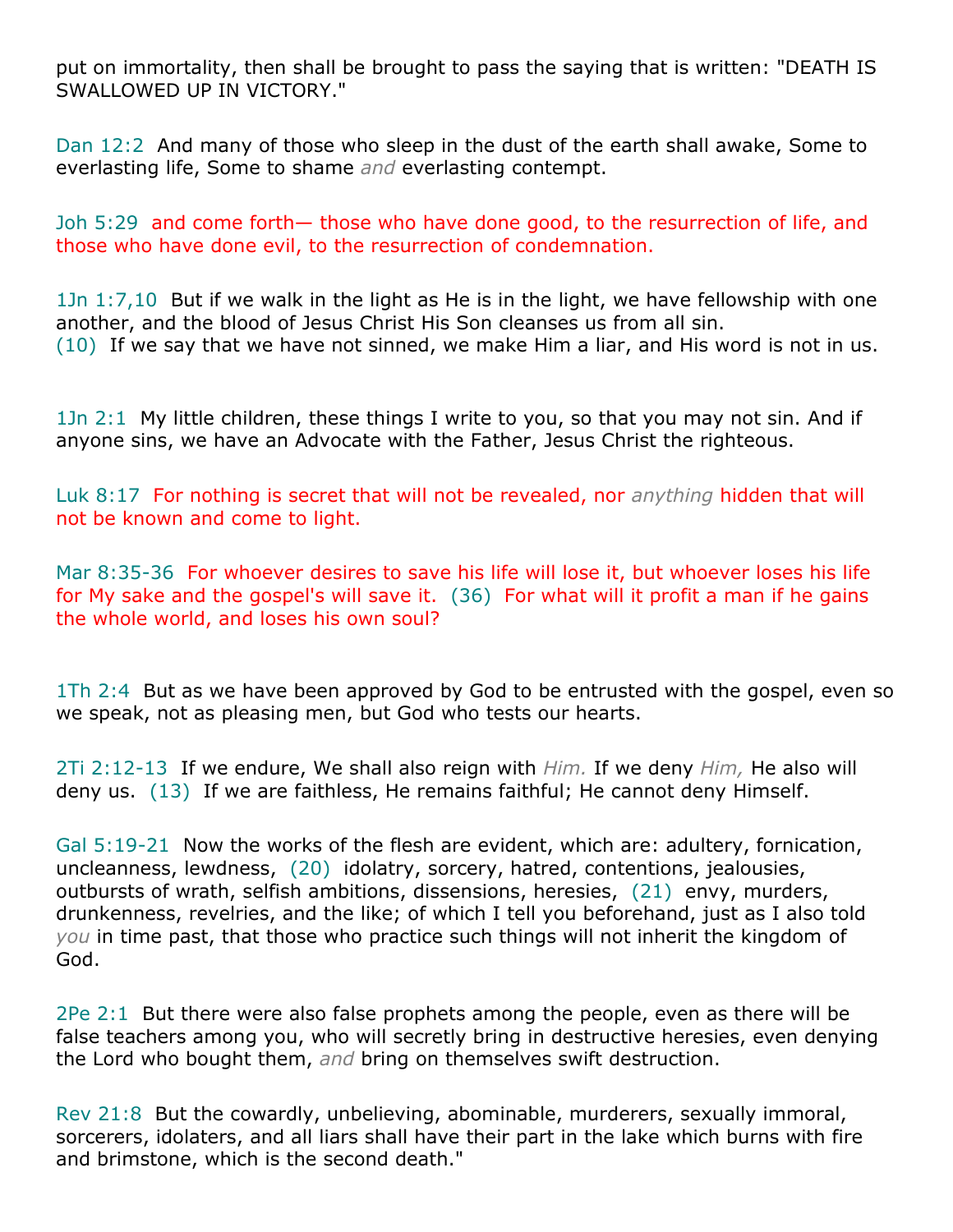put on immortality, then shall be brought to pass the saying that is written: "DEATH IS SWALLOWED UP IN VICTORY."

Dan 12:2 And many of those who sleep in the dust of the earth shall awake, Some to everlasting life, Some to shame *and* everlasting contempt.

Joh 5:29 and come forth— those who have done good, to the resurrection of life, and those who have done evil, to the resurrection of condemnation.

1Jn 1:7,10 But if we walk in the light as He is in the light, we have fellowship with one another, and the blood of Jesus Christ His Son cleanses us from all sin.
(10) If we say that we have not sinned, we make Him a liar, and His word is not in us.

1Jn 2:1 My little children, these things I write to you, so that you may not sin. And if anyone sins, we have an Advocate with the Father, Jesus Christ the righteous.

Luk 8:17 For nothing is secret that will not be revealed, nor *anything* hidden that will not be known and come to light.

Mar 8:35-36 For whoever desires to save his life will lose it, but whoever loses his life for My sake and the gospel's will save it. (36) For what will it profit a man if he gains the whole world, and loses his own soul?

1Th 2:4 But as we have been approved by God to be entrusted with the gospel, even so we speak, not as pleasing men, but God who tests our hearts.

2Ti 2:12-13 If we endure, We shall also reign with *Him.* If we deny *Him,* He also will deny us. (13) If we are faithless, He remains faithful; He cannot deny Himself.

Gal 5:19-21 Now the works of the flesh are evident, which are: adultery, fornication, uncleanness, lewdness, (20) idolatry, sorcery, hatred, contentions, jealousies, outbursts of wrath, selfish ambitions, dissensions, heresies, (21) envy, murders, drunkenness, revelries, and the like; of which I tell you beforehand, just as I also told *you* in time past, that those who practice such things will not inherit the kingdom of God.

2Pe 2:1 But there were also false prophets among the people, even as there will be false teachers among you, who will secretly bring in destructive heresies, even denying the Lord who bought them, *and* bring on themselves swift destruction.

Rev 21:8 But the cowardly, unbelieving, abominable, murderers, sexually immoral, sorcerers, idolaters, and all liars shall have their part in the lake which burns with fire and brimstone, which is the second death."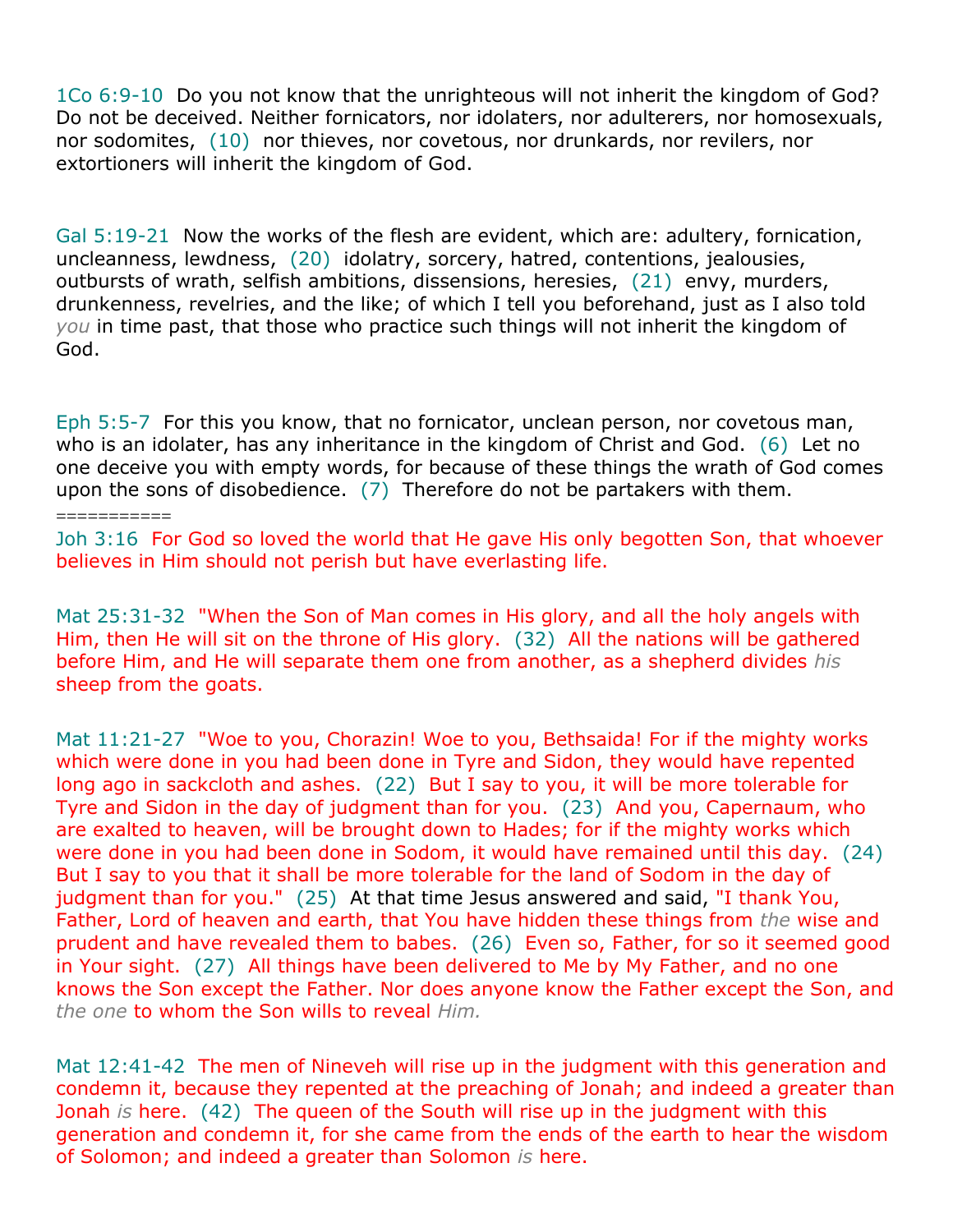1Co 6:9-10 Do you not know that the unrighteous will not inherit the kingdom of God? Do not be deceived. Neither fornicators, nor idolaters, nor adulterers, nor homosexuals, nor sodomites, (10) nor thieves, nor covetous, nor drunkards, nor revilers, nor extortioners will inherit the kingdom of God.

Gal 5:19-21 Now the works of the flesh are evident, which are: adultery, fornication, uncleanness, lewdness, (20) idolatry, sorcery, hatred, contentions, jealousies, outbursts of wrath, selfish ambitions, dissensions, heresies, (21) envy, murders, drunkenness, revelries, and the like; of which I tell you beforehand, just as I also told *you* in time past, that those who practice such things will not inherit the kingdom of God.

Eph 5:5-7 For this you know, that no fornicator, unclean person, nor covetous man, who is an idolater, has any inheritance in the kingdom of Christ and God. (6) Let no one deceive you with empty words, for because of these things the wrath of God comes upon the sons of disobedience. (7) Therefore do not be partakers with them.

===========

Joh 3:16 For God so loved the world that He gave His only begotten Son, that whoever believes in Him should not perish but have everlasting life.

Mat 25:31-32 "When the Son of Man comes in His glory, and all the holy angels with Him, then He will sit on the throne of His glory. (32) All the nations will be gathered before Him, and He will separate them one from another, as a shepherd divides *his* sheep from the goats.

Mat 11:21-27 "Woe to you, Chorazin! Woe to you, Bethsaida! For if the mighty works which were done in you had been done in Tyre and Sidon, they would have repented long ago in sackcloth and ashes. (22) But I say to you, it will be more tolerable for Tyre and Sidon in the day of judgment than for you. (23) And you, Capernaum, who are exalted to heaven, will be brought down to Hades; for if the mighty works which were done in you had been done in Sodom, it would have remained until this day. (24) But I say to you that it shall be more tolerable for the land of Sodom in the day of judgment than for you." (25) At that time Jesus answered and said, "I thank You, Father, Lord of heaven and earth, that You have hidden these things from *the* wise and prudent and have revealed them to babes. (26) Even so, Father, for so it seemed good in Your sight. (27) All things have been delivered to Me by My Father, and no one knows the Son except the Father. Nor does anyone know the Father except the Son, and *the one* to whom the Son wills to reveal *Him.*

Mat 12:41-42 The men of Nineveh will rise up in the judgment with this generation and condemn it, because they repented at the preaching of Jonah; and indeed a greater than Jonah *is* here. (42) The queen of the South will rise up in the judgment with this generation and condemn it, for she came from the ends of the earth to hear the wisdom of Solomon; and indeed a greater than Solomon *is* here.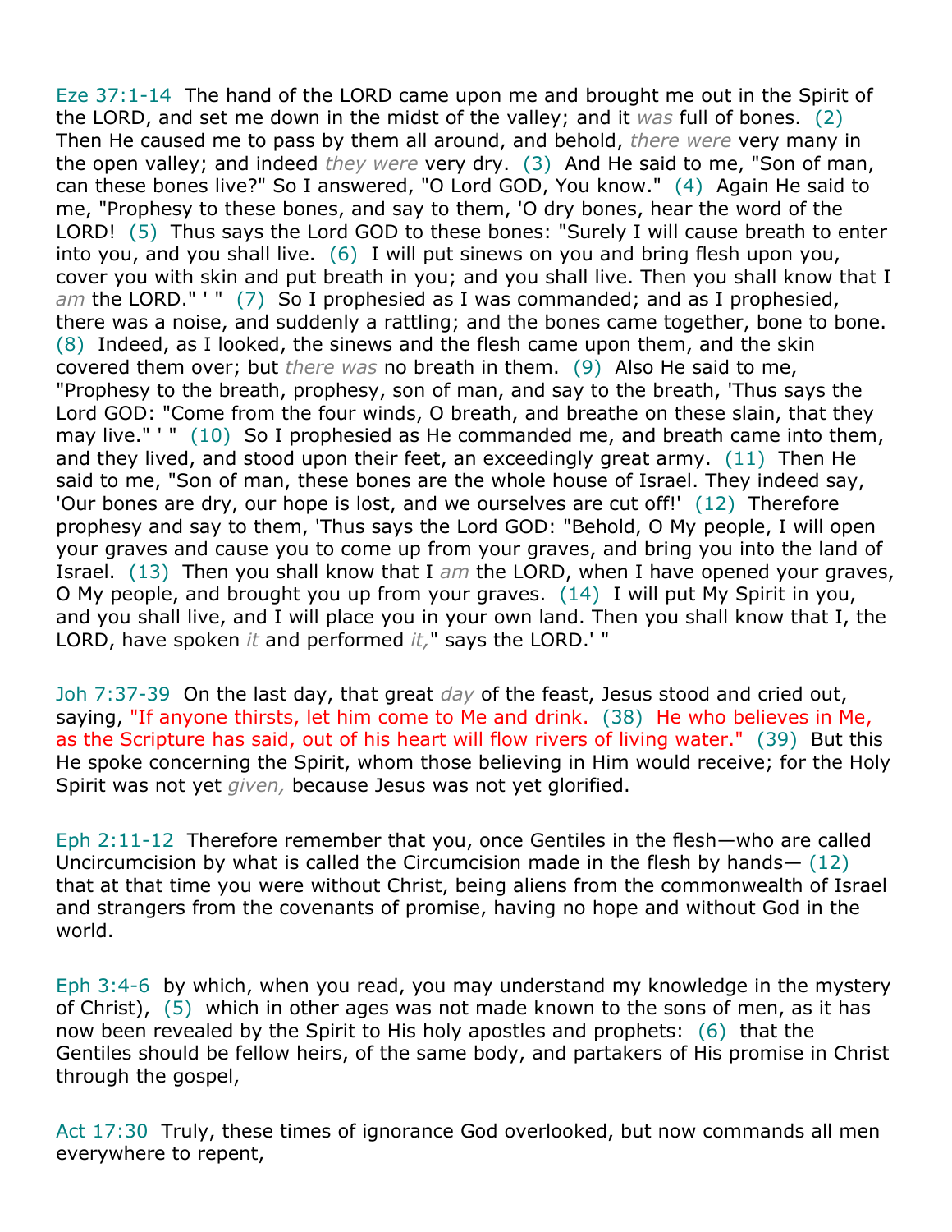Eze 37:1-14 The hand of the LORD came upon me and brought me out in the Spirit of the LORD, and set me down in the midst of the valley; and it *was* full of bones. (2) Then He caused me to pass by them all around, and behold, *there were* very many in the open valley; and indeed *they were* very dry. (3) And He said to me, "Son of man, can these bones live?" So I answered, "O Lord GOD, You know." (4) Again He said to me, "Prophesy to these bones, and say to them, 'O dry bones, hear the word of the LORD! (5) Thus says the Lord GOD to these bones: "Surely I will cause breath to enter into you, and you shall live. (6) I will put sinews on you and bring flesh upon you, cover you with skin and put breath in you; and you shall live. Then you shall know that I *am* the LORD." ' " (7) So I prophesied as I was commanded; and as I prophesied, there was a noise, and suddenly a rattling; and the bones came together, bone to bone. (8) Indeed, as I looked, the sinews and the flesh came upon them, and the skin covered them over; but *there was* no breath in them. (9) Also He said to me, "Prophesy to the breath, prophesy, son of man, and say to the breath, 'Thus says the Lord GOD: "Come from the four winds, O breath, and breathe on these slain, that they may live." ' " (10) So I prophesied as He commanded me, and breath came into them, and they lived, and stood upon their feet, an exceedingly great army. (11) Then He said to me, "Son of man, these bones are the whole house of Israel. They indeed say, 'Our bones are dry, our hope is lost, and we ourselves are cut off!' (12) Therefore prophesy and say to them, 'Thus says the Lord GOD: "Behold, O My people, I will open your graves and cause you to come up from your graves, and bring you into the land of Israel. (13) Then you shall know that I *am* the LORD, when I have opened your graves, O My people, and brought you up from your graves. (14) I will put My Spirit in you, and you shall live, and I will place you in your own land. Then you shall know that I, the LORD, have spoken *it* and performed *it,*" says the LORD.' "

Joh 7:37-39 On the last day, that great *day* of the feast, Jesus stood and cried out, saying, "If anyone thirsts, let him come to Me and drink. (38) He who believes in Me, as the Scripture has said, out of his heart will flow rivers of living water." (39) But this He spoke concerning the Spirit, whom those believing in Him would receive; for the Holy Spirit was not yet *given,* because Jesus was not yet glorified.

Eph 2:11-12 Therefore remember that you, once Gentiles in the flesh—who are called Uncircumcision by what is called the Circumcision made in the flesh by hands— (12) that at that time you were without Christ, being aliens from the commonwealth of Israel and strangers from the covenants of promise, having no hope and without God in the world.

Eph 3:4-6 by which, when you read, you may understand my knowledge in the mystery of Christ), (5) which in other ages was not made known to the sons of men, as it has now been revealed by the Spirit to His holy apostles and prophets: (6) that the Gentiles should be fellow heirs, of the same body, and partakers of His promise in Christ through the gospel,

Act 17:30 Truly, these times of ignorance God overlooked, but now commands all men everywhere to repent,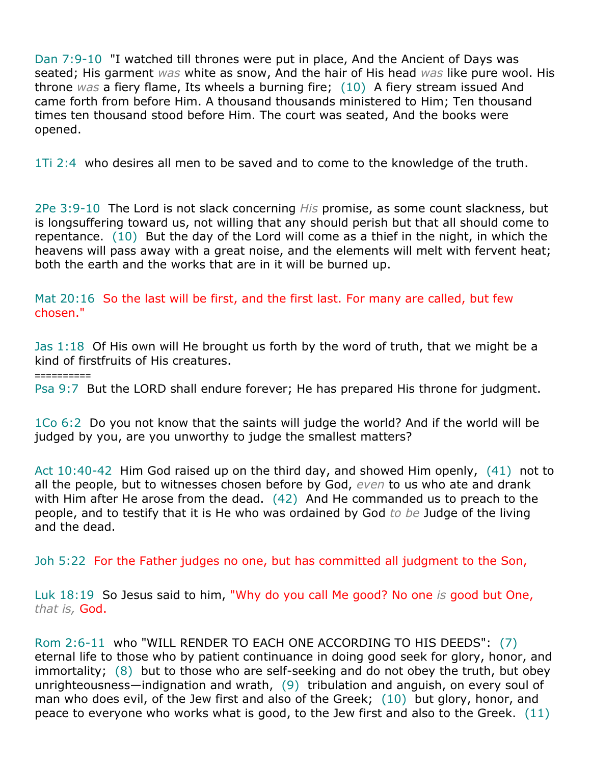Dan 7:9-10 "I watched till thrones were put in place, And the Ancient of Days was seated; His garment *was* white as snow, And the hair of His head *was* like pure wool. His throne *was* a fiery flame, Its wheels a burning fire; (10) A fiery stream issued And came forth from before Him. A thousand thousands ministered to Him; Ten thousand times ten thousand stood before Him. The court was seated, And the books were opened.

1Ti 2:4 who desires all men to be saved and to come to the knowledge of the truth.

2Pe 3:9-10 The Lord is not slack concerning *His* promise, as some count slackness, but is longsuffering toward us, not willing that any should perish but that all should come to repentance. (10) But the day of the Lord will come as a thief in the night, in which the heavens will pass away with a great noise, and the elements will melt with fervent heat; both the earth and the works that are in it will be burned up.

Mat 20:16 So the last will be first, and the first last. For many are called, but few chosen."

Jas 1:18 Of His own will He brought us forth by the word of truth, that we might be a kind of firstfruits of His creatures.

==========

Psa 9:7 But the LORD shall endure forever; He has prepared His throne for judgment.

1Co 6:2 Do you not know that the saints will judge the world? And if the world will be judged by you, are you unworthy to judge the smallest matters?

Act 10:40-42 Him God raised up on the third day, and showed Him openly, (41) not to all the people, but to witnesses chosen before by God, *even* to us who ate and drank with Him after He arose from the dead. (42) And He commanded us to preach to the people, and to testify that it is He who was ordained by God *to be* Judge of the living and the dead.

Joh 5:22 For the Father judges no one, but has committed all judgment to the Son,

Luk 18:19 So Jesus said to him, "Why do you call Me good? No one *is* good but One, *that is,* God.

Rom 2:6-11 who "WILL RENDER TO EACH ONE ACCORDING TO HIS DEEDS": (7) eternal life to those who by patient continuance in doing good seek for glory, honor, and immortality; (8) but to those who are self-seeking and do not obey the truth, but obey unrighteousness—indignation and wrath, (9) tribulation and anguish, on every soul of man who does evil, of the Jew first and also of the Greek; (10) but glory, honor, and peace to everyone who works what is good, to the Jew first and also to the Greek. (11)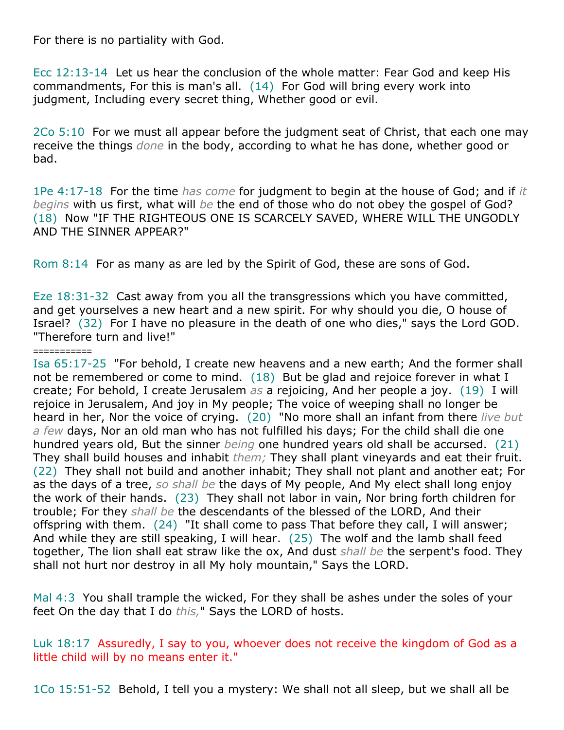For there is no partiality with God.

Ecc 12:13-14  Let us hear the conclusion of the whole matter: Fear God and keep His commandments, For this is man's all.  (14)  For God will bring every work into judgment, Including every secret thing, Whether good or evil.

2Co 5:10  For we must all appear before the judgment seat of Christ, that each one may receive the things *done* in the body, according to what he has done, whether good or bad.

1Pe 4:17-18  For the time *has come* for judgment to begin at the house of God; and if *it begins* with us first, what will *be* the end of those who do not obey the gospel of God?  (18)  Now "IF THE RIGHTEOUS ONE IS SCARCELY SAVED, WHERE WILL THE UNGODLY AND THE SINNER APPEAR?"

Rom 8:14  For as many as are led by the Spirit of God, these are sons of God.

Eze 18:31-32  Cast away from you all the transgressions which you have committed, and get yourselves a new heart and a new spirit. For why should you die, O house of Israel?  (32)  For I have no pleasure in the death of one who dies," says the Lord GOD. "Therefore turn and live!"

===========

Isa 65:17-25  "For behold, I create new heavens and a new earth; And the former shall not be remembered or come to mind.  (18)  But be glad and rejoice forever in what I create; For behold, I create Jerusalem *as* a rejoicing, And her people a joy.  (19)  I will rejoice in Jerusalem, And joy in My people; The voice of weeping shall no longer be heard in her, Nor the voice of crying.  (20)  "No more shall an infant from there *live but a few* days, Nor an old man who has not fulfilled his days; For the child shall die one hundred years old, But the sinner *being* one hundred years old shall be accursed.  (21)  They shall build houses and inhabit *them;* They shall plant vineyards and eat their fruit.  (22)  They shall not build and another inhabit; They shall not plant and another eat; For as the days of a tree, *so shall be* the days of My people, And My elect shall long enjoy the work of their hands.  (23)  They shall not labor in vain, Nor bring forth children for trouble; For they *shall be* the descendants of the blessed of the LORD, And their offspring with them.  (24)  "It shall come to pass That before they call, I will answer; And while they are still speaking, I will hear.  (25)  The wolf and the lamb shall feed together, The lion shall eat straw like the ox, And dust *shall be* the serpent's food. They shall not hurt nor destroy in all My holy mountain," Says the LORD.

Mal 4:3  You shall trample the wicked, For they shall be ashes under the soles of your feet On the day that I do *this,*" Says the LORD of hosts.

Luk 18:17  Assuredly, I say to you, whoever does not receive the kingdom of God as a little child will by no means enter it."

1Co 15:51-52  Behold, I tell you a mystery: We shall not all sleep, but we shall all be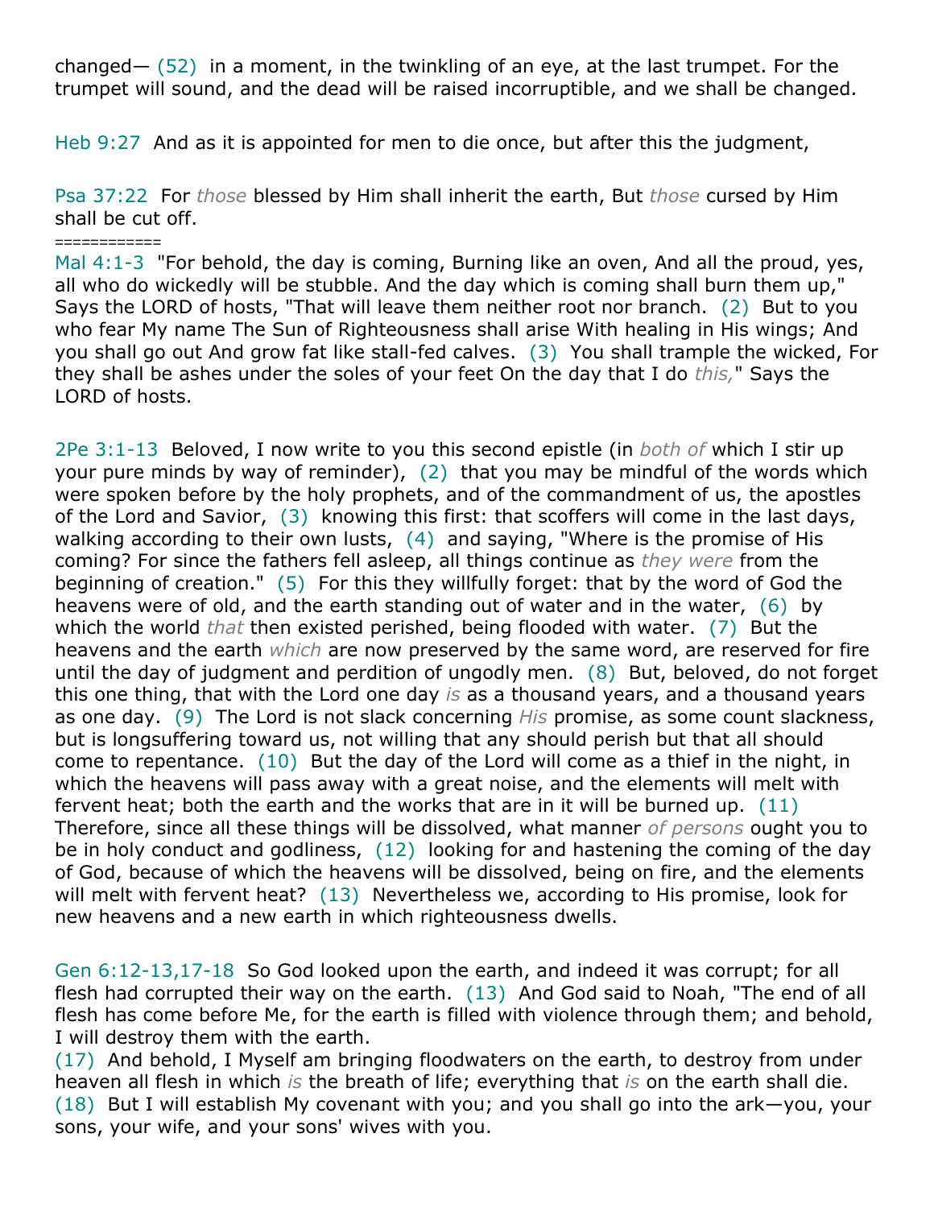changed— (52) in a moment, in the twinkling of an eye, at the last trumpet. For the trumpet will sound, and the dead will be raised incorruptible, and we shall be changed.

Heb 9:27 And as it is appointed for men to die once, but after this the judgment,

Psa 37:22 For *those* blessed by Him shall inherit the earth, But *those* cursed by Him shall be cut off.

============

Mal 4:1-3 "For behold, the day is coming, Burning like an oven, And all the proud, yes, all who do wickedly will be stubble. And the day which is coming shall burn them up," Says the LORD of hosts, "That will leave them neither root nor branch. (2) But to you who fear My name The Sun of Righteousness shall arise With healing in His wings; And you shall go out And grow fat like stall-fed calves. (3) You shall trample the wicked, For they shall be ashes under the soles of your feet On the day that I do *this,*" Says the LORD of hosts.

2Pe 3:1-13 Beloved, I now write to you this second epistle (in *both of* which I stir up your pure minds by way of reminder), (2) that you may be mindful of the words which were spoken before by the holy prophets, and of the commandment of us, the apostles of the Lord and Savior, (3) knowing this first: that scoffers will come in the last days, walking according to their own lusts, (4) and saying, "Where is the promise of His coming? For since the fathers fell asleep, all things continue as *they were* from the beginning of creation." (5) For this they willfully forget: that by the word of God the heavens were of old, and the earth standing out of water and in the water, (6) by which the world *that* then existed perished, being flooded with water. (7) But the heavens and the earth *which* are now preserved by the same word, are reserved for fire until the day of judgment and perdition of ungodly men. (8) But, beloved, do not forget this one thing, that with the Lord one day *is* as a thousand years, and a thousand years as one day. (9) The Lord is not slack concerning *His* promise, as some count slackness, but is longsuffering toward us, not willing that any should perish but that all should come to repentance. (10) But the day of the Lord will come as a thief in the night, in which the heavens will pass away with a great noise, and the elements will melt with fervent heat; both the earth and the works that are in it will be burned up. (11) Therefore, since all these things will be dissolved, what manner *of persons* ought you to be in holy conduct and godliness, (12) looking for and hastening the coming of the day of God, because of which the heavens will be dissolved, being on fire, and the elements will melt with fervent heat? (13) Nevertheless we, according to His promise, look for new heavens and a new earth in which righteousness dwells.

Gen 6:12-13,17-18 So God looked upon the earth, and indeed it was corrupt; for all flesh had corrupted their way on the earth. (13) And God said to Noah, "The end of all flesh has come before Me, for the earth is filled with violence through them; and behold, I will destroy them with the earth.
(17) And behold, I Myself am bringing floodwaters on the earth, to destroy from under heaven all flesh in which *is* the breath of life; everything that *is* on the earth shall die.
(18) But I will establish My covenant with you; and you shall go into the ark—you, your sons, your wife, and your sons' wives with you.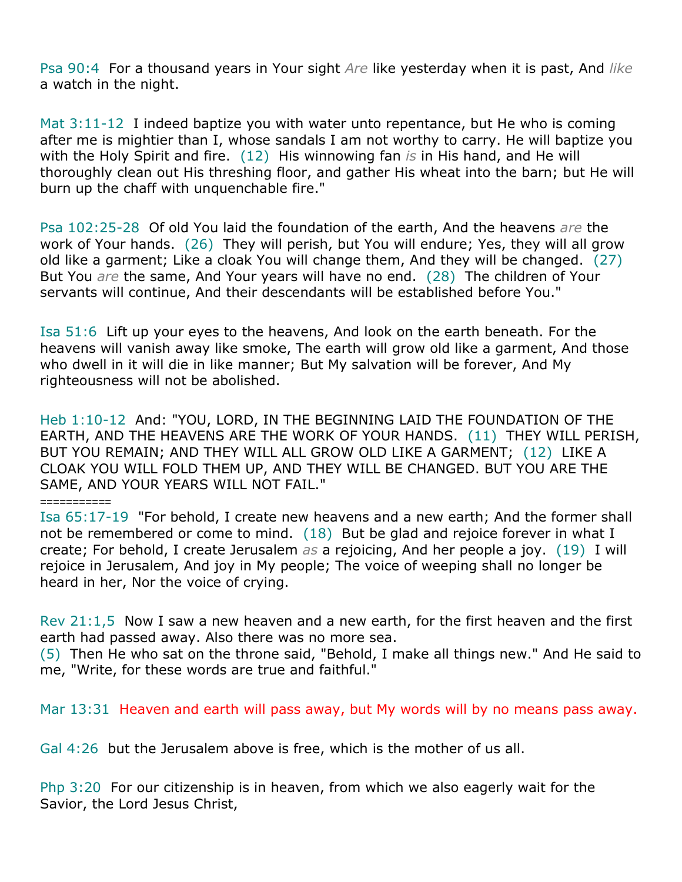Psa 90:4  For a thousand years in Your sight *Are* like yesterday when it is past, And *like* a watch in the night.

Mat 3:11-12  I indeed baptize you with water unto repentance, but He who is coming after me is mightier than I, whose sandals I am not worthy to carry. He will baptize you with the Holy Spirit and fire.  (12)  His winnowing fan *is* in His hand, and He will thoroughly clean out His threshing floor, and gather His wheat into the barn; but He will burn up the chaff with unquenchable fire."

Psa 102:25-28  Of old You laid the foundation of the earth, And the heavens *are* the work of Your hands.  (26)  They will perish, but You will endure; Yes, they will all grow old like a garment; Like a cloak You will change them, And they will be changed.  (27)  But You *are* the same, And Your years will have no end.  (28)  The children of Your servants will continue, And their descendants will be established before You."

Isa 51:6  Lift up your eyes to the heavens, And look on the earth beneath. For the heavens will vanish away like smoke, The earth will grow old like a garment, And those who dwell in it will die in like manner; But My salvation will be forever, And My righteousness will not be abolished.

Heb 1:10-12  And: "YOU, LORD, IN THE BEGINNING LAID THE FOUNDATION OF THE EARTH, AND THE HEAVENS ARE THE WORK OF YOUR HANDS.  (11)  THEY WILL PERISH, BUT YOU REMAIN; AND THEY WILL ALL GROW OLD LIKE A GARMENT;  (12)  LIKE A CLOAK YOU WILL FOLD THEM UP, AND THEY WILL BE CHANGED. BUT YOU ARE THE SAME, AND YOUR YEARS WILL NOT FAIL."
===========
Isa 65:17-19  "For behold, I create new heavens and a new earth; And the former shall not be remembered or come to mind.  (18)  But be glad and rejoice forever in what I create; For behold, I create Jerusalem *as* a rejoicing, And her people a joy.  (19)  I will rejoice in Jerusalem, And joy in My people; The voice of weeping shall no longer be heard in her, Nor the voice of crying.

Rev 21:1,5  Now I saw a new heaven and a new earth, for the first heaven and the first earth had passed away. Also there was no more sea.
(5)  Then He who sat on the throne said, "Behold, I make all things new." And He said to me, "Write, for these words are true and faithful."

Mar 13:31  Heaven and earth will pass away, but My words will by no means pass away.

Gal 4:26  but the Jerusalem above is free, which is the mother of us all.

Php 3:20  For our citizenship is in heaven, from which we also eagerly wait for the Savior, the Lord Jesus Christ,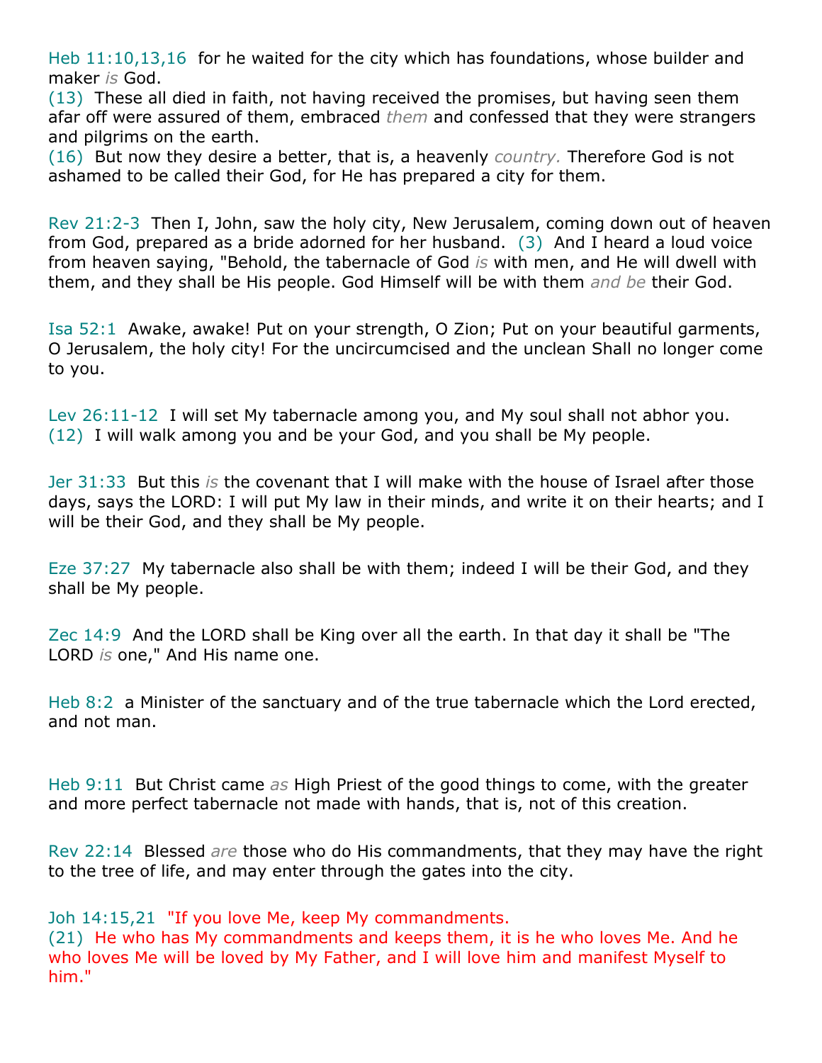Heb 11:10,13,16 for he waited for the city which has foundations, whose builder and maker *is* God.
(13) These all died in faith, not having received the promises, but having seen them afar off were assured of them, embraced *them* and confessed that they were strangers and pilgrims on the earth.
(16) But now they desire a better, that is, a heavenly *country.* Therefore God is not ashamed to be called their God, for He has prepared a city for them.

Rev 21:2-3 Then I, John, saw the holy city, New Jerusalem, coming down out of heaven from God, prepared as a bride adorned for her husband. (3) And I heard a loud voice from heaven saying, "Behold, the tabernacle of God *is* with men, and He will dwell with them, and they shall be His people. God Himself will be with them *and be* their God.

Isa 52:1 Awake, awake! Put on your strength, O Zion; Put on your beautiful garments, O Jerusalem, the holy city! For the uncircumcised and the unclean Shall no longer come to you.

Lev 26:11-12 I will set My tabernacle among you, and My soul shall not abhor you.
(12) I will walk among you and be your God, and you shall be My people.

Jer 31:33 But this *is* the covenant that I will make with the house of Israel after those days, says the LORD: I will put My law in their minds, and write it on their hearts; and I will be their God, and they shall be My people.

Eze 37:27 My tabernacle also shall be with them; indeed I will be their God, and they shall be My people.

Zec 14:9 And the LORD shall be King over all the earth. In that day it shall be "The LORD *is* one," And His name one.

Heb 8:2 a Minister of the sanctuary and of the true tabernacle which the Lord erected, and not man.

Heb 9:11 But Christ came *as* High Priest of the good things to come, with the greater and more perfect tabernacle not made with hands, that is, not of this creation.

Rev 22:14 Blessed *are* those who do His commandments, that they may have the right to the tree of life, and may enter through the gates into the city.

Joh 14:15,21 "If you love Me, keep My commandments.
(21) He who has My commandments and keeps them, it is he who loves Me. And he who loves Me will be loved by My Father, and I will love him and manifest Myself to him."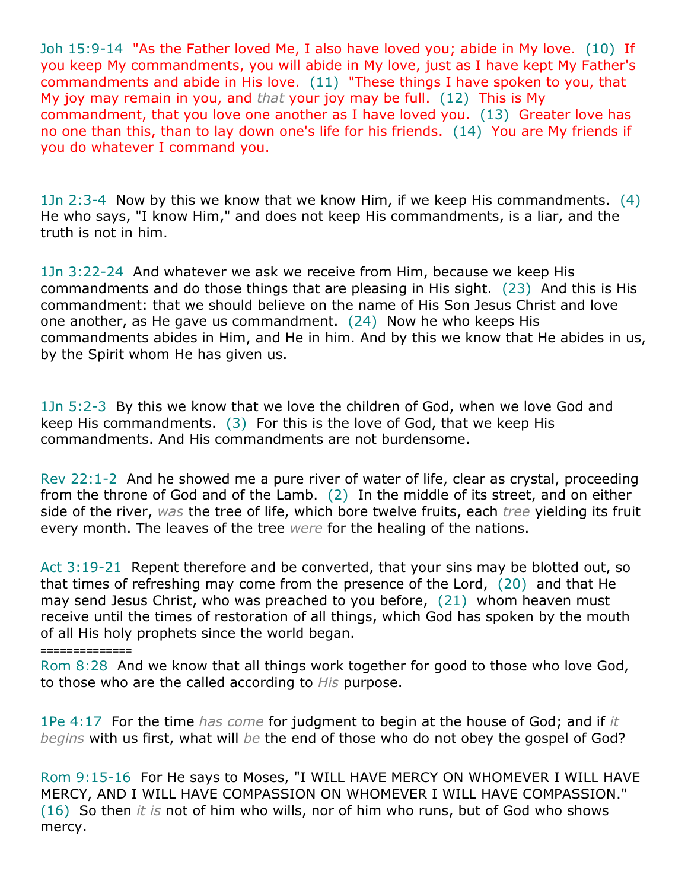Joh 15:9-14  "As the Father loved Me, I also have loved you; abide in My love.  (10)  If you keep My commandments, you will abide in My love, just as I have kept My Father's commandments and abide in His love.  (11)  "These things I have spoken to you, that My joy may remain in you, and *that* your joy may be full.  (12)  This is My commandment, that you love one another as I have loved you.  (13)  Greater love has no one than this, than to lay down one's life for his friends.  (14)  You are My friends if you do whatever I command you.

1Jn 2:3-4  Now by this we know that we know Him, if we keep His commandments.  (4)  He who says, "I know Him," and does not keep His commandments, is a liar, and the truth is not in him.

1Jn 3:22-24  And whatever we ask we receive from Him, because we keep His commandments and do those things that are pleasing in His sight.  (23)  And this is His commandment: that we should believe on the name of His Son Jesus Christ and love one another, as He gave us commandment.  (24)  Now he who keeps His commandments abides in Him, and He in him. And by this we know that He abides in us, by the Spirit whom He has given us.

1Jn 5:2-3  By this we know that we love the children of God, when we love God and keep His commandments.  (3)  For this is the love of God, that we keep His commandments. And His commandments are not burdensome.

Rev 22:1-2  And he showed me a pure river of water of life, clear as crystal, proceeding from the throne of God and of the Lamb.  (2)  In the middle of its street, and on either side of the river, *was* the tree of life, which bore twelve fruits, each *tree* yielding its fruit every month. The leaves of the tree *were* for the healing of the nations.

Act 3:19-21  Repent therefore and be converted, that your sins may be blotted out, so that times of refreshing may come from the presence of the Lord,  (20)  and that He may send Jesus Christ, who was preached to you before,  (21)  whom heaven must receive until the times of restoration of all things, which God has spoken by the mouth of all His holy prophets since the world began.

==============

Rom 8:28  And we know that all things work together for good to those who love God, to those who are the called according to *His* purpose.

1Pe 4:17  For the time *has come* for judgment to begin at the house of God; and if *it begins* with us first, what will *be* the end of those who do not obey the gospel of God?

Rom 9:15-16  For He says to Moses, "I WILL HAVE MERCY ON WHOMEVER I WILL HAVE MERCY, AND I WILL HAVE COMPASSION ON WHOMEVER I WILL HAVE COMPASSION."  (16)  So then *it is* not of him who wills, nor of him who runs, but of God who shows mercy.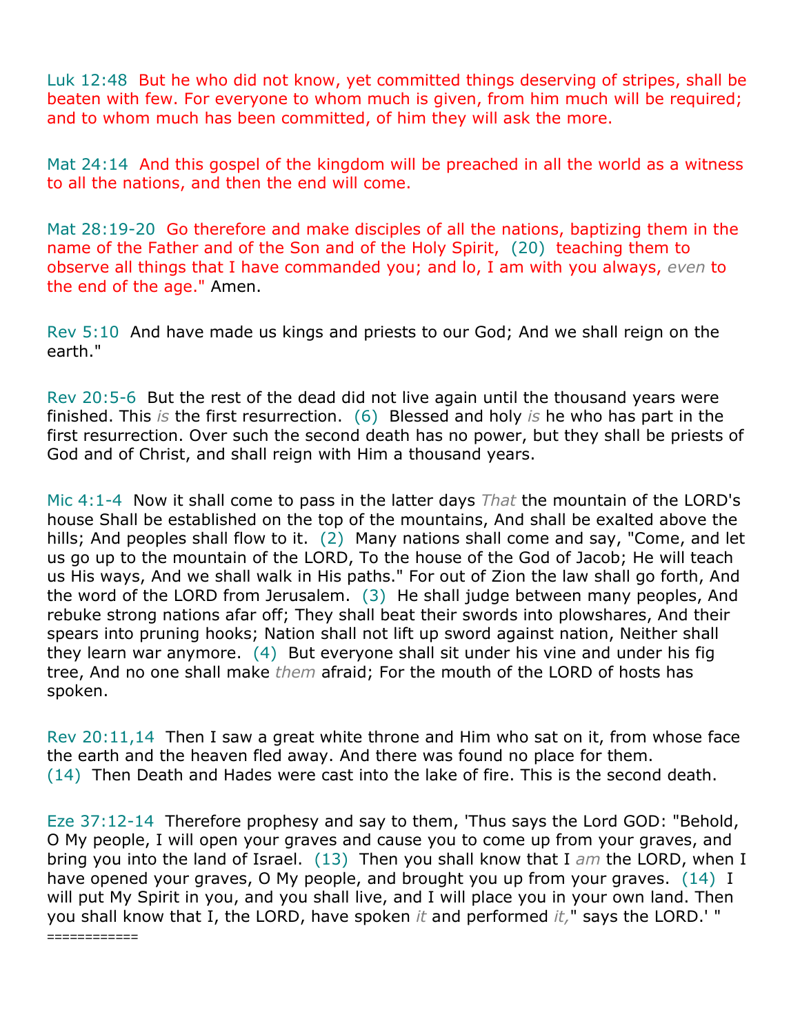Luk 12:48 But he who did not know, yet committed things deserving of stripes, shall be beaten with few. For everyone to whom much is given, from him much will be required; and to whom much has been committed, of him they will ask the more.

Mat 24:14 And this gospel of the kingdom will be preached in all the world as a witness to all the nations, and then the end will come.

Mat 28:19-20 Go therefore and make disciples of all the nations, baptizing them in the name of the Father and of the Son and of the Holy Spirit, (20) teaching them to observe all things that I have commanded you; and lo, I am with you always, *even* to the end of the age." Amen.

Rev 5:10 And have made us kings and priests to our God; And we shall reign on the earth."

Rev 20:5-6 But the rest of the dead did not live again until the thousand years were finished. This *is* the first resurrection. (6) Blessed and holy *is* he who has part in the first resurrection. Over such the second death has no power, but they shall be priests of God and of Christ, and shall reign with Him a thousand years.

Mic 4:1-4 Now it shall come to pass in the latter days *That* the mountain of the LORD's house Shall be established on the top of the mountains, And shall be exalted above the hills; And peoples shall flow to it. (2) Many nations shall come and say, "Come, and let us go up to the mountain of the LORD, To the house of the God of Jacob; He will teach us His ways, And we shall walk in His paths." For out of Zion the law shall go forth, And the word of the LORD from Jerusalem. (3) He shall judge between many peoples, And rebuke strong nations afar off; They shall beat their swords into plowshares, And their spears into pruning hooks; Nation shall not lift up sword against nation, Neither shall they learn war anymore. (4) But everyone shall sit under his vine and under his fig tree, And no one shall make *them* afraid; For the mouth of the LORD of hosts has spoken.

Rev 20:11,14 Then I saw a great white throne and Him who sat on it, from whose face the earth and the heaven fled away. And there was found no place for them. (14) Then Death and Hades were cast into the lake of fire. This is the second death.

Eze 37:12-14 Therefore prophesy and say to them, 'Thus says the Lord GOD: "Behold, O My people, I will open your graves and cause you to come up from your graves, and bring you into the land of Israel. (13) Then you shall know that I *am* the LORD, when I have opened your graves, O My people, and brought you up from your graves. (14) I will put My Spirit in you, and you shall live, and I will place you in your own land. Then you shall know that I, the LORD, have spoken *it* and performed *it,*" says the LORD.' "

============